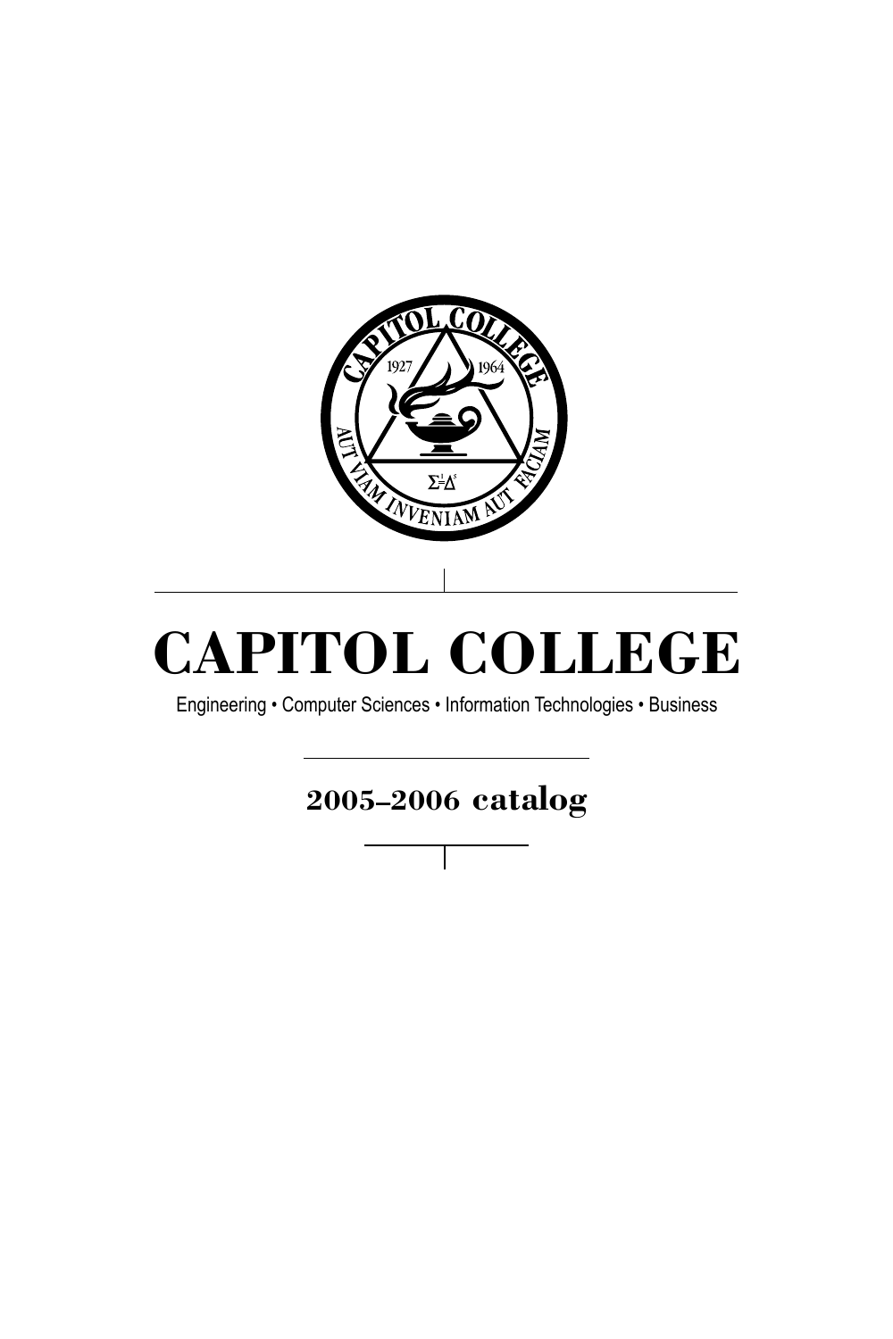# CAPITOL COLLEGE

Engineering • Computer Sciences • Information Technologies • Business

## 2005–2006 catalog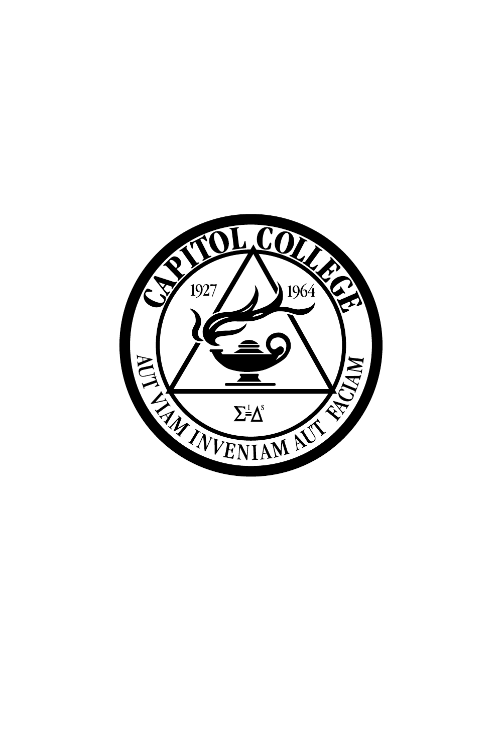CAPITOL COLLEGE

1927 1964

$\Sigma^{I}=\Delta^{S}$

AUT VIAM INVENIAM AUT FACIAM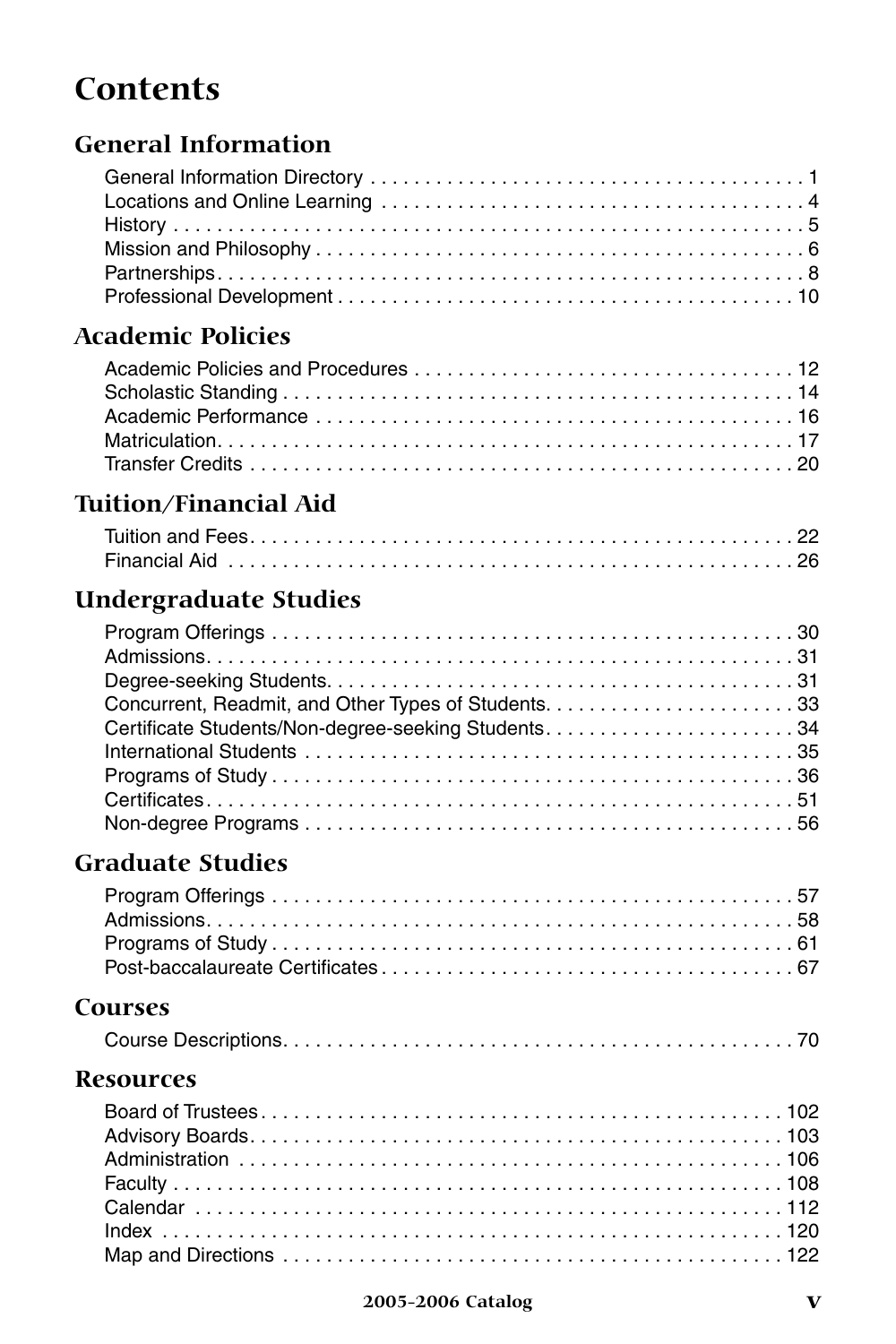# Contents

## General Information

General Information Directory . . . . . . . . . . . . . . . . . . . . . . . . . . . . . . . . . . . . . . . . 1
Locations and Online Learning . . . . . . . . . . . . . . . . . . . . . . . . . . . . . . . . . . . . . . . 4
History . . . . . . . . . . . . . . . . . . . . . . . . . . . . . . . . . . . . . . . . . . . . . . . . . . . . . . . . 5
Mission and Philosophy . . . . . . . . . . . . . . . . . . . . . . . . . . . . . . . . . . . . . . . . . . . . . 6
Partnerships . . . . . . . . . . . . . . . . . . . . . . . . . . . . . . . . . . . . . . . . . . . . . . . . . . . . . 8
Professional Development . . . . . . . . . . . . . . . . . . . . . . . . . . . . . . . . . . . . . . . . . . . 10

## Academic Policies

Academic Policies and Procedures . . . . . . . . . . . . . . . . . . . . . . . . . . . . . . . . . . . . 12
Scholastic Standing . . . . . . . . . . . . . . . . . . . . . . . . . . . . . . . . . . . . . . . . . . . . . . . 14
Academic Performance . . . . . . . . . . . . . . . . . . . . . . . . . . . . . . . . . . . . . . . . . . . . . 16
Matriculation . . . . . . . . . . . . . . . . . . . . . . . . . . . . . . . . . . . . . . . . . . . . . . . . . . . . 17
Transfer Credits . . . . . . . . . . . . . . . . . . . . . . . . . . . . . . . . . . . . . . . . . . . . . . . . . . 20

## Tuition/Financial Aid

Tuition and Fees . . . . . . . . . . . . . . . . . . . . . . . . . . . . . . . . . . . . . . . . . . . . . . . . . . 22
Financial Aid . . . . . . . . . . . . . . . . . . . . . . . . . . . . . . . . . . . . . . . . . . . . . . . . . . . . 26

## Undergraduate Studies

Program Offerings . . . . . . . . . . . . . . . . . . . . . . . . . . . . . . . . . . . . . . . . . . . . . . . . 30
Admissions . . . . . . . . . . . . . . . . . . . . . . . . . . . . . . . . . . . . . . . . . . . . . . . . . . . . . 31
Degree-seeking Students . . . . . . . . . . . . . . . . . . . . . . . . . . . . . . . . . . . . . . . . . . . . 31
Concurrent, Readmit, and Other Types of Students . . . . . . . . . . . . . . . . . . . . . . . . 33
Certificate Students/Non-degree-seeking Students . . . . . . . . . . . . . . . . . . . . . . . . 34
International Students . . . . . . . . . . . . . . . . . . . . . . . . . . . . . . . . . . . . . . . . . . . . . 35
Programs of Study . . . . . . . . . . . . . . . . . . . . . . . . . . . . . . . . . . . . . . . . . . . . . . . . 36
Certificates . . . . . . . . . . . . . . . . . . . . . . . . . . . . . . . . . . . . . . . . . . . . . . . . . . . . . 51
Non-degree Programs . . . . . . . . . . . . . . . . . . . . . . . . . . . . . . . . . . . . . . . . . . . . . . 56

## Graduate Studies

Program Offerings . . . . . . . . . . . . . . . . . . . . . . . . . . . . . . . . . . . . . . . . . . . . . . . . 57
Admissions . . . . . . . . . . . . . . . . . . . . . . . . . . . . . . . . . . . . . . . . . . . . . . . . . . . . . 58
Programs of Study . . . . . . . . . . . . . . . . . . . . . . . . . . . . . . . . . . . . . . . . . . . . . . . . 61
Post-baccalaureate Certificates . . . . . . . . . . . . . . . . . . . . . . . . . . . . . . . . . . . . . . . 67

## Courses

Course Descriptions . . . . . . . . . . . . . . . . . . . . . . . . . . . . . . . . . . . . . . . . . . . . . . . 70

## Resources

Board of Trustees . . . . . . . . . . . . . . . . . . . . . . . . . . . . . . . . . . . . . . . . . . . . . . . . 102
Advisory Boards . . . . . . . . . . . . . . . . . . . . . . . . . . . . . . . . . . . . . . . . . . . . . . . . . 103
Administration . . . . . . . . . . . . . . . . . . . . . . . . . . . . . . . . . . . . . . . . . . . . . . . . . . 106
Faculty . . . . . . . . . . . . . . . . . . . . . . . . . . . . . . . . . . . . . . . . . . . . . . . . . . . . . . . . 108
Calendar . . . . . . . . . . . . . . . . . . . . . . . . . . . . . . . . . . . . . . . . . . . . . . . . . . . . . . . 112
Index . . . . . . . . . . . . . . . . . . . . . . . . . . . . . . . . . . . . . . . . . . . . . . . . . . . . . . . . . 120
Map and Directions . . . . . . . . . . . . . . . . . . . . . . . . . . . . . . . . . . . . . . . . . . . . . . . 122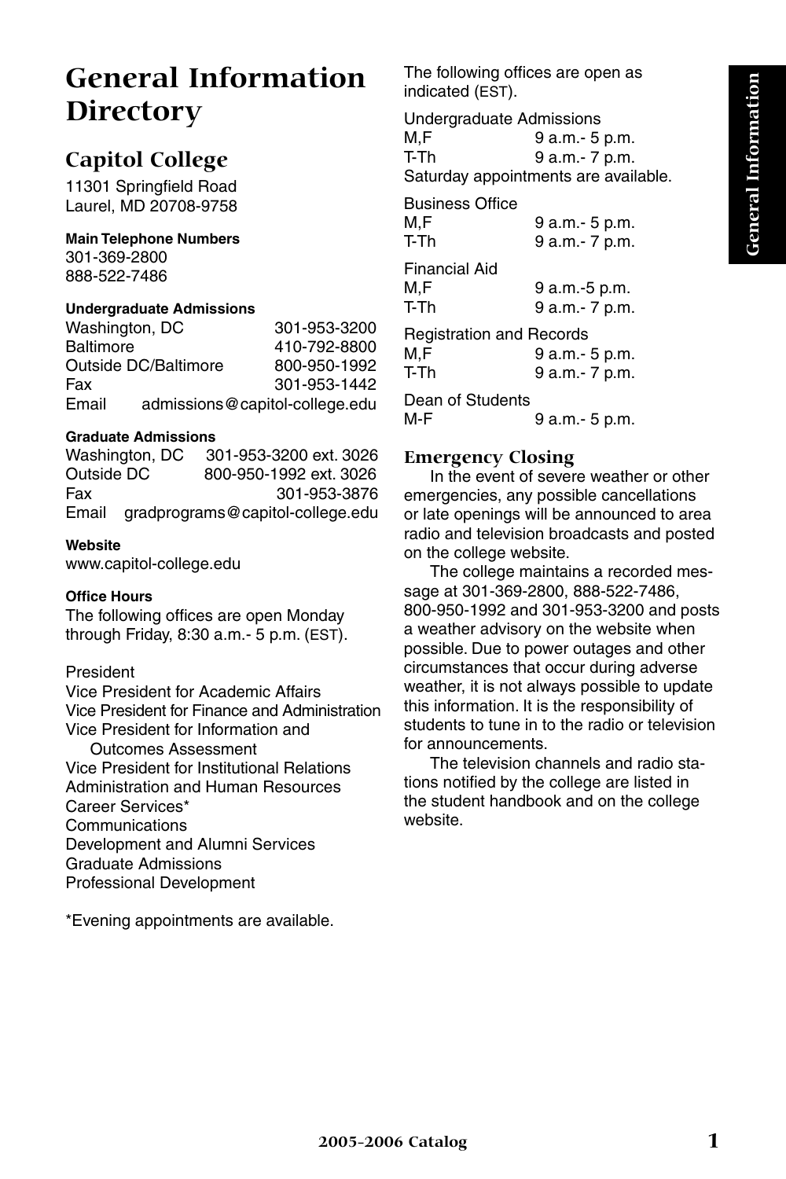# General Information Directory

## Capitol College

11301 Springfield Road
Laurel, MD 20708-9758

**Main Telephone Numbers**
301-369-2800
888-522-7486

**Undergraduate Admissions**

| | |
|---|---|
| Washington, DC | 301-953-3200 |
| Baltimore | 410-792-8800 |
| Outside DC/Baltimore | 800-950-1992 |
| Fax | 301-953-1442 |
| Email | admissions@capitol-college.edu |

**Graduate Admissions**

| | |
|---|---|
| Washington, DC | 301-953-3200 ext. 3026 |
| Outside DC | 800-950-1992 ext. 3026 |
| Fax | 301-953-3876 |
| Email | gradprograms@capitol-college.edu |

**Website**
www.capitol-college.edu

**Office Hours**
The following offices are open Monday through Friday, 8:30 a.m.- 5 p.m. (EST).

President
Vice President for Academic Affairs
Vice President for Finance and Administration
Vice President for Information and Outcomes Assessment
Vice President for Institutional Relations
Administration and Human Resources
Career Services*
Communications
Development and Alumni Services
Graduate Admissions
Professional Development

*Evening appointments are available.

The following offices are open as indicated (EST).

Undergraduate Admissions

| | |
|---|---|
| M,F | 9 a.m.- 5 p.m. |
| T-Th | 9 a.m.- 7 p.m. |

Saturday appointments are available.

Business Office

| | |
|---|---|
| M,F | 9 a.m.- 5 p.m. |
| T-Th | 9 a.m.- 7 p.m. |

Financial Aid

| | |
|---|---|
| M,F | 9 a.m.-5 p.m. |
| T-Th | 9 a.m.- 7 p.m. |

Registration and Records

| | |
|---|---|
| M,F | 9 a.m.- 5 p.m. |
| T-Th | 9 a.m.- 7 p.m. |

Dean of Students

| | |
|---|---|
| M-F | 9 a.m.- 5 p.m. |

### Emergency Closing

In the event of severe weather or other emergencies, any possible cancellations or late openings will be announced to area radio and television broadcasts and posted on the college website.

The college maintains a recorded message at 301-369-2800, 888-522-7486, 800-950-1992 and 301-953-3200 and posts a weather advisory on the website when possible. Due to power outages and other circumstances that occur during adverse weather, it is not always possible to update this information. It is the responsibility of students to tune in to the radio or television for announcements.

The television channels and radio stations notified by the college are listed in the student handbook and on the college website.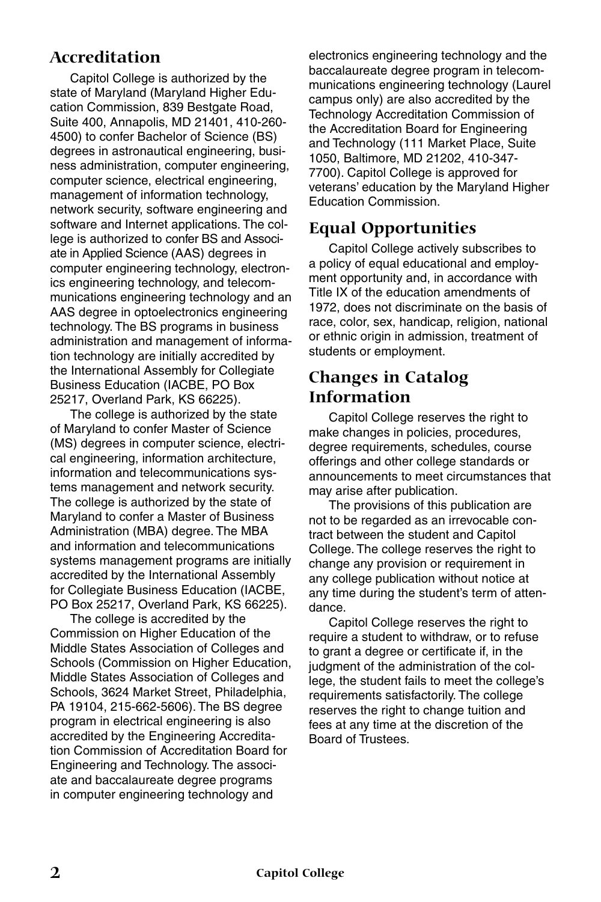## Accreditation

Capitol College is authorized by the state of Maryland (Maryland Higher Education Commission, 839 Bestgate Road, Suite 400, Annapolis, MD 21401, 410-260-4500) to confer Bachelor of Science (BS) degrees in astronautical engineering, business administration, computer engineering, computer science, electrical engineering, management of information technology, network security, software engineering and software and Internet applications. The college is authorized to confer BS and Associate in Applied Science (AAS) degrees in computer engineering technology, electronics engineering technology, and telecommunications engineering technology and an AAS degree in optoelectronics engineering technology. The BS programs in business administration and management of information technology are initially accredited by the International Assembly for Collegiate Business Education (IACBE, PO Box 25217, Overland Park, KS 66225).

The college is authorized by the state of Maryland to confer Master of Science (MS) degrees in computer science, electrical engineering, information architecture, information and telecommunications systems management and network security. The college is authorized by the state of Maryland to confer a Master of Business Administration (MBA) degree. The MBA and information and telecommunications systems management programs are initially accredited by the International Assembly for Collegiate Business Education (IACBE, PO Box 25217, Overland Park, KS 66225).

The college is accredited by the Commission on Higher Education of the Middle States Association of Colleges and Schools (Commission on Higher Education, Middle States Association of Colleges and Schools, 3624 Market Street, Philadelphia, PA 19104, 215-662-5606). The BS degree program in electrical engineering is also accredited by the Engineering Accreditation Commission of Accreditation Board for Engineering and Technology. The associate and baccalaureate degree programs in computer engineering technology and electronics engineering technology and the baccalaureate degree program in telecommunications engineering technology (Laurel campus only) are also accredited by the Technology Accreditation Commission of the Accreditation Board for Engineering and Technology (111 Market Place, Suite 1050, Baltimore, MD 21202, 410-347-7700). Capitol College is approved for veterans' education by the Maryland Higher Education Commission.

## Equal Opportunities

Capitol College actively subscribes to a policy of equal educational and employment opportunity and, in accordance with Title IX of the education amendments of 1972, does not discriminate on the basis of race, color, sex, handicap, religion, national or ethnic origin in admission, treatment of students or employment.

## Changes in Catalog Information

Capitol College reserves the right to make changes in policies, procedures, degree requirements, schedules, course offerings and other college standards or announcements to meet circumstances that may arise after publication.

The provisions of this publication are not to be regarded as an irrevocable contract between the student and Capitol College. The college reserves the right to change any provision or requirement in any college publication without notice at any time during the student's term of attendance.

Capitol College reserves the right to require a student to withdraw, or to refuse to grant a degree or certificate if, in the judgment of the administration of the college, the student fails to meet the college's requirements satisfactorily. The college reserves the right to change tuition and fees at any time at the discretion of the Board of Trustees.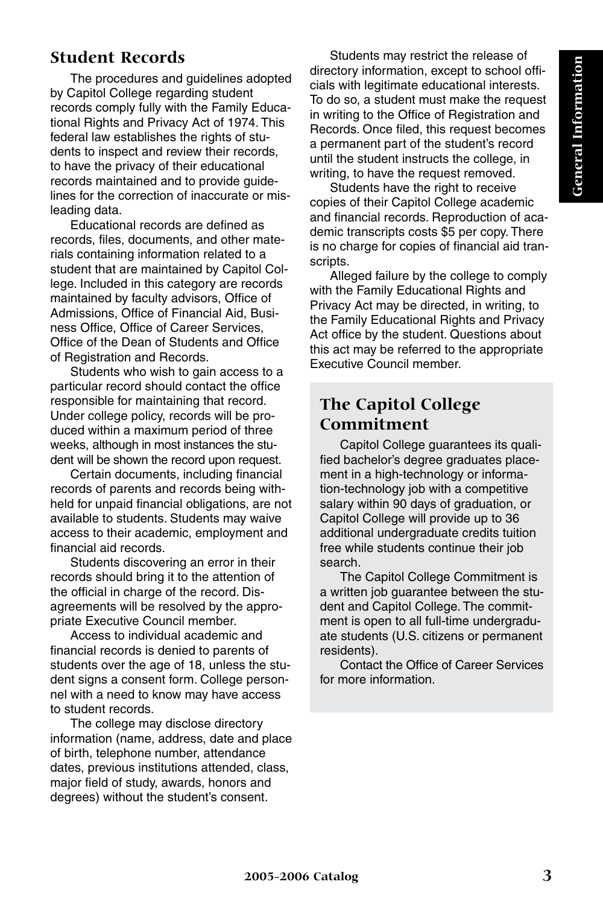## Student Records

The procedures and guidelines adopted by Capitol College regarding student records comply fully with the Family Educational Rights and Privacy Act of 1974. This federal law establishes the rights of students to inspect and review their records, to have the privacy of their educational records maintained and to provide guidelines for the correction of inaccurate or misleading data.

Educational records are defined as records, files, documents, and other materials containing information related to a student that are maintained by Capitol College. Included in this category are records maintained by faculty advisors, Office of Admissions, Office of Financial Aid, Business Office, Office of Career Services, Office of the Dean of Students and Office of Registration and Records.

Students who wish to gain access to a particular record should contact the office responsible for maintaining that record. Under college policy, records will be produced within a maximum period of three weeks, although in most instances the student will be shown the record upon request.

Certain documents, including financial records of parents and records being withheld for unpaid financial obligations, are not available to students. Students may waive access to their academic, employment and financial aid records.

Students discovering an error in their records should bring it to the attention of the official in charge of the record. Disagreements will be resolved by the appropriate Executive Council member.

Access to individual academic and financial records is denied to parents of students over the age of 18, unless the student signs a consent form. College personnel with a need to know may have access to student records.

The college may disclose directory information (name, address, date and place of birth, telephone number, attendance dates, previous institutions attended, class, major field of study, awards, honors and degrees) without the student's consent.

Students may restrict the release of directory information, except to school officials with legitimate educational interests. To do so, a student must make the request in writing to the Office of Registration and Records. Once filed, this request becomes a permanent part of the student's record until the student instructs the college, in writing, to have the request removed.

Students have the right to receive copies of their Capitol College academic and financial records. Reproduction of academic transcripts costs $5 per copy. There is no charge for copies of financial aid transcripts.

Alleged failure by the college to comply with the Family Educational Rights and Privacy Act may be directed, in writing, to the Family Educational Rights and Privacy Act office by the student. Questions about this act may be referred to the appropriate Executive Council member.

## The Capitol College Commitment

Capitol College guarantees its qualified bachelor's degree graduates placement in a high-technology or information-technology job with a competitive salary within 90 days of graduation, or Capitol College will provide up to 36 additional undergraduate credits tuition free while students continue their job search.

The Capitol College Commitment is a written job guarantee between the student and Capitol College. The commitment is open to all full-time undergraduate students (U.S. citizens or permanent residents).

Contact the Office of Career Services for more information.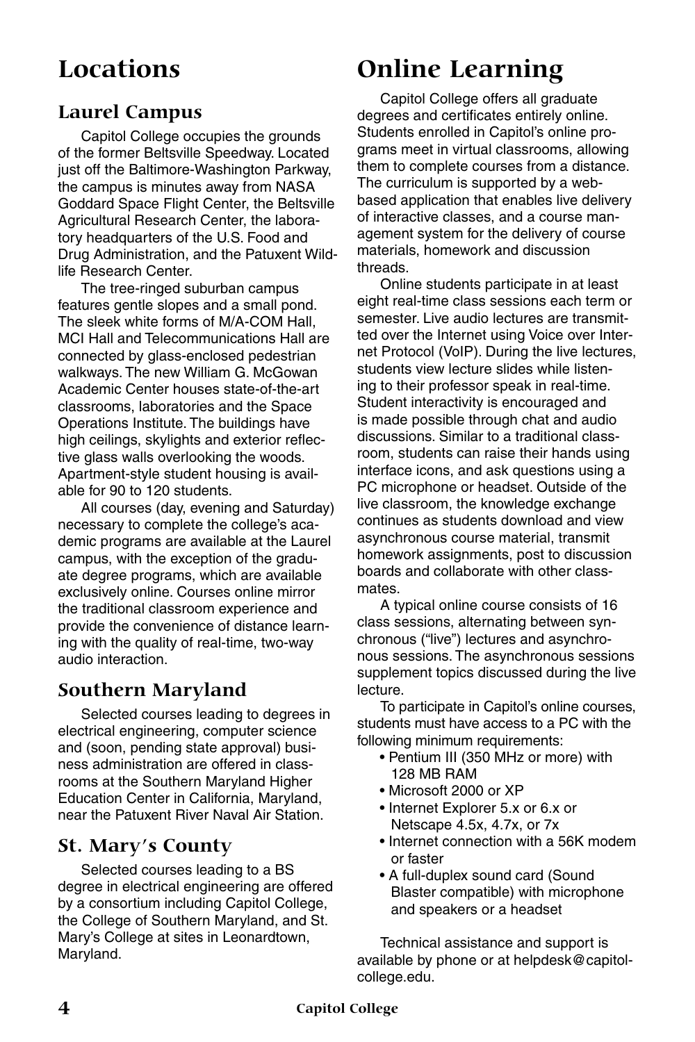# Locations

## Laurel Campus

Capitol College occupies the grounds of the former Beltsville Speedway. Located just off the Baltimore-Washington Parkway, the campus is minutes away from NASA Goddard Space Flight Center, the Beltsville Agricultural Research Center, the laboratory headquarters of the U.S. Food and Drug Administration, and the Patuxent Wildlife Research Center.

The tree-ringed suburban campus features gentle slopes and a small pond. The sleek white forms of M/A-COM Hall, MCI Hall and Telecommunications Hall are connected by glass-enclosed pedestrian walkways. The new William G. McGowan Academic Center houses state-of-the-art classrooms, laboratories and the Space Operations Institute. The buildings have high ceilings, skylights and exterior reflective glass walls overlooking the woods. Apartment-style student housing is available for 90 to 120 students.

All courses (day, evening and Saturday) necessary to complete the college's academic programs are available at the Laurel campus, with the exception of the graduate degree programs, which are available exclusively online. Courses online mirror the traditional classroom experience and provide the convenience of distance learning with the quality of real-time, two-way audio interaction.

## Southern Maryland

Selected courses leading to degrees in electrical engineering, computer science and (soon, pending state approval) business administration are offered in classrooms at the Southern Maryland Higher Education Center in California, Maryland, near the Patuxent River Naval Air Station.

## St. Mary's County

Selected courses leading to a BS degree in electrical engineering are offered by a consortium including Capitol College, the College of Southern Maryland, and St. Mary's College at sites in Leonardtown, Maryland.

# Online Learning

Capitol College offers all graduate degrees and certificates entirely online. Students enrolled in Capitol's online programs meet in virtual classrooms, allowing them to complete courses from a distance. The curriculum is supported by a web-based application that enables live delivery of interactive classes, and a course management system for the delivery of course materials, homework and discussion threads.

Online students participate in at least eight real-time class sessions each term or semester. Live audio lectures are transmitted over the Internet using Voice over Internet Protocol (VoIP). During the live lectures, students view lecture slides while listening to their professor speak in real-time. Student interactivity is encouraged and is made possible through chat and audio discussions. Similar to a traditional classroom, students can raise their hands using interface icons, and ask questions using a PC microphone or headset. Outside of the live classroom, the knowledge exchange continues as students download and view asynchronous course material, transmit homework assignments, post to discussion boards and collaborate with other classmates.

A typical online course consists of 16 class sessions, alternating between synchronous ("live") lectures and asynchronous sessions. The asynchronous sessions supplement topics discussed during the live lecture.

To participate in Capitol's online courses, students must have access to a PC with the following minimum requirements:

- Pentium III (350 MHz or more) with 128 MB RAM
- Microsoft 2000 or XP
- Internet Explorer 5.x or 6.x or Netscape 4.5x, 4.7x, or 7x
- Internet connection with a 56K modem or faster
- A full-duplex sound card (Sound Blaster compatible) with microphone and speakers or a headset

Technical assistance and support is available by phone or at helpdesk@capitol-college.edu.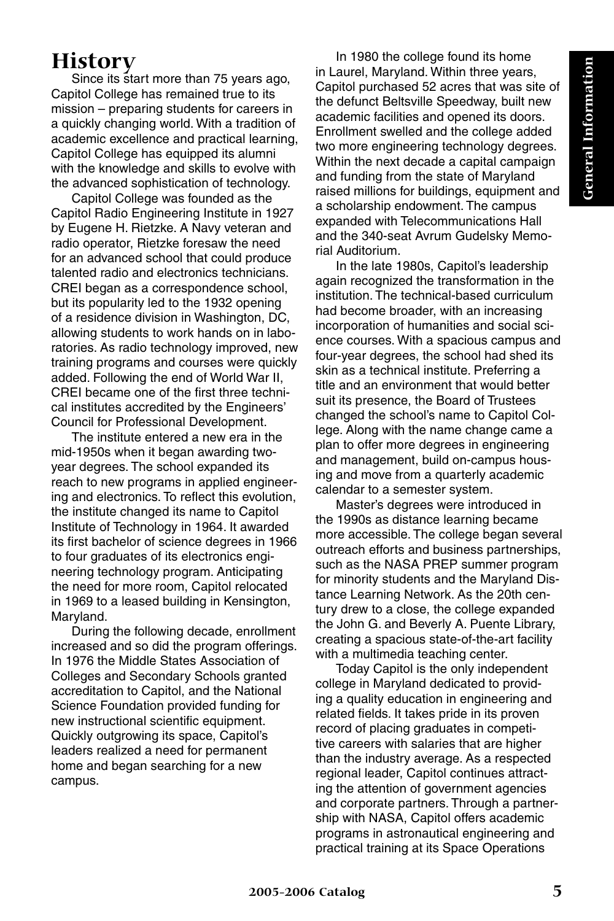# History

Since its start more than 75 years ago, Capitol College has remained true to its mission – preparing students for careers in a quickly changing world. With a tradition of academic excellence and practical learning, Capitol College has equipped its alumni with the knowledge and skills to evolve with the advanced sophistication of technology.

Capitol College was founded as the Capitol Radio Engineering Institute in 1927 by Eugene H. Rietzke. A Navy veteran and radio operator, Rietzke foresaw the need for an advanced school that could produce talented radio and electronics technicians. CREI began as a correspondence school, but its popularity led to the 1932 opening of a residence division in Washington, DC, allowing students to work hands on in laboratories. As radio technology improved, new training programs and courses were quickly added. Following the end of World War II, CREI became one of the first three technical institutes accredited by the Engineers' Council for Professional Development.

The institute entered a new era in the mid-1950s when it began awarding two-year degrees. The school expanded its reach to new programs in applied engineering and electronics. To reflect this evolution, the institute changed its name to Capitol Institute of Technology in 1964. It awarded its first bachelor of science degrees in 1966 to four graduates of its electronics engineering technology program. Anticipating the need for more room, Capitol relocated in 1969 to a leased building in Kensington, Maryland.

During the following decade, enrollment increased and so did the program offerings. In 1976 the Middle States Association of Colleges and Secondary Schools granted accreditation to Capitol, and the National Science Foundation provided funding for new instructional scientific equipment. Quickly outgrowing its space, Capitol's leaders realized a need for permanent home and began searching for a new campus.

In 1980 the college found its home in Laurel, Maryland. Within three years, Capitol purchased 52 acres that was site of the defunct Beltsville Speedway, built new academic facilities and opened its doors. Enrollment swelled and the college added two more engineering technology degrees. Within the next decade a capital campaign and funding from the state of Maryland raised millions for buildings, equipment and a scholarship endowment. The campus expanded with Telecommunications Hall and the 340-seat Avrum Gudelsky Memorial Auditorium.

In the late 1980s, Capitol's leadership again recognized the transformation in the institution. The technical-based curriculum had become broader, with an increasing incorporation of humanities and social science courses. With a spacious campus and four-year degrees, the school had shed its skin as a technical institute. Preferring a title and an environment that would better suit its presence, the Board of Trustees changed the school's name to Capitol College. Along with the name change came a plan to offer more degrees in engineering and management, build on-campus housing and move from a quarterly academic calendar to a semester system.

Master's degrees were introduced in the 1990s as distance learning became more accessible. The college began several outreach efforts and business partnerships, such as the NASA PREP summer program for minority students and the Maryland Distance Learning Network. As the 20th century drew to a close, the college expanded the John G. and Beverly A. Puente Library, creating a spacious state-of-the-art facility with a multimedia teaching center.

Today Capitol is the only independent college in Maryland dedicated to providing a quality education in engineering and related fields. It takes pride in its proven record of placing graduates in competitive careers with salaries that are higher than the industry average. As a respected regional leader, Capitol continues attracting the attention of government agencies and corporate partners. Through a partnership with NASA, Capitol offers academic programs in astronautical engineering and practical training at its Space Operations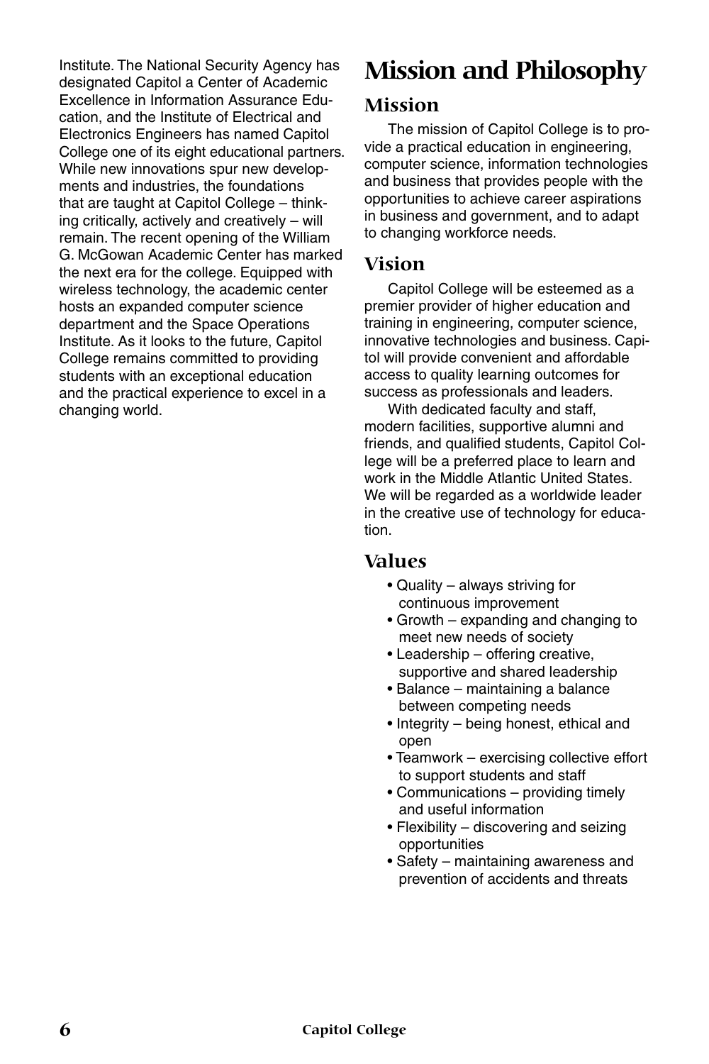Institute. The National Security Agency has designated Capitol a Center of Academic Excellence in Information Assurance Education, and the Institute of Electrical and Electronics Engineers has named Capitol College one of its eight educational partners. While new innovations spur new developments and industries, the foundations that are taught at Capitol College – thinking critically, actively and creatively – will remain. The recent opening of the William G. McGowan Academic Center has marked the next era for the college. Equipped with wireless technology, the academic center hosts an expanded computer science department and the Space Operations Institute. As it looks to the future, Capitol College remains committed to providing students with an exceptional education and the practical experience to excel in a changing world.

# Mission and Philosophy

## Mission

The mission of Capitol College is to provide a practical education in engineering, computer science, information technologies and business that provides people with the opportunities to achieve career aspirations in business and government, and to adapt to changing workforce needs.

## Vision

Capitol College will be esteemed as a premier provider of higher education and training in engineering, computer science, innovative technologies and business. Capitol will provide convenient and affordable access to quality learning outcomes for success as professionals and leaders.

With dedicated faculty and staff, modern facilities, supportive alumni and friends, and qualified students, Capitol College will be a preferred place to learn and work in the Middle Atlantic United States. We will be regarded as a worldwide leader in the creative use of technology for education.

## Values

- Quality – always striving for continuous improvement
- Growth – expanding and changing to meet new needs of society
- Leadership – offering creative, supportive and shared leadership
- Balance – maintaining a balance between competing needs
- Integrity – being honest, ethical and open
- Teamwork – exercising collective effort to support students and staff
- Communications – providing timely and useful information
- Flexibility – discovering and seizing opportunities
- Safety – maintaining awareness and prevention of accidents and threats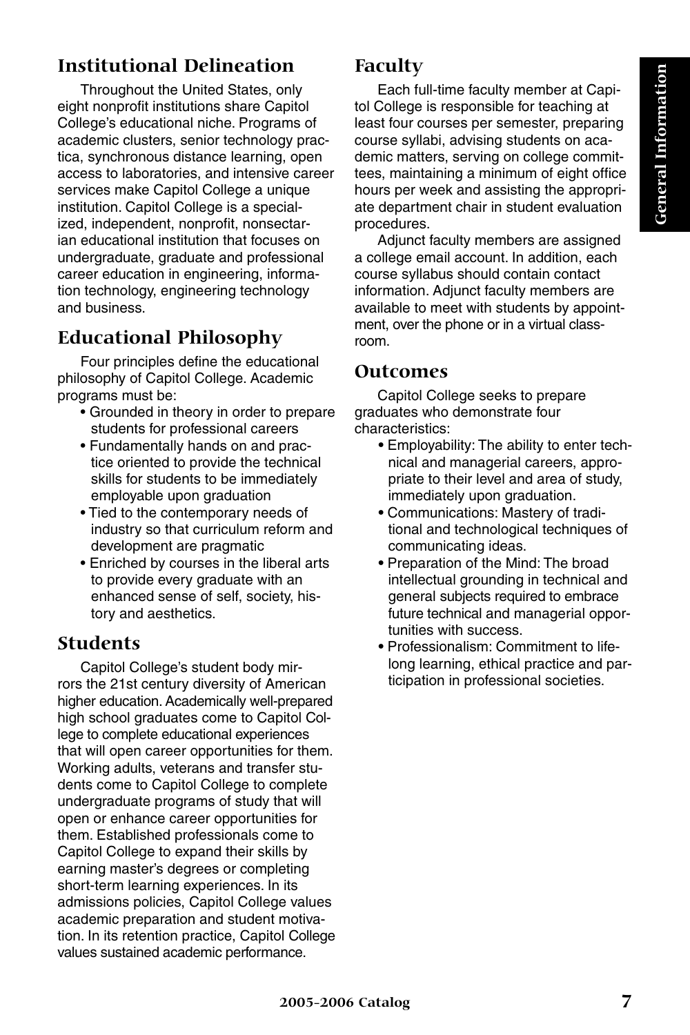## Institutional Delineation

Throughout the United States, only eight nonprofit institutions share Capitol College's educational niche. Programs of academic clusters, senior technology practica, synchronous distance learning, open access to laboratories, and intensive career services make Capitol College a unique institution. Capitol College is a specialized, independent, nonprofit, nonsectarian educational institution that focuses on undergraduate, graduate and professional career education in engineering, information technology, engineering technology and business.

## Educational Philosophy

Four principles define the educational philosophy of Capitol College. Academic programs must be:

- Grounded in theory in order to prepare students for professional careers
- Fundamentally hands on and practice oriented to provide the technical skills for students to be immediately employable upon graduation
- Tied to the contemporary needs of industry so that curriculum reform and development are pragmatic
- Enriched by courses in the liberal arts to provide every graduate with an enhanced sense of self, society, history and aesthetics.

## Students

Capitol College's student body mirrors the 21st century diversity of American higher education. Academically well-prepared high school graduates come to Capitol College to complete educational experiences that will open career opportunities for them. Working adults, veterans and transfer students come to Capitol College to complete undergraduate programs of study that will open or enhance career opportunities for them. Established professionals come to Capitol College to expand their skills by earning master's degrees or completing short-term learning experiences. In its admissions policies, Capitol College values academic preparation and student motivation. In its retention practice, Capitol College values sustained academic performance.

## Faculty

Each full-time faculty member at Capitol College is responsible for teaching at least four courses per semester, preparing course syllabi, advising students on academic matters, serving on college committees, maintaining a minimum of eight office hours per week and assisting the appropriate department chair in student evaluation procedures.

Adjunct faculty members are assigned a college email account. In addition, each course syllabus should contain contact information. Adjunct faculty members are available to meet with students by appointment, over the phone or in a virtual classroom.

## Outcomes

Capitol College seeks to prepare graduates who demonstrate four characteristics:

- Employability: The ability to enter technical and managerial careers, appropriate to their level and area of study, immediately upon graduation.
- Communications: Mastery of traditional and technological techniques of communicating ideas.
- Preparation of the Mind: The broad intellectual grounding in technical and general subjects required to embrace future technical and managerial opportunities with success.
- Professionalism: Commitment to lifelong learning, ethical practice and participation in professional societies.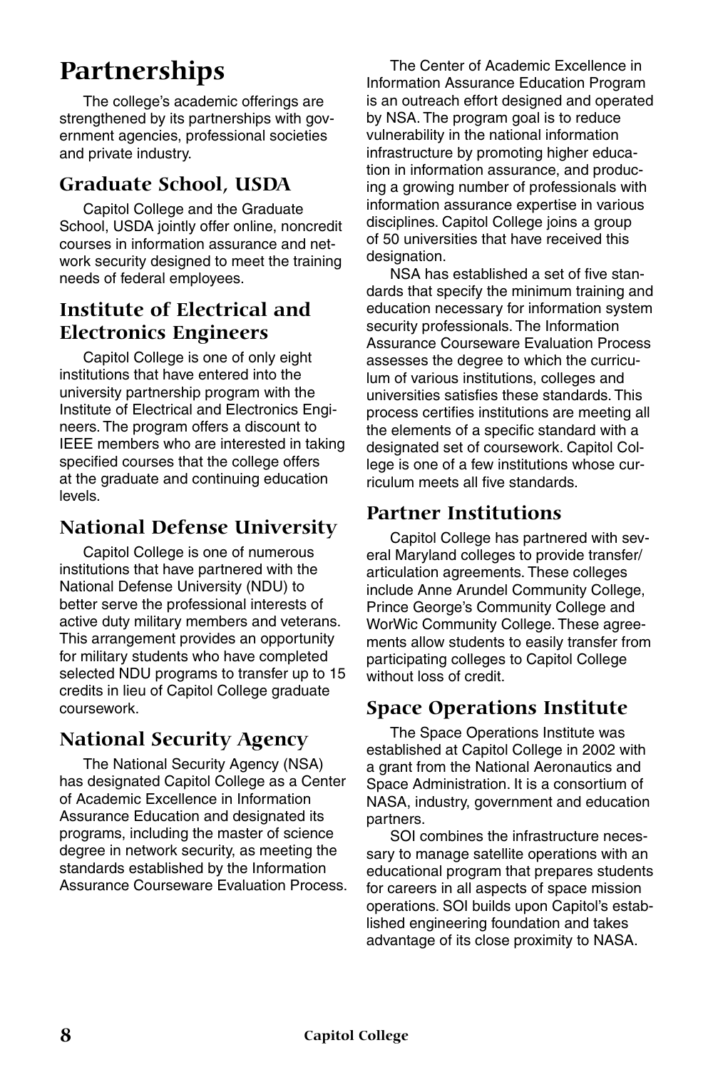# Partnerships

The college's academic offerings are strengthened by its partnerships with government agencies, professional societies and private industry.

## Graduate School, USDA

Capitol College and the Graduate School, USDA jointly offer online, noncredit courses in information assurance and network security designed to meet the training needs of federal employees.

## Institute of Electrical and Electronics Engineers

Capitol College is one of only eight institutions that have entered into the university partnership program with the Institute of Electrical and Electronics Engineers. The program offers a discount to IEEE members who are interested in taking specified courses that the college offers at the graduate and continuing education levels.

## National Defense University

Capitol College is one of numerous institutions that have partnered with the National Defense University (NDU) to better serve the professional interests of active duty military members and veterans. This arrangement provides an opportunity for military students who have completed selected NDU programs to transfer up to 15 credits in lieu of Capitol College graduate coursework.

## National Security Agency

The National Security Agency (NSA) has designated Capitol College as a Center of Academic Excellence in Information Assurance Education and designated its programs, including the master of science degree in network security, as meeting the standards established by the Information Assurance Courseware Evaluation Process.

The Center of Academic Excellence in Information Assurance Education Program is an outreach effort designed and operated by NSA. The program goal is to reduce vulnerability in the national information infrastructure by promoting higher education in information assurance, and producing a growing number of professionals with information assurance expertise in various disciplines. Capitol College joins a group of 50 universities that have received this designation.

NSA has established a set of five standards that specify the minimum training and education necessary for information system security professionals. The Information Assurance Courseware Evaluation Process assesses the degree to which the curriculum of various institutions, colleges and universities satisfies these standards. This process certifies institutions are meeting all the elements of a specific standard with a designated set of coursework. Capitol College is one of a few institutions whose curriculum meets all five standards.

## Partner Institutions

Capitol College has partnered with several Maryland colleges to provide transfer/articulation agreements. These colleges include Anne Arundel Community College, Prince George's Community College and WorWic Community College. These agreements allow students to easily transfer from participating colleges to Capitol College without loss of credit.

## Space Operations Institute

The Space Operations Institute was established at Capitol College in 2002 with a grant from the National Aeronautics and Space Administration. It is a consortium of NASA, industry, government and education partners.

SOI combines the infrastructure necessary to manage satellite operations with an educational program that prepares students for careers in all aspects of space mission operations. SOI builds upon Capitol's established engineering foundation and takes advantage of its close proximity to NASA.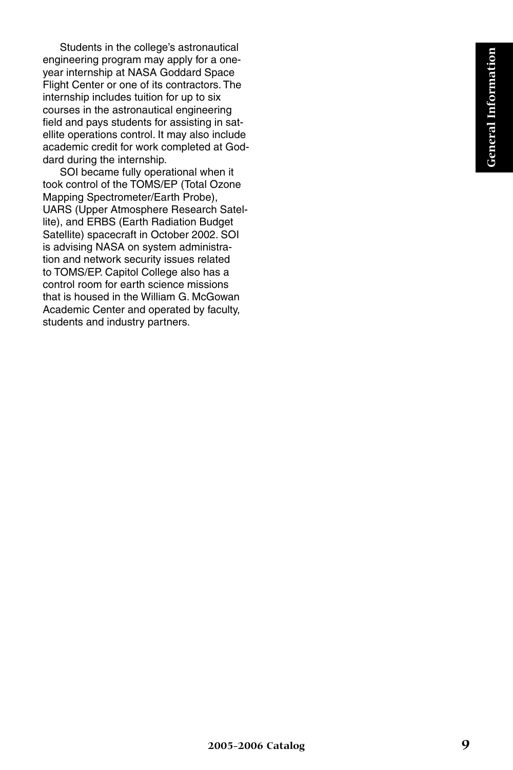Students in the college's astronautical engineering program may apply for a one-year internship at NASA Goddard Space Flight Center or one of its contractors. The internship includes tuition for up to six courses in the astronautical engineering field and pays students for assisting in satellite operations control. It may also include academic credit for work completed at Goddard during the internship.

SOI became fully operational when it took control of the TOMS/EP (Total Ozone Mapping Spectrometer/Earth Probe), UARS (Upper Atmosphere Research Satellite), and ERBS (Earth Radiation Budget Satellite) spacecraft in October 2002. SOI is advising NASA on system administration and network security issues related to TOMS/EP. Capitol College also has a control room for earth science missions that is housed in the William G. McGowan Academic Center and operated by faculty, students and industry partners.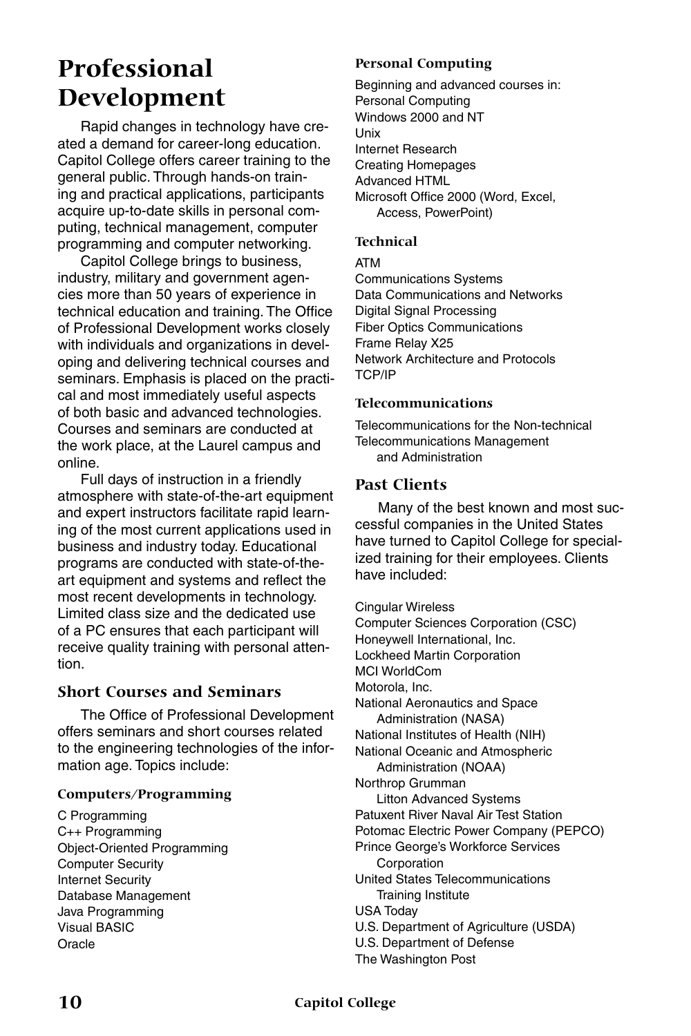# Professional Development

Rapid changes in technology have created a demand for career-long education. Capitol College offers career training to the general public. Through hands-on training and practical applications, participants acquire up-to-date skills in personal computing, technical management, computer programming and computer networking.

Capitol College brings to business, industry, military and government agencies more than 50 years of experience in technical education and training. The Office of Professional Development works closely with individuals and organizations in developing and delivering technical courses and seminars. Emphasis is placed on the practical and most immediately useful aspects of both basic and advanced technologies. Courses and seminars are conducted at the work place, at the Laurel campus and online.

Full days of instruction in a friendly atmosphere with state-of-the-art equipment and expert instructors facilitate rapid learning of the most current applications used in business and industry today. Educational programs are conducted with state-of-the-art equipment and systems and reflect the most recent developments in technology. Limited class size and the dedicated use of a PC ensures that each participant will receive quality training with personal attention.

## Short Courses and Seminars

The Office of Professional Development offers seminars and short courses related to the engineering technologies of the information age. Topics include:

### Computers/Programming

C Programming
C++ Programming
Object-Oriented Programming
Computer Security
Internet Security
Database Management
Java Programming
Visual BASIC
Oracle

### Personal Computing

Beginning and advanced courses in:
Personal Computing
Windows 2000 and NT
Unix
Internet Research
Creating Homepages
Advanced HTML
Microsoft Office 2000 (Word, Excel, Access, PowerPoint)

### Technical

ATM
Communications Systems
Data Communications and Networks
Digital Signal Processing
Fiber Optics Communications
Frame Relay X25
Network Architecture and Protocols
TCP/IP

### Telecommunications

Telecommunications for the Non-technical
Telecommunications Management and Administration

## Past Clients

Many of the best known and most successful companies in the United States have turned to Capitol College for specialized training for their employees. Clients have included:

Cingular Wireless
Computer Sciences Corporation (CSC)
Honeywell International, Inc.
Lockheed Martin Corporation
MCI WorldCom
Motorola, Inc.
National Aeronautics and Space Administration (NASA)
National Institutes of Health (NIH)
National Oceanic and Atmospheric Administration (NOAA)
Northrop Grumman Litton Advanced Systems
Patuxent River Naval Air Test Station
Potomac Electric Power Company (PEPCO)
Prince George's Workforce Services Corporation
United States Telecommunications Training Institute
USA Today
U.S. Department of Agriculture (USDA)
U.S. Department of Defense
The Washington Post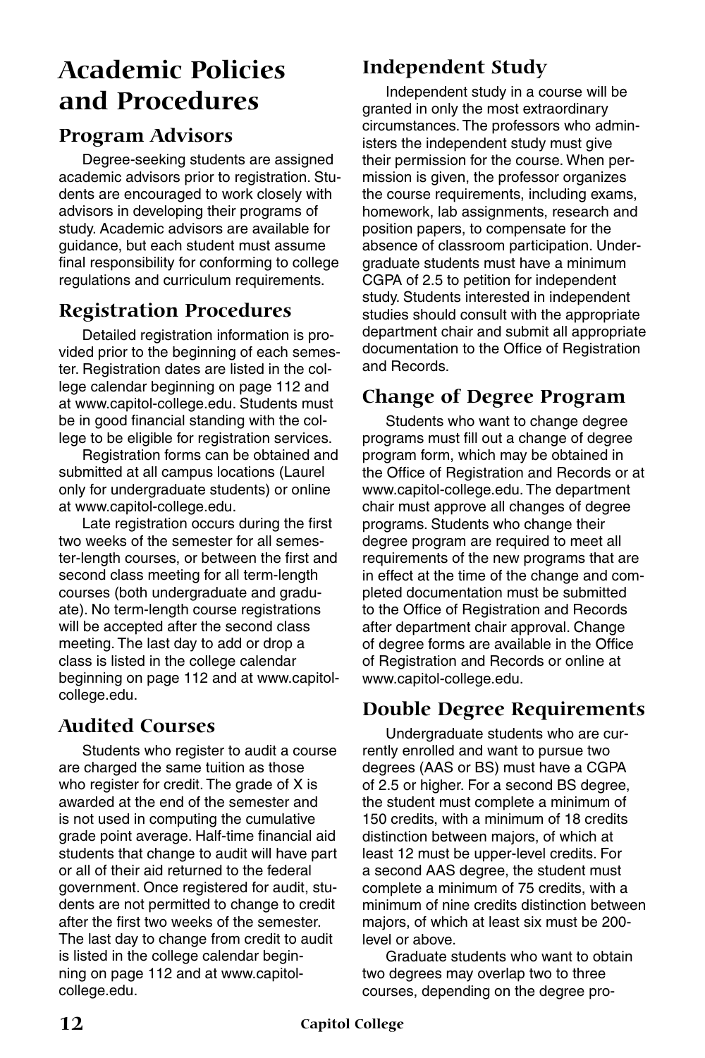# Academic Policies and Procedures

## Program Advisors

Degree-seeking students are assigned academic advisors prior to registration. Students are encouraged to work closely with advisors in developing their programs of study. Academic advisors are available for guidance, but each student must assume final responsibility for conforming to college regulations and curriculum requirements.

## Registration Procedures

Detailed registration information is provided prior to the beginning of each semester. Registration dates are listed in the college calendar beginning on page 112 and at www.capitol-college.edu. Students must be in good financial standing with the college to be eligible for registration services.

Registration forms can be obtained and submitted at all campus locations (Laurel only for undergraduate students) or online at www.capitol-college.edu.

Late registration occurs during the first two weeks of the semester for all semester-length courses, or between the first and second class meeting for all term-length courses (both undergraduate and graduate). No term-length course registrations will be accepted after the second class meeting. The last day to add or drop a class is listed in the college calendar beginning on page 112 and at www.capitol-college.edu.

## Audited Courses

Students who register to audit a course are charged the same tuition as those who register for credit. The grade of X is awarded at the end of the semester and is not used in computing the cumulative grade point average. Half-time financial aid students that change to audit will have part or all of their aid returned to the federal government. Once registered for audit, students are not permitted to change to credit after the first two weeks of the semester. The last day to change from credit to audit is listed in the college calendar beginning on page 112 and at www.capitol-college.edu.

## Independent Study

Independent study in a course will be granted in only the most extraordinary circumstances. The professors who administers the independent study must give their permission for the course. When permission is given, the professor organizes the course requirements, including exams, homework, lab assignments, research and position papers, to compensate for the absence of classroom participation. Undergraduate students must have a minimum CGPA of 2.5 to petition for independent study. Students interested in independent studies should consult with the appropriate department chair and submit all appropriate documentation to the Office of Registration and Records.

## Change of Degree Program

Students who want to change degree programs must fill out a change of degree program form, which may be obtained in the Office of Registration and Records or at www.capitol-college.edu. The department chair must approve all changes of degree programs. Students who change their degree program are required to meet all requirements of the new programs that are in effect at the time of the change and completed documentation must be submitted to the Office of Registration and Records after department chair approval. Change of degree forms are available in the Office of Registration and Records or online at www.capitol-college.edu.

## Double Degree Requirements

Undergraduate students who are currently enrolled and want to pursue two degrees (AAS or BS) must have a CGPA of 2.5 or higher. For a second BS degree, the student must complete a minimum of 150 credits, with a minimum of 18 credits distinction between majors, of which at least 12 must be upper-level credits. For a second AAS degree, the student must complete a minimum of 75 credits, with a minimum of nine credits distinction between majors, of which at least six must be 200-level or above.

Graduate students who want to obtain two degrees may overlap two to three courses, depending on the degree pro-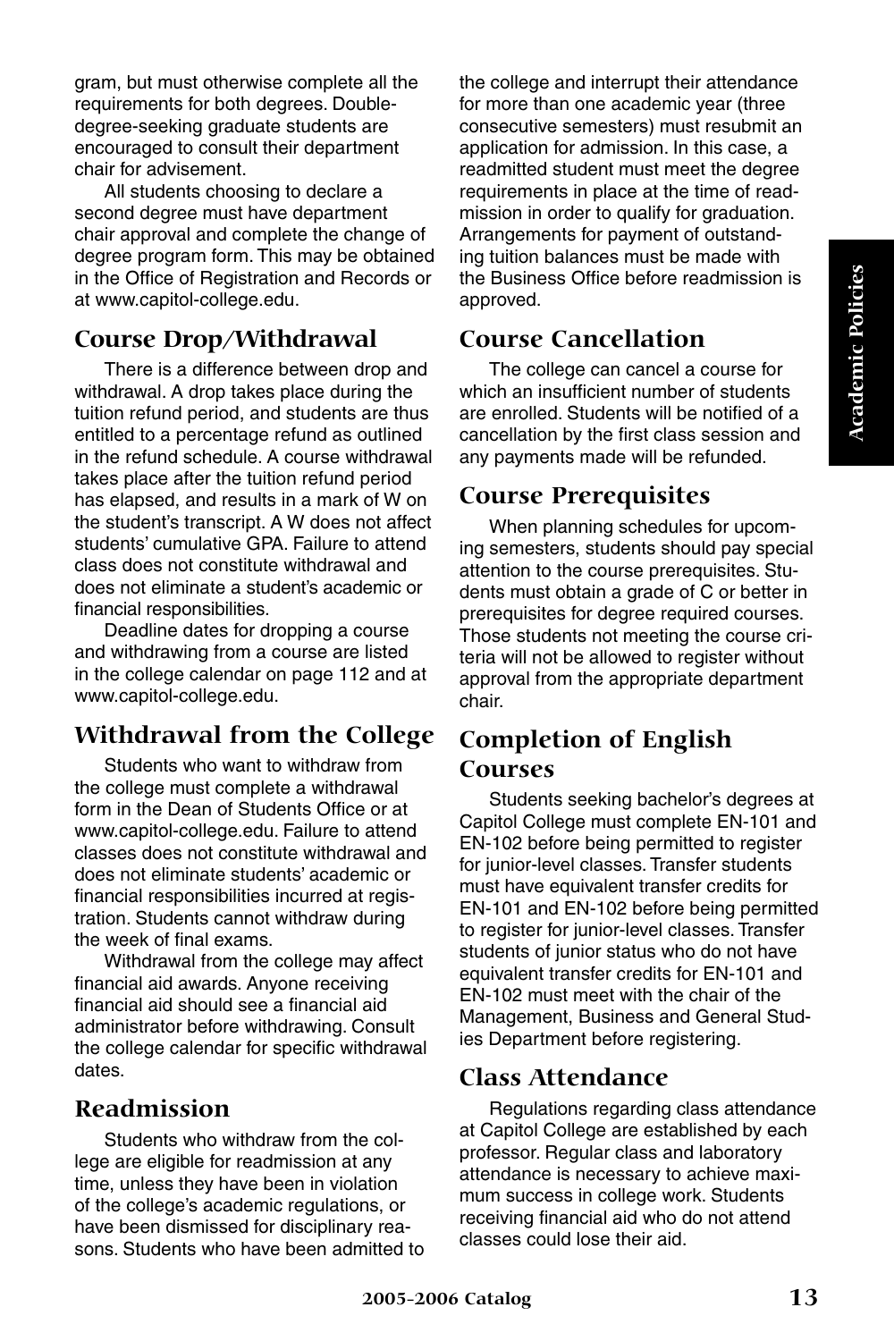gram, but must otherwise complete all the requirements for both degrees. Double-degree-seeking graduate students are encouraged to consult their department chair for advisement.

All students choosing to declare a second degree must have department chair approval and complete the change of degree program form. This may be obtained in the Office of Registration and Records or at www.capitol-college.edu.

## Course Drop/Withdrawal

There is a difference between drop and withdrawal. A drop takes place during the tuition refund period, and students are thus entitled to a percentage refund as outlined in the refund schedule. A course withdrawal takes place after the tuition refund period has elapsed, and results in a mark of W on the student's transcript. A W does not affect students' cumulative GPA. Failure to attend class does not constitute withdrawal and does not eliminate a student's academic or financial responsibilities.

Deadline dates for dropping a course and withdrawing from a course are listed in the college calendar on page 112 and at www.capitol-college.edu.

## Withdrawal from the College

Students who want to withdraw from the college must complete a withdrawal form in the Dean of Students Office or at www.capitol-college.edu. Failure to attend classes does not constitute withdrawal and does not eliminate students' academic or financial responsibilities incurred at registration. Students cannot withdraw during the week of final exams.

Withdrawal from the college may affect financial aid awards. Anyone receiving financial aid should see a financial aid administrator before withdrawing. Consult the college calendar for specific withdrawal dates.

## Readmission

Students who withdraw from the college are eligible for readmission at any time, unless they have been in violation of the college's academic regulations, or have been dismissed for disciplinary reasons. Students who have been admitted to the college and interrupt their attendance for more than one academic year (three consecutive semesters) must resubmit an application for admission. In this case, a readmitted student must meet the degree requirements in place at the time of readmission in order to qualify for graduation. Arrangements for payment of outstanding tuition balances must be made with the Business Office before readmission is approved.

## Course Cancellation

The college can cancel a course for which an insufficient number of students are enrolled. Students will be notified of a cancellation by the first class session and any payments made will be refunded.

## Course Prerequisites

When planning schedules for upcoming semesters, students should pay special attention to the course prerequisites. Students must obtain a grade of C or better in prerequisites for degree required courses. Those students not meeting the course criteria will not be allowed to register without approval from the appropriate department chair.

## Completion of English Courses

Students seeking bachelor's degrees at Capitol College must complete EN-101 and EN-102 before being permitted to register for junior-level classes. Transfer students must have equivalent transfer credits for EN-101 and EN-102 before being permitted to register for junior-level classes. Transfer students of junior status who do not have equivalent transfer credits for EN-101 and EN-102 must meet with the chair of the Management, Business and General Studies Department before registering.

## Class Attendance

Regulations regarding class attendance at Capitol College are established by each professor. Regular class and laboratory attendance is necessary to achieve maximum success in college work. Students receiving financial aid who do not attend classes could lose their aid.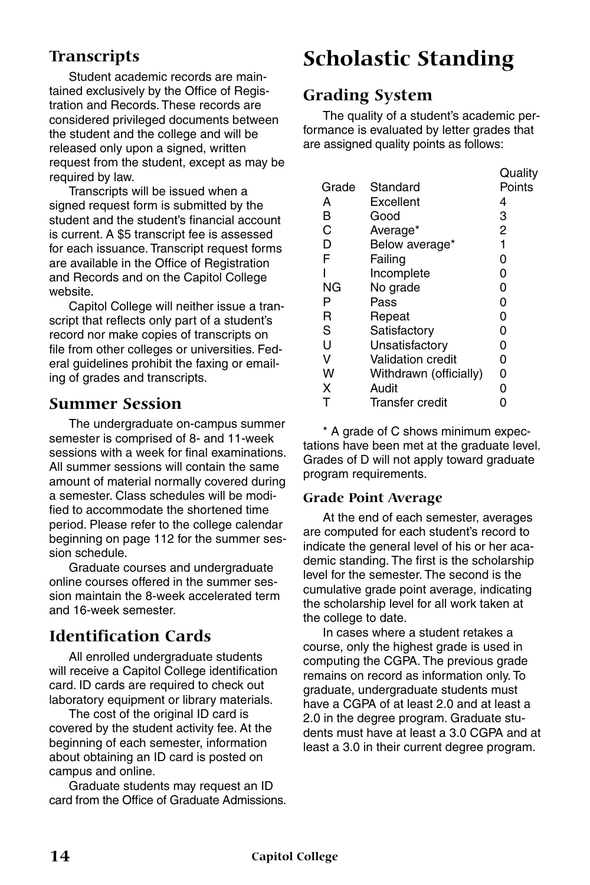## Transcripts

Student academic records are maintained exclusively by the Office of Registration and Records. These records are considered privileged documents between the student and the college and will be released only upon a signed, written request from the student, except as may be required by law.

Transcripts will be issued when a signed request form is submitted by the student and the student's financial account is current. A $5 transcript fee is assessed for each issuance. Transcript request forms are available in the Office of Registration and Records and on the Capitol College website.

Capitol College will neither issue a transcript that reflects only part of a student's record nor make copies of transcripts on file from other colleges or universities. Federal guidelines prohibit the faxing or emailing of grades and transcripts.

## Summer Session

The undergraduate on-campus summer semester is comprised of 8- and 11-week sessions with a week for final examinations. All summer sessions will contain the same amount of material normally covered during a semester. Class schedules will be modified to accommodate the shortened time period. Please refer to the college calendar beginning on page 112 for the summer session schedule.

Graduate courses and undergraduate online courses offered in the summer session maintain the 8-week accelerated term and 16-week semester.

## Identification Cards

All enrolled undergraduate students will receive a Capitol College identification card. ID cards are required to check out laboratory equipment or library materials.

The cost of the original ID card is covered by the student activity fee. At the beginning of each semester, information about obtaining an ID card is posted on campus and online.

Graduate students may request an ID card from the Office of Graduate Admissions.

# Scholastic Standing

## Grading System

The quality of a student's academic performance is evaluated by letter grades that are assigned quality points as follows:

| Grade | Standard | Quality Points |
|---|---|---|
| A | Excellent | 4 |
| B | Good | 3 |
| C | Average* | 2 |
| D | Below average* | 1 |
| F | Failing | 0 |
| I | Incomplete | 0 |
| NG | No grade | 0 |
| P | Pass | 0 |
| R | Repeat | 0 |
| S | Satisfactory | 0 |
| U | Unsatisfactory | 0 |
| V | Validation credit | 0 |
| W | Withdrawn (officially) | 0 |
| X | Audit | 0 |
| T | Transfer credit | 0 |

* A grade of C shows minimum expectations have been met at the graduate level. Grades of D will not apply toward graduate program requirements.

### Grade Point Average

At the end of each semester, averages are computed for each student's record to indicate the general level of his or her academic standing. The first is the scholarship level for the semester. The second is the cumulative grade point average, indicating the scholarship level for all work taken at the college to date.

In cases where a student retakes a course, only the highest grade is used in computing the CGPA. The previous grade remains on record as information only. To graduate, undergraduate students must have a CGPA of at least 2.0 and at least a 2.0 in the degree program. Graduate students must have at least a 3.0 CGPA and at least a 3.0 in their current degree program.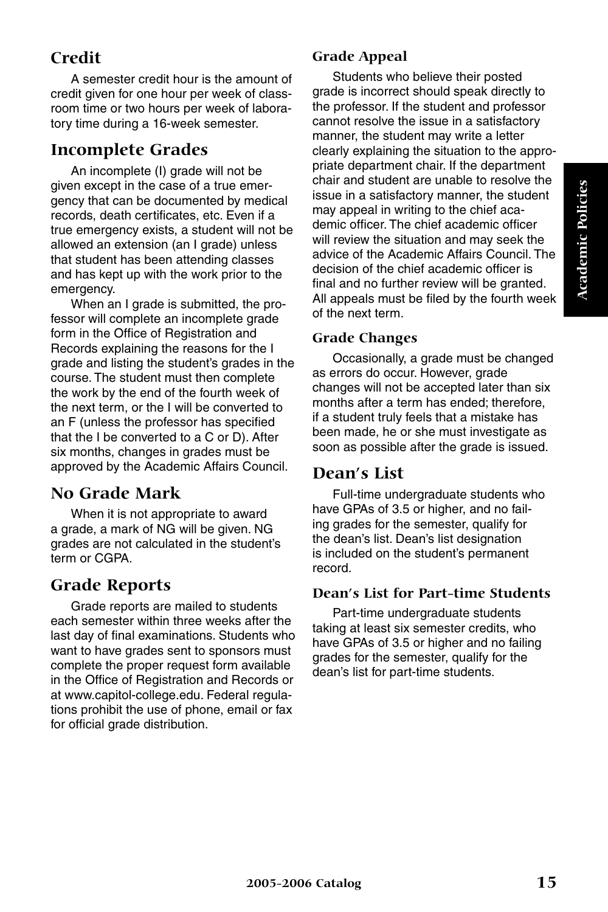## Credit

A semester credit hour is the amount of credit given for one hour per week of classroom time or two hours per week of laboratory time during a 16-week semester.

## Incomplete Grades

An incomplete (I) grade will not be given except in the case of a true emergency that can be documented by medical records, death certificates, etc. Even if a true emergency exists, a student will not be allowed an extension (an I grade) unless that student has been attending classes and has kept up with the work prior to the emergency.

When an I grade is submitted, the professor will complete an incomplete grade form in the Office of Registration and Records explaining the reasons for the I grade and listing the student's grades in the course. The student must then complete the work by the end of the fourth week of the next term, or the I will be converted to an F (unless the professor has specified that the I be converted to a C or D). After six months, changes in grades must be approved by the Academic Affairs Council.

## No Grade Mark

When it is not appropriate to award a grade, a mark of NG will be given. NG grades are not calculated in the student's term or CGPA.

## Grade Reports

Grade reports are mailed to students each semester within three weeks after the last day of final examinations. Students who want to have grades sent to sponsors must complete the proper request form available in the Office of Registration and Records or at www.capitol-college.edu. Federal regulations prohibit the use of phone, email or fax for official grade distribution.

### Grade Appeal

Students who believe their posted grade is incorrect should speak directly to the professor. If the student and professor cannot resolve the issue in a satisfactory manner, the student may write a letter clearly explaining the situation to the appropriate department chair. If the department chair and student are unable to resolve the issue in a satisfactory manner, the student may appeal in writing to the chief academic officer. The chief academic officer will review the situation and may seek the advice of the Academic Affairs Council. The decision of the chief academic officer is final and no further review will be granted. All appeals must be filed by the fourth week of the next term.

### Grade Changes

Occasionally, a grade must be changed as errors do occur. However, grade changes will not be accepted later than six months after a term has ended; therefore, if a student truly feels that a mistake has been made, he or she must investigate as soon as possible after the grade is issued.

## Dean's List

Full-time undergraduate students who have GPAs of 3.5 or higher, and no failing grades for the semester, qualify for the dean's list. Dean's list designation is included on the student's permanent record.

### Dean's List for Part-time Students

Part-time undergraduate students taking at least six semester credits, who have GPAs of 3.5 or higher and no failing grades for the semester, qualify for the dean's list for part-time students.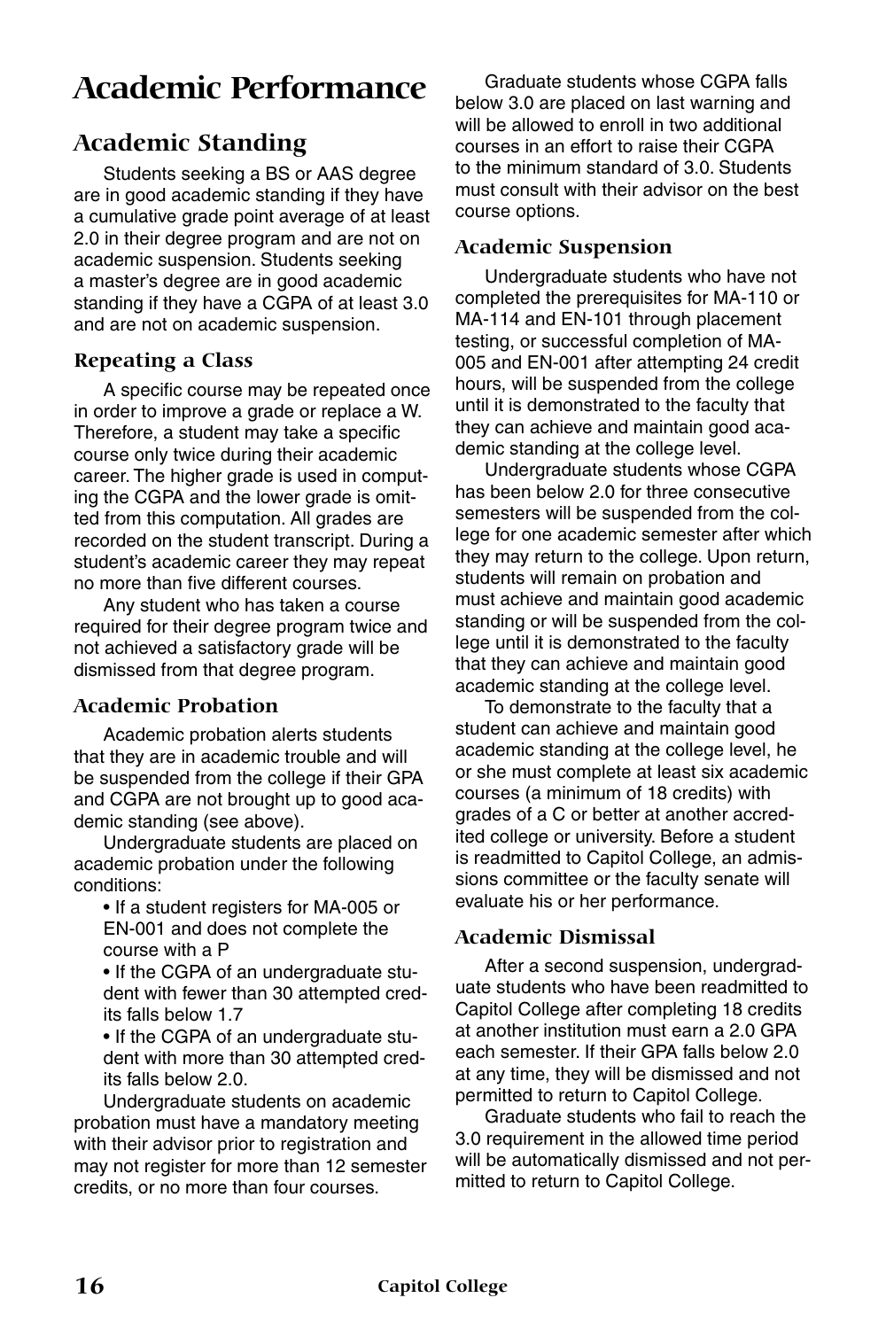# Academic Performance

## Academic Standing

Students seeking a BS or AAS degree are in good academic standing if they have a cumulative grade point average of at least 2.0 in their degree program and are not on academic suspension. Students seeking a master's degree are in good academic standing if they have a CGPA of at least 3.0 and are not on academic suspension.

### Repeating a Class

A specific course may be repeated once in order to improve a grade or replace a W. Therefore, a student may take a specific course only twice during their academic career. The higher grade is used in computing the CGPA and the lower grade is omitted from this computation. All grades are recorded on the student transcript. During a student's academic career they may repeat no more than five different courses.

Any student who has taken a course required for their degree program twice and not achieved a satisfactory grade will be dismissed from that degree program.

### Academic Probation

Academic probation alerts students that they are in academic trouble and will be suspended from the college if their GPA and CGPA are not brought up to good academic standing (see above).

Undergraduate students are placed on academic probation under the following conditions:

- If a student registers for MA-005 or EN-001 and does not complete the course with a P
- If the CGPA of an undergraduate student with fewer than 30 attempted credits falls below 1.7
- If the CGPA of an undergraduate student with more than 30 attempted credits falls below 2.0.

Undergraduate students on academic probation must have a mandatory meeting with their advisor prior to registration and may not register for more than 12 semester credits, or no more than four courses.

Graduate students whose CGPA falls below 3.0 are placed on last warning and will be allowed to enroll in two additional courses in an effort to raise their CGPA to the minimum standard of 3.0. Students must consult with their advisor on the best course options.

### Academic Suspension

Undergraduate students who have not completed the prerequisites for MA-110 or MA-114 and EN-101 through placement testing, or successful completion of MA-005 and EN-001 after attempting 24 credit hours, will be suspended from the college until it is demonstrated to the faculty that they can achieve and maintain good academic standing at the college level.

Undergraduate students whose CGPA has been below 2.0 for three consecutive semesters will be suspended from the college for one academic semester after which they may return to the college. Upon return, students will remain on probation and must achieve and maintain good academic standing or will be suspended from the college until it is demonstrated to the faculty that they can achieve and maintain good academic standing at the college level.

To demonstrate to the faculty that a student can achieve and maintain good academic standing at the college level, he or she must complete at least six academic courses (a minimum of 18 credits) with grades of a C or better at another accredited college or university. Before a student is readmitted to Capitol College, an admissions committee or the faculty senate will evaluate his or her performance.

### Academic Dismissal

After a second suspension, undergraduate students who have been readmitted to Capitol College after completing 18 credits at another institution must earn a 2.0 GPA each semester. If their GPA falls below 2.0 at any time, they will be dismissed and not permitted to return to Capitol College.

Graduate students who fail to reach the 3.0 requirement in the allowed time period will be automatically dismissed and not permitted to return to Capitol College.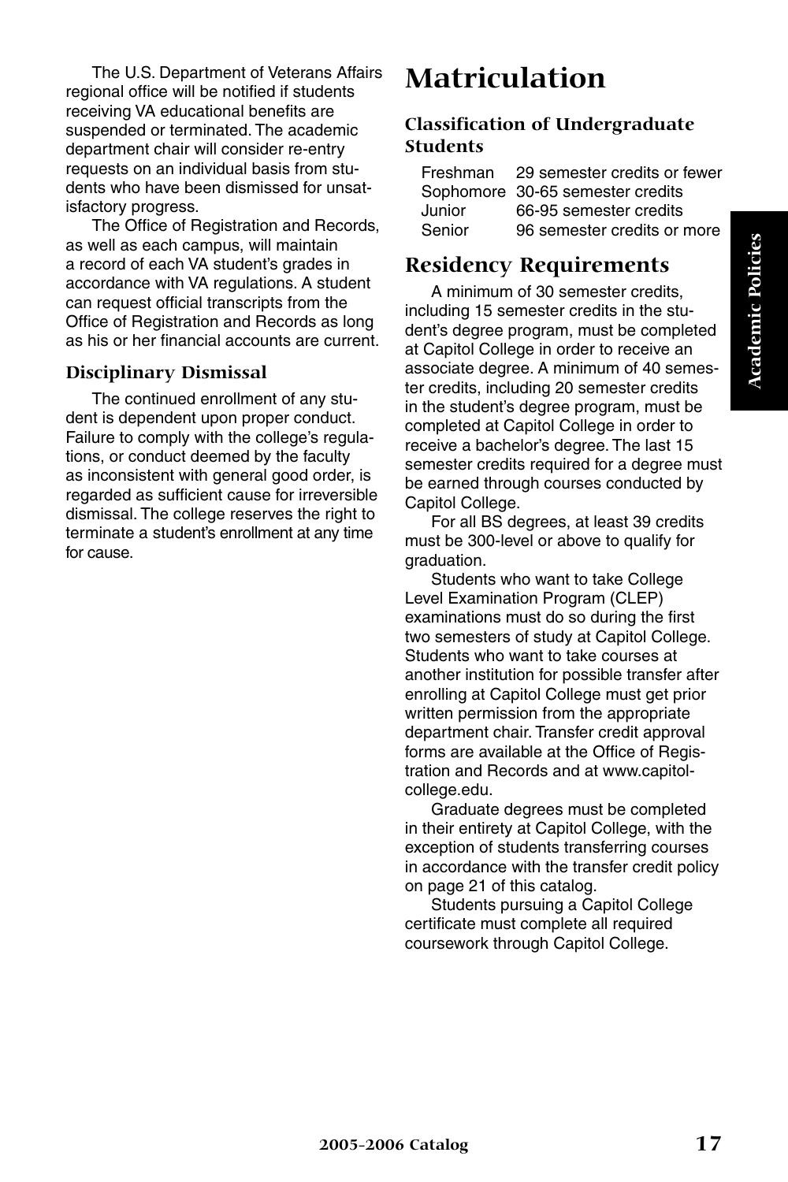The U.S. Department of Veterans Affairs regional office will be notified if students receiving VA educational benefits are suspended or terminated. The academic department chair will consider re-entry requests on an individual basis from students who have been dismissed for unsatisfactory progress.

The Office of Registration and Records, as well as each campus, will maintain a record of each VA student's grades in accordance with VA regulations. A student can request official transcripts from the Office of Registration and Records as long as his or her financial accounts are current.

### Disciplinary Dismissal

The continued enrollment of any student is dependent upon proper conduct. Failure to comply with the college's regulations, or conduct deemed by the faculty as inconsistent with general good order, is regarded as sufficient cause for irreversible dismissal. The college reserves the right to terminate a student's enrollment at any time for cause.

# Matriculation

### Classification of Undergraduate Students

| | |
|---|---|
| Freshman | 29 semester credits or fewer |
| Sophomore | 30-65 semester credits |
| Junior | 66-95 semester credits |
| Senior | 96 semester credits or more |

## Residency Requirements

A minimum of 30 semester credits, including 15 semester credits in the student's degree program, must be completed at Capitol College in order to receive an associate degree. A minimum of 40 semester credits, including 20 semester credits in the student's degree program, must be completed at Capitol College in order to receive a bachelor's degree. The last 15 semester credits required for a degree must be earned through courses conducted by Capitol College.

For all BS degrees, at least 39 credits must be 300-level or above to qualify for graduation.

Students who want to take College Level Examination Program (CLEP) examinations must do so during the first two semesters of study at Capitol College. Students who want to take courses at another institution for possible transfer after enrolling at Capitol College must get prior written permission from the appropriate department chair. Transfer credit approval forms are available at the Office of Registration and Records and at www.capitol-college.edu.

Graduate degrees must be completed in their entirety at Capitol College, with the exception of students transferring courses in accordance with the transfer credit policy on page 21 of this catalog.

Students pursuing a Capitol College certificate must complete all required coursework through Capitol College.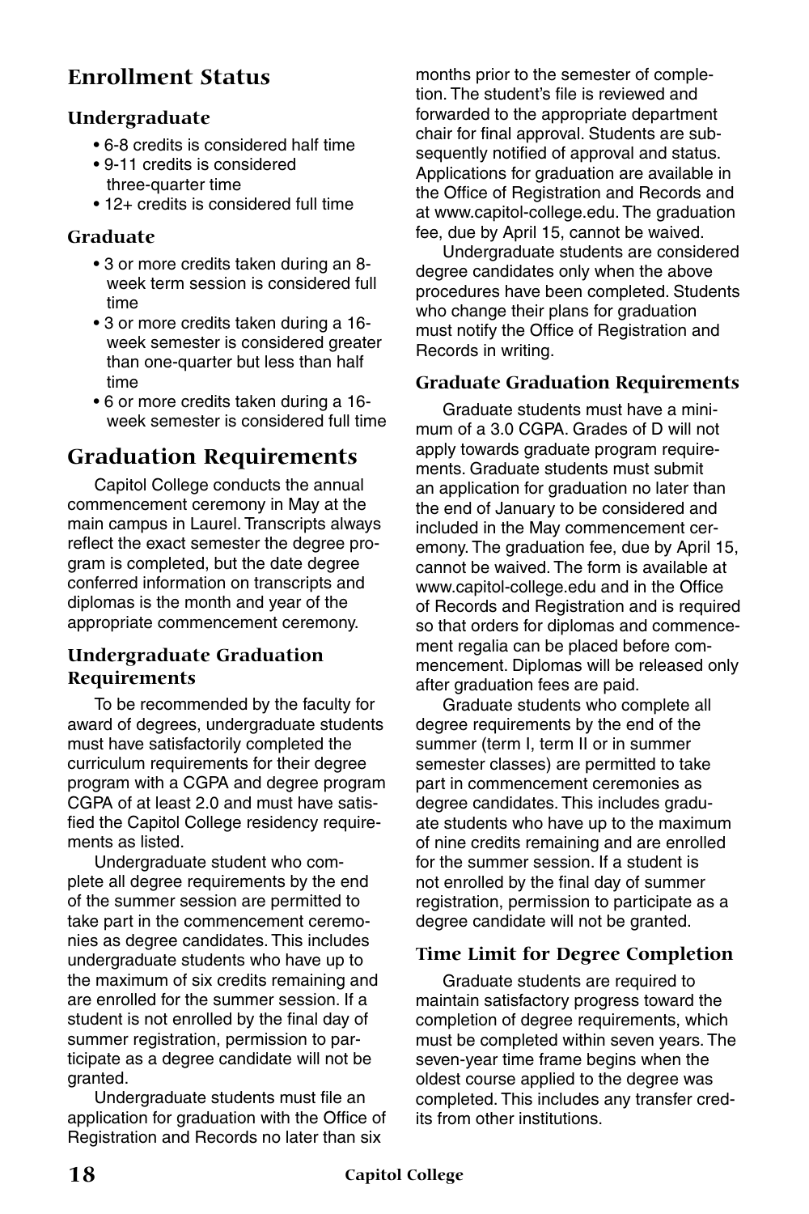## Enrollment Status

### Undergraduate

- 6-8 credits is considered half time
- 9-11 credits is considered three-quarter time
- 12+ credits is considered full time

### Graduate

- 3 or more credits taken during an 8-week term session is considered full time
- 3 or more credits taken during a 16-week semester is considered greater than one-quarter but less than half time
- 6 or more credits taken during a 16-week semester is considered full time

## Graduation Requirements

Capitol College conducts the annual commencement ceremony in May at the main campus in Laurel. Transcripts always reflect the exact semester the degree program is completed, but the date degree conferred information on transcripts and diplomas is the month and year of the appropriate commencement ceremony.

### Undergraduate Graduation Requirements

To be recommended by the faculty for award of degrees, undergraduate students must have satisfactorily completed the curriculum requirements for their degree program with a CGPA and degree program CGPA of at least 2.0 and must have satisfied the Capitol College residency requirements as listed.

Undergraduate student who complete all degree requirements by the end of the summer session are permitted to take part in the commencement ceremonies as degree candidates. This includes undergraduate students who have up to the maximum of six credits remaining and are enrolled for the summer session. If a student is not enrolled by the final day of summer registration, permission to participate as a degree candidate will not be granted.

Undergraduate students must file an application for graduation with the Office of Registration and Records no later than six months prior to the semester of completion. The student's file is reviewed and forwarded to the appropriate department chair for final approval. Students are subsequently notified of approval and status. Applications for graduation are available in the Office of Registration and Records and at www.capitol-college.edu. The graduation fee, due by April 15, cannot be waived.

Undergraduate students are considered degree candidates only when the above procedures have been completed. Students who change their plans for graduation must notify the Office of Registration and Records in writing.

### Graduate Graduation Requirements

Graduate students must have a minimum of a 3.0 CGPA. Grades of D will not apply towards graduate program requirements. Graduate students must submit an application for graduation no later than the end of January to be considered and included in the May commencement ceremony. The graduation fee, due by April 15, cannot be waived. The form is available at www.capitol-college.edu and in the Office of Records and Registration and is required so that orders for diplomas and commencement regalia can be placed before commencement. Diplomas will be released only after graduation fees are paid.

Graduate students who complete all degree requirements by the end of the summer (term I, term II or in summer semester classes) are permitted to take part in commencement ceremonies as degree candidates. This includes graduate students who have up to the maximum of nine credits remaining and are enrolled for the summer session. If a student is not enrolled by the final day of summer registration, permission to participate as a degree candidate will not be granted.

### Time Limit for Degree Completion

Graduate students are required to maintain satisfactory progress toward the completion of degree requirements, which must be completed within seven years. The seven-year time frame begins when the oldest course applied to the degree was completed. This includes any transfer credits from other institutions.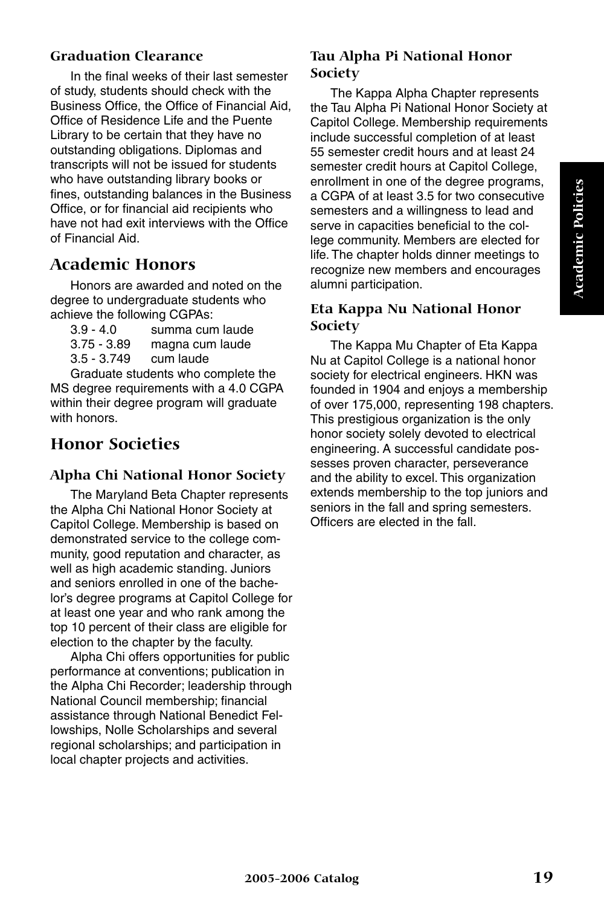### Graduation Clearance

In the final weeks of their last semester of study, students should check with the Business Office, the Office of Financial Aid, Office of Residence Life and the Puente Library to be certain that they have no outstanding obligations. Diplomas and transcripts will not be issued for students who have outstanding library books or fines, outstanding balances in the Business Office, or for financial aid recipients who have not had exit interviews with the Office of Financial Aid.

## Academic Honors

Honors are awarded and noted on the degree to undergraduate students who achieve the following CGPAs:

| | |
|---|---|
| 3.9 - 4.0 | summa cum laude |
| 3.75 - 3.89 | magna cum laude |
| 3.5 - 3.749 | cum laude |

Graduate students who complete the MS degree requirements with a 4.0 CGPA within their degree program will graduate with honors.

## Honor Societies

### Alpha Chi National Honor Society

The Maryland Beta Chapter represents the Alpha Chi National Honor Society at Capitol College. Membership is based on demonstrated service to the college community, good reputation and character, as well as high academic standing. Juniors and seniors enrolled in one of the bachelor's degree programs at Capitol College for at least one year and who rank among the top 10 percent of their class are eligible for election to the chapter by the faculty.

Alpha Chi offers opportunities for public performance at conventions; publication in the Alpha Chi Recorder; leadership through National Council membership; financial assistance through National Benedict Fellowships, Nolle Scholarships and several regional scholarships; and participation in local chapter projects and activities.

### Tau Alpha Pi National Honor Society

The Kappa Alpha Chapter represents the Tau Alpha Pi National Honor Society at Capitol College. Membership requirements include successful completion of at least 55 semester credit hours and at least 24 semester credit hours at Capitol College, enrollment in one of the degree programs, a CGPA of at least 3.5 for two consecutive semesters and a willingness to lead and serve in capacities beneficial to the college community. Members are elected for life. The chapter holds dinner meetings to recognize new members and encourages alumni participation.

### Eta Kappa Nu National Honor Society

The Kappa Mu Chapter of Eta Kappa Nu at Capitol College is a national honor society for electrical engineers. HKN was founded in 1904 and enjoys a membership of over 175,000, representing 198 chapters. This prestigious organization is the only honor society solely devoted to electrical engineering. A successful candidate possesses proven character, perseverance and the ability to excel. This organization extends membership to the top juniors and seniors in the fall and spring semesters. Officers are elected in the fall.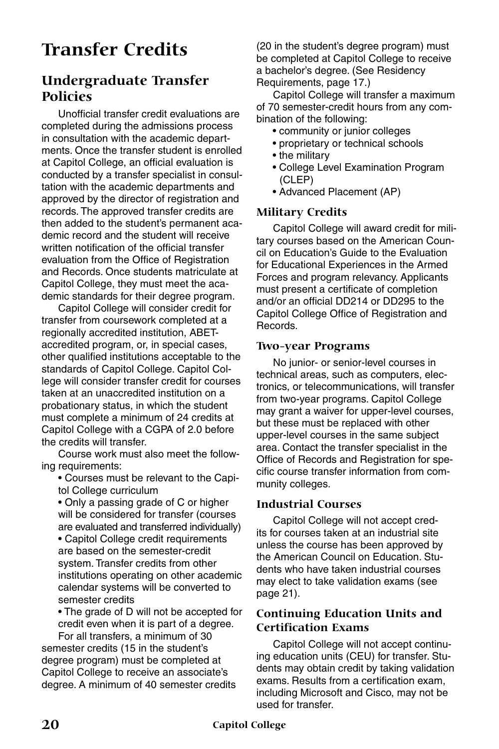# Transfer Credits

## Undergraduate Transfer Policies

Unofficial transfer credit evaluations are completed during the admissions process in consultation with the academic departments. Once the transfer student is enrolled at Capitol College, an official evaluation is conducted by a transfer specialist in consultation with the academic departments and approved by the director of registration and records. The approved transfer credits are then added to the student's permanent academic record and the student will receive written notification of the official transfer evaluation from the Office of Registration and Records. Once students matriculate at Capitol College, they must meet the academic standards for their degree program.

Capitol College will consider credit for transfer from coursework completed at a regionally accredited institution, ABET-accredited program, or, in special cases, other qualified institutions acceptable to the standards of Capitol College. Capitol College will consider transfer credit for courses taken at an unaccredited institution on a probationary status, in which the student must complete a minimum of 24 credits at Capitol College with a CGPA of 2.0 before the credits will transfer.

Course work must also meet the following requirements:

- Courses must be relevant to the Capitol College curriculum
- Only a passing grade of C or higher will be considered for transfer (courses are evaluated and transferred individually)
- Capitol College credit requirements are based on the semester-credit system. Transfer credits from other institutions operating on other academic calendar systems will be converted to semester credits
- The grade of D will not be accepted for credit even when it is part of a degree.

For all transfers, a minimum of 30 semester credits (15 in the student's degree program) must be completed at Capitol College to receive an associate's degree. A minimum of 40 semester credits (20 in the student's degree program) must be completed at Capitol College to receive a bachelor's degree. (See Residency Requirements, page 17.)

Capitol College will transfer a maximum of 70 semester-credit hours from any combination of the following:

- community or junior colleges
- proprietary or technical schools
- the military
- College Level Examination Program (CLEP)
- Advanced Placement (AP)

### Military Credits

Capitol College will award credit for military courses based on the American Council on Education's Guide to the Evaluation for Educational Experiences in the Armed Forces and program relevancy. Applicants must present a certificate of completion and/or an official DD214 or DD295 to the Capitol College Office of Registration and Records.

### Two-year Programs

No junior- or senior-level courses in technical areas, such as computers, electronics, or telecommunications, will transfer from two-year programs. Capitol College may grant a waiver for upper-level courses, but these must be replaced with other upper-level courses in the same subject area. Contact the transfer specialist in the Office of Records and Registration for specific course transfer information from community colleges.

### Industrial Courses

Capitol College will not accept credits for courses taken at an industrial site unless the course has been approved by the American Council on Education. Students who have taken industrial courses may elect to take validation exams (see page 21).

### Continuing Education Units and Certification Exams

Capitol College will not accept continuing education units (CEU) for transfer. Students may obtain credit by taking validation exams. Results from a certification exam, including Microsoft and Cisco, may not be used for transfer.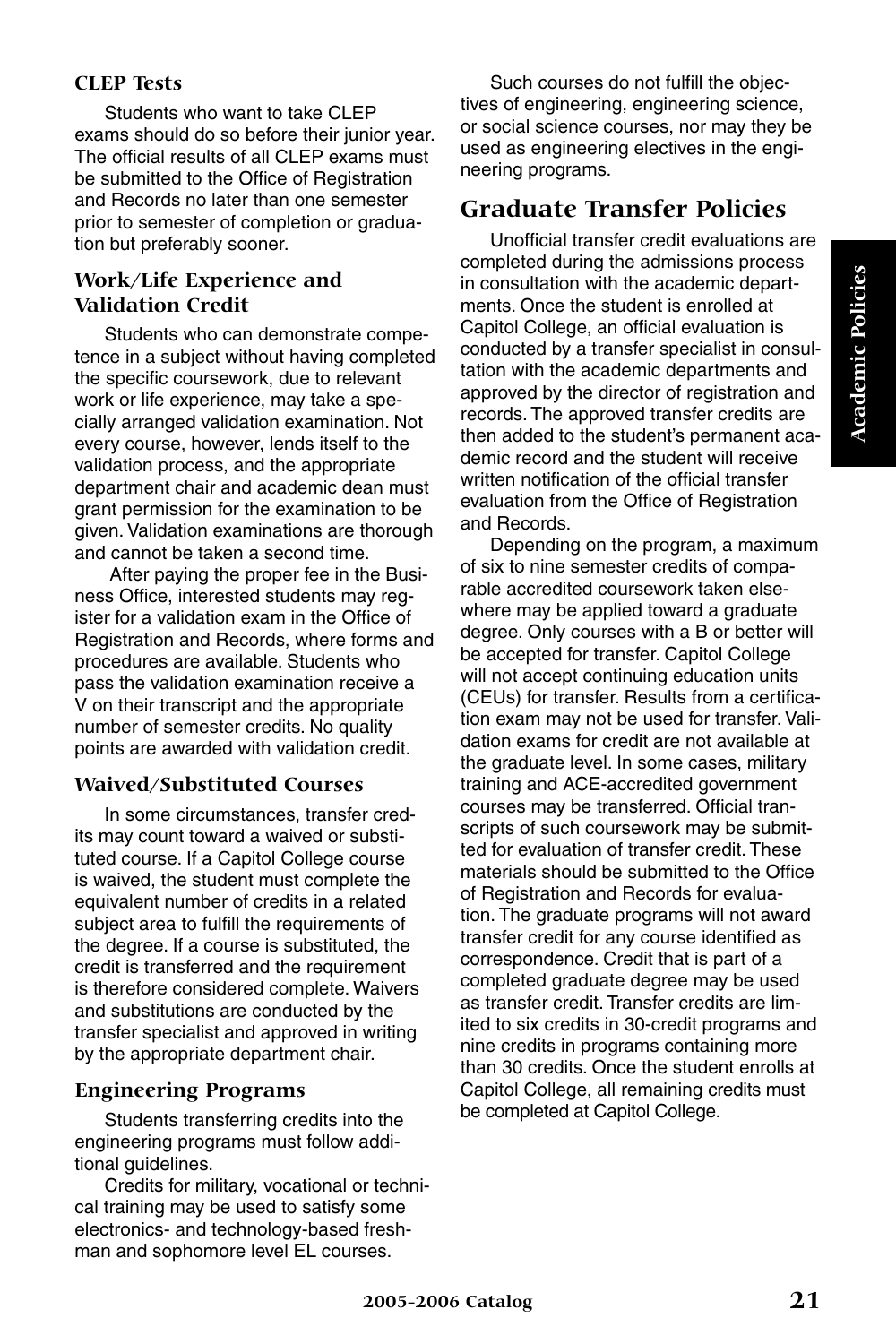### CLEP Tests

Students who want to take CLEP exams should do so before their junior year. The official results of all CLEP exams must be submitted to the Office of Registration and Records no later than one semester prior to semester of completion or graduation but preferably sooner.

### Work/Life Experience and Validation Credit

Students who can demonstrate competence in a subject without having completed the specific coursework, due to relevant work or life experience, may take a specially arranged validation examination. Not every course, however, lends itself to the validation process, and the appropriate department chair and academic dean must grant permission for the examination to be given. Validation examinations are thorough and cannot be taken a second time.

After paying the proper fee in the Business Office, interested students may register for a validation exam in the Office of Registration and Records, where forms and procedures are available. Students who pass the validation examination receive a V on their transcript and the appropriate number of semester credits. No quality points are awarded with validation credit.

### Waived/Substituted Courses

In some circumstances, transfer credits may count toward a waived or substituted course. If a Capitol College course is waived, the student must complete the equivalent number of credits in a related subject area to fulfill the requirements of the degree. If a course is substituted, the credit is transferred and the requirement is therefore considered complete. Waivers and substitutions are conducted by the transfer specialist and approved in writing by the appropriate department chair.

### Engineering Programs

Students transferring credits into the engineering programs must follow additional guidelines.

Credits for military, vocational or technical training may be used to satisfy some electronics- and technology-based freshman and sophomore level EL courses.

Such courses do not fulfill the objectives of engineering, engineering science, or social science courses, nor may they be used as engineering electives in the engineering programs.

## Graduate Transfer Policies

Unofficial transfer credit evaluations are completed during the admissions process in consultation with the academic departments. Once the student is enrolled at Capitol College, an official evaluation is conducted by a transfer specialist in consultation with the academic departments and approved by the director of registration and records. The approved transfer credits are then added to the student's permanent academic record and the student will receive written notification of the official transfer evaluation from the Office of Registration and Records.

Depending on the program, a maximum of six to nine semester credits of comparable accredited coursework taken elsewhere may be applied toward a graduate degree. Only courses with a B or better will be accepted for transfer. Capitol College will not accept continuing education units (CEUs) for transfer. Results from a certification exam may not be used for transfer. Validation exams for credit are not available at the graduate level. In some cases, military training and ACE-accredited government courses may be transferred. Official transcripts of such coursework may be submitted for evaluation of transfer credit. These materials should be submitted to the Office of Registration and Records for evaluation. The graduate programs will not award transfer credit for any course identified as correspondence. Credit that is part of a completed graduate degree may be used as transfer credit. Transfer credits are limited to six credits in 30-credit programs and nine credits in programs containing more than 30 credits. Once the student enrolls at Capitol College, all remaining credits must be completed at Capitol College.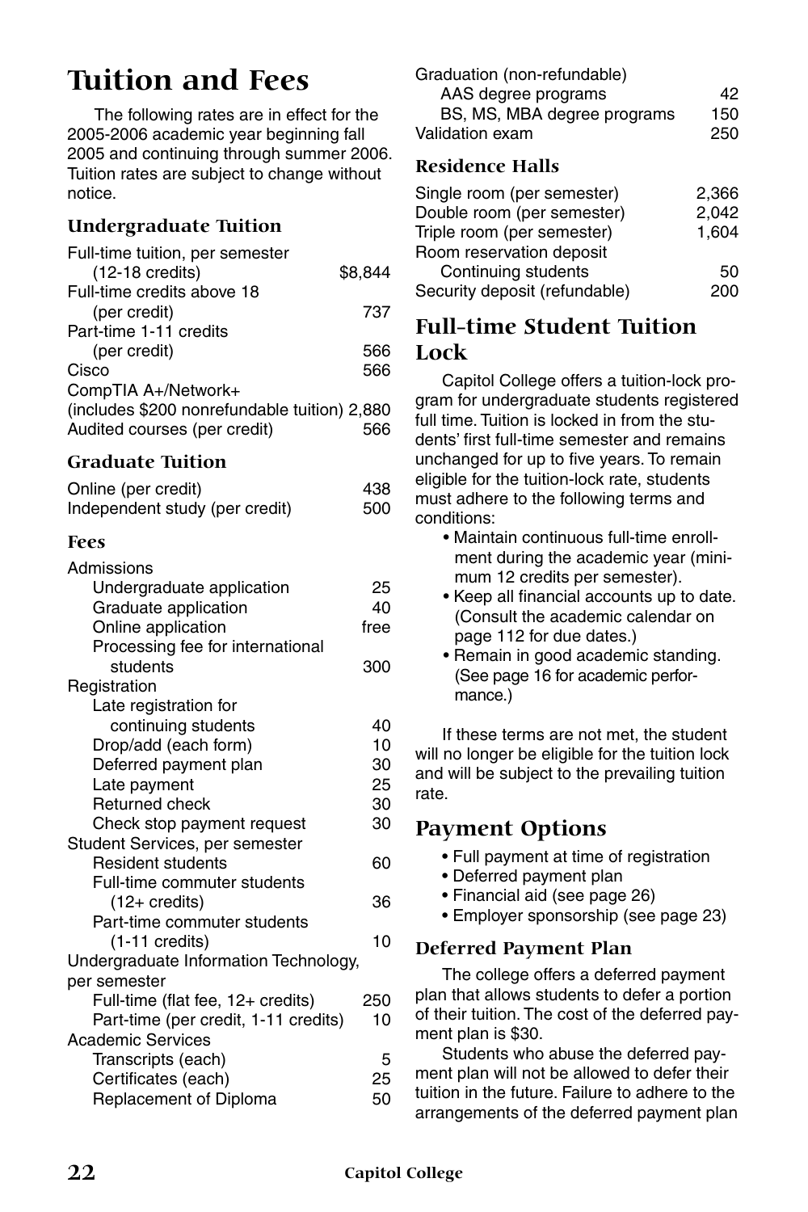# Tuition and Fees

The following rates are in effect for the 2005-2006 academic year beginning fall 2005 and continuing through summer 2006. Tuition rates are subject to change without notice.

### Undergraduate Tuition

| | |
|---|---|
| Full-time tuition, per semester (12-18 credits) | $8,844 |
| Full-time credits above 18 (per credit) | 737 |
| Part-time 1-11 credits (per credit) | 566 |
| Cisco | 566 |
| CompTIA A+/Network+ (includes $200 nonrefundable tuition) | 2,880 |
| Audited courses (per credit) | 566 |

### Graduate Tuition

| | |
|---|---|
| Online (per credit) | 438 |
| Independent study (per credit) | 500 |

### Fees

| | |
|---|---|
| **Admissions** | |
| Undergraduate application | 25 |
| Graduate application | 40 |
| Online application | free |
| Processing fee for international students | 300 |
| **Registration** | |
| Late registration for continuing students | 40 |
| Drop/add (each form) | 10 |
| Deferred payment plan | 30 |
| Late payment | 25 |
| Returned check | 30 |
| Check stop payment request | 30 |
| **Student Services, per semester** | |
| Resident students | 60 |
| Full-time commuter students (12+ credits) | 36 |
| Part-time commuter students (1-11 credits) | 10 |
| **Undergraduate Information Technology, per semester** | |
| Full-time (flat fee, 12+ credits) | 250 |
| Part-time (per credit, 1-11 credits) | 10 |
| **Academic Services** | |
| Transcripts (each) | 5 |
| Certificates (each) | 25 |
| Replacement of Diploma | 50 |
| **Graduation (non-refundable)** | |
| AAS degree programs | 42 |
| BS, MS, MBA degree programs | 150 |
| Validation exam | 250 |

### Residence Halls

| | |
|---|---|
| Single room (per semester) | 2,366 |
| Double room (per semester) | 2,042 |
| Triple room (per semester) | 1,604 |
| Room reservation deposit | |
| Continuing students | 50 |
| Security deposit (refundable) | 200 |

## Full-time Student Tuition Lock

Capitol College offers a tuition-lock program for undergraduate students registered full time. Tuition is locked in from the students' first full-time semester and remains unchanged for up to five years. To remain eligible for the tuition-lock rate, students must adhere to the following terms and conditions:

- Maintain continuous full-time enrollment during the academic year (minimum 12 credits per semester).
- Keep all financial accounts up to date. (Consult the academic calendar on page 112 for due dates.)
- Remain in good academic standing. (See page 16 for academic performance.)

If these terms are not met, the student will no longer be eligible for the tuition lock and will be subject to the prevailing tuition rate.

## Payment Options

- Full payment at time of registration
- Deferred payment plan
- Financial aid (see page 26)
- Employer sponsorship (see page 23)

### Deferred Payment Plan

The college offers a deferred payment plan that allows students to defer a portion of their tuition. The cost of the deferred payment plan is $30.

Students who abuse the deferred payment plan will not be allowed to defer their tuition in the future. Failure to adhere to the arrangements of the deferred payment plan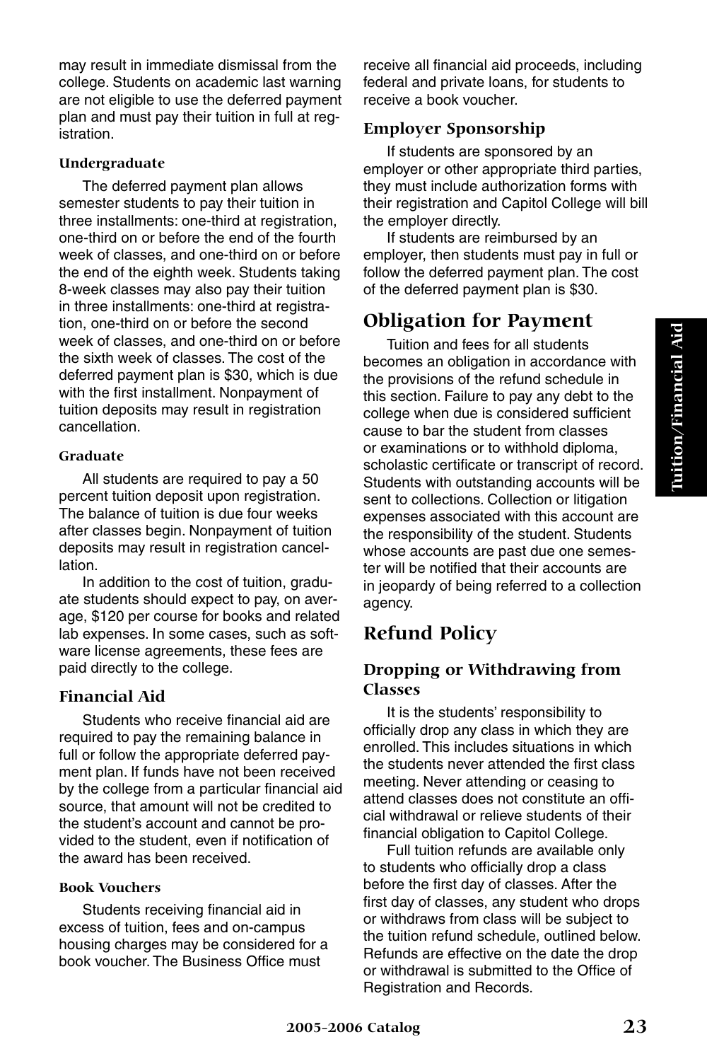may result in immediate dismissal from the college. Students on academic last warning are not eligible to use the deferred payment plan and must pay their tuition in full at registration.

#### Undergraduate

The deferred payment plan allows semester students to pay their tuition in three installments: one-third at registration, one-third on or before the end of the fourth week of classes, and one-third on or before the end of the eighth week. Students taking 8-week classes may also pay their tuition in three installments: one-third at registration, one-third on or before the second week of classes, and one-third on or before the sixth week of classes. The cost of the deferred payment plan is $30, which is due with the first installment. Nonpayment of tuition deposits may result in registration cancellation.

#### Graduate

All students are required to pay a 50 percent tuition deposit upon registration. The balance of tuition is due four weeks after classes begin. Nonpayment of tuition deposits may result in registration cancellation.

In addition to the cost of tuition, graduate students should expect to pay, on average, $120 per course for books and related lab expenses. In some cases, such as software license agreements, these fees are paid directly to the college.

### Financial Aid

Students who receive financial aid are required to pay the remaining balance in full or follow the appropriate deferred payment plan. If funds have not been received by the college from a particular financial aid source, that amount will not be credited to the student's account and cannot be provided to the student, even if notification of the award has been received.

#### Book Vouchers

Students receiving financial aid in excess of tuition, fees and on-campus housing charges may be considered for a book voucher. The Business Office must receive all financial aid proceeds, including federal and private loans, for students to receive a book voucher.

### Employer Sponsorship

If students are sponsored by an employer or other appropriate third parties, they must include authorization forms with their registration and Capitol College will bill the employer directly.

If students are reimbursed by an employer, then students must pay in full or follow the deferred payment plan. The cost of the deferred payment plan is $30.

## Obligation for Payment

Tuition and fees for all students becomes an obligation in accordance with the provisions of the refund schedule in this section. Failure to pay any debt to the college when due is considered sufficient cause to bar the student from classes or examinations or to withhold diploma, scholastic certificate or transcript of record. Students with outstanding accounts will be sent to collections. Collection or litigation expenses associated with this account are the responsibility of the student. Students whose accounts are past due one semester will be notified that their accounts are in jeopardy of being referred to a collection agency.

## Refund Policy

### Dropping or Withdrawing from Classes

It is the students' responsibility to officially drop any class in which they are enrolled. This includes situations in which the students never attended the first class meeting. Never attending or ceasing to attend classes does not constitute an official withdrawal or relieve students of their financial obligation to Capitol College.

Full tuition refunds are available only to students who officially drop a class before the first day of classes. After the first day of classes, any student who drops or withdraws from class will be subject to the tuition refund schedule, outlined below. Refunds are effective on the date the drop or withdrawal is submitted to the Office of Registration and Records.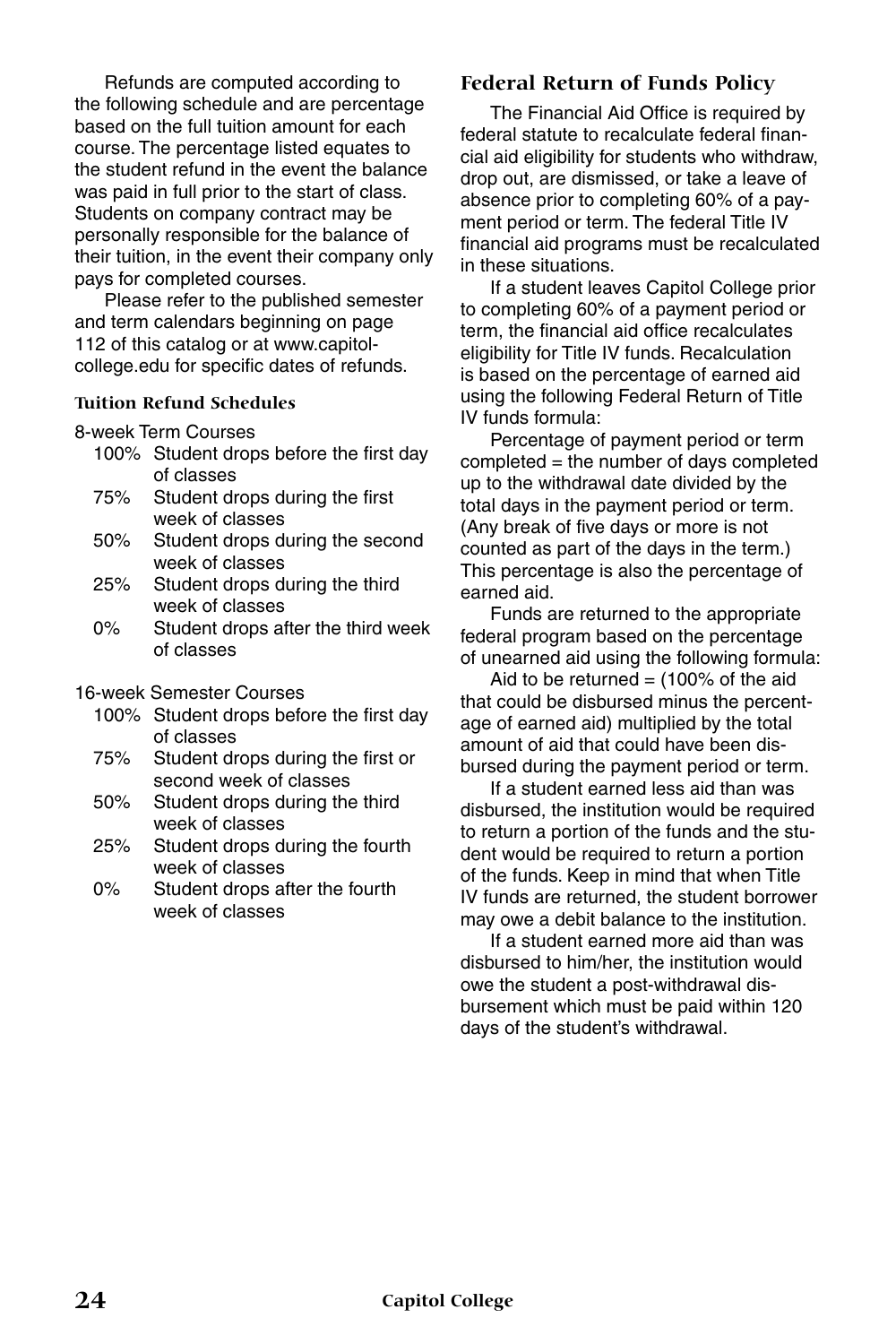Refunds are computed according to the following schedule and are percentage based on the full tuition amount for each course. The percentage listed equates to the student refund in the event the balance was paid in full prior to the start of class. Students on company contract may be personally responsible for the balance of their tuition, in the event their company only pays for completed courses.

Please refer to the published semester and term calendars beginning on page 112 of this catalog or at www.capitol-college.edu for specific dates of refunds.

#### Tuition Refund Schedules

8-week Term Courses

- 100% Student drops before the first day of classes
- 75% Student drops during the first week of classes
- 50% Student drops during the second week of classes
- 25% Student drops during the third week of classes
- 0% Student drops after the third week of classes

16-week Semester Courses

- 100% Student drops before the first day of classes
- 75% Student drops during the first or second week of classes
- 50% Student drops during the third week of classes
- 25% Student drops during the fourth week of classes
- 0% Student drops after the fourth week of classes

### Federal Return of Funds Policy

The Financial Aid Office is required by federal statute to recalculate federal financial aid eligibility for students who withdraw, drop out, are dismissed, or take a leave of absence prior to completing 60% of a payment period or term. The federal Title IV financial aid programs must be recalculated in these situations.

If a student leaves Capitol College prior to completing 60% of a payment period or term, the financial aid office recalculates eligibility for Title IV funds. Recalculation is based on the percentage of earned aid using the following Federal Return of Title IV funds formula:

Percentage of payment period or term completed = the number of days completed up to the withdrawal date divided by the total days in the payment period or term. (Any break of five days or more is not counted as part of the days in the term.) This percentage is also the percentage of earned aid.

Funds are returned to the appropriate federal program based on the percentage of unearned aid using the following formula:

Aid to be returned = (100% of the aid that could be disbursed minus the percentage of earned aid) multiplied by the total amount of aid that could have been disbursed during the payment period or term.

If a student earned less aid than was disbursed, the institution would be required to return a portion of the funds and the student would be required to return a portion of the funds. Keep in mind that when Title IV funds are returned, the student borrower may owe a debit balance to the institution.

If a student earned more aid than was disbursed to him/her, the institution would owe the student a post-withdrawal disbursement which must be paid within 120 days of the student's withdrawal.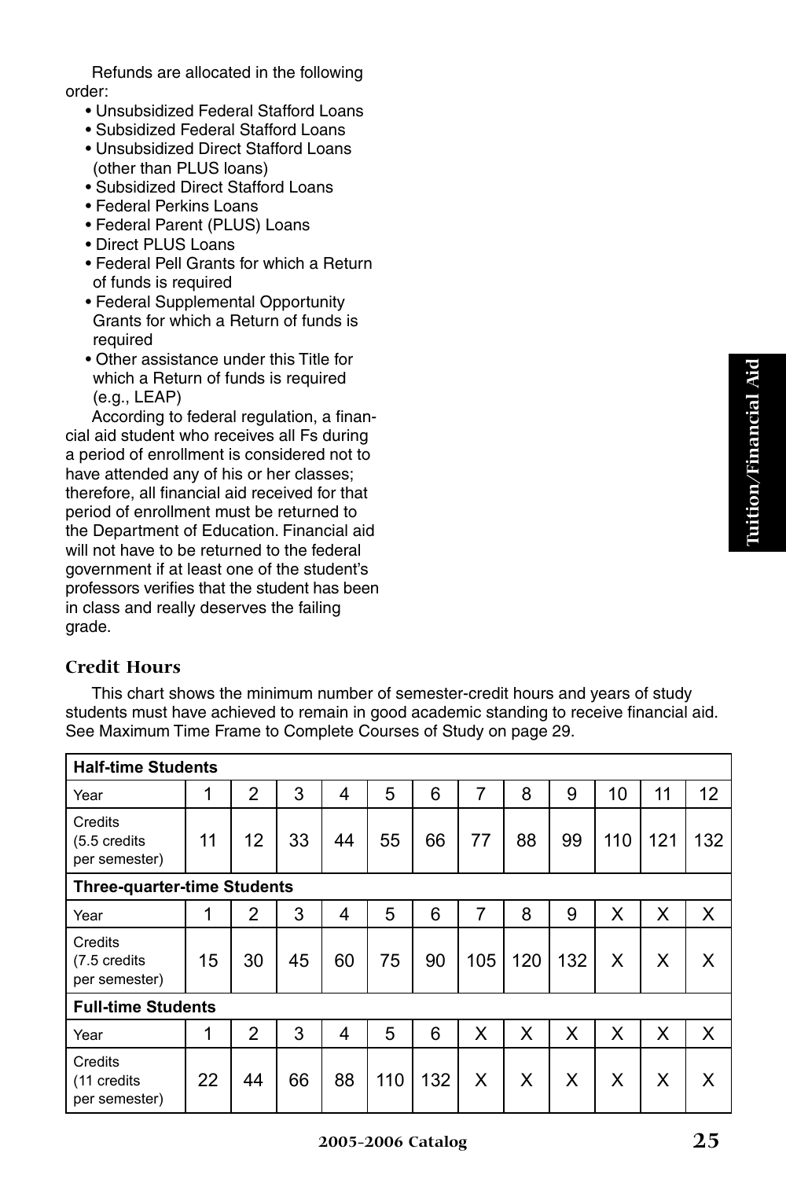Refunds are allocated in the following order:

- Unsubsidized Federal Stafford Loans
- Subsidized Federal Stafford Loans
- Unsubsidized Direct Stafford Loans (other than PLUS loans)
- Subsidized Direct Stafford Loans
- Federal Perkins Loans
- Federal Parent (PLUS) Loans
- Direct PLUS Loans
- Federal Pell Grants for which a Return of funds is required
- Federal Supplemental Opportunity Grants for which a Return of funds is required
- Other assistance under this Title for which a Return of funds is required (e.g., LEAP)

According to federal regulation, a financial aid student who receives all Fs during a period of enrollment is considered not to have attended any of his or her classes; therefore, all financial aid received for that period of enrollment must be returned to the Department of Education. Financial aid will not have to be returned to the federal government if at least one of the student's professors verifies that the student has been in class and really deserves the failing grade.

### Credit Hours

This chart shows the minimum number of semester-credit hours and years of study students must have achieved to remain in good academic standing to receive financial aid. See Maximum Time Frame to Complete Courses of Study on page 29.

| **Half-time Students** | | | | | | | | | | | | |
|---|---|---|---|---|---|---|---|---|---|---|---|---|
| Year | 1 | 2 | 3 | 4 | 5 | 6 | 7 | 8 | 9 | 10 | 11 | 12 |
| Credits (5.5 credits per semester) | 11 | 12 | 33 | 44 | 55 | 66 | 77 | 88 | 99 | 110 | 121 | 132 |
| **Three-quarter-time Students** | | | | | | | | | | | | |
| Year | 1 | 2 | 3 | 4 | 5 | 6 | 7 | 8 | 9 | X | X | X |
| Credits (7.5 credits per semester) | 15 | 30 | 45 | 60 | 75 | 90 | 105 | 120 | 132 | X | X | X |
| **Full-time Students** | | | | | | | | | | | | |
| Year | 1 | 2 | 3 | 4 | 5 | 6 | X | X | X | X | X | X |
| Credits (11 credits per semester) | 22 | 44 | 66 | 88 | 110 | 132 | X | X | X | X | X | X |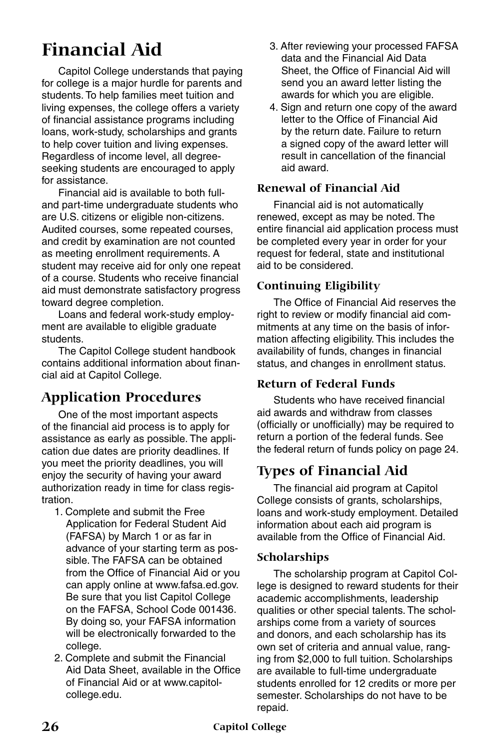# Financial Aid

Capitol College understands that paying for college is a major hurdle for parents and students. To help families meet tuition and living expenses, the college offers a variety of financial assistance programs including loans, work-study, scholarships and grants to help cover tuition and living expenses. Regardless of income level, all degree-seeking students are encouraged to apply for assistance.

Financial aid is available to both full- and part-time undergraduate students who are U.S. citizens or eligible non-citizens. Audited courses, some repeated courses, and credit by examination are not counted as meeting enrollment requirements. A student may receive aid for only one repeat of a course. Students who receive financial aid must demonstrate satisfactory progress toward degree completion.

Loans and federal work-study employment are available to eligible graduate students.

The Capitol College student handbook contains additional information about financial aid at Capitol College.

## Application Procedures

One of the most important aspects of the financial aid process is to apply for assistance as early as possible. The application due dates are priority deadlines. If you meet the priority deadlines, you will enjoy the security of having your award authorization ready in time for class registration.

1. Complete and submit the Free Application for Federal Student Aid (FAFSA) by March 1 or as far in advance of your starting term as possible. The FAFSA can be obtained from the Office of Financial Aid or you can apply online at www.fafsa.ed.gov. Be sure that you list Capitol College on the FAFSA, School Code 001436. By doing so, your FAFSA information will be electronically forwarded to the college.
2. Complete and submit the Financial Aid Data Sheet, available in the Office of Financial Aid or at www.capitol-college.edu.
3. After reviewing your processed FAFSA data and the Financial Aid Data Sheet, the Office of Financial Aid will send you an award letter listing the awards for which you are eligible.
4. Sign and return one copy of the award letter to the Office of Financial Aid by the return date. Failure to return a signed copy of the award letter will result in cancellation of the financial aid award.

### Renewal of Financial Aid

Financial aid is not automatically renewed, except as may be noted. The entire financial aid application process must be completed every year in order for your request for federal, state and institutional aid to be considered.

### Continuing Eligibility

The Office of Financial Aid reserves the right to review or modify financial aid commitments at any time on the basis of information affecting eligibility. This includes the availability of funds, changes in financial status, and changes in enrollment status.

### Return of Federal Funds

Students who have received financial aid awards and withdraw from classes (officially or unofficially) may be required to return a portion of the federal funds. See the federal return of funds policy on page 24.

## Types of Financial Aid

The financial aid program at Capitol College consists of grants, scholarships, loans and work-study employment. Detailed information about each aid program is available from the Office of Financial Aid.

### Scholarships

The scholarship program at Capitol College is designed to reward students for their academic accomplishments, leadership qualities or other special talents. The scholarships come from a variety of sources and donors, and each scholarship has its own set of criteria and annual value, ranging from $2,000 to full tuition. Scholarships are available to full-time undergraduate students enrolled for 12 credits or more per semester. Scholarships do not have to be repaid.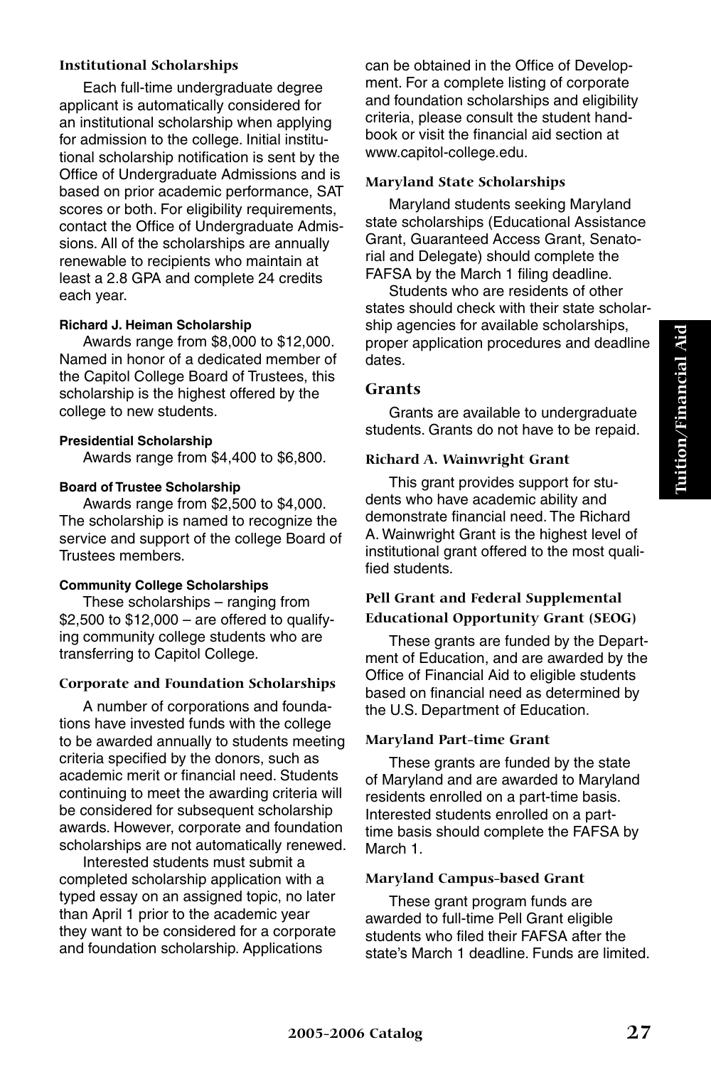### Institutional Scholarships

Each full-time undergraduate degree applicant is automatically considered for an institutional scholarship when applying for admission to the college. Initial institutional scholarship notification is sent by the Office of Undergraduate Admissions and is based on prior academic performance, SAT scores or both. For eligibility requirements, contact the Office of Undergraduate Admissions. All of the scholarships are annually renewable to recipients who maintain at least a 2.8 GPA and complete 24 credits each year.

#### Richard J. Heiman Scholarship

Awards range from $8,000 to $12,000. Named in honor of a dedicated member of the Capitol College Board of Trustees, this scholarship is the highest offered by the college to new students.

#### Presidential Scholarship

Awards range from $4,400 to $6,800.

#### Board of Trustee Scholarship

Awards range from $2,500 to $4,000. The scholarship is named to recognize the service and support of the college Board of Trustees members.

#### Community College Scholarships

These scholarships – ranging from $2,500 to $12,000 – are offered to qualifying community college students who are transferring to Capitol College.

### Corporate and Foundation Scholarships

A number of corporations and foundations have invested funds with the college to be awarded annually to students meeting criteria specified by the donors, such as academic merit or financial need. Students continuing to meet the awarding criteria will be considered for subsequent scholarship awards. However, corporate and foundation scholarships are not automatically renewed.

Interested students must submit a completed scholarship application with a typed essay on an assigned topic, no later than April 1 prior to the academic year they want to be considered for a corporate and foundation scholarship. Applications can be obtained in the Office of Development. For a complete listing of corporate and foundation scholarships and eligibility criteria, please consult the student handbook or visit the financial aid section at www.capitol-college.edu.

### Maryland State Scholarships

Maryland students seeking Maryland state scholarships (Educational Assistance Grant, Guaranteed Access Grant, Senatorial and Delegate) should complete the FAFSA by the March 1 filing deadline.

Students who are residents of other states should check with their state scholarship agencies for available scholarships, proper application procedures and deadline dates.

## Grants

Grants are available to undergraduate students. Grants do not have to be repaid.

### Richard A. Wainwright Grant

This grant provides support for students who have academic ability and demonstrate financial need. The Richard A. Wainwright Grant is the highest level of institutional grant offered to the most qualified students.

### Pell Grant and Federal Supplemental Educational Opportunity Grant (SEOG)

These grants are funded by the Department of Education, and are awarded by the Office of Financial Aid to eligible students based on financial need as determined by the U.S. Department of Education.

### Maryland Part-time Grant

These grants are funded by the state of Maryland and are awarded to Maryland residents enrolled on a part-time basis. Interested students enrolled on a part-time basis should complete the FAFSA by March 1.

### Maryland Campus-based Grant

These grant program funds are awarded to full-time Pell Grant eligible students who filed their FAFSA after the state's March 1 deadline. Funds are limited.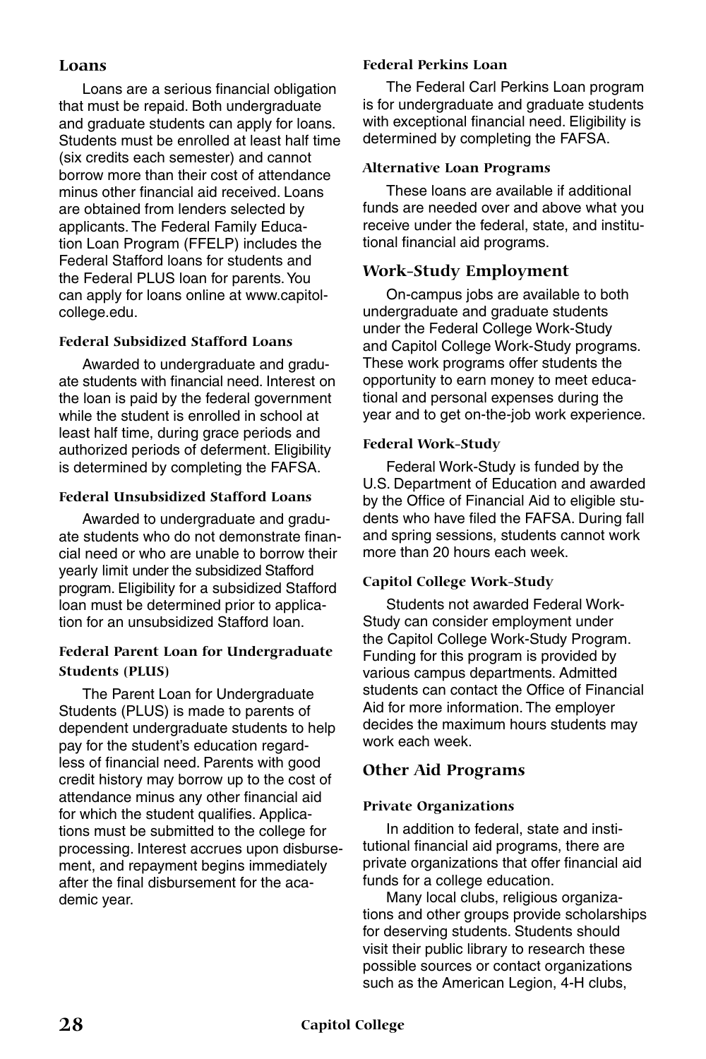## Loans

Loans are a serious financial obligation that must be repaid. Both undergraduate and graduate students can apply for loans. Students must be enrolled at least half time (six credits each semester) and cannot borrow more than their cost of attendance minus other financial aid received. Loans are obtained from lenders selected by applicants. The Federal Family Education Loan Program (FFELP) includes the Federal Stafford loans for students and the Federal PLUS loan for parents. You can apply for loans online at www.capitol-college.edu.

### Federal Subsidized Stafford Loans

Awarded to undergraduate and graduate students with financial need. Interest on the loan is paid by the federal government while the student is enrolled in school at least half time, during grace periods and authorized periods of deferment. Eligibility is determined by completing the FAFSA.

### Federal Unsubsidized Stafford Loans

Awarded to undergraduate and graduate students who do not demonstrate financial need or who are unable to borrow their yearly limit under the subsidized Stafford program. Eligibility for a subsidized Stafford loan must be determined prior to application for an unsubsidized Stafford loan.

### Federal Parent Loan for Undergraduate Students (PLUS)

The Parent Loan for Undergraduate Students (PLUS) is made to parents of dependent undergraduate students to help pay for the student's education regardless of financial need. Parents with good credit history may borrow up to the cost of attendance minus any other financial aid for which the student qualifies. Applications must be submitted to the college for processing. Interest accrues upon disbursement, and repayment begins immediately after the final disbursement for the academic year.

### Federal Perkins Loan

The Federal Carl Perkins Loan program is for undergraduate and graduate students with exceptional financial need. Eligibility is determined by completing the FAFSA.

### Alternative Loan Programs

These loans are available if additional funds are needed over and above what you receive under the federal, state, and institutional financial aid programs.

## Work-Study Employment

On-campus jobs are available to both undergraduate and graduate students under the Federal College Work-Study and Capitol College Work-Study programs. These work programs offer students the opportunity to earn money to meet educational and personal expenses during the year and to get on-the-job work experience.

### Federal Work-Study

Federal Work-Study is funded by the U.S. Department of Education and awarded by the Office of Financial Aid to eligible students who have filed the FAFSA. During fall and spring sessions, students cannot work more than 20 hours each week.

### Capitol College Work-Study

Students not awarded Federal Work-Study can consider employment under the Capitol College Work-Study Program. Funding for this program is provided by various campus departments. Admitted students can contact the Office of Financial Aid for more information. The employer decides the maximum hours students may work each week.

## Other Aid Programs

### Private Organizations

In addition to federal, state and institutional financial aid programs, there are private organizations that offer financial aid funds for a college education.

Many local clubs, religious organizations and other groups provide scholarships for deserving students. Students should visit their public library to research these possible sources or contact organizations such as the American Legion, 4-H clubs,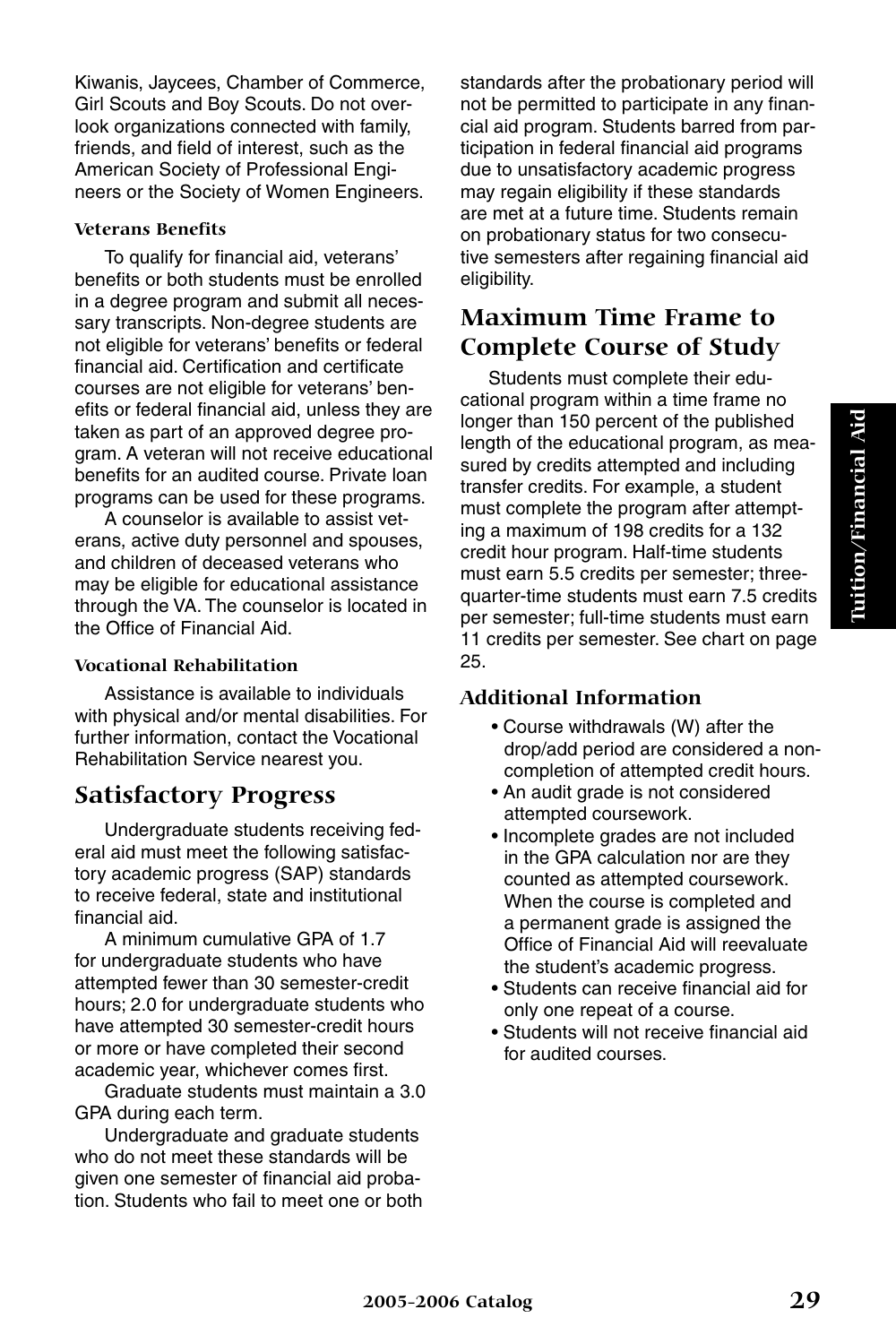Kiwanis, Jaycees, Chamber of Commerce, Girl Scouts and Boy Scouts. Do not overlook organizations connected with family, friends, and field of interest, such as the American Society of Professional Engineers or the Society of Women Engineers.

#### Veterans Benefits

To qualify for financial aid, veterans' benefits or both students must be enrolled in a degree program and submit all necessary transcripts. Non-degree students are not eligible for veterans' benefits or federal financial aid. Certification and certificate courses are not eligible for veterans' benefits or federal financial aid, unless they are taken as part of an approved degree program. A veteran will not receive educational benefits for an audited course. Private loan programs can be used for these programs.

A counselor is available to assist veterans, active duty personnel and spouses, and children of deceased veterans who may be eligible for educational assistance through the VA. The counselor is located in the Office of Financial Aid.

#### Vocational Rehabilitation

Assistance is available to individuals with physical and/or mental disabilities. For further information, contact the Vocational Rehabilitation Service nearest you.

## Satisfactory Progress

Undergraduate students receiving federal aid must meet the following satisfactory academic progress (SAP) standards to receive federal, state and institutional financial aid.

A minimum cumulative GPA of 1.7 for undergraduate students who have attempted fewer than 30 semester-credit hours; 2.0 for undergraduate students who have attempted 30 semester-credit hours or more or have completed their second academic year, whichever comes first.

Graduate students must maintain a 3.0 GPA during each term.

Undergraduate and graduate students who do not meet these standards will be given one semester of financial aid probation. Students who fail to meet one or both standards after the probationary period will not be permitted to participate in any financial aid program. Students barred from participation in federal financial aid programs due to unsatisfactory academic progress may regain eligibility if these standards are met at a future time. Students remain on probationary status for two consecutive semesters after regaining financial aid eligibility.

## Maximum Time Frame to Complete Course of Study

Students must complete their educational program within a time frame no longer than 150 percent of the published length of the educational program, as measured by credits attempted and including transfer credits. For example, a student must complete the program after attempting a maximum of 198 credits for a 132 credit hour program. Half-time students must earn 5.5 credits per semester; three-quarter-time students must earn 7.5 credits per semester; full-time students must earn 11 credits per semester. See chart on page 25.

### Additional Information

- Course withdrawals (W) after the drop/add period are considered a non-completion of attempted credit hours.
- An audit grade is not considered attempted coursework.
- Incomplete grades are not included in the GPA calculation nor are they counted as attempted coursework. When the course is completed and a permanent grade is assigned the Office of Financial Aid will reevaluate the student's academic progress.
- Students can receive financial aid for only one repeat of a course.
- Students will not receive financial aid for audited courses.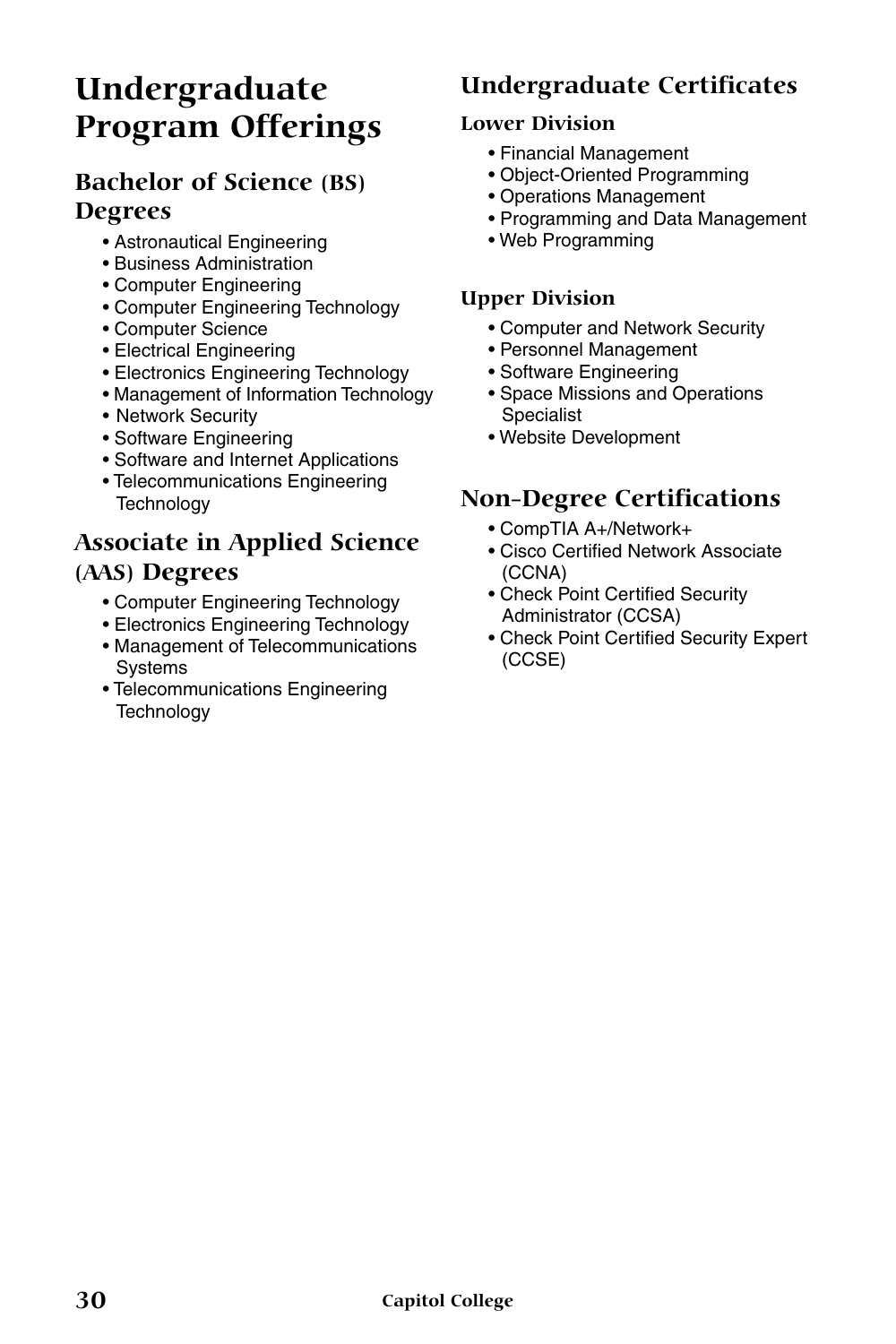# Undergraduate Program Offerings

## Bachelor of Science (BS) Degrees

- Astronautical Engineering
- Business Administration
- Computer Engineering
- Computer Engineering Technology
- Computer Science
- Electrical Engineering
- Electronics Engineering Technology
- Management of Information Technology
- Network Security
- Software Engineering
- Software and Internet Applications
- Telecommunications Engineering Technology

## Associate in Applied Science (AAS) Degrees

- Computer Engineering Technology
- Electronics Engineering Technology
- Management of Telecommunications Systems
- Telecommunications Engineering Technology

## Undergraduate Certificates

### Lower Division

- Financial Management
- Object-Oriented Programming
- Operations Management
- Programming and Data Management
- Web Programming

### Upper Division

- Computer and Network Security
- Personnel Management
- Software Engineering
- Space Missions and Operations Specialist
- Website Development

## Non-Degree Certifications

- CompTIA A+/Network+
- Cisco Certified Network Associate (CCNA)
- Check Point Certified Security Administrator (CCSA)
- Check Point Certified Security Expert (CCSE)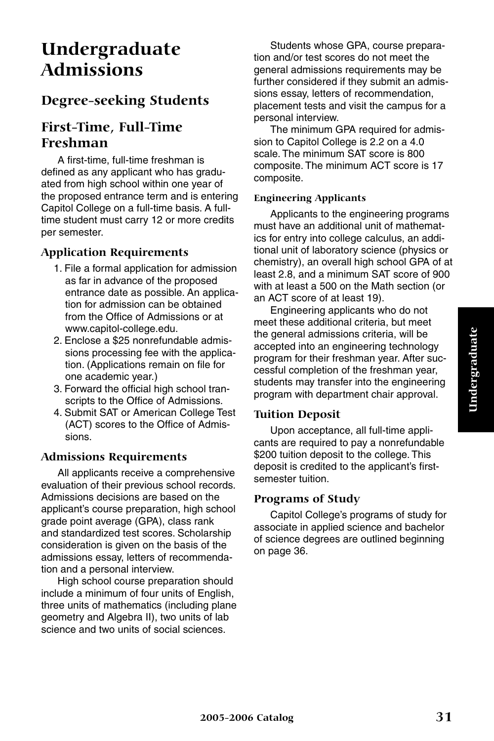# Undergraduate Admissions

## Degree-seeking Students

## First-Time, Full-Time Freshman

A first-time, full-time freshman is defined as any applicant who has graduated from high school within one year of the proposed entrance term and is entering Capitol College on a full-time basis. A full-time student must carry 12 or more credits per semester.

### Application Requirements

1. File a formal application for admission as far in advance of the proposed entrance date as possible. An application for admission can be obtained from the Office of Admissions or at www.capitol-college.edu.
2. Enclose a $25 nonrefundable admissions processing fee with the application. (Applications remain on file for one academic year.)
3. Forward the official high school transcripts to the Office of Admissions.
4. Submit SAT or American College Test (ACT) scores to the Office of Admissions.

### Admissions Requirements

All applicants receive a comprehensive evaluation of their previous school records. Admissions decisions are based on the applicant's course preparation, high school grade point average (GPA), class rank and standardized test scores. Scholarship consideration is given on the basis of the admissions essay, letters of recommendation and a personal interview.

High school course preparation should include a minimum of four units of English, three units of mathematics (including plane geometry and Algebra II), two units of lab science and two units of social sciences.

Students whose GPA, course preparation and/or test scores do not meet the general admissions requirements may be further considered if they submit an admissions essay, letters of recommendation, placement tests and visit the campus for a personal interview.

The minimum GPA required for admission to Capitol College is 2.2 on a 4.0 scale. The minimum SAT score is 800 composite. The minimum ACT score is 17 composite.

#### Engineering Applicants

Applicants to the engineering programs must have an additional unit of mathematics for entry into college calculus, an additional unit of laboratory science (physics or chemistry), an overall high school GPA of at least 2.8, and a minimum SAT score of 900 with at least a 500 on the Math section (or an ACT score of at least 19).

Engineering applicants who do not meet these additional criteria, but meet the general admissions criteria, will be accepted into an engineering technology program for their freshman year. After successful completion of the freshman year, students may transfer into the engineering program with department chair approval.

### Tuition Deposit

Upon acceptance, all full-time applicants are required to pay a nonrefundable $200 tuition deposit to the college. This deposit is credited to the applicant's first-semester tuition.

### Programs of Study

Capitol College's programs of study for associate in applied science and bachelor of science degrees are outlined beginning on page 36.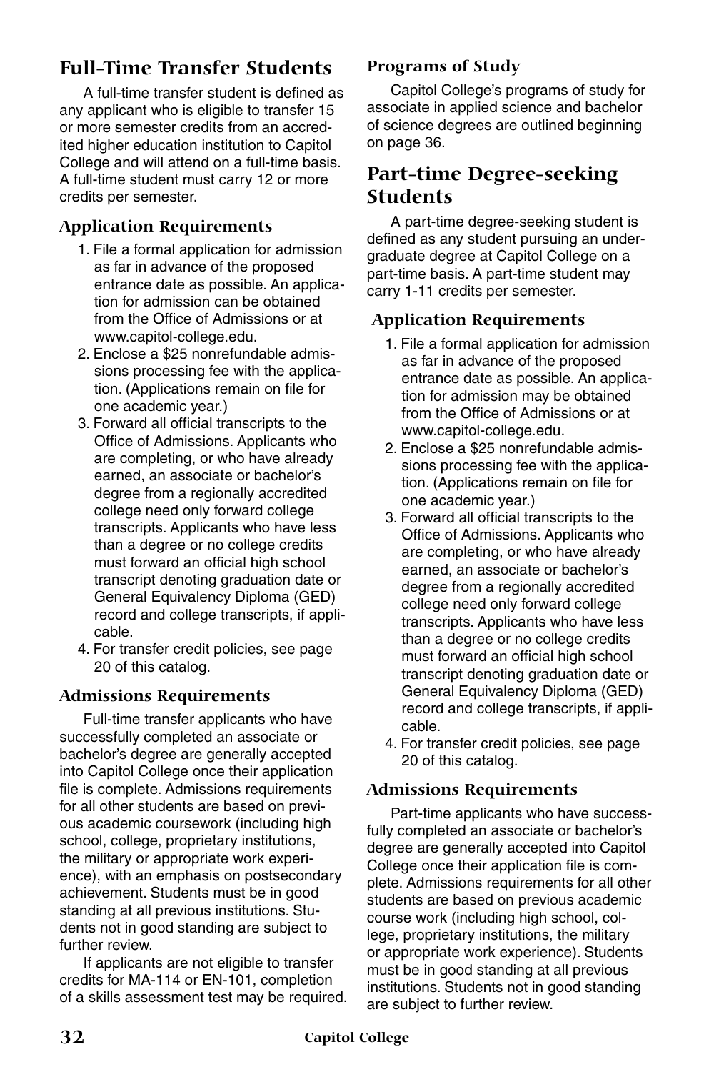## Full-Time Transfer Students

A full-time transfer student is defined as any applicant who is eligible to transfer 15 or more semester credits from an accredited higher education institution to Capitol College and will attend on a full-time basis. A full-time student must carry 12 or more credits per semester.

### Application Requirements

1. File a formal application for admission as far in advance of the proposed entrance date as possible. An application for admission can be obtained from the Office of Admissions or at www.capitol-college.edu.
2. Enclose a $25 nonrefundable admissions processing fee with the application. (Applications remain on file for one academic year.)
3. Forward all official transcripts to the Office of Admissions. Applicants who are completing, or who have already earned, an associate or bachelor's degree from a regionally accredited college need only forward college transcripts. Applicants who have less than a degree or no college credits must forward an official high school transcript denoting graduation date or General Equivalency Diploma (GED) record and college transcripts, if applicable.
4. For transfer credit policies, see page 20 of this catalog.

### Admissions Requirements

Full-time transfer applicants who have successfully completed an associate or bachelor's degree are generally accepted into Capitol College once their application file is complete. Admissions requirements for all other students are based on previous academic coursework (including high school, college, proprietary institutions, the military or appropriate work experience), with an emphasis on postsecondary achievement. Students must be in good standing at all previous institutions. Students not in good standing are subject to further review.

If applicants are not eligible to transfer credits for MA-114 or EN-101, completion of a skills assessment test may be required.

### Programs of Study

Capitol College's programs of study for associate in applied science and bachelor of science degrees are outlined beginning on page 36.

## Part-time Degree-seeking Students

A part-time degree-seeking student is defined as any student pursuing an undergraduate degree at Capitol College on a part-time basis. A part-time student may carry 1-11 credits per semester.

### Application Requirements

1. File a formal application for admission as far in advance of the proposed entrance date as possible. An application for admission may be obtained from the Office of Admissions or at www.capitol-college.edu.
2. Enclose a $25 nonrefundable admissions processing fee with the application. (Applications remain on file for one academic year.)
3. Forward all official transcripts to the Office of Admissions. Applicants who are completing, or who have already earned, an associate or bachelor's degree from a regionally accredited college need only forward college transcripts. Applicants who have less than a degree or no college credits must forward an official high school transcript denoting graduation date or General Equivalency Diploma (GED) record and college transcripts, if applicable.
4. For transfer credit policies, see page 20 of this catalog.

### Admissions Requirements

Part-time applicants who have successfully completed an associate or bachelor's degree are generally accepted into Capitol College once their application file is complete. Admissions requirements for all other students are based on previous academic course work (including high school, college, proprietary institutions, the military or appropriate work experience). Students must be in good standing at all previous institutions. Students not in good standing are subject to further review.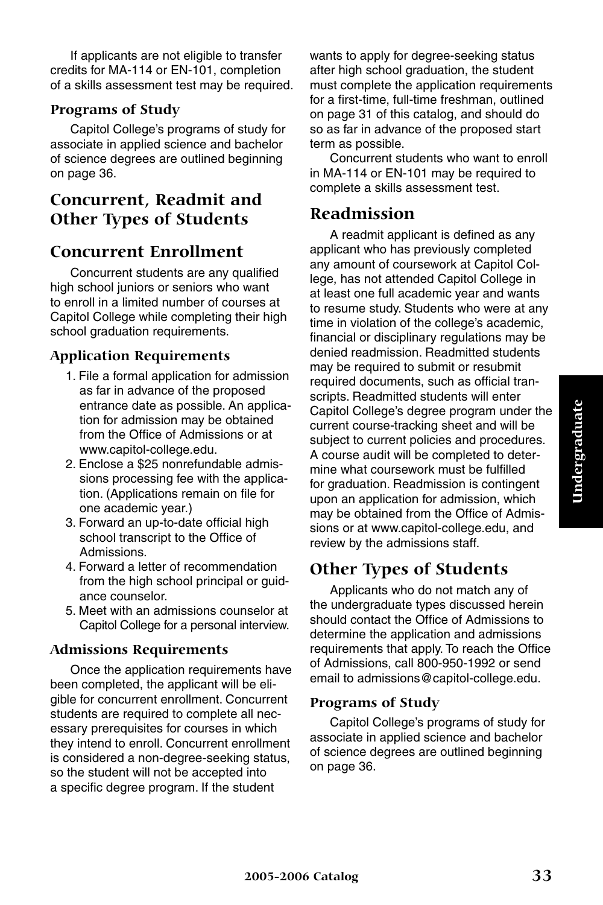If applicants are not eligible to transfer credits for MA-114 or EN-101, completion of a skills assessment test may be required.

### Programs of Study

Capitol College's programs of study for associate in applied science and bachelor of science degrees are outlined beginning on page 36.

## Concurrent, Readmit and Other Types of Students

## Concurrent Enrollment

Concurrent students are any qualified high school juniors or seniors who want to enroll in a limited number of courses at Capitol College while completing their high school graduation requirements.

### Application Requirements

1. File a formal application for admission as far in advance of the proposed entrance date as possible. An application for admission may be obtained from the Office of Admissions or at www.capitol-college.edu.
2. Enclose a $25 nonrefundable admissions processing fee with the application. (Applications remain on file for one academic year.)
3. Forward an up-to-date official high school transcript to the Office of Admissions.
4. Forward a letter of recommendation from the high school principal or guidance counselor.
5. Meet with an admissions counselor at Capitol College for a personal interview.

### Admissions Requirements

Once the application requirements have been completed, the applicant will be eligible for concurrent enrollment. Concurrent students are required to complete all necessary prerequisites for courses in which they intend to enroll. Concurrent enrollment is considered a non-degree-seeking status, so the student will not be accepted into a specific degree program. If the student wants to apply for degree-seeking status after high school graduation, the student must complete the application requirements for a first-time, full-time freshman, outlined on page 31 of this catalog, and should do so as far in advance of the proposed start term as possible.

Concurrent students who want to enroll in MA-114 or EN-101 may be required to complete a skills assessment test.

## Readmission

A readmit applicant is defined as any applicant who has previously completed any amount of coursework at Capitol College, has not attended Capitol College in at least one full academic year and wants to resume study. Students who were at any time in violation of the college's academic, financial or disciplinary regulations may be denied readmission. Readmitted students may be required to submit or resubmit required documents, such as official transcripts. Readmitted students will enter Capitol College's degree program under the current course-tracking sheet and will be subject to current policies and procedures. A course audit will be completed to determine what coursework must be fulfilled for graduation. Readmission is contingent upon an application for admission, which may be obtained from the Office of Admissions or at www.capitol-college.edu, and review by the admissions staff.

## Other Types of Students

Applicants who do not match any of the undergraduate types discussed herein should contact the Office of Admissions to determine the application and admissions requirements that apply. To reach the Office of Admissions, call 800-950-1992 or send email to admissions@capitol-college.edu.

### Programs of Study

Capitol College's programs of study for associate in applied science and bachelor of science degrees are outlined beginning on page 36.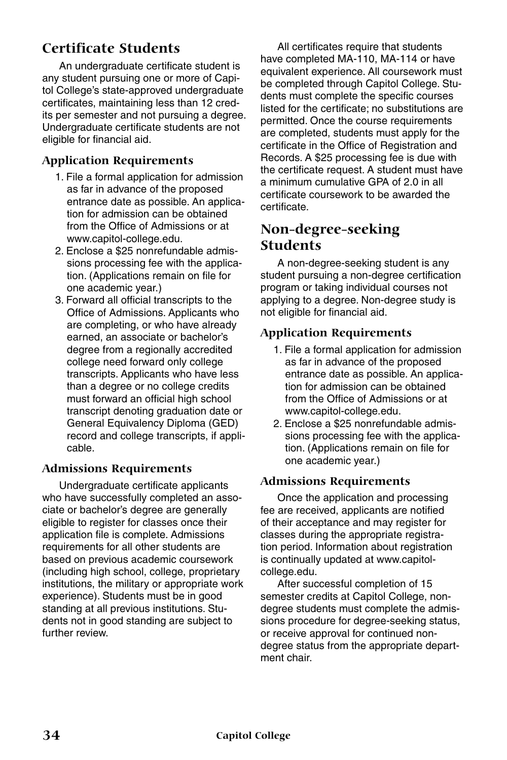## Certificate Students

An undergraduate certificate student is any student pursuing one or more of Capitol College's state-approved undergraduate certificates, maintaining less than 12 credits per semester and not pursuing a degree. Undergraduate certificate students are not eligible for financial aid.

### Application Requirements

1. File a formal application for admission as far in advance of the proposed entrance date as possible. An application for admission can be obtained from the Office of Admissions or at www.capitol-college.edu.
2. Enclose a $25 nonrefundable admissions processing fee with the application. (Applications remain on file for one academic year.)
3. Forward all official transcripts to the Office of Admissions. Applicants who are completing, or who have already earned, an associate or bachelor's degree from a regionally accredited college need forward only college transcripts. Applicants who have less than a degree or no college credits must forward an official high school transcript denoting graduation date or General Equivalency Diploma (GED) record and college transcripts, if applicable.

### Admissions Requirements

Undergraduate certificate applicants who have successfully completed an associate or bachelor's degree are generally eligible to register for classes once their application file is complete. Admissions requirements for all other students are based on previous academic coursework (including high school, college, proprietary institutions, the military or appropriate work experience). Students must be in good standing at all previous institutions. Students not in good standing are subject to further review.

All certificates require that students have completed MA-110, MA-114 or have equivalent experience. All coursework must be completed through Capitol College. Students must complete the specific courses listed for the certificate; no substitutions are permitted. Once the course requirements are completed, students must apply for the certificate in the Office of Registration and Records. A $25 processing fee is due with the certificate request. A student must have a minimum cumulative GPA of 2.0 in all certificate coursework to be awarded the certificate.

## Non-degree-seeking Students

A non-degree-seeking student is any student pursuing a non-degree certification program or taking individual courses not applying to a degree. Non-degree study is not eligible for financial aid.

### Application Requirements

1. File a formal application for admission as far in advance of the proposed entrance date as possible. An application for admission can be obtained from the Office of Admissions or at www.capitol-college.edu.
2. Enclose a $25 nonrefundable admissions processing fee with the application. (Applications remain on file for one academic year.)

### Admissions Requirements

Once the application and processing fee are received, applicants are notified of their acceptance and may register for classes during the appropriate registration period. Information about registration is continually updated at www.capitol-college.edu.

After successful completion of 15 semester credits at Capitol College, non-degree students must complete the admissions procedure for degree-seeking status, or receive approval for continued non-degree status from the appropriate department chair.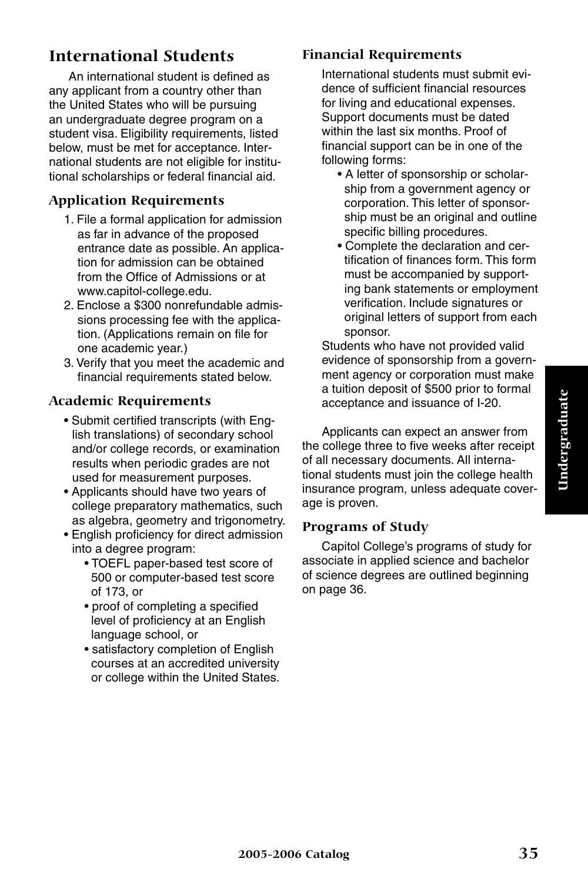## International Students

An international student is defined as any applicant from a country other than the United States who will be pursuing an undergraduate degree program on a student visa. Eligibility requirements, listed below, must be met for acceptance. International students are not eligible for institutional scholarships or federal financial aid.

### Application Requirements

1. File a formal application for admission as far in advance of the proposed entrance date as possible. An application for admission can be obtained from the Office of Admissions or at www.capitol-college.edu.
2. Enclose a $300 nonrefundable admissions processing fee with the application. (Applications remain on file for one academic year.)
3. Verify that you meet the academic and financial requirements stated below.

### Academic Requirements

- Submit certified transcripts (with English translations) of secondary school and/or college records, or examination results when periodic grades are not used for measurement purposes.
- Applicants should have two years of college preparatory mathematics, such as algebra, geometry and trigonometry.
- English proficiency for direct admission into a degree program:
  - TOEFL paper-based test score of 500 or computer-based test score of 173, or
  - proof of completing a specified level of proficiency at an English language school, or
  - satisfactory completion of English courses at an accredited university or college within the United States.

### Financial Requirements

International students must submit evidence of sufficient financial resources for living and educational expenses. Support documents must be dated within the last six months. Proof of financial support can be in one of the following forms:

- A letter of sponsorship or scholarship from a government agency or corporation. This letter of sponsorship must be an original and outline specific billing procedures.
- Complete the declaration and certification of finances form. This form must be accompanied by supporting bank statements or employment verification. Include signatures or original letters of support from each sponsor.

Students who have not provided valid evidence of sponsorship from a government agency or corporation must make a tuition deposit of $500 prior to formal acceptance and issuance of I-20.

Applicants can expect an answer from the college three to five weeks after receipt of all necessary documents. All international students must join the college health insurance program, unless adequate coverage is proven.

### Programs of Study

Capitol College's programs of study for associate in applied science and bachelor of science degrees are outlined beginning on page 36.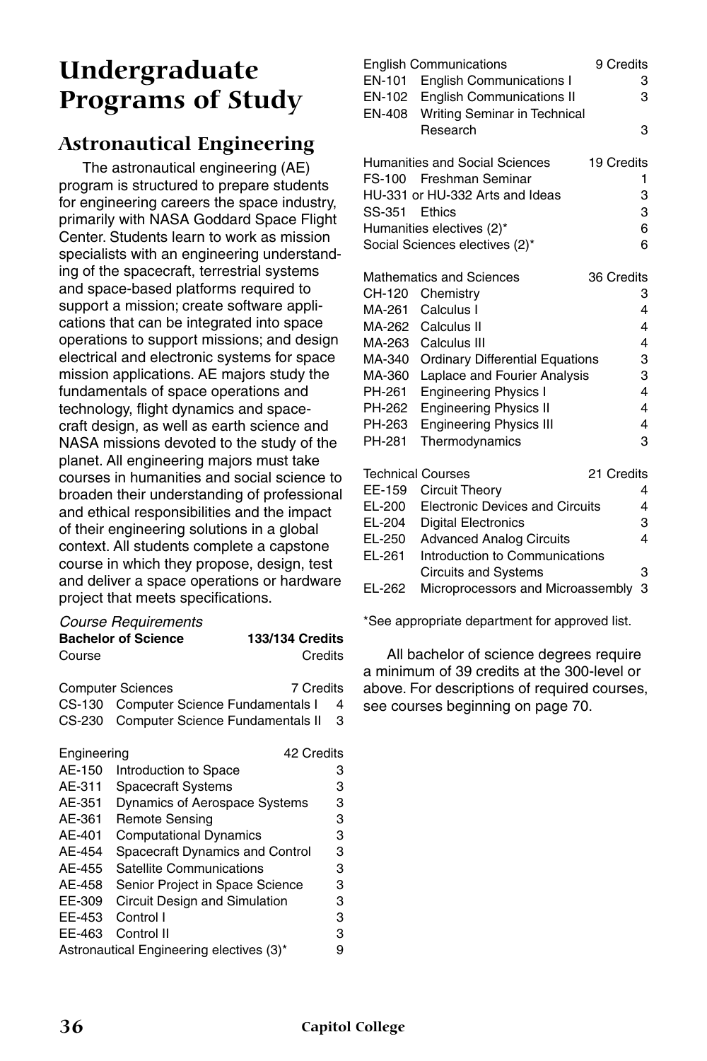# Undergraduate Programs of Study

## Astronautical Engineering

The astronautical engineering (AE) program is structured to prepare students for engineering careers the space industry, primarily with NASA Goddard Space Flight Center. Students learn to work as mission specialists with an engineering understanding of the spacecraft, terrestrial systems and space-based platforms required to support a mission; create software applications that can be integrated into space operations to support missions; and design electrical and electronic systems for space mission applications. AE majors study the fundamentals of space operations and technology, flight dynamics and spacecraft design, as well as earth science and NASA missions devoted to the study of the planet. All engineering majors must take courses in humanities and social science to broaden their understanding of professional and ethical responsibilities and the impact of their engineering solutions in a global context. All students complete a capstone course in which they propose, design, test and deliver a space operations or hardware project that meets specifications.

*Course Requirements*

| **Bachelor of Science** | | **133/134 Credits** |
|---|---|---|
| Course | | Credits |
| **Computer Sciences** | | **7 Credits** |
| CS-130 | Computer Science Fundamentals I | 4 |
| CS-230 | Computer Science Fundamentals II | 3 |
| **Engineering** | | **42 Credits** |
| AE-150 | Introduction to Space | 3 |
| AE-311 | Spacecraft Systems | 3 |
| AE-351 | Dynamics of Aerospace Systems | 3 |
| AE-361 | Remote Sensing | 3 |
| AE-401 | Computational Dynamics | 3 |
| AE-454 | Spacecraft Dynamics and Control | 3 |
| AE-455 | Satellite Communications | 3 |
| AE-458 | Senior Project in Space Science | 3 |
| EE-309 | Circuit Design and Simulation | 3 |
| EE-453 | Control I | 3 |
| EE-463 | Control II | 3 |
| Astronautical Engineering electives (3)* | | 9 |
| **English Communications** | | **9 Credits** |
| EN-101 | English Communications I | 3 |
| EN-102 | English Communications II | 3 |
| EN-408 | Writing Seminar in Technical Research | 3 |
| **Humanities and Social Sciences** | | **19 Credits** |
| FS-100 | Freshman Seminar | 1 |
| HU-331 or HU-332 Arts and Ideas | | 3 |
| SS-351 | Ethics | 3 |
| Humanities electives (2)* | | 6 |
| Social Sciences electives (2)* | | 6 |
| **Mathematics and Sciences** | | **36 Credits** |
| CH-120 | Chemistry | 3 |
| MA-261 | Calculus I | 4 |
| MA-262 | Calculus II | 4 |
| MA-263 | Calculus III | 4 |
| MA-340 | Ordinary Differential Equations | 3 |
| MA-360 | Laplace and Fourier Analysis | 3 |
| PH-261 | Engineering Physics I | 4 |
| PH-262 | Engineering Physics II | 4 |
| PH-263 | Engineering Physics III | 4 |
| PH-281 | Thermodynamics | 3 |
| **Technical Courses** | | **21 Credits** |
| EE-159 | Circuit Theory | 4 |
| EL-200 | Electronic Devices and Circuits | 4 |
| EL-204 | Digital Electronics | 3 |
| EL-250 | Advanced Analog Circuits | 4 |
| EL-261 | Introduction to Communications Circuits and Systems | 3 |
| EL-262 | Microprocessors and Microassembly | 3 |

*See appropriate department for approved list.

All bachelor of science degrees require a minimum of 39 credits at the 300-level or above. For descriptions of required courses, see courses beginning on page 70.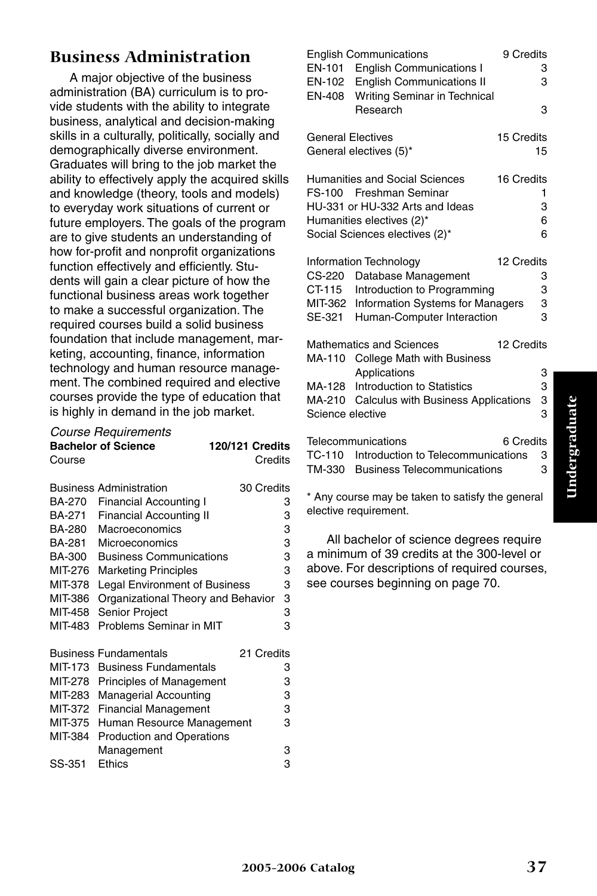## Business Administration

A major objective of the business administration (BA) curriculum is to provide students with the ability to integrate business, analytical and decision-making skills in a culturally, politically, socially and demographically diverse environment. Graduates will bring to the job market the ability to effectively apply the acquired skills and knowledge (theory, tools and models) to everyday work situations of current or future employers. The goals of the program are to give students an understanding of how for-profit and nonprofit organizations function effectively and efficiently. Students will gain a clear picture of how the functional business areas work together to make a successful organization. The required courses build a solid business foundation that include management, marketing, accounting, finance, information technology and human resource management. The combined required and elective courses provide the type of education that is highly in demand in the job market.

*Course Requirements*

| **Bachelor of Science** | | **120/121 Credits** |
|---|---|---|
| Course | | Credits |
| Business Administration | | 30 Credits |
| BA-270 | Financial Accounting I | 3 |
| BA-271 | Financial Accounting II | 3 |
| BA-280 | Macroeconomics | 3 |
| BA-281 | Microeconomics | 3 |
| BA-300 | Business Communications | 3 |
| MIT-276 | Marketing Principles | 3 |
| MIT-378 | Legal Environment of Business | 3 |
| MIT-386 | Organizational Theory and Behavior | 3 |
| MIT-458 | Senior Project | 3 |
| MIT-483 | Problems Seminar in MIT | 3 |
| Business Fundamentals | | 21 Credits |
| MIT-173 | Business Fundamentals | 3 |
| MIT-278 | Principles of Management | 3 |
| MIT-283 | Managerial Accounting | 3 |
| MIT-372 | Financial Management | 3 |
| MIT-375 | Human Resource Management | 3 |
| MIT-384 | Production and Operations Management | 3 |
| SS-351 | Ethics | 3 |
| English Communications | | 9 Credits |
| EN-101 | English Communications I | 3 |
| EN-102 | English Communications II | 3 |
| EN-408 | Writing Seminar in Technical Research | 3 |
| General Electives | | 15 Credits |
| General electives (5)* | | 15 |
| Humanities and Social Sciences | | 16 Credits |
| FS-100 | Freshman Seminar | 1 |
| HU-331 or HU-332 Arts and Ideas | | 3 |
| Humanities electives (2)* | | 6 |
| Social Sciences electives (2)* | | 6 |
| Information Technology | | 12 Credits |
| CS-220 | Database Management | 3 |
| CT-115 | Introduction to Programming | 3 |
| MIT-362 | Information Systems for Managers | 3 |
| SE-321 | Human-Computer Interaction | 3 |
| Mathematics and Sciences | | 12 Credits |
| MA-110 | College Math with Business Applications | 3 |
| MA-128 | Introduction to Statistics | 3 |
| MA-210 | Calculus with Business Applications | 3 |
| Science elective | | 3 |
| Telecommunications | | 6 Credits |
| TC-110 | Introduction to Telecommunications | 3 |
| TM-330 | Business Telecommunications | 3 |

\* Any course may be taken to satisfy the general elective requirement.

All bachelor of science degrees require a minimum of 39 credits at the 300-level or above. For descriptions of required courses, see courses beginning on page 70.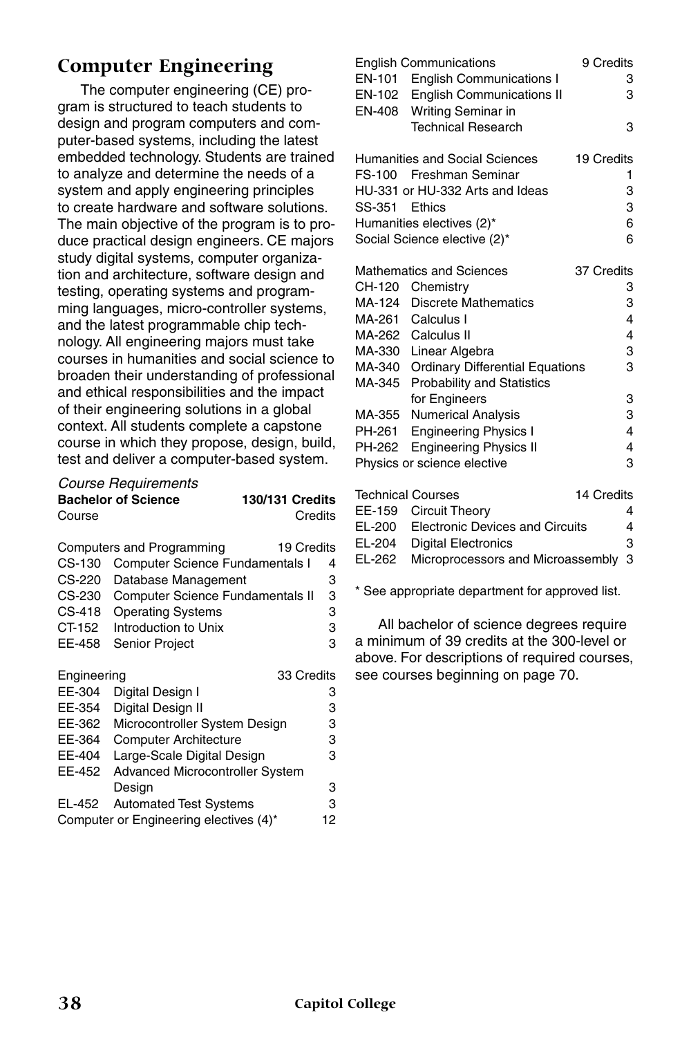## Computer Engineering

The computer engineering (CE) program is structured to teach students to design and program computers and computer-based systems, including the latest embedded technology. Students are trained to analyze and determine the needs of a system and apply engineering principles to create hardware and software solutions. The main objective of the program is to produce practical design engineers. CE majors study digital systems, computer organization and architecture, software design and testing, operating systems and programming languages, micro-controller systems, and the latest programmable chip technology. All engineering majors must take courses in humanities and social science to broaden their understanding of professional and ethical responsibilities and the impact of their engineering solutions in a global context. All students complete a capstone course in which they propose, design, build, test and deliver a computer-based system.

*Course Requirements*

| **Bachelor of Science** | | **130/131 Credits** |
|---|---|---|
| Course | | Credits |
| **Computers and Programming** | | **19 Credits** |
| CS-130 | Computer Science Fundamentals I | 4 |
| CS-220 | Database Management | 3 |
| CS-230 | Computer Science Fundamentals II | 3 |
| CS-418 | Operating Systems | 3 |
| CT-152 | Introduction to Unix | 3 |
| EE-458 | Senior Project | 3 |
| **Engineering** | | **33 Credits** |
| EE-304 | Digital Design I | 3 |
| EE-354 | Digital Design II | 3 |
| EE-362 | Microcontroller System Design | 3 |
| EE-364 | Computer Architecture | 3 |
| EE-404 | Large-Scale Digital Design | 3 |
| EE-452 | Advanced Microcontroller System Design | 3 |
| EL-452 | Automated Test Systems | 3 |
| Computer or Engineering electives (4)* | | 12 |
| **English Communications** | | **9 Credits** |
| EN-101 | English Communications I | 3 |
| EN-102 | English Communications II | 3 |
| EN-408 | Writing Seminar in Technical Research | 3 |
| **Humanities and Social Sciences** | | **19 Credits** |
| FS-100 | Freshman Seminar | 1 |
| HU-331 or HU-332 Arts and Ideas | | 3 |
| SS-351 | Ethics | 3 |
| Humanities electives (2)* | | 6 |
| Social Science elective (2)* | | 6 |
| **Mathematics and Sciences** | | **37 Credits** |
| CH-120 | Chemistry | 3 |
| MA-124 | Discrete Mathematics | 3 |
| MA-261 | Calculus I | 4 |
| MA-262 | Calculus II | 4 |
| MA-330 | Linear Algebra | 3 |
| MA-340 | Ordinary Differential Equations | 3 |
| MA-345 | Probability and Statistics for Engineers | 3 |
| MA-355 | Numerical Analysis | 3 |
| PH-261 | Engineering Physics I | 4 |
| PH-262 | Engineering Physics II | 4 |
| Physics or science elective | | 3 |
| **Technical Courses** | | **14 Credits** |
| EE-159 | Circuit Theory | 4 |
| EL-200 | Electronic Devices and Circuits | 4 |
| EL-204 | Digital Electronics | 3 |
| EL-262 | Microprocessors and Microassembly | 3 |

* See appropriate department for approved list.

All bachelor of science degrees require a minimum of 39 credits at the 300-level or above. For descriptions of required courses, see courses beginning on page 70.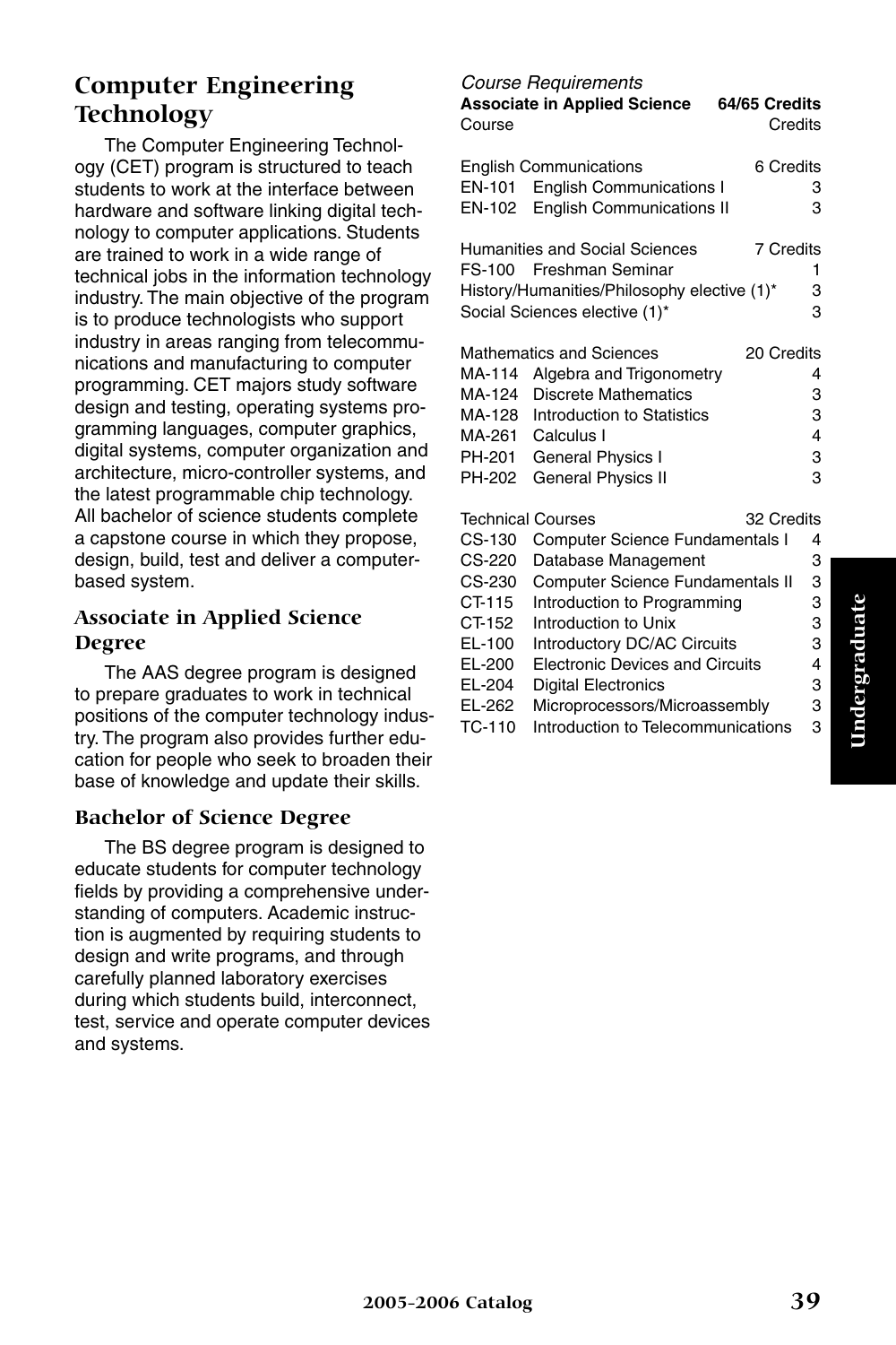## Computer Engineering Technology

The Computer Engineering Technology (CET) program is structured to teach students to work at the interface between hardware and software linking digital technology to computer applications. Students are trained to work in a wide range of technical jobs in the information technology industry. The main objective of the program is to produce technologists who support industry in areas ranging from telecommunications and manufacturing to computer programming. CET majors study software design and testing, operating systems programming languages, computer graphics, digital systems, computer organization and architecture, micro-controller systems, and the latest programmable chip technology. All bachelor of science students complete a capstone course in which they propose, design, build, test and deliver a computer-based system.

### Associate in Applied Science Degree

The AAS degree program is designed to prepare graduates to work in technical positions of the computer technology industry. The program also provides further education for people who seek to broaden their base of knowledge and update their skills.

### Bachelor of Science Degree

The BS degree program is designed to educate students for computer technology fields by providing a comprehensive understanding of computers. Academic instruction is augmented by requiring students to design and write programs, and through carefully planned laboratory exercises during which students build, interconnect, test, service and operate computer devices and systems.

*Course Requirements*

| **Associate in Applied Science** | | **64/65 Credits** |
|---|---|---|
| Course | | Credits |
| English Communications | | 6 Credits |
| EN-101 | English Communications I | 3 |
| EN-102 | English Communications II | 3 |
| Humanities and Social Sciences | | 7 Credits |
| FS-100 | Freshman Seminar | 1 |
| History/Humanities/Philosophy elective (1)* | | 3 |
| Social Sciences elective (1)* | | 3 |
| Mathematics and Sciences | | 20 Credits |
| MA-114 | Algebra and Trigonometry | 4 |
| MA-124 | Discrete Mathematics | 3 |
| MA-128 | Introduction to Statistics | 3 |
| MA-261 | Calculus I | 4 |
| PH-201 | General Physics I | 3 |
| PH-202 | General Physics II | 3 |
| Technical Courses | | 32 Credits |
| CS-130 | Computer Science Fundamentals I | 4 |
| CS-220 | Database Management | 3 |
| CS-230 | Computer Science Fundamentals II | 3 |
| CT-115 | Introduction to Programming | 3 |
| CT-152 | Introduction to Unix | 3 |
| EL-100 | Introductory DC/AC Circuits | 3 |
| EL-200 | Electronic Devices and Circuits | 4 |
| EL-204 | Digital Electronics | 3 |
| EL-262 | Microprocessors/Microassembly | 3 |
| TC-110 | Introduction to Telecommunications | 3 |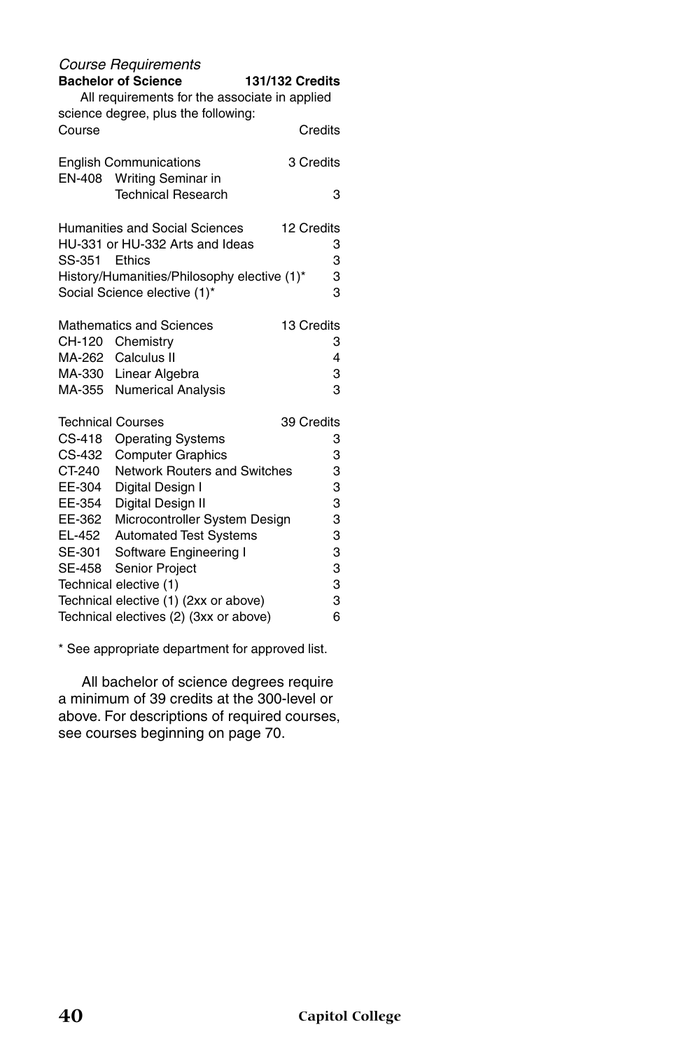*Course Requirements*

**Bachelor of Science 131/132 Credits**

All requirements for the associate in applied science degree, plus the following:

| Course | | Credits |
|---|---|---|
| **English Communications** | | **3 Credits** |
| EN-408 | Writing Seminar in Technical Research | 3 |
| **Humanities and Social Sciences** | | **12 Credits** |
| HU-331 or HU-332 Arts and Ideas | | 3 |
| SS-351 | Ethics | 3 |
| History/Humanities/Philosophy elective (1)* | | 3 |
| Social Science elective (1)* | | 3 |
| **Mathematics and Sciences** | | **13 Credits** |
| CH-120 | Chemistry | 3 |
| MA-262 | Calculus II | 4 |
| MA-330 | Linear Algebra | 3 |
| MA-355 | Numerical Analysis | 3 |
| **Technical Courses** | | **39 Credits** |
| CS-418 | Operating Systems | 3 |
| CS-432 | Computer Graphics | 3 |
| CT-240 | Network Routers and Switches | 3 |
| EE-304 | Digital Design I | 3 |
| EE-354 | Digital Design II | 3 |
| EE-362 | Microcontroller System Design | 3 |
| EL-452 | Automated Test Systems | 3 |
| SE-301 | Software Engineering I | 3 |
| SE-458 | Senior Project | 3 |
| Technical elective (1) | | 3 |
| Technical elective (1) (2xx or above) | | 3 |
| Technical electives (2) (3xx or above) | | 6 |

\* See appropriate department for approved list.

All bachelor of science degrees require a minimum of 39 credits at the 300-level or above. For descriptions of required courses, see courses beginning on page 70.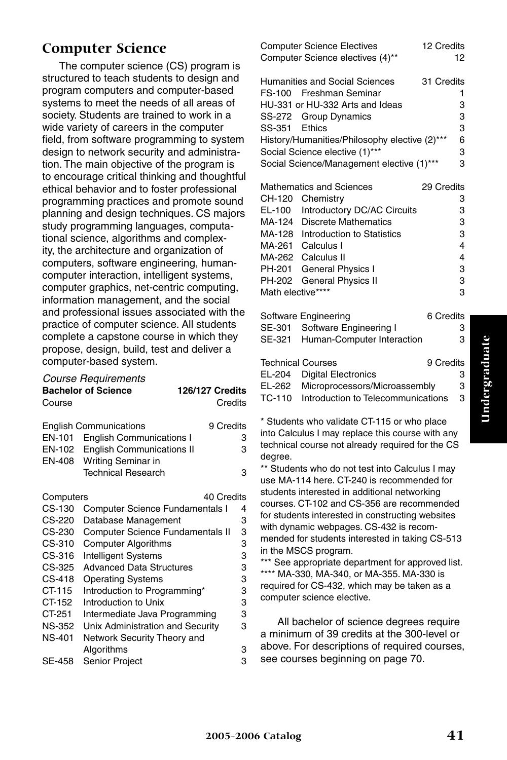## Computer Science

The computer science (CS) program is structured to teach students to design and program computers and computer-based systems to meet the needs of all areas of society. Students are trained to work in a wide variety of careers in the computer field, from software programming to system design to network security and administration. The main objective of the program is to encourage critical thinking and thoughtful ethical behavior and to foster professional programming practices and promote sound planning and design techniques. CS majors study programming languages, computational science, algorithms and complexity, the architecture and organization of computers, software engineering, human-computer interaction, intelligent systems, computer graphics, net-centric computing, information management, and the social and professional issues associated with the practice of computer science. All students complete a capstone course in which they propose, design, build, test and deliver a computer-based system.

*Course Requirements*

| **Bachelor of Science** | | **126/127 Credits** |
|---|---|---|
| Course | | Credits |
| English Communications | | 9 Credits |
| EN-101 | English Communications I | 3 |
| EN-102 | English Communications II | 3 |
| EN-408 | Writing Seminar in Technical Research | 3 |
| Computers | | 40 Credits |
| CS-130 | Computer Science Fundamentals I | 4 |
| CS-220 | Database Management | 3 |
| CS-230 | Computer Science Fundamentals II | 3 |
| CS-310 | Computer Algorithms | 3 |
| CS-316 | Intelligent Systems | 3 |
| CS-325 | Advanced Data Structures | 3 |
| CS-418 | Operating Systems | 3 |
| CT-115 | Introduction to Programming* | 3 |
| CT-152 | Introduction to Unix | 3 |
| CT-251 | Intermediate Java Programming | 3 |
| NS-352 | Unix Administration and Security | 3 |
| NS-401 | Network Security Theory and Algorithms | 3 |
| SE-458 | Senior Project | 3 |
| Computer Science Electives | | 12 Credits |
| Computer Science electives (4)** | | 12 |
| Humanities and Social Sciences | | 31 Credits |
| FS-100 | Freshman Seminar | 1 |
| HU-331 or HU-332 Arts and Ideas | | 3 |
| SS-272 | Group Dynamics | 3 |
| SS-351 | Ethics | 3 |
| History/Humanities/Philosophy elective (2)*** | | 6 |
| Social Science elective (1)*** | | 3 |
| Social Science/Management elective (1)*** | | 3 |
| Mathematics and Sciences | | 29 Credits |
| CH-120 | Chemistry | 3 |
| EL-100 | Introductory DC/AC Circuits | 3 |
| MA-124 | Discrete Mathematics | 3 |
| MA-128 | Introduction to Statistics | 3 |
| MA-261 | Calculus I | 4 |
| MA-262 | Calculus II | 4 |
| PH-201 | General Physics I | 3 |
| PH-202 | General Physics II | 3 |
| Math elective**** | | 3 |
| Software Engineering | | 6 Credits |
| SE-301 | Software Engineering I | 3 |
| SE-321 | Human-Computer Interaction | 3 |
| Technical Courses | | 9 Credits |
| EL-204 | Digital Electronics | 3 |
| EL-262 | Microprocessors/Microassembly | 3 |
| TC-110 | Introduction to Telecommunications | 3 |

* Students who validate CT-115 or who place into Calculus I may replace this course with any technical course not already required for the CS degree.

** Students who do not test into Calculus I may use MA-114 here. CT-240 is recommended for students interested in additional networking courses. CT-102 and CS-356 are recommended for students interested in constructing websites with dynamic webpages. CS-432 is recommended for students interested in taking CS-513 in the MSCS program.

*** See appropriate department for approved list.

**** MA-330, MA-340, or MA-355. MA-330 is required for CS-432, which may be taken as a computer science elective.

All bachelor of science degrees require a minimum of 39 credits at the 300-level or above. For descriptions of required courses, see courses beginning on page 70.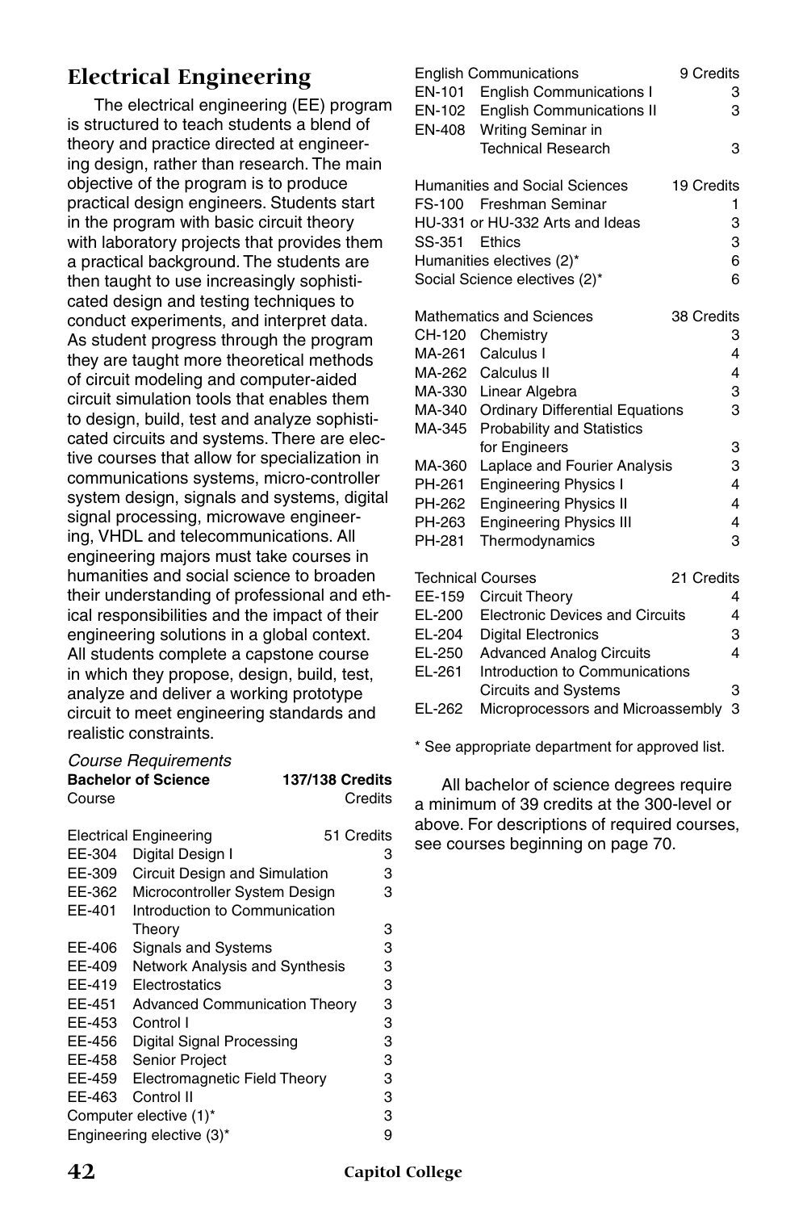## Electrical Engineering

The electrical engineering (EE) program is structured to teach students a blend of theory and practice directed at engineering design, rather than research. The main objective of the program is to produce practical design engineers. Students start in the program with basic circuit theory with laboratory projects that provides them a practical background. The students are then taught to use increasingly sophisticated design and testing techniques to conduct experiments, and interpret data. As student progress through the program they are taught more theoretical methods of circuit modeling and computer-aided circuit simulation tools that enables them to design, build, test and analyze sophisticated circuits and systems. There are elective courses that allow for specialization in communications systems, micro-controller system design, signals and systems, digital signal processing, microwave engineering, VHDL and telecommunications. All engineering majors must take courses in humanities and social science to broaden their understanding of professional and ethical responsibilities and the impact of their engineering solutions in a global context. All students complete a capstone course in which they propose, design, build, test, analyze and deliver a working prototype circuit to meet engineering standards and realistic constraints.

*Course Requirements*

| **Bachelor of Science** | | **137/138 Credits** |
|---|---|---|
| Course | | Credits |
| Electrical Engineering | | 51 Credits |
| EE-304 | Digital Design I | 3 |
| EE-309 | Circuit Design and Simulation | 3 |
| EE-362 | Microcontroller System Design | 3 |
| EE-401 | Introduction to Communication Theory | 3 |
| EE-406 | Signals and Systems | 3 |
| EE-409 | Network Analysis and Synthesis | 3 |
| EE-419 | Electrostatics | 3 |
| EE-451 | Advanced Communication Theory | 3 |
| EE-453 | Control I | 3 |
| EE-456 | Digital Signal Processing | 3 |
| EE-458 | Senior Project | 3 |
| EE-459 | Electromagnetic Field Theory | 3 |
| EE-463 | Control II | 3 |
| Computer elective (1)* | | 3 |
| Engineering elective (3)* | | 9 |
| English Communications | | 9 Credits |
| EN-101 | English Communications I | 3 |
| EN-102 | English Communications II | 3 |
| EN-408 | Writing Seminar in Technical Research | 3 |
| Humanities and Social Sciences | | 19 Credits |
| FS-100 | Freshman Seminar | 1 |
| HU-331 or HU-332 Arts and Ideas | | 3 |
| SS-351 | Ethics | 3 |
| Humanities electives (2)* | | 6 |
| Social Science electives (2)* | | 6 |
| Mathematics and Sciences | | 38 Credits |
| CH-120 | Chemistry | 3 |
| MA-261 | Calculus I | 4 |
| MA-262 | Calculus II | 4 |
| MA-330 | Linear Algebra | 3 |
| MA-340 | Ordinary Differential Equations | 3 |
| MA-345 | Probability and Statistics for Engineers | 3 |
| MA-360 | Laplace and Fourier Analysis | 3 |
| PH-261 | Engineering Physics I | 4 |
| PH-262 | Engineering Physics II | 4 |
| PH-263 | Engineering Physics III | 4 |
| PH-281 | Thermodynamics | 3 |
| Technical Courses | | 21 Credits |
| EE-159 | Circuit Theory | 4 |
| EL-200 | Electronic Devices and Circuits | 4 |
| EL-204 | Digital Electronics | 3 |
| EL-250 | Advanced Analog Circuits | 4 |
| EL-261 | Introduction to Communications Circuits and Systems | 3 |
| EL-262 | Microprocessors and Microassembly | 3 |

\* See appropriate department for approved list.

All bachelor of science degrees require a minimum of 39 credits at the 300-level or above. For descriptions of required courses, see courses beginning on page 70.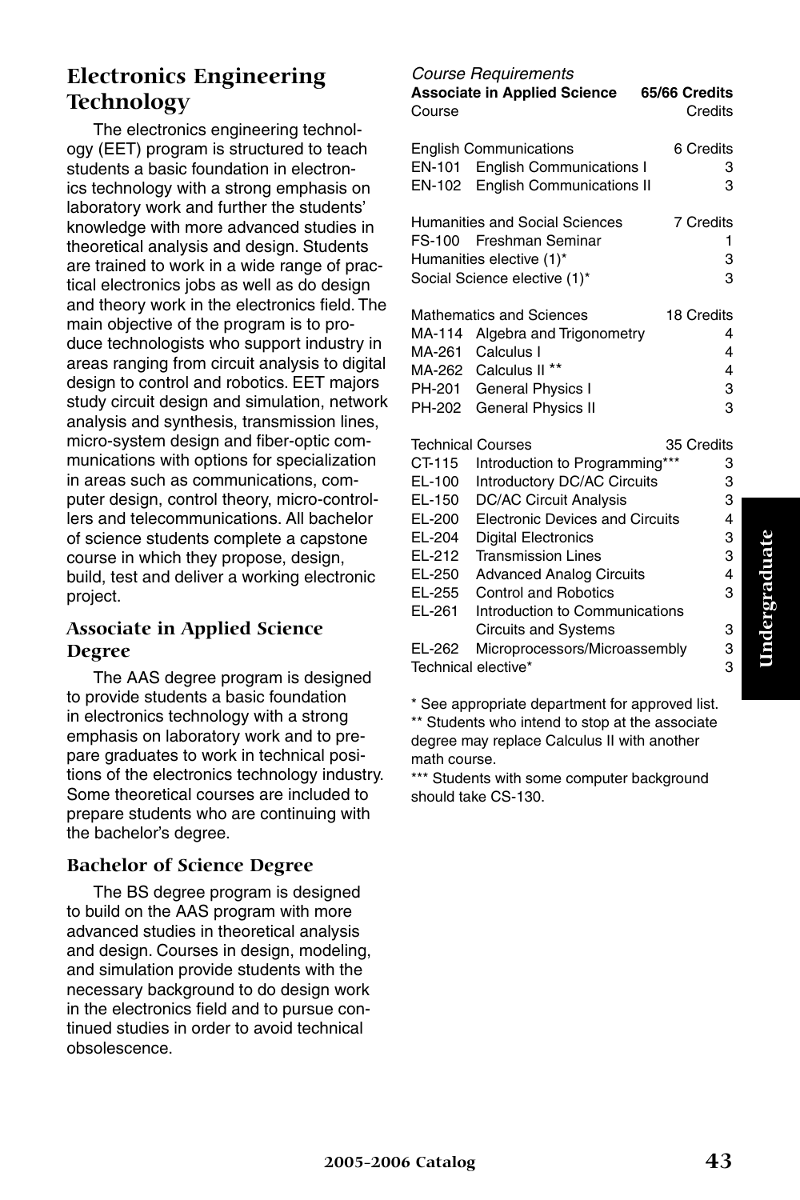## Electronics Engineering Technology

The electronics engineering technology (EET) program is structured to teach students a basic foundation in electronics technology with a strong emphasis on laboratory work and further the students' knowledge with more advanced studies in theoretical analysis and design. Students are trained to work in a wide range of practical electronics jobs as well as do design and theory work in the electronics field. The main objective of the program is to produce technologists who support industry in areas ranging from circuit analysis to digital design to control and robotics. EET majors study circuit design and simulation, network analysis and synthesis, transmission lines, micro-system design and fiber-optic communications with options for specialization in areas such as communications, computer design, control theory, micro-controllers and telecommunications. All bachelor of science students complete a capstone course in which they propose, design, build, test and deliver a working electronic project.

### Associate in Applied Science Degree

The AAS degree program is designed to provide students a basic foundation in electronics technology with a strong emphasis on laboratory work and to prepare graduates to work in technical positions of the electronics technology industry. Some theoretical courses are included to prepare students who are continuing with the bachelor's degree.

### Bachelor of Science Degree

The BS degree program is designed to build on the AAS program with more advanced studies in theoretical analysis and design. Courses in design, modeling, and simulation provide students with the necessary background to do design work in the electronics field and to pursue continued studies in order to avoid technical obsolescence.

*Course Requirements*

**Associate in Applied Science — 65/66 Credits**

| Course | | Credits |
|---|---|---|
| **English Communications** | | **6 Credits** |
| EN-101 | English Communications I | 3 |
| EN-102 | English Communications II | 3 |
| **Humanities and Social Sciences** | | **7 Credits** |
| FS-100 | Freshman Seminar | 1 |
| Humanities elective (1)* | | 3 |
| Social Science elective (1)* | | 3 |
| **Mathematics and Sciences** | | **18 Credits** |
| MA-114 | Algebra and Trigonometry | 4 |
| MA-261 | Calculus I | 4 |
| MA-262 | Calculus II ** | 4 |
| PH-201 | General Physics I | 3 |
| PH-202 | General Physics II | 3 |
| **Technical Courses** | | **35 Credits** |
| CT-115 | Introduction to Programming*** | 3 |
| EL-100 | Introductory DC/AC Circuits | 3 |
| EL-150 | DC/AC Circuit Analysis | 3 |
| EL-200 | Electronic Devices and Circuits | 4 |
| EL-204 | Digital Electronics | 3 |
| EL-212 | Transmission Lines | 3 |
| EL-250 | Advanced Analog Circuits | 4 |
| EL-255 | Control and Robotics | 3 |
| EL-261 | Introduction to Communications Circuits and Systems | 3 |
| EL-262 | Microprocessors/Microassembly | 3 |
| Technical elective* | | 3 |

* See appropriate department for approved list.

** Students who intend to stop at the associate degree may replace Calculus II with another math course.

*** Students with some computer background should take CS-130.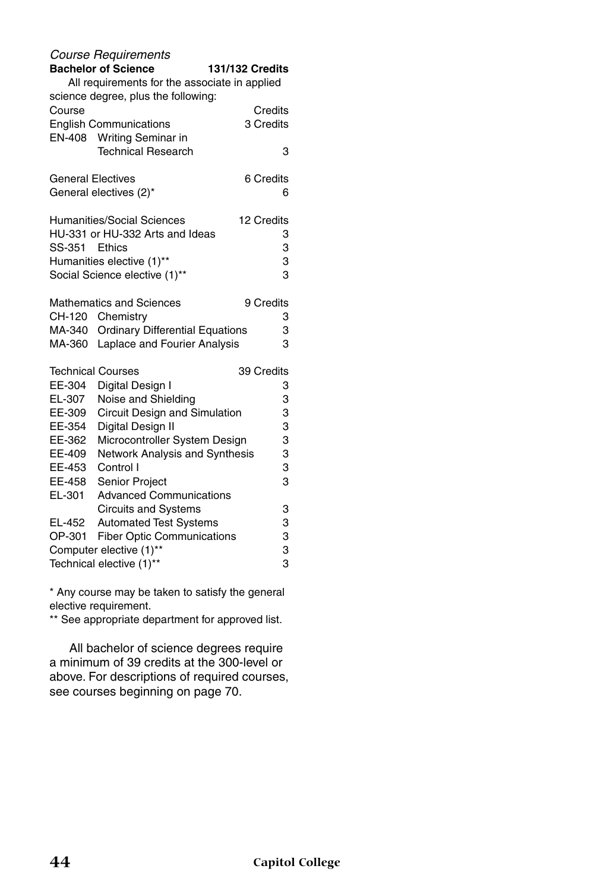*Course Requirements*

**Bachelor of Science — 131/132 Credits**

All requirements for the associate in applied science degree, plus the following:

| Course | | Credits |
|---|---|---|
| **English Communications** | | **3 Credits** |
| EN-408 | Writing Seminar in Technical Research | 3 |
| **General Electives** | | **6 Credits** |
| General electives (2)* | | 6 |
| **Humanities/Social Sciences** | | **12 Credits** |
| HU-331 or HU-332 Arts and Ideas | | 3 |
| SS-351 | Ethics | 3 |
| Humanities elective (1)** | | 3 |
| Social Science elective (1)** | | 3 |
| **Mathematics and Sciences** | | **9 Credits** |
| CH-120 | Chemistry | 3 |
| MA-340 | Ordinary Differential Equations | 3 |
| MA-360 | Laplace and Fourier Analysis | 3 |
| **Technical Courses** | | **39 Credits** |
| EE-304 | Digital Design I | 3 |
| EL-307 | Noise and Shielding | 3 |
| EE-309 | Circuit Design and Simulation | 3 |
| EE-354 | Digital Design II | 3 |
| EE-362 | Microcontroller System Design | 3 |
| EE-409 | Network Analysis and Synthesis | 3 |
| EE-453 | Control I | 3 |
| EE-458 | Senior Project | 3 |
| EL-301 | Advanced Communications Circuits and Systems | 3 |
| EL-452 | Automated Test Systems | 3 |
| OP-301 | Fiber Optic Communications | 3 |
| Computer elective (1)** | | 3 |
| Technical elective (1)** | | 3 |

\* Any course may be taken to satisfy the general elective requirement.

\** See appropriate department for approved list.

All bachelor of science degrees require a minimum of 39 credits at the 300-level or above. For descriptions of required courses, see courses beginning on page 70.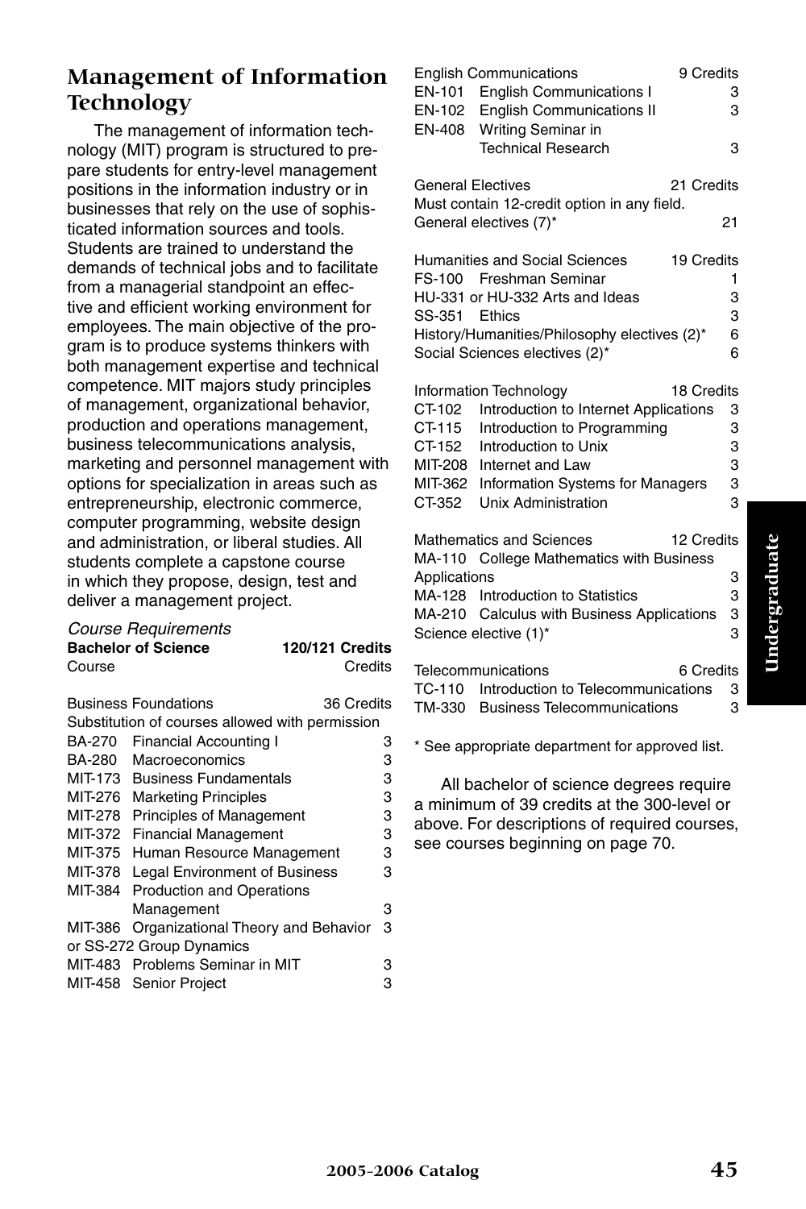## Management of Information Technology

The management of information technology (MIT) program is structured to prepare students for entry-level management positions in the information industry or in businesses that rely on the use of sophisticated information sources and tools. Students are trained to understand the demands of technical jobs and to facilitate from a managerial standpoint an effective and efficient working environment for employees. The main objective of the program is to produce systems thinkers with both management expertise and technical competence. MIT majors study principles of management, organizational behavior, production and operations management, business telecommunications analysis, marketing and personnel management with options for specialization in areas such as entrepreneurship, electronic commerce, computer programming, website design and administration, or liberal studies. All students complete a capstone course in which they propose, design, test and deliver a management project.

*Course Requirements*

| **Bachelor of Science** | | **120/121 Credits** |
|---|---|---|
| Course | | Credits |
| Business Foundations | | 36 Credits |
| Substitution of courses allowed with permission | | |
| BA-270 | Financial Accounting I | 3 |
| BA-280 | Macroeconomics | 3 |
| MIT-173 | Business Fundamentals | 3 |
| MIT-276 | Marketing Principles | 3 |
| MIT-278 | Principles of Management | 3 |
| MIT-372 | Financial Management | 3 |
| MIT-375 | Human Resource Management | 3 |
| MIT-378 | Legal Environment of Business | 3 |
| MIT-384 | Production and Operations Management | 3 |
| MIT-386 | Organizational Theory and Behavior or SS-272 Group Dynamics | 3 |
| MIT-483 | Problems Seminar in MIT | 3 |
| MIT-458 | Senior Project | 3 |
| English Communications | | 9 Credits |
| EN-101 | English Communications I | 3 |
| EN-102 | English Communications II | 3 |
| EN-408 | Writing Seminar in Technical Research | 3 |
| General Electives | | 21 Credits |
| Must contain 12-credit option in any field. | | |
| General electives (7)* | | 21 |
| Humanities and Social Sciences | | 19 Credits |
| FS-100 | Freshman Seminar | 1 |
| HU-331 or HU-332 Arts and Ideas | | 3 |
| SS-351 | Ethics | 3 |
| History/Humanities/Philosophy electives (2)* | | 6 |
| Social Sciences electives (2)* | | 6 |
| Information Technology | | 18 Credits |
| CT-102 | Introduction to Internet Applications | 3 |
| CT-115 | Introduction to Programming | 3 |
| CT-152 | Introduction to Unix | 3 |
| MIT-208 | Internet and Law | 3 |
| MIT-362 | Information Systems for Managers | 3 |
| CT-352 | Unix Administration | 3 |
| Mathematics and Sciences | | 12 Credits |
| MA-110 | College Mathematics with Business Applications | 3 |
| MA-128 | Introduction to Statistics | 3 |
| MA-210 | Calculus with Business Applications | 3 |
| Science elective (1)* | | 3 |
| Telecommunications | | 6 Credits |
| TC-110 | Introduction to Telecommunications | 3 |
| TM-330 | Business Telecommunications | 3 |

\* See appropriate department for approved list.

All bachelor of science degrees require a minimum of 39 credits at the 300-level or above. For descriptions of required courses, see courses beginning on page 70.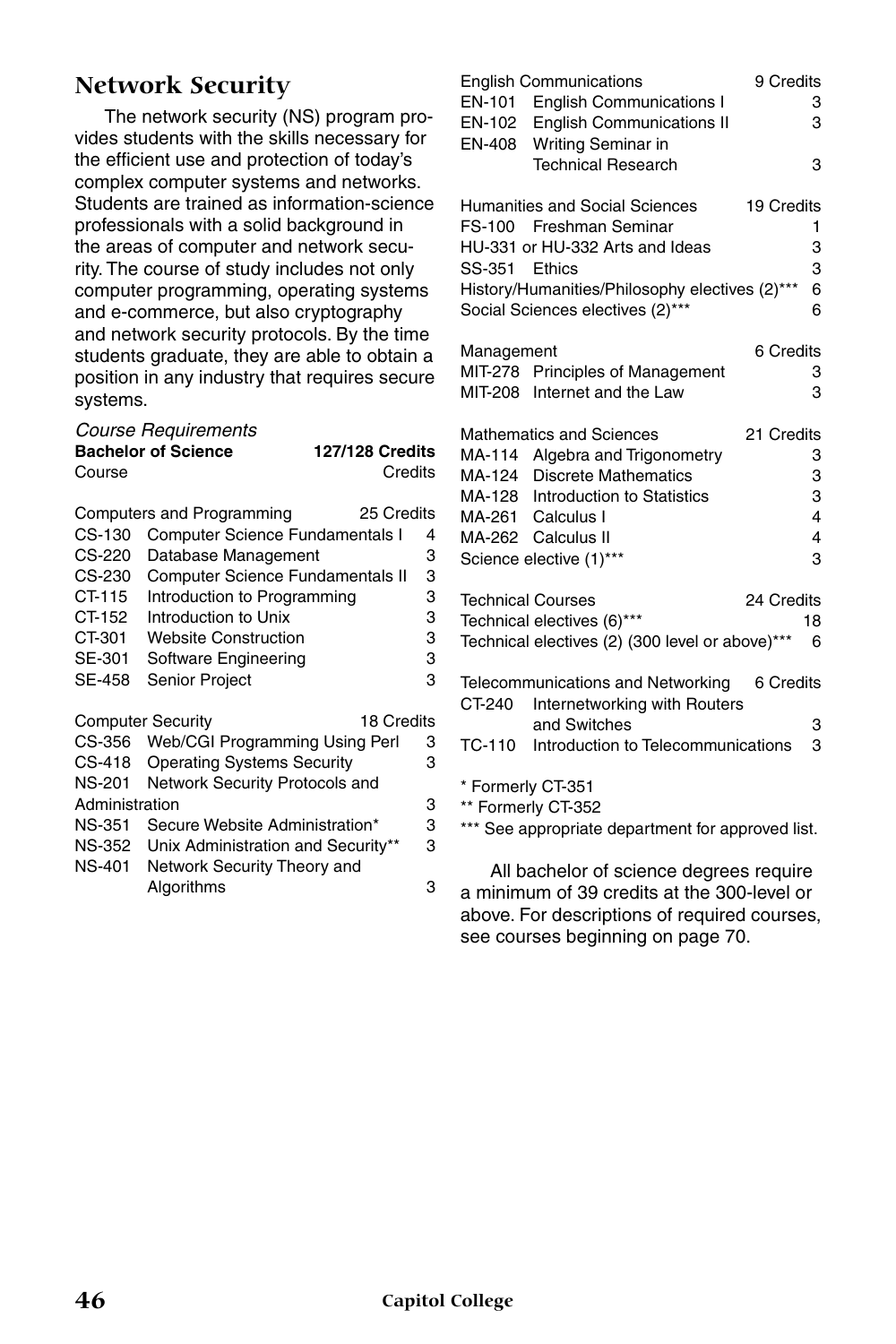## Network Security

The network security (NS) program provides students with the skills necessary for the efficient use and protection of today's complex computer systems and networks. Students are trained as information-science professionals with a solid background in the areas of computer and network security. The course of study includes not only computer programming, operating systems and e-commerce, but also cryptography and network security protocols. By the time students graduate, they are able to obtain a position in any industry that requires secure systems.

*Course Requirements*

| **Bachelor of Science** | | **127/128 Credits** |
|---|---|---|
| Course | | Credits |
| Computers and Programming | | 25 Credits |
| CS-130 | Computer Science Fundamentals I | 4 |
| CS-220 | Database Management | 3 |
| CS-230 | Computer Science Fundamentals II | 3 |
| CT-115 | Introduction to Programming | 3 |
| CT-152 | Introduction to Unix | 3 |
| CT-301 | Website Construction | 3 |
| SE-301 | Software Engineering | 3 |
| SE-458 | Senior Project | 3 |
| Computer Security | | 18 Credits |
| CS-356 | Web/CGI Programming Using Perl | 3 |
| CS-418 | Operating Systems Security | 3 |
| NS-201 | Network Security Protocols and Administration | 3 |
| NS-351 | Secure Website Administration* | 3 |
| NS-352 | Unix Administration and Security** | 3 |
| NS-401 | Network Security Theory and Algorithms | 3 |
| English Communications | | 9 Credits |
| EN-101 | English Communications I | 3 |
| EN-102 | English Communications II | 3 |
| EN-408 | Writing Seminar in Technical Research | 3 |
| Humanities and Social Sciences | | 19 Credits |
| FS-100 | Freshman Seminar | 1 |
| HU-331 or HU-332 Arts and Ideas | | 3 |
| SS-351 | Ethics | 3 |
| History/Humanities/Philosophy electives (2)*** | | 6 |
| Social Sciences electives (2)*** | | 6 |
| Management | | 6 Credits |
| MIT-278 | Principles of Management | 3 |
| MIT-208 | Internet and the Law | 3 |
| Mathematics and Sciences | | 21 Credits |
| MA-114 | Algebra and Trigonometry | 3 |
| MA-124 | Discrete Mathematics | 3 |
| MA-128 | Introduction to Statistics | 3 |
| MA-261 | Calculus I | 4 |
| MA-262 | Calculus II | 4 |
| Science elective (1)*** | | 3 |
| Technical Courses | | 24 Credits |
| Technical electives (6)*** | | 18 |
| Technical electives (2) (300 level or above)*** | | 6 |
| Telecommunications and Networking | | 6 Credits |
| CT-240 | Internetworking with Routers and Switches | 3 |
| TC-110 | Introduction to Telecommunications | 3 |

\* Formerly CT-351

\** Formerly CT-352

\*** See appropriate department for approved list.

All bachelor of science degrees require a minimum of 39 credits at the 300-level or above. For descriptions of required courses, see courses beginning on page 70.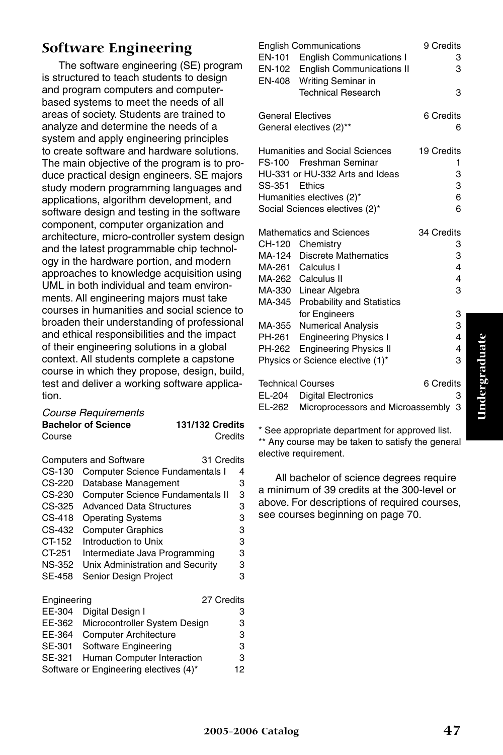## Software Engineering

The software engineering (SE) program is structured to teach students to design and program computers and computer-based systems to meet the needs of all areas of society. Students are trained to analyze and determine the needs of a system and apply engineering principles to create software and hardware solutions. The main objective of the program is to produce practical design engineers. SE majors study modern programming languages and applications, algorithm development, and software design and testing in the software component, computer organization and architecture, micro-controller system design and the latest programmable chip technology in the hardware portion, and modern approaches to knowledge acquisition using UML in both individual and team environments. All engineering majors must take courses in humanities and social science to broaden their understanding of professional and ethical responsibilities and the impact of their engineering solutions in a global context. All students complete a capstone course in which they propose, design, build, test and deliver a working software application.

*Course Requirements*

| **Bachelor of Science** | | **131/132 Credits** |
|---|---|---|
| Course | | Credits |
| **Computers and Software** | | **31 Credits** |
| CS-130 | Computer Science Fundamentals I | 4 |
| CS-220 | Database Management | 3 |
| CS-230 | Computer Science Fundamentals II | 3 |
| CS-325 | Advanced Data Structures | 3 |
| CS-418 | Operating Systems | 3 |
| CS-432 | Computer Graphics | 3 |
| CT-152 | Introduction to Unix | 3 |
| CT-251 | Intermediate Java Programming | 3 |
| NS-352 | Unix Administration and Security | 3 |
| SE-458 | Senior Design Project | 3 |
| **Engineering** | | **27 Credits** |
| EE-304 | Digital Design I | 3 |
| EE-362 | Microcontroller System Design | 3 |
| EE-364 | Computer Architecture | 3 |
| SE-301 | Software Engineering | 3 |
| SE-321 | Human Computer Interaction | 3 |
| Software or Engineering electives (4)* | | 12 |
| **English Communications** | | **9 Credits** |
| EN-101 | English Communications I | 3 |
| EN-102 | English Communications II | 3 |
| EN-408 | Writing Seminar in Technical Research | 3 |
| **General Electives** | | **6 Credits** |
| General electives (2)** | | 6 |
| **Humanities and Social Sciences** | | **19 Credits** |
| FS-100 | Freshman Seminar | 1 |
| HU-331 or HU-332 Arts and Ideas | | 3 |
| SS-351 | Ethics | 3 |
| Humanities electives (2)* | | 6 |
| Social Sciences electives (2)* | | 6 |
| **Mathematics and Sciences** | | **34 Credits** |
| CH-120 | Chemistry | 3 |
| MA-124 | Discrete Mathematics | 3 |
| MA-261 | Calculus I | 4 |
| MA-262 | Calculus II | 4 |
| MA-330 | Linear Algebra | 3 |
| MA-345 | Probability and Statistics for Engineers | 3 |
| MA-355 | Numerical Analysis | 3 |
| PH-261 | Engineering Physics I | 4 |
| PH-262 | Engineering Physics II | 4 |
| Physics or Science elective (1)* | | 3 |
| **Technical Courses** | | **6 Credits** |
| EL-204 | Digital Electronics | 3 |
| EL-262 | Microprocessors and Microassembly | 3 |

\* See appropriate department for approved list.
** Any course may be taken to satisfy the general elective requirement.

All bachelor of science degrees require a minimum of 39 credits at the 300-level or above. For descriptions of required courses, see courses beginning on page 70.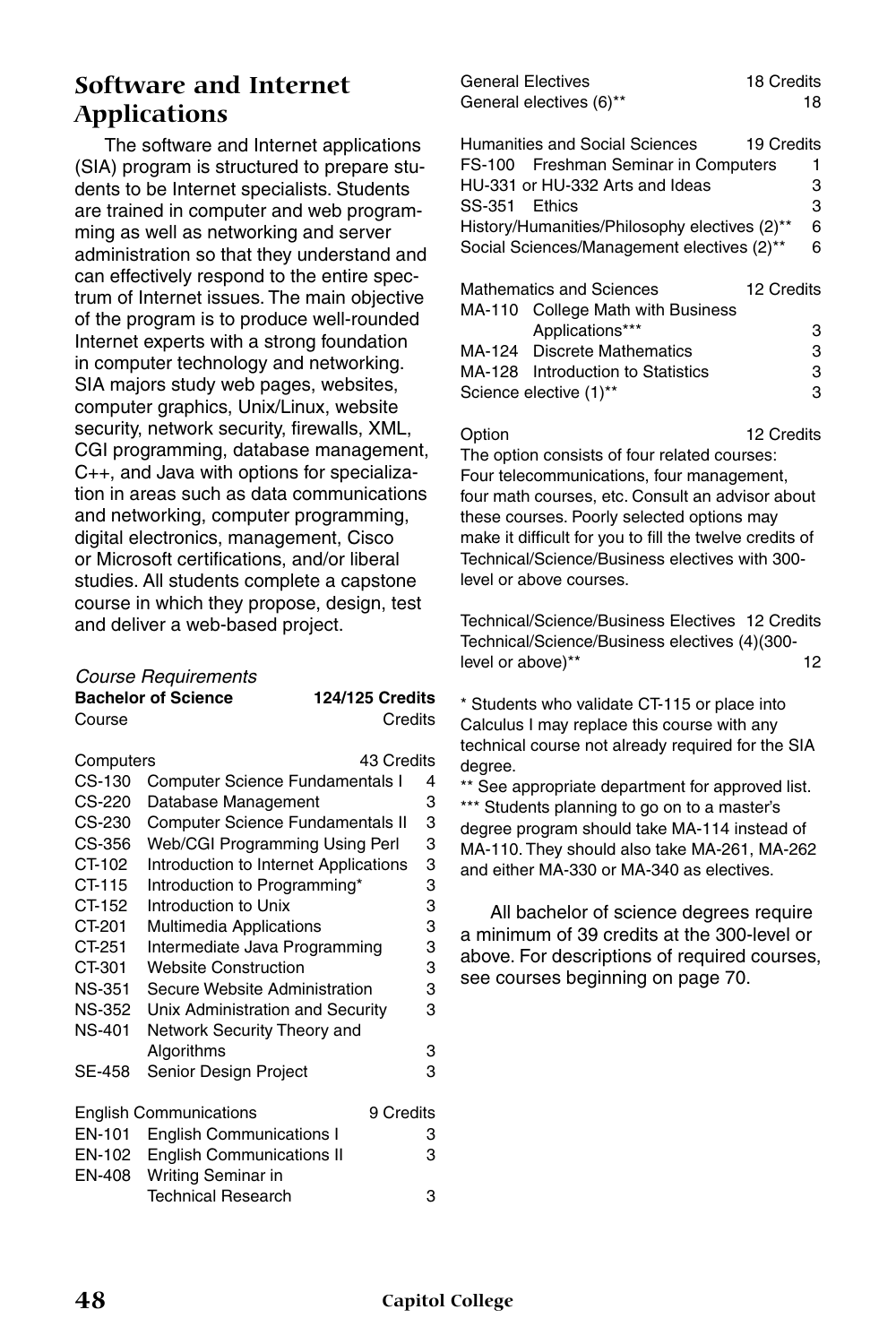## Software and Internet Applications

The software and Internet applications (SIA) program is structured to prepare students to be Internet specialists. Students are trained in computer and web programming as well as networking and server administration so that they understand and can effectively respond to the entire spectrum of Internet issues. The main objective of the program is to produce well-rounded Internet experts with a strong foundation in computer technology and networking. SIA majors study web pages, websites, computer graphics, Unix/Linux, website security, network security, firewalls, XML, CGI programming, database management, C++, and Java with options for specialization in areas such as data communications and networking, computer programming, digital electronics, management, Cisco or Microsoft certifications, and/or liberal studies. All students complete a capstone course in which they propose, design, test and deliver a web-based project.

*Course Requirements*

| **Bachelor of Science** | | **124/125 Credits** |
|---|---|---|
| Course | | Credits |
| Computers | | 43 Credits |
| CS-130 | Computer Science Fundamentals I | 4 |
| CS-220 | Database Management | 3 |
| CS-230 | Computer Science Fundamentals II | 3 |
| CS-356 | Web/CGI Programming Using Perl | 3 |
| CT-102 | Introduction to Internet Applications | 3 |
| CT-115 | Introduction to Programming* | 3 |
| CT-152 | Introduction to Unix | 3 |
| CT-201 | Multimedia Applications | 3 |
| CT-251 | Intermediate Java Programming | 3 |
| CT-301 | Website Construction | 3 |
| NS-351 | Secure Website Administration | 3 |
| NS-352 | Unix Administration and Security | 3 |
| NS-401 | Network Security Theory and Algorithms | 3 |
| SE-458 | Senior Design Project | 3 |
| English Communications | | 9 Credits |
| EN-101 | English Communications I | 3 |
| EN-102 | English Communications II | 3 |
| EN-408 | Writing Seminar in Technical Research | 3 |
| General Electives | | 18 Credits |
| General electives (6)** | | 18 |
| Humanities and Social Sciences | | 19 Credits |
| FS-100 | Freshman Seminar in Computers | 1 |
| HU-331 or HU-332 Arts and Ideas | | 3 |
| SS-351 | Ethics | 3 |
| History/Humanities/Philosophy electives (2)** | | 6 |
| Social Sciences/Management electives (2)** | | 6 |
| Mathematics and Sciences | | 12 Credits |
| MA-110 | College Math with Business Applications*** | 3 |
| MA-124 | Discrete Mathematics | 3 |
| MA-128 | Introduction to Statistics | 3 |
| Science elective (1)** | | 3 |
| Option | | 12 Credits |

The option consists of four related courses: Four telecommunications, four management, four math courses, etc. Consult an advisor about these courses. Poorly selected options may make it difficult for you to fill the twelve credits of Technical/Science/Business electives with 300-level or above courses.

| Technical/Science/Business Electives | 12 Credits |
|---|---|
| Technical/Science/Business electives (4)(300-level or above)** | 12 |

\* Students who validate CT-115 or place into Calculus I may replace this course with any technical course not already required for the SIA degree.

** See appropriate department for approved list.

*** Students planning to go on to a master's degree program should take MA-114 instead of MA-110. They should also take MA-261, MA-262 and either MA-330 or MA-340 as electives.

All bachelor of science degrees require a minimum of 39 credits at the 300-level or above. For descriptions of required courses, see courses beginning on page 70.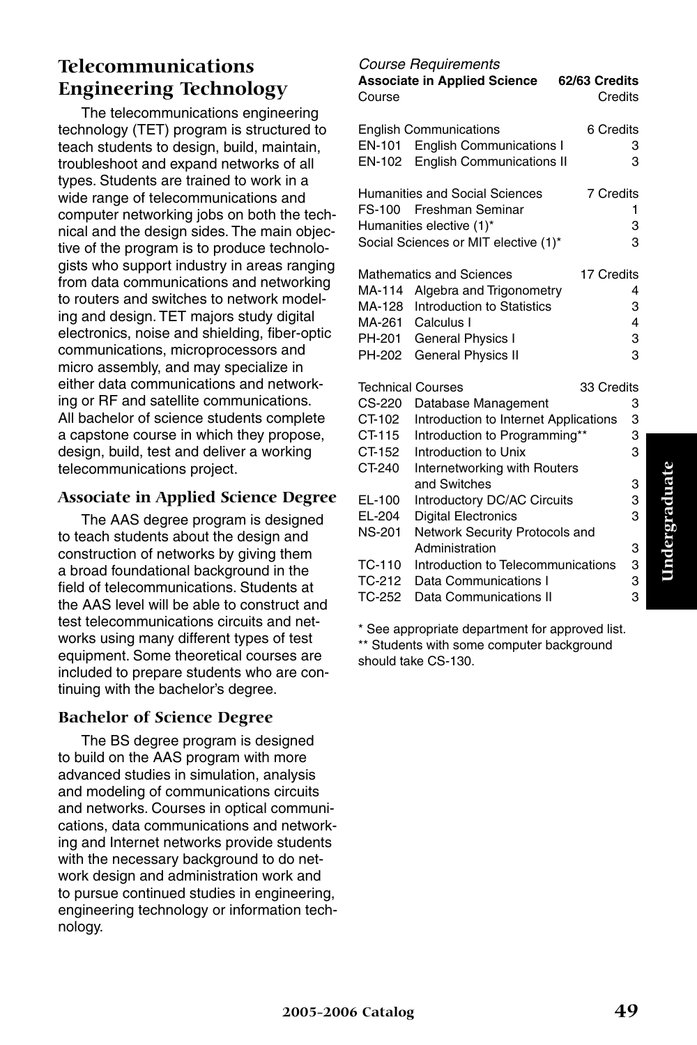# Telecommunications Engineering Technology

The telecommunications engineering technology (TET) program is structured to teach students to design, build, maintain, troubleshoot and expand networks of all types. Students are trained to work in a wide range of telecommunications and computer networking jobs on both the technical and the design sides. The main objective of the program is to produce technologists who support industry in areas ranging from data communications and networking to routers and switches to network modeling and design. TET majors study digital electronics, noise and shielding, fiber-optic communications, microprocessors and micro assembly, and may specialize in either data communications and networking or RF and satellite communications. All bachelor of science students complete a capstone course in which they propose, design, build, test and deliver a working telecommunications project.

## Associate in Applied Science Degree

The AAS degree program is designed to teach students about the design and construction of networks by giving them a broad foundational background in the field of telecommunications. Students at the AAS level will be able to construct and test telecommunications circuits and networks using many different types of test equipment. Some theoretical courses are included to prepare students who are continuing with the bachelor's degree.

## Bachelor of Science Degree

The BS degree program is designed to build on the AAS program with more advanced studies in simulation, analysis and modeling of communications circuits and networks. Courses in optical communications, data communications and networking and Internet networks provide students with the necessary background to do network design and administration work and to pursue continued studies in engineering, engineering technology or information technology.

*Course Requirements*

**Associate in Applied Science — 62/63 Credits**

| Course | | Credits |
|---|---|---|
| English Communications | | 6 Credits |
| EN-101 | English Communications I | 3 |
| EN-102 | English Communications II | 3 |
| Humanities and Social Sciences | | 7 Credits |
| FS-100 | Freshman Seminar | 1 |
| Humanities elective (1)* | | 3 |
| Social Sciences or MIT elective (1)* | | 3 |
| Mathematics and Sciences | | 17 Credits |
| MA-114 | Algebra and Trigonometry | 4 |
| MA-128 | Introduction to Statistics | 3 |
| MA-261 | Calculus I | 4 |
| PH-201 | General Physics I | 3 |
| PH-202 | General Physics II | 3 |
| Technical Courses | | 33 Credits |
| CS-220 | Database Management | 3 |
| CT-102 | Introduction to Internet Applications | 3 |
| CT-115 | Introduction to Programming** | 3 |
| CT-152 | Introduction to Unix | 3 |
| CT-240 | Internetworking with Routers and Switches | 3 |
| EL-100 | Introductory DC/AC Circuits | 3 |
| EL-204 | Digital Electronics | 3 |
| NS-201 | Network Security Protocols and Administration | 3 |
| TC-110 | Introduction to Telecommunications | 3 |
| TC-212 | Data Communications I | 3 |
| TC-252 | Data Communications II | 3 |

\* See appropriate department for approved list.
\** Students with some computer background should take CS-130.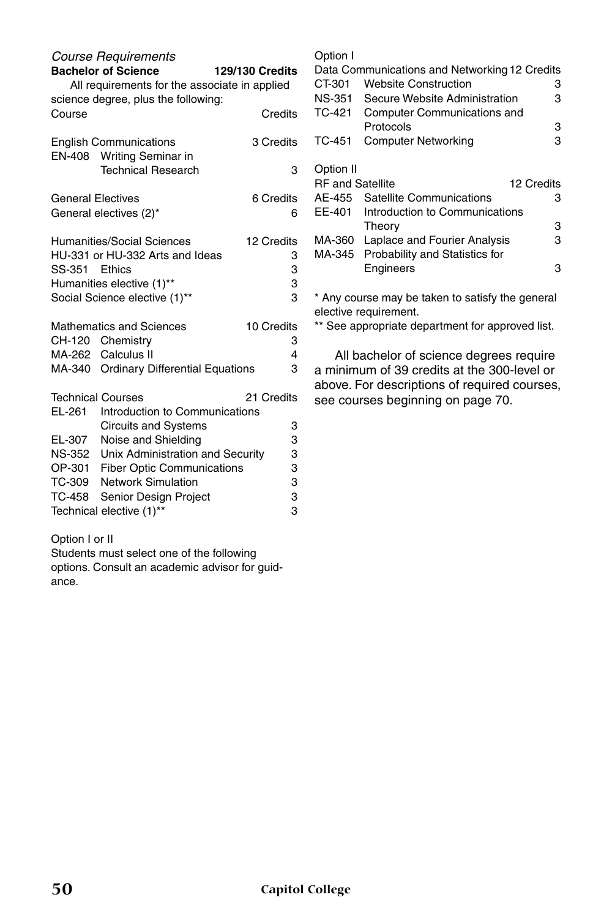*Course Requirements*

**Bachelor of Science** **129/130 Credits**

All requirements for the associate in applied science degree, plus the following:

| Course | | Credits |
|---|---|---|
| **English Communications** | | **3 Credits** |
| EN-408 | Writing Seminar in Technical Research | 3 |
| **General Electives** | | **6 Credits** |
| General electives (2)* | | 6 |
| **Humanities/Social Sciences** | | **12 Credits** |
| HU-331 or HU-332 Arts and Ideas | | 3 |
| SS-351 | Ethics | 3 |
| Humanities elective (1)** | | 3 |
| Social Science elective (1)** | | 3 |
| **Mathematics and Sciences** | | **10 Credits** |
| CH-120 | Chemistry | 3 |
| MA-262 | Calculus II | 4 |
| MA-340 | Ordinary Differential Equations | 3 |
| **Technical Courses** | | **21 Credits** |
| EL-261 | Introduction to Communications Circuits and Systems | 3 |
| EL-307 | Noise and Shielding | 3 |
| NS-352 | Unix Administration and Security | 3 |
| OP-301 | Fiber Optic Communications | 3 |
| TC-309 | Network Simulation | 3 |
| TC-458 | Senior Design Project | 3 |
| Technical elective (1)** | | 3 |

Option I or II

Students must select one of the following options. Consult an academic advisor for guidance.

Option I

| Data Communications and Networking | | 12 Credits |
|---|---|---|
| CT-301 | Website Construction | 3 |
| NS-351 | Secure Website Administration | 3 |
| TC-421 | Computer Communications and Protocols | 3 |
| TC-451 | Computer Networking | 3 |

Option II

| RF and Satellite | | 12 Credits |
|---|---|---|
| AE-455 | Satellite Communications | 3 |
| EE-401 | Introduction to Communications Theory | 3 |
| MA-360 | Laplace and Fourier Analysis | 3 |
| MA-345 | Probability and Statistics for Engineers | 3 |

* Any course may be taken to satisfy the general elective requirement.

** See appropriate department for approved list.

All bachelor of science degrees require a minimum of 39 credits at the 300-level or above. For descriptions of required courses, see courses beginning on page 70.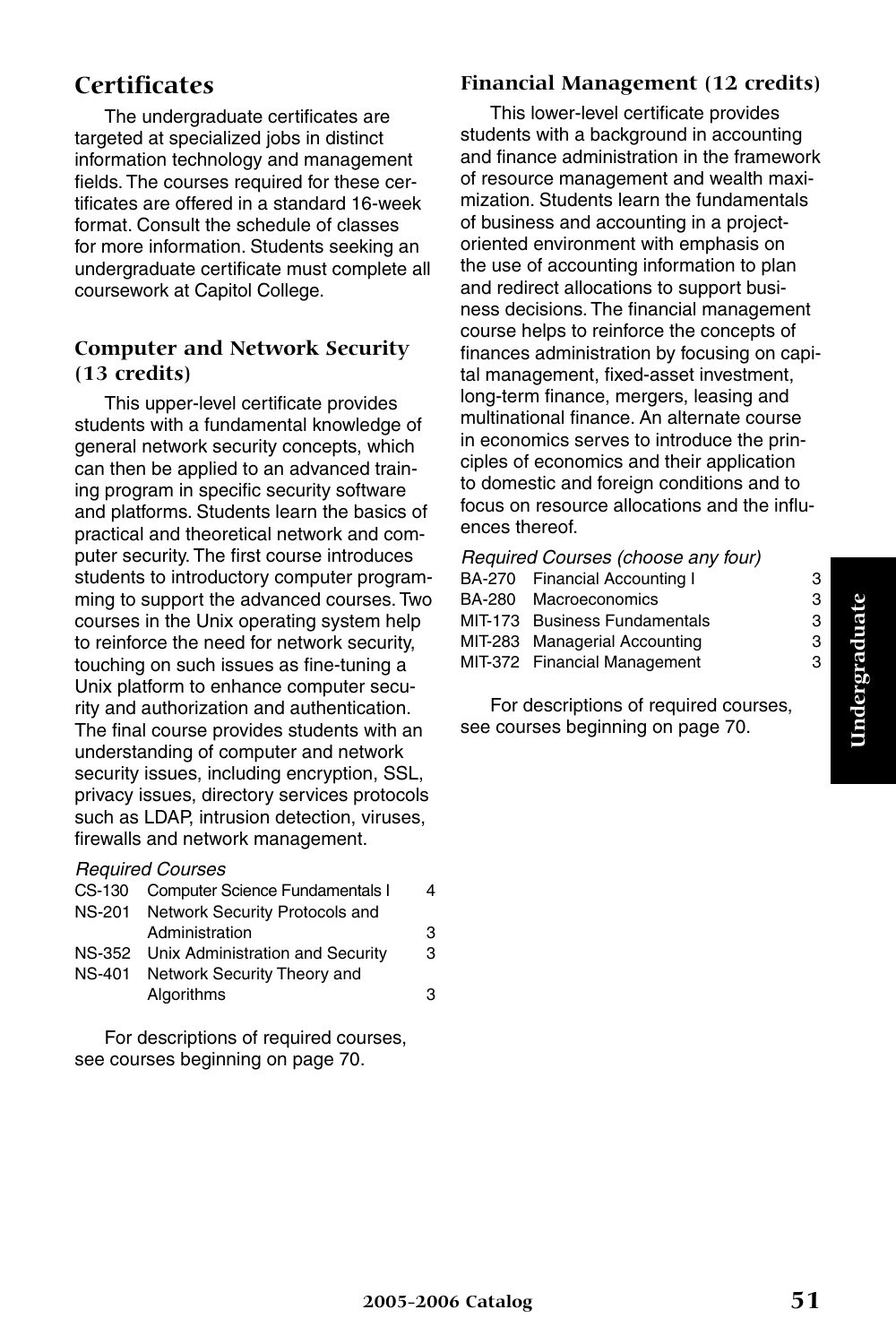## Certificates

The undergraduate certificates are targeted at specialized jobs in distinct information technology and management fields. The courses required for these certificates are offered in a standard 16-week format. Consult the schedule of classes for more information. Students seeking an undergraduate certificate must complete all coursework at Capitol College.

### Computer and Network Security (13 credits)

This upper-level certificate provides students with a fundamental knowledge of general network security concepts, which can then be applied to an advanced training program in specific security software and platforms. Students learn the basics of practical and theoretical network and computer security. The first course introduces students to introductory computer programming to support the advanced courses. Two courses in the Unix operating system help to reinforce the need for network security, touching on such issues as fine-tuning a Unix platform to enhance computer security and authorization and authentication. The final course provides students with an understanding of computer and network security issues, including encryption, SSL, privacy issues, directory services protocols such as LDAP, intrusion detection, viruses, firewalls and network management.

*Required Courses*

| | | |
|---|---|---|
| CS-130 | Computer Science Fundamentals I | 4 |
| NS-201 | Network Security Protocols and Administration | 3 |
| NS-352 | Unix Administration and Security | 3 |
| NS-401 | Network Security Theory and Algorithms | 3 |

For descriptions of required courses, see courses beginning on page 70.

### Financial Management (12 credits)

This lower-level certificate provides students with a background in accounting and finance administration in the framework of resource management and wealth maximization. Students learn the fundamentals of business and accounting in a project-oriented environment with emphasis on the use of accounting information to plan and redirect allocations to support business decisions. The financial management course helps to reinforce the concepts of finances administration by focusing on capital management, fixed-asset investment, long-term finance, mergers, leasing and multinational finance. An alternate course in economics serves to introduce the principles of economics and their application to domestic and foreign conditions and to focus on resource allocations and the influences thereof.

*Required Courses (choose any four)*

| | | |
|---|---|---|
| BA-270 | Financial Accounting I | 3 |
| BA-280 | Macroeconomics | 3 |
| MIT-173 | Business Fundamentals | 3 |
| MIT-283 | Managerial Accounting | 3 |
| MIT-372 | Financial Management | 3 |

For descriptions of required courses, see courses beginning on page 70.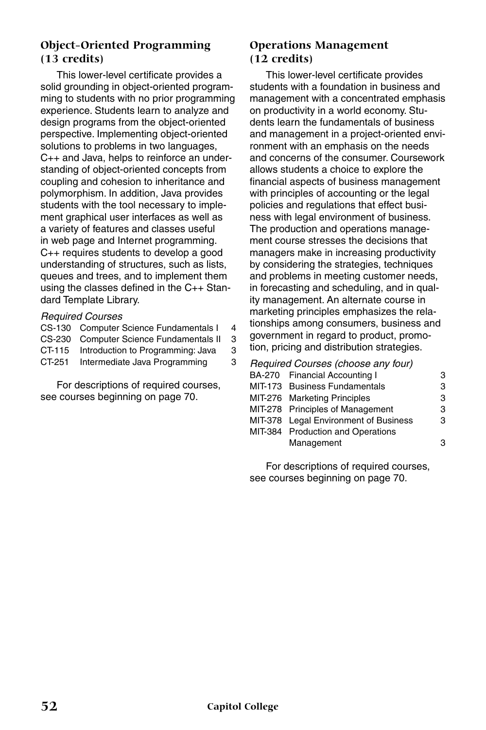## Object-Oriented Programming (13 credits)

This lower-level certificate provides a solid grounding in object-oriented programming to students with no prior programming experience. Students learn to analyze and design programs from the object-oriented perspective. Implementing object-oriented solutions to problems in two languages, C++ and Java, helps to reinforce an understanding of object-oriented concepts from coupling and cohesion to inheritance and polymorphism. In addition, Java provides students with the tool necessary to implement graphical user interfaces as well as a variety of features and classes useful in web page and Internet programming. C++ requires students to develop a good understanding of structures, such as lists, queues and trees, and to implement them using the classes defined in the C++ Standard Template Library.

*Required Courses*

| | | |
|---|---|---|
| CS-130 | Computer Science Fundamentals I | 4 |
| CS-230 | Computer Science Fundamentals II | 3 |
| CT-115 | Introduction to Programming: Java | 3 |
| CT-251 | Intermediate Java Programming | 3 |

For descriptions of required courses, see courses beginning on page 70.

## Operations Management (12 credits)

This lower-level certificate provides students with a foundation in business and management with a concentrated emphasis on productivity in a world economy. Students learn the fundamentals of business and management in a project-oriented environment with an emphasis on the needs and concerns of the consumer. Coursework allows students a choice to explore the financial aspects of business management with principles of accounting or the legal policies and regulations that effect business with legal environment of business. The production and operations management course stresses the decisions that managers make in increasing productivity by considering the strategies, techniques and problems in meeting customer needs, in forecasting and scheduling, and in quality management. An alternate course in marketing principles emphasizes the relationships among consumers, business and government in regard to product, promotion, pricing and distribution strategies.

*Required Courses (choose any four)*

| | | |
|---|---|---|
| BA-270 | Financial Accounting I | 3 |
| MIT-173 | Business Fundamentals | 3 |
| MIT-276 | Marketing Principles | 3 |
| MIT-278 | Principles of Management | 3 |
| MIT-378 | Legal Environment of Business | 3 |
| MIT-384 | Production and Operations Management | 3 |

For descriptions of required courses, see courses beginning on page 70.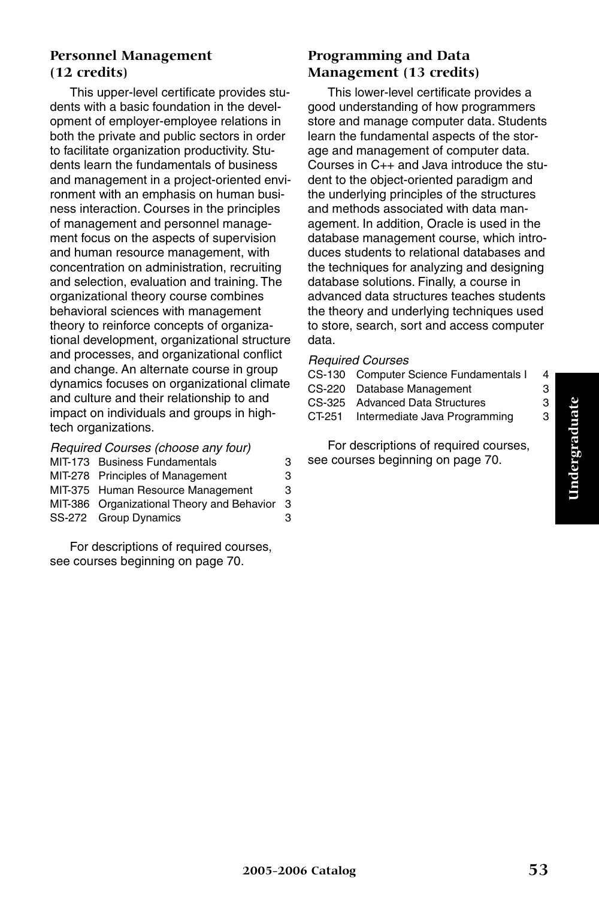### Personnel Management (12 credits)

This upper-level certificate provides students with a basic foundation in the development of employer-employee relations in both the private and public sectors in order to facilitate organization productivity. Students learn the fundamentals of business and management in a project-oriented environment with an emphasis on human business interaction. Courses in the principles of management and personnel management focus on the aspects of supervision and human resource management, with concentration on administration, recruiting and selection, evaluation and training. The organizational theory course combines behavioral sciences with management theory to reinforce concepts of organizational development, organizational structure and processes, and organizational conflict and change. An alternate course in group dynamics focuses on organizational climate and culture and their relationship to and impact on individuals and groups in high-tech organizations.

*Required Courses (choose any four)*

| | | |
|---|---|---|
| MIT-173 | Business Fundamentals | 3 |
| MIT-278 | Principles of Management | 3 |
| MIT-375 | Human Resource Management | 3 |
| MIT-386 | Organizational Theory and Behavior | 3 |
| SS-272 | Group Dynamics | 3 |

For descriptions of required courses, see courses beginning on page 70.

### Programming and Data Management (13 credits)

This lower-level certificate provides a good understanding of how programmers store and manage computer data. Students learn the fundamental aspects of the storage and management of computer data. Courses in C++ and Java introduce the student to the object-oriented paradigm and the underlying principles of the structures and methods associated with data management. In addition, Oracle is used in the database management course, which introduces students to relational databases and the techniques for analyzing and designing database solutions. Finally, a course in advanced data structures teaches students the theory and underlying techniques used to store, search, sort and access computer data.

*Required Courses*

| | | |
|---|---|---|
| CS-130 | Computer Science Fundamentals I | 4 |
| CS-220 | Database Management | 3 |
| CS-325 | Advanced Data Structures | 3 |
| CT-251 | Intermediate Java Programming | 3 |

For descriptions of required courses, see courses beginning on page 70.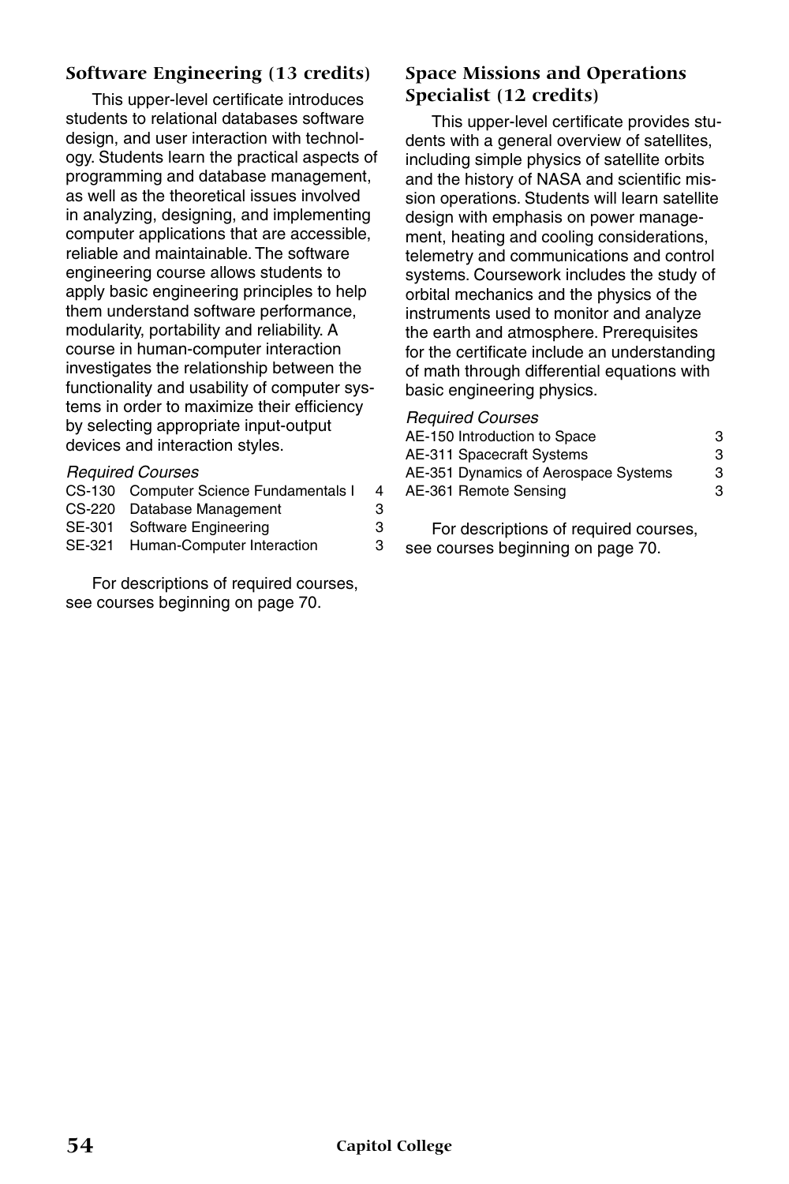### Software Engineering (13 credits)

This upper-level certificate introduces students to relational databases software design, and user interaction with technology. Students learn the practical aspects of programming and database management, as well as the theoretical issues involved in analyzing, designing, and implementing computer applications that are accessible, reliable and maintainable. The software engineering course allows students to apply basic engineering principles to help them understand software performance, modularity, portability and reliability. A course in human-computer interaction investigates the relationship between the functionality and usability of computer systems in order to maximize their efficiency by selecting appropriate input-output devices and interaction styles.

*Required Courses*

| | | |
|---|---|---|
| CS-130 | Computer Science Fundamentals I | 4 |
| CS-220 | Database Management | 3 |
| SE-301 | Software Engineering | 3 |
| SE-321 | Human-Computer Interaction | 3 |

For descriptions of required courses, see courses beginning on page 70.

### Space Missions and Operations Specialist (12 credits)

This upper-level certificate provides students with a general overview of satellites, including simple physics of satellite orbits and the history of NASA and scientific mission operations. Students will learn satellite design with emphasis on power management, heating and cooling considerations, telemetry and communications and control systems. Coursework includes the study of orbital mechanics and the physics of the instruments used to monitor and analyze the earth and atmosphere. Prerequisites for the certificate include an understanding of math through differential equations with basic engineering physics.

*Required Courses*

| | |
|---|---|
| AE-150 Introduction to Space | 3 |
| AE-311 Spacecraft Systems | 3 |
| AE-351 Dynamics of Aerospace Systems | 3 |
| AE-361 Remote Sensing | 3 |

For descriptions of required courses, see courses beginning on page 70.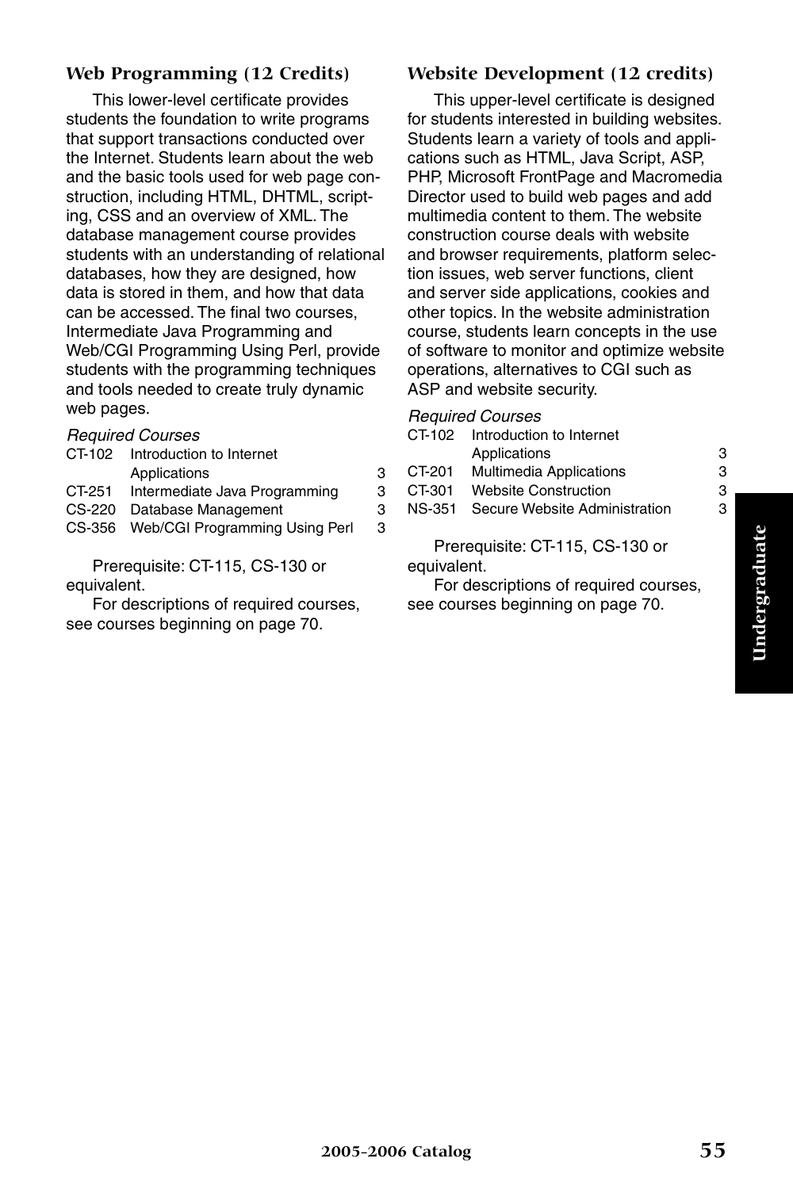### Web Programming (12 Credits)

This lower-level certificate provides students the foundation to write programs that support transactions conducted over the Internet. Students learn about the web and the basic tools used for web page construction, including HTML, DHTML, scripting, CSS and an overview of XML. The database management course provides students with an understanding of relational databases, how they are designed, how data is stored in them, and how that data can be accessed. The final two courses, Intermediate Java Programming and Web/CGI Programming Using Perl, provide students with the programming techniques and tools needed to create truly dynamic web pages.

*Required Courses*

| | | |
|---|---|---|
| CT-102 | Introduction to Internet Applications | 3 |
| CT-251 | Intermediate Java Programming | 3 |
| CS-220 | Database Management | 3 |
| CS-356 | Web/CGI Programming Using Perl | 3 |

Prerequisite: CT-115, CS-130 or equivalent.

For descriptions of required courses, see courses beginning on page 70.

### Website Development (12 credits)

This upper-level certificate is designed for students interested in building websites. Students learn a variety of tools and applications such as HTML, Java Script, ASP, PHP, Microsoft FrontPage and Macromedia Director used to build web pages and add multimedia content to them. The website construction course deals with website and browser requirements, platform selection issues, web server functions, client and server side applications, cookies and other topics. In the website administration course, students learn concepts in the use of software to monitor and optimize website operations, alternatives to CGI such as ASP and website security.

*Required Courses*

| | | |
|---|---|---|
| CT-102 | Introduction to Internet Applications | 3 |
| CT-201 | Multimedia Applications | 3 |
| CT-301 | Website Construction | 3 |
| NS-351 | Secure Website Administration | 3 |

Prerequisite: CT-115, CS-130 or equivalent.

For descriptions of required courses, see courses beginning on page 70.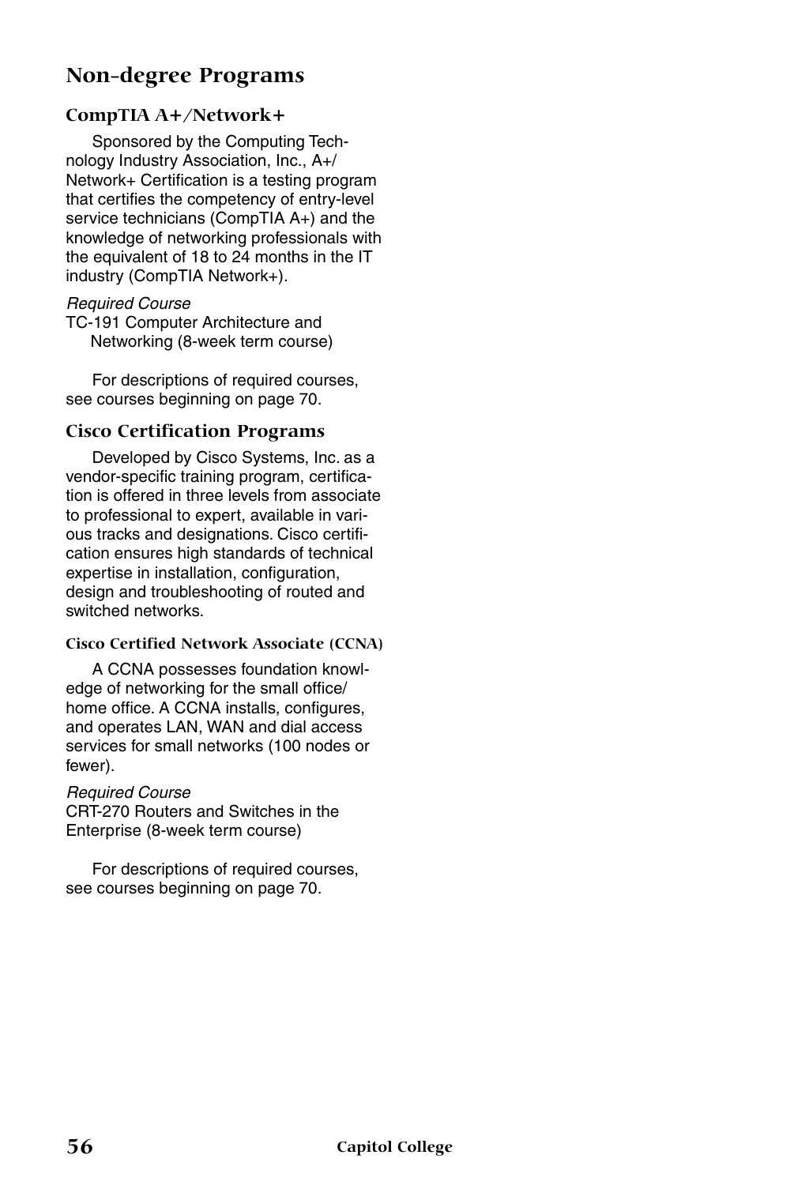## Non-degree Programs

### CompTIA A+/Network+

Sponsored by the Computing Technology Industry Association, Inc., A+/Network+ Certification is a testing program that certifies the competency of entry-level service technicians (CompTIA A+) and the knowledge of networking professionals with the equivalent of 18 to 24 months in the IT industry (CompTIA Network+).

*Required Course*
TC-191 Computer Architecture and Networking (8-week term course)

For descriptions of required courses, see courses beginning on page 70.

### Cisco Certification Programs

Developed by Cisco Systems, Inc. as a vendor-specific training program, certification is offered in three levels from associate to professional to expert, available in various tracks and designations. Cisco certification ensures high standards of technical expertise in installation, configuration, design and troubleshooting of routed and switched networks.

#### Cisco Certified Network Associate (CCNA)

A CCNA possesses foundation knowledge of networking for the small office/home office. A CCNA installs, configures, and operates LAN, WAN and dial access services for small networks (100 nodes or fewer).

*Required Course*
CRT-270 Routers and Switches in the Enterprise (8-week term course)

For descriptions of required courses, see courses beginning on page 70.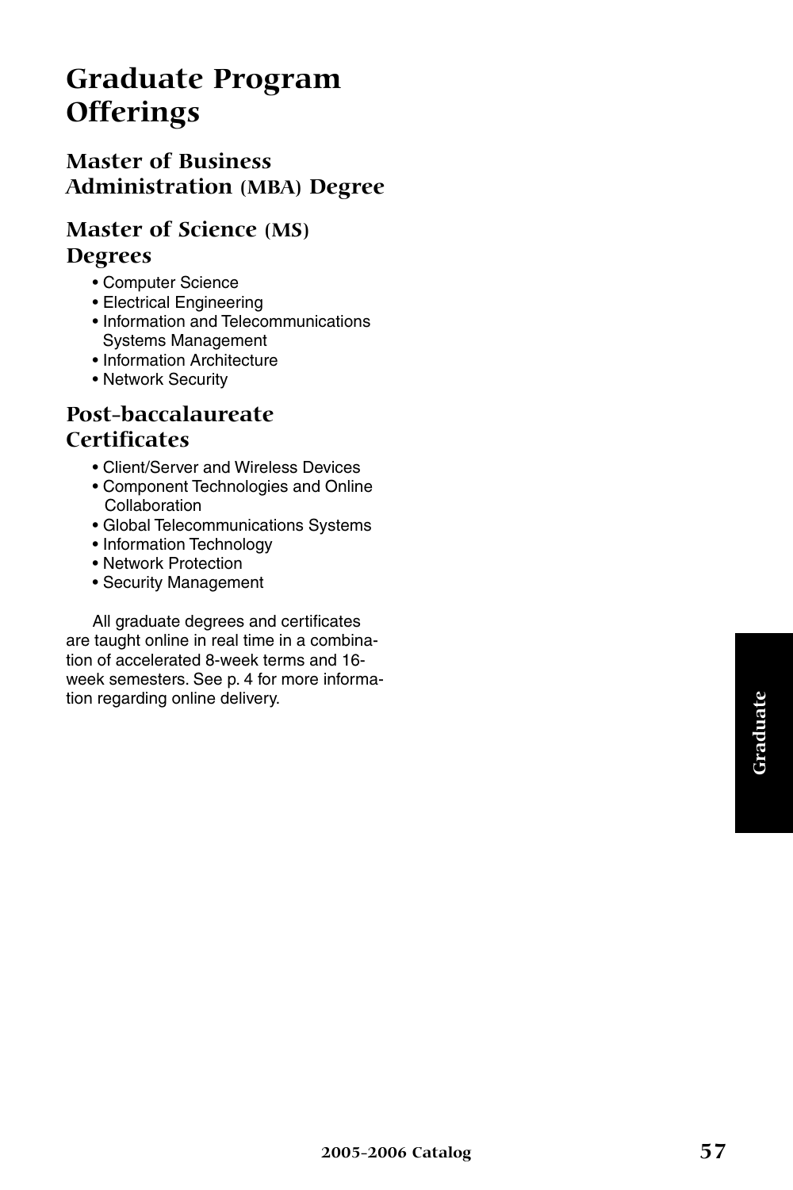# Graduate Program Offerings

## Master of Business Administration (MBA) Degree

## Master of Science (MS) Degrees

- Computer Science
- Electrical Engineering
- Information and Telecommunications Systems Management
- Information Architecture
- Network Security

## Post-baccalaureate Certificates

- Client/Server and Wireless Devices
- Component Technologies and Online Collaboration
- Global Telecommunications Systems
- Information Technology
- Network Protection
- Security Management

All graduate degrees and certificates are taught online in real time in a combination of accelerated 8-week terms and 16-week semesters. See p. 4 for more information regarding online delivery.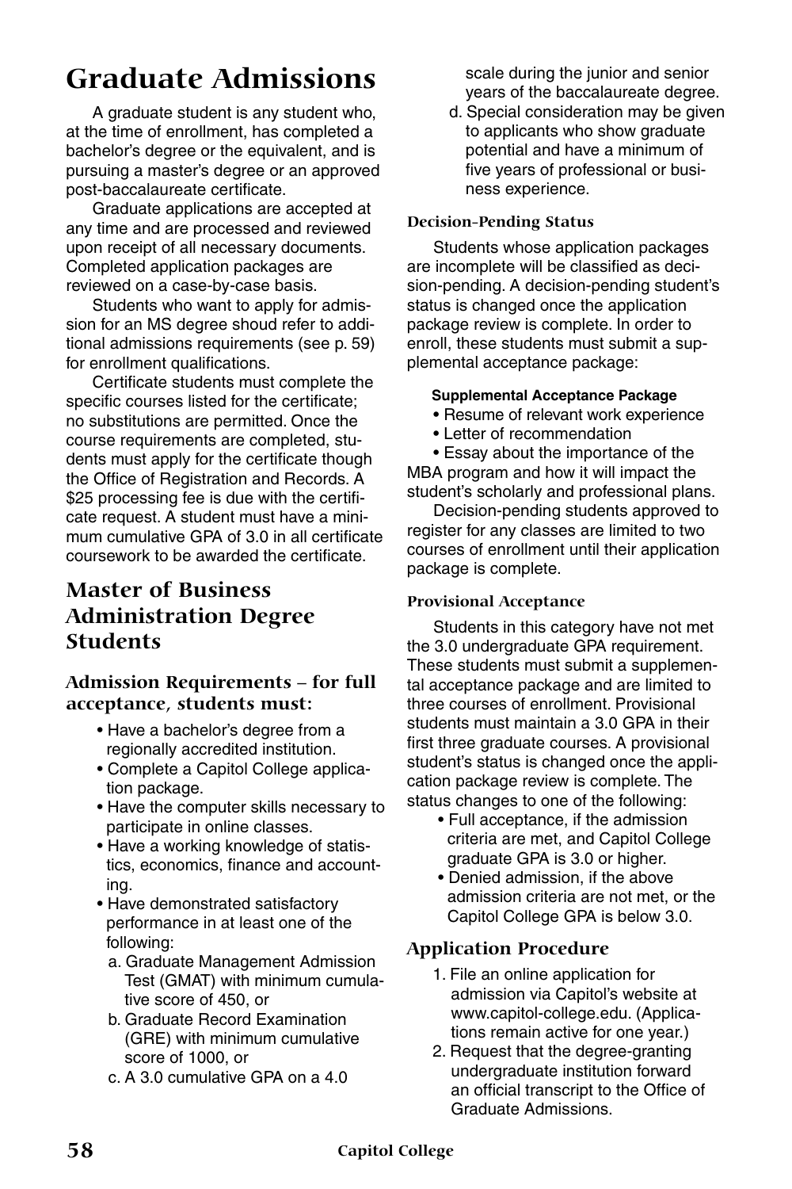# Graduate Admissions

A graduate student is any student who, at the time of enrollment, has completed a bachelor's degree or the equivalent, and is pursuing a master's degree or an approved post-baccalaureate certificate.

Graduate applications are accepted at any time and are processed and reviewed upon receipt of all necessary documents. Completed application packages are reviewed on a case-by-case basis.

Students who want to apply for admission for an MS degree shoud refer to additional admissions requirements (see p. 59) for enrollment qualifications.

Certificate students must complete the specific courses listed for the certificate; no substitutions are permitted. Once the course requirements are completed, students must apply for the certificate though the Office of Registration and Records. A $25 processing fee is due with the certificate request. A student must have a minimum cumulative GPA of 3.0 in all certificate coursework to be awarded the certificate.

## Master of Business Administration Degree Students

### Admission Requirements – for full acceptance, students must:

- Have a bachelor's degree from a regionally accredited institution.
- Complete a Capitol College application package.
- Have the computer skills necessary to participate in online classes.
- Have a working knowledge of statistics, economics, finance and accounting.
- Have demonstrated satisfactory performance in at least one of the following:
  a. Graduate Management Admission Test (GMAT) with minimum cumulative score of 450, or
  b. Graduate Record Examination (GRE) with minimum cumulative score of 1000, or
  c. A 3.0 cumulative GPA on a 4.0 scale during the junior and senior years of the baccalaureate degree.
  d. Special consideration may be given to applicants who show graduate potential and have a minimum of five years of professional or business experience.

#### Decision-Pending Status

Students whose application packages are incomplete will be classified as decision-pending. A decision-pending student's status is changed once the application package review is complete. In order to enroll, these students must submit a supplemental acceptance package:

**Supplemental Acceptance Package**

- Resume of relevant work experience
- Letter of recommendation
- Essay about the importance of the MBA program and how it will impact the student's scholarly and professional plans.

Decision-pending students approved to register for any classes are limited to two courses of enrollment until their application package is complete.

#### Provisional Acceptance

Students in this category have not met the 3.0 undergraduate GPA requirement. These students must submit a supplemental acceptance package and are limited to three courses of enrollment. Provisional students must maintain a 3.0 GPA in their first three graduate courses. A provisional student's status is changed once the application package review is complete. The status changes to one of the following:

- Full acceptance, if the admission criteria are met, and Capitol College graduate GPA is 3.0 or higher.
- Denied admission, if the above admission criteria are not met, or the Capitol College GPA is below 3.0.

### Application Procedure

1. File an online application for admission via Capitol's website at www.capitol-college.edu. (Applications remain active for one year.)
2. Request that the degree-granting undergraduate institution forward an official transcript to the Office of Graduate Admissions.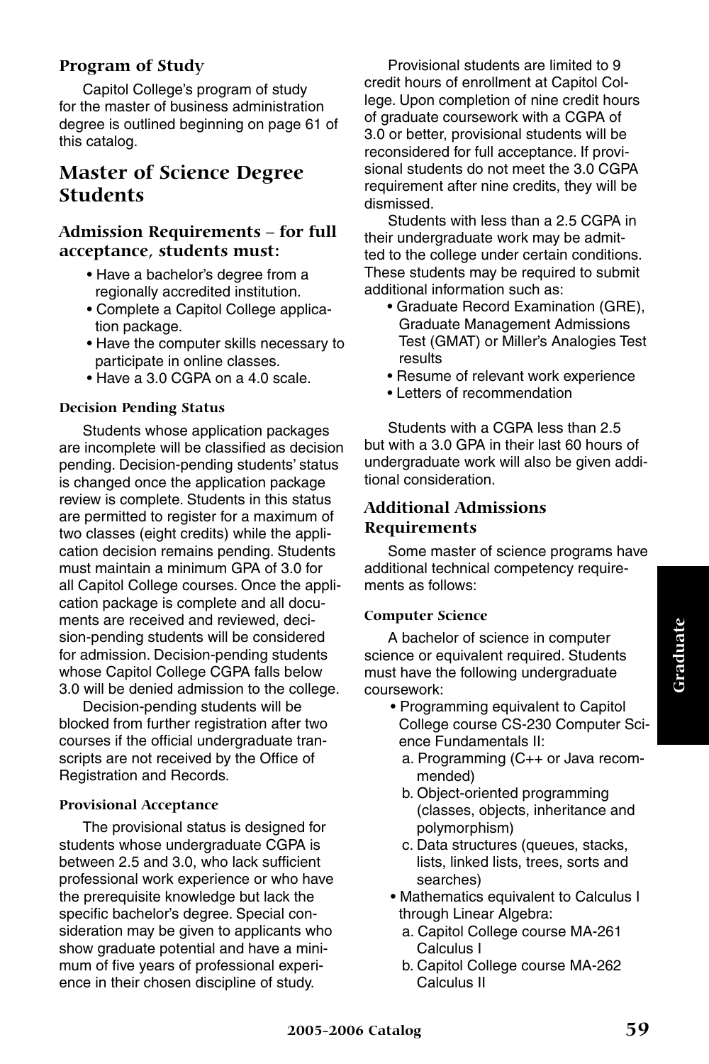### Program of Study

Capitol College's program of study for the master of business administration degree is outlined beginning on page 61 of this catalog.

## Master of Science Degree Students

### Admission Requirements – for full acceptance, students must:

- Have a bachelor's degree from a regionally accredited institution.
- Complete a Capitol College application package.
- Have the computer skills necessary to participate in online classes.
- Have a 3.0 CGPA on a 4.0 scale.

#### Decision Pending Status

Students whose application packages are incomplete will be classified as decision pending. Decision-pending students' status is changed once the application package review is complete. Students in this status are permitted to register for a maximum of two classes (eight credits) while the application decision remains pending. Students must maintain a minimum GPA of 3.0 for all Capitol College courses. Once the application package is complete and all documents are received and reviewed, decision-pending students will be considered for admission. Decision-pending students whose Capitol College CGPA falls below 3.0 will be denied admission to the college.

Decision-pending students will be blocked from further registration after two courses if the official undergraduate transcripts are not received by the Office of Registration and Records.

#### Provisional Acceptance

The provisional status is designed for students whose undergraduate CGPA is between 2.5 and 3.0, who lack sufficient professional work experience or who have the prerequisite knowledge but lack the specific bachelor's degree. Special consideration may be given to applicants who show graduate potential and have a minimum of five years of professional experience in their chosen discipline of study.

Provisional students are limited to 9 credit hours of enrollment at Capitol College. Upon completion of nine credit hours of graduate coursework with a CGPA of 3.0 or better, provisional students will be reconsidered for full acceptance. If provisional students do not meet the 3.0 CGPA requirement after nine credits, they will be dismissed.

Students with less than a 2.5 CGPA in their undergraduate work may be admitted to the college under certain conditions. These students may be required to submit additional information such as:

- Graduate Record Examination (GRE), Graduate Management Admissions Test (GMAT) or Miller's Analogies Test results
- Resume of relevant work experience
- Letters of recommendation

Students with a CGPA less than 2.5 but with a 3.0 GPA in their last 60 hours of undergraduate work will also be given additional consideration.

### Additional Admissions Requirements

Some master of science programs have additional technical competency requirements as follows:

#### Computer Science

A bachelor of science in computer science or equivalent required. Students must have the following undergraduate coursework:

- Programming equivalent to Capitol College course CS-230 Computer Science Fundamentals II:
  a. Programming (C++ or Java recommended)
  b. Object-oriented programming (classes, objects, inheritance and polymorphism)
  c. Data structures (queues, stacks, lists, linked lists, trees, sorts and searches)
- Mathematics equivalent to Calculus I through Linear Algebra:
  a. Capitol College course MA-261 Calculus I
  b. Capitol College course MA-262 Calculus II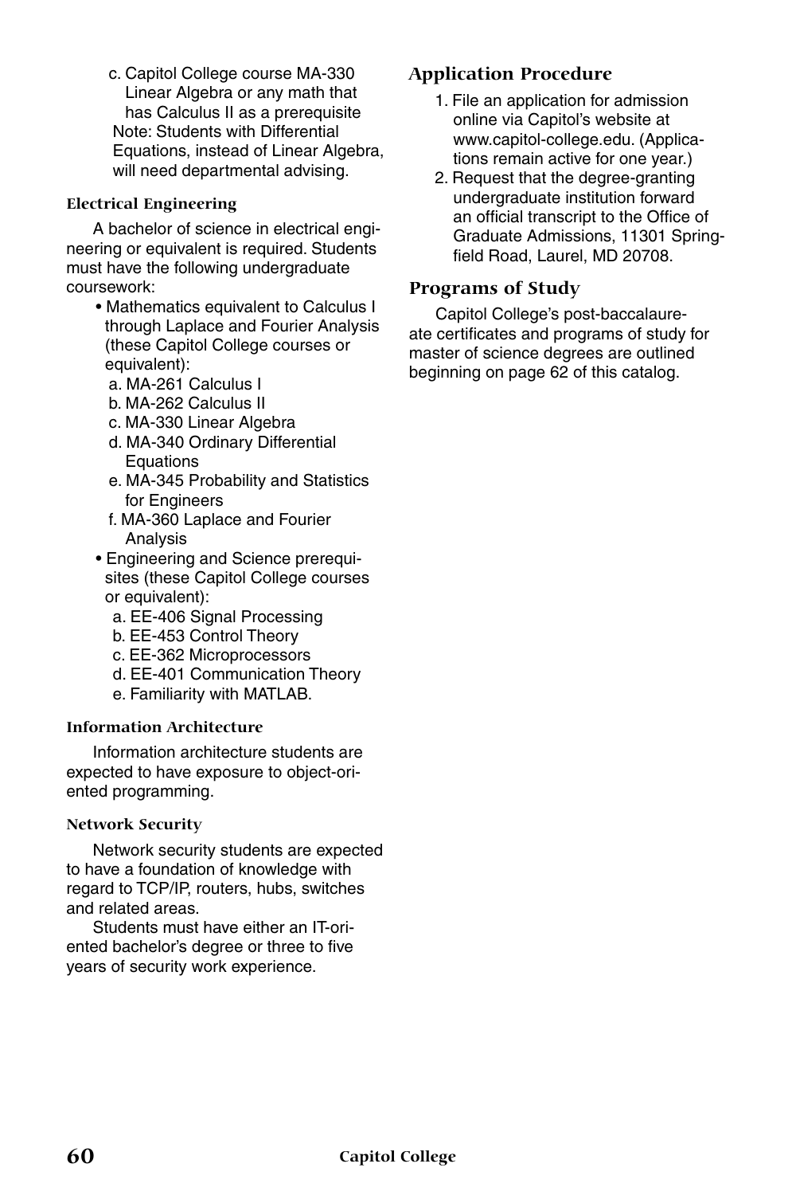c. Capitol College course MA-330 Linear Algebra or any math that has Calculus II as a prerequisite

Note: Students with Differential Equations, instead of Linear Algebra, will need departmental advising.

#### Electrical Engineering

A bachelor of science in electrical engineering or equivalent is required. Students must have the following undergraduate coursework:

- Mathematics equivalent to Calculus I through Laplace and Fourier Analysis (these Capitol College courses or equivalent):
  - a. MA-261 Calculus I
  - b. MA-262 Calculus II
  - c. MA-330 Linear Algebra
  - d. MA-340 Ordinary Differential Equations
  - e. MA-345 Probability and Statistics for Engineers
  - f. MA-360 Laplace and Fourier Analysis
- Engineering and Science prerequisites (these Capitol College courses or equivalent):
  - a. EE-406 Signal Processing
  - b. EE-453 Control Theory
  - c. EE-362 Microprocessors
  - d. EE-401 Communication Theory
  - e. Familiarity with MATLAB.

#### Information Architecture

Information architecture students are expected to have exposure to object-oriented programming.

#### Network Security

Network security students are expected to have a foundation of knowledge with regard to TCP/IP, routers, hubs, switches and related areas.

Students must have either an IT-oriented bachelor's degree or three to five years of security work experience.

### Application Procedure

1. File an application for admission online via Capitol's website at www.capitol-college.edu. (Applications remain active for one year.)
2. Request that the degree-granting undergraduate institution forward an official transcript to the Office of Graduate Admissions, 11301 Springfield Road, Laurel, MD 20708.

### Programs of Study

Capitol College's post-baccalaureate certificates and programs of study for master of science degrees are outlined beginning on page 62 of this catalog.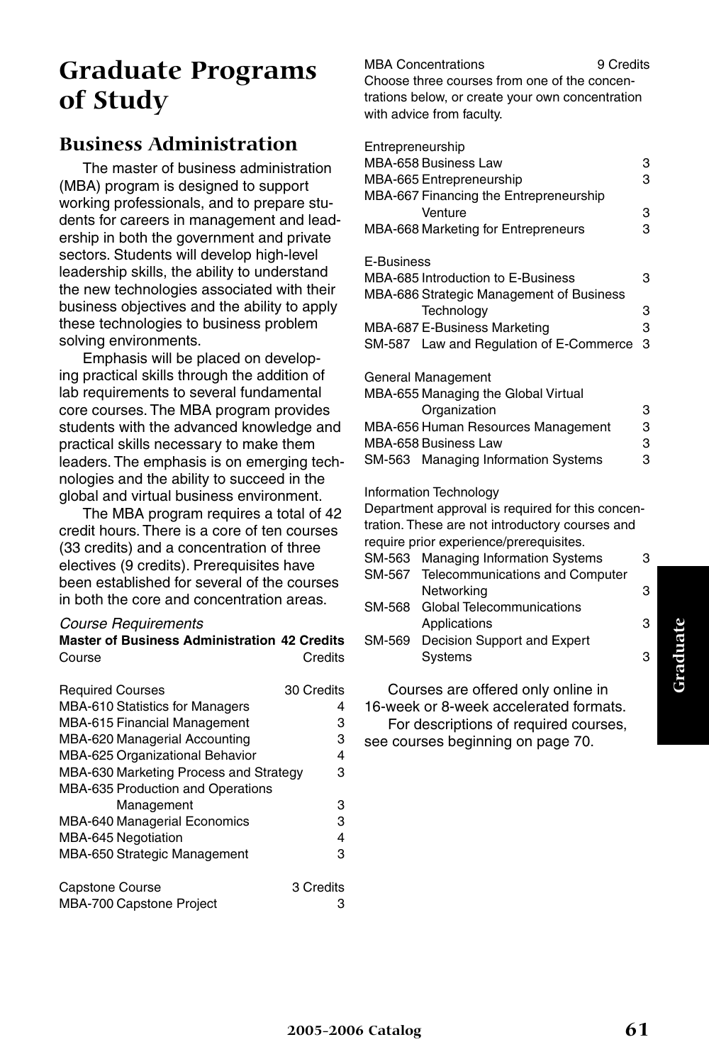# Graduate Programs of Study

## Business Administration

The master of business administration (MBA) program is designed to support working professionals, and to prepare students for careers in management and leadership in both the government and private sectors. Students will develop high-level leadership skills, the ability to understand the new technologies associated with their business objectives and the ability to apply these technologies to business problem solving environments.

Emphasis will be placed on developing practical skills through the addition of lab requirements to several fundamental core courses. The MBA program provides students with the advanced knowledge and practical skills necessary to make them leaders. The emphasis is on emerging technologies and the ability to succeed in the global and virtual business environment.

The MBA program requires a total of 42 credit hours. There is a core of ten courses (33 credits) and a concentration of three electives (9 credits). Prerequisites have been established for several of the courses in both the core and concentration areas.

*Course Requirements*

| **Master of Business Administration** | **42 Credits** |
|---|---|
| Course | Credits |
| Required Courses | 30 Credits |
| MBA-610 Statistics for Managers | 4 |
| MBA-615 Financial Management | 3 |
| MBA-620 Managerial Accounting | 3 |
| MBA-625 Organizational Behavior | 4 |
| MBA-630 Marketing Process and Strategy | 3 |
| MBA-635 Production and Operations Management | 3 |
| MBA-640 Managerial Economics | 3 |
| MBA-645 Negotiation | 4 |
| MBA-650 Strategic Management | 3 |
| Capstone Course | 3 Credits |
| MBA-700 Capstone Project | 3 |
| MBA Concentrations | 9 Credits |

MBA Concentrations — 9 Credits

Choose three courses from one of the concentrations below, or create your own concentration with advice from faculty.

| Entrepreneurship | |
|---|---|
| MBA-658 Business Law | 3 |
| MBA-665 Entrepreneurship | 3 |
| MBA-667 Financing the Entrepreneurship Venture | 3 |
| MBA-668 Marketing for Entrepreneurs | 3 |

| E-Business | |
|---|---|
| MBA-685 Introduction to E-Business | 3 |
| MBA-686 Strategic Management of Business Technology | 3 |
| MBA-687 E-Business Marketing | 3 |
| SM-587 Law and Regulation of E-Commerce | 3 |

| General Management | |
|---|---|
| MBA-655 Managing the Global Virtual Organization | 3 |
| MBA-656 Human Resources Management | 3 |
| MBA-658 Business Law | 3 |
| SM-563 Managing Information Systems | 3 |

Information Technology

Department approval is required for this concentration. These are not introductory courses and require prior experience/prerequisites.

| Information Technology | |
|---|---|
| SM-563 Managing Information Systems | 3 |
| SM-567 Telecommunications and Computer Networking | 3 |
| SM-568 Global Telecommunications Applications | 3 |
| SM-569 Decision Support and Expert Systems | 3 |

Courses are offered only online in 16-week or 8-week accelerated formats.

For descriptions of required courses, see courses beginning on page 70.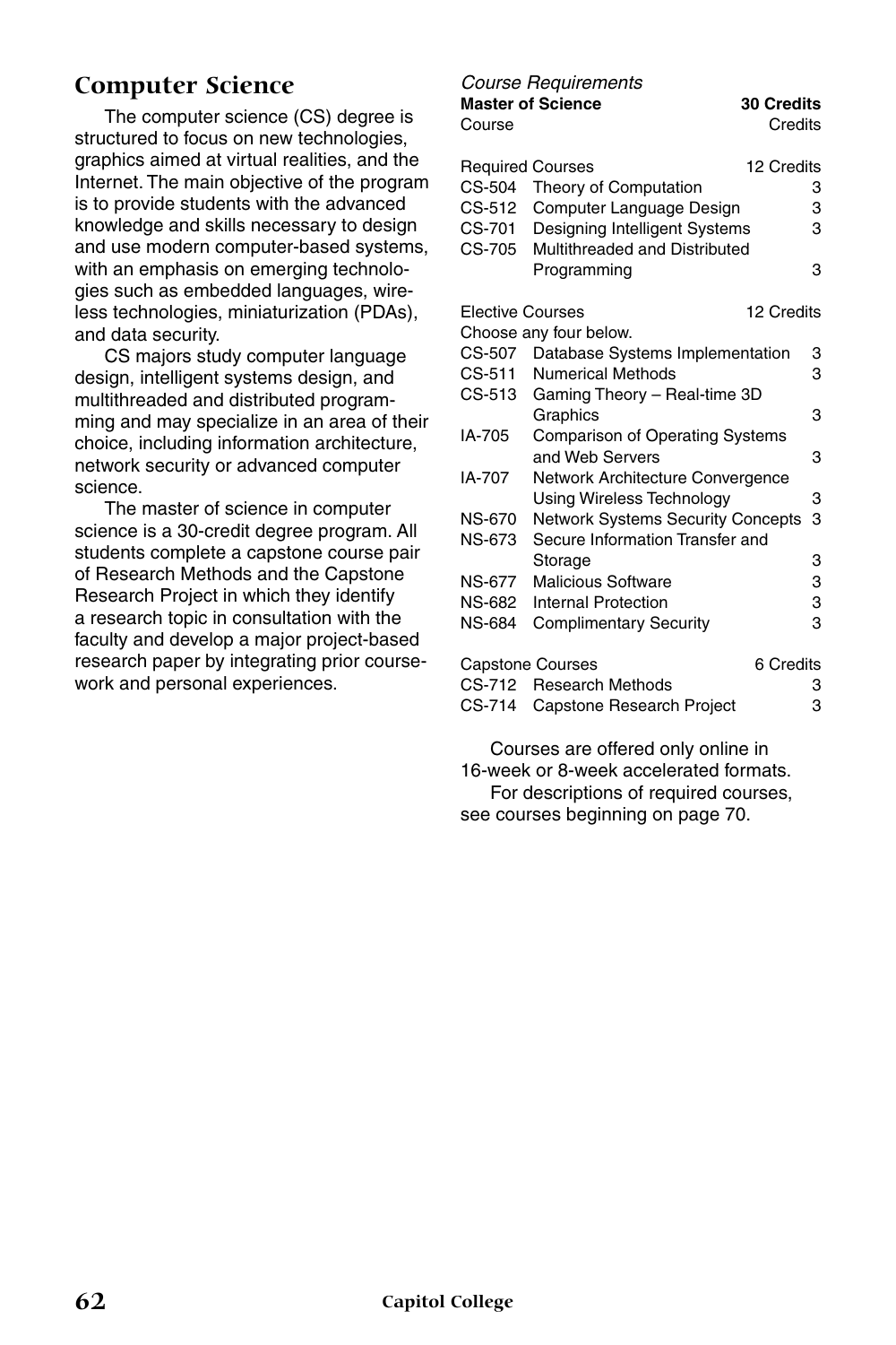## Computer Science

The computer science (CS) degree is structured to focus on new technologies, graphics aimed at virtual realities, and the Internet. The main objective of the program is to provide students with the advanced knowledge and skills necessary to design and use modern computer-based systems, with an emphasis on emerging technologies such as embedded languages, wireless technologies, miniaturization (PDAs), and data security.

CS majors study computer language design, intelligent systems design, and multithreaded and distributed programming and may specialize in an area of their choice, including information architecture, network security or advanced computer science.

The master of science in computer science is a 30-credit degree program. All students complete a capstone course pair of Research Methods and the Capstone Research Project in which they identify a research topic in consultation with the faculty and develop a major project-based research paper by integrating prior coursework and personal experiences.

*Course Requirements*

| **Master of Science** | | **30 Credits** |
|---|---|---|
| Course | | Credits |
| Required Courses | | 12 Credits |
| CS-504 | Theory of Computation | 3 |
| CS-512 | Computer Language Design | 3 |
| CS-701 | Designing Intelligent Systems | 3 |
| CS-705 | Multithreaded and Distributed Programming | 3 |
| Elective Courses | | 12 Credits |
| Choose any four below. | | |
| CS-507 | Database Systems Implementation | 3 |
| CS-511 | Numerical Methods | 3 |
| CS-513 | Gaming Theory – Real-time 3D Graphics | 3 |
| IA-705 | Comparison of Operating Systems and Web Servers | 3 |
| IA-707 | Network Architecture Convergence Using Wireless Technology | 3 |
| NS-670 | Network Systems Security Concepts | 3 |
| NS-673 | Secure Information Transfer and Storage | 3 |
| NS-677 | Malicious Software | 3 |
| NS-682 | Internal Protection | 3 |
| NS-684 | Complimentary Security | 3 |
| Capstone Courses | | 6 Credits |
| CS-712 | Research Methods | 3 |
| CS-714 | Capstone Research Project | 3 |

Courses are offered only online in 16-week or 8-week accelerated formats.

For descriptions of required courses, see courses beginning on page 70.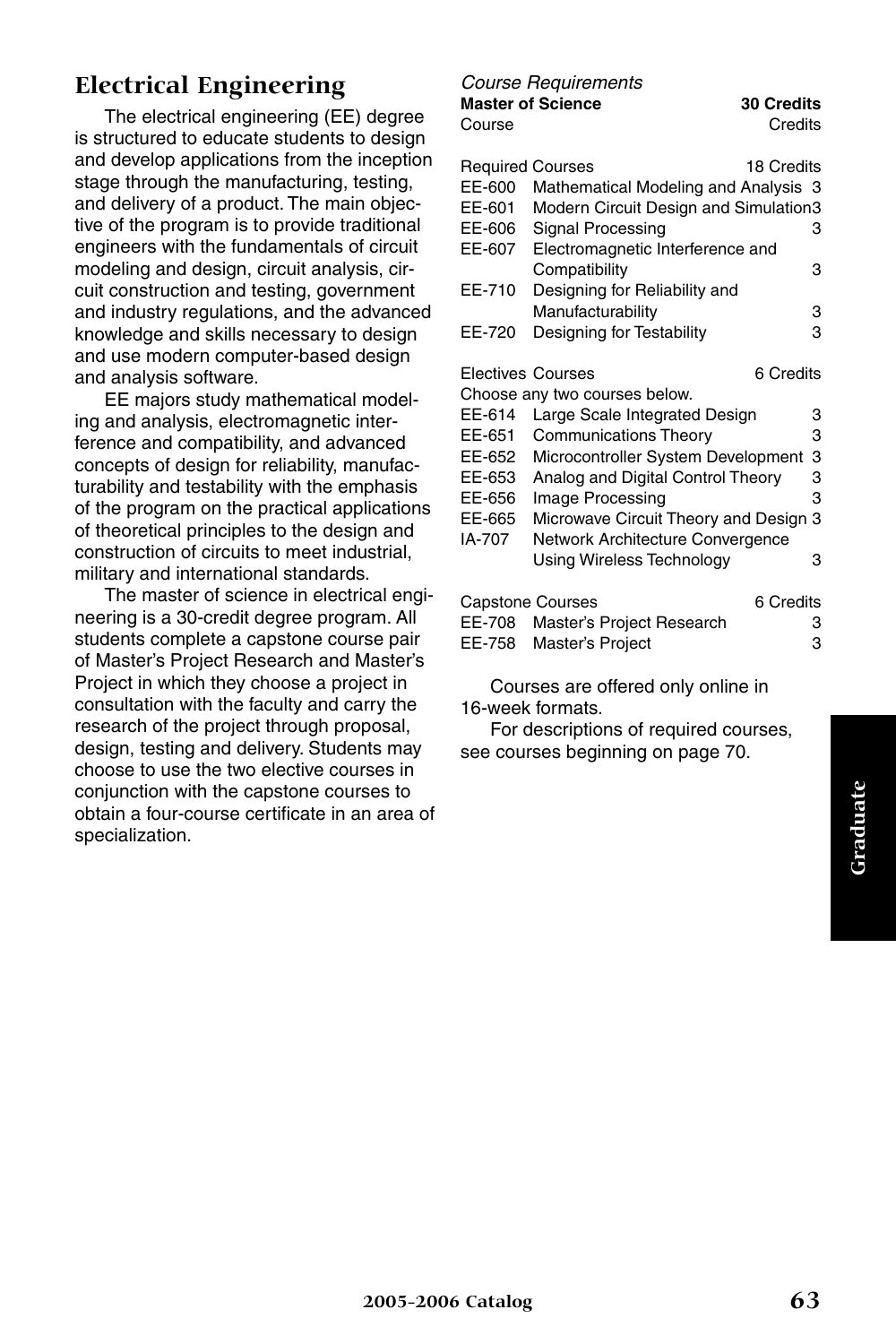## Electrical Engineering

The electrical engineering (EE) degree is structured to educate students to design and develop applications from the inception stage through the manufacturing, testing, and delivery of a product. The main objective of the program is to provide traditional engineers with the fundamentals of circuit modeling and design, circuit analysis, circuit construction and testing, government and industry regulations, and the advanced knowledge and skills necessary to design and use modern computer-based design and analysis software.

EE majors study mathematical modeling and analysis, electromagnetic interference and compatibility, and advanced concepts of design for reliability, manufacturability and testability with the emphasis of the program on the practical applications of theoretical principles to the design and construction of circuits to meet industrial, military and international standards.

The master of science in electrical engineering is a 30-credit degree program. All students complete a capstone course pair of Master's Project Research and Master's Project in which they choose a project in consultation with the faculty and carry the research of the project through proposal, design, testing and delivery. Students may choose to use the two elective courses in conjunction with the capstone courses to obtain a four-course certificate in an area of specialization.

*Course Requirements*

| **Master of Science** | | **30 Credits** |
|---|---|---|
| Course | | Credits |
| Required Courses | | 18 Credits |
| EE-600 | Mathematical Modeling and Analysis | 3 |
| EE-601 | Modern Circuit Design and Simulation | 3 |
| EE-606 | Signal Processing | 3 |
| EE-607 | Electromagnetic Interference and Compatibility | 3 |
| EE-710 | Designing for Reliability and Manufacturability | 3 |
| EE-720 | Designing for Testability | 3 |
| Electives Courses | | 6 Credits |
| Choose any two courses below. | | |
| EE-614 | Large Scale Integrated Design | 3 |
| EE-651 | Communications Theory | 3 |
| EE-652 | Microcontroller System Development | 3 |
| EE-653 | Analog and Digital Control Theory | 3 |
| EE-656 | Image Processing | 3 |
| EE-665 | Microwave Circuit Theory and Design | 3 |
| IA-707 | Network Architecture Convergence Using Wireless Technology | 3 |
| Capstone Courses | | 6 Credits |
| EE-708 | Master's Project Research | 3 |
| EE-758 | Master's Project | 3 |

Courses are offered only online in 16-week formats.

For descriptions of required courses, see courses beginning on page 70.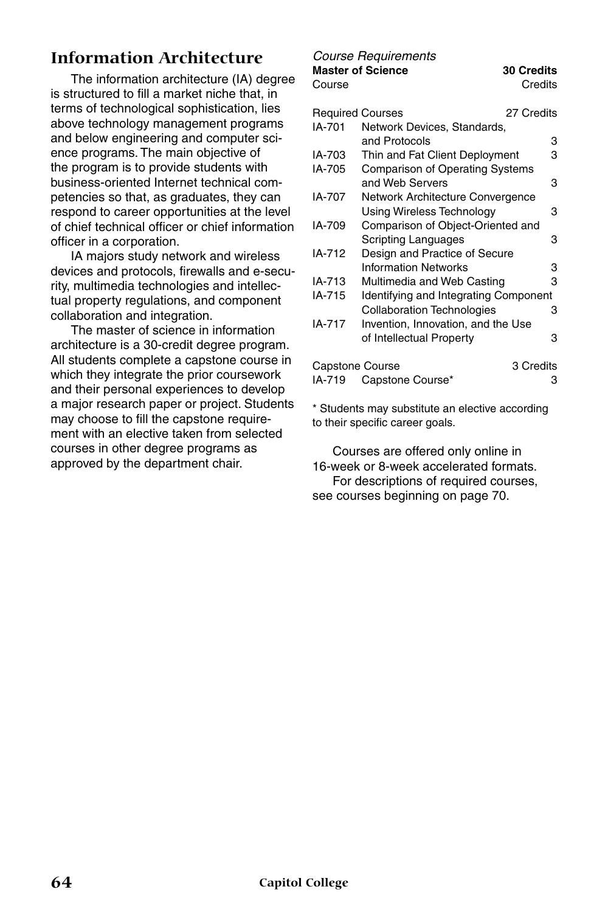## Information Architecture

The information architecture (IA) degree is structured to fill a market niche that, in terms of technological sophistication, lies above technology management programs and below engineering and computer science programs. The main objective of the program is to provide students with business-oriented Internet technical competencies so that, as graduates, they can respond to career opportunities at the level of chief technical officer or chief information officer in a corporation.

IA majors study network and wireless devices and protocols, firewalls and e-security, multimedia technologies and intellectual property regulations, and component collaboration and integration.

The master of science in information architecture is a 30-credit degree program. All students complete a capstone course in which they integrate the prior coursework and their personal experiences to develop a major research paper or project. Students may choose to fill the capstone requirement with an elective taken from selected courses in other degree programs as approved by the department chair.

*Course Requirements*

| **Master of Science** | | **30 Credits** |
|---|---|---|
| Course | | Credits |
| Required Courses | | 27 Credits |
| IA-701 | Network Devices, Standards, and Protocols | 3 |
| IA-703 | Thin and Fat Client Deployment | 3 |
| IA-705 | Comparison of Operating Systems and Web Servers | 3 |
| IA-707 | Network Architecture Convergence Using Wireless Technology | 3 |
| IA-709 | Comparison of Object-Oriented and Scripting Languages | 3 |
| IA-712 | Design and Practice of Secure Information Networks | 3 |
| IA-713 | Multimedia and Web Casting | 3 |
| IA-715 | Identifying and Integrating Component Collaboration Technologies | 3 |
| IA-717 | Invention, Innovation, and the Use of Intellectual Property | 3 |
| Capstone Course | | 3 Credits |
| IA-719 | Capstone Course* | 3 |

\* Students may substitute an elective according to their specific career goals.

Courses are offered only online in 16-week or 8-week accelerated formats.

For descriptions of required courses, see courses beginning on page 70.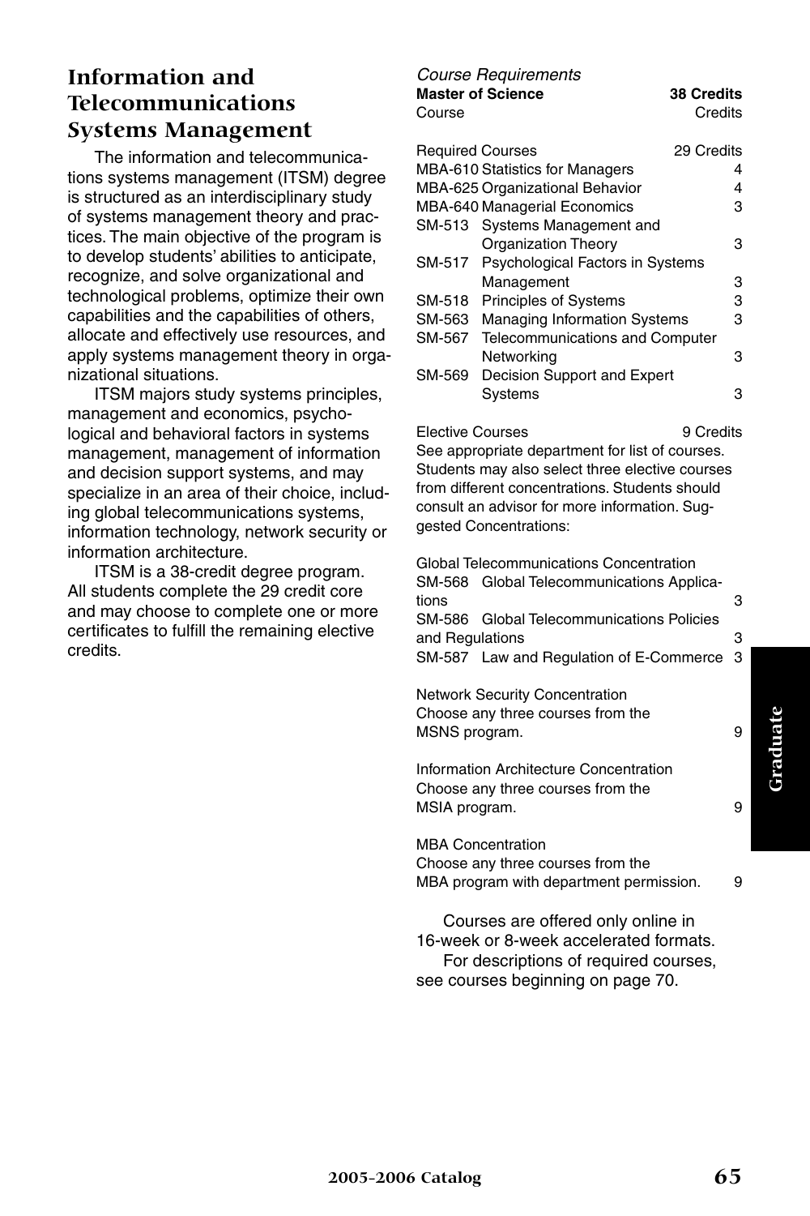## Information and Telecommunications Systems Management

The information and telecommunications systems management (ITSM) degree is structured as an interdisciplinary study of systems management theory and practices. The main objective of the program is to develop students' abilities to anticipate, recognize, and solve organizational and technological problems, optimize their own capabilities and the capabilities of others, allocate and effectively use resources, and apply systems management theory in organizational situations.

ITSM majors study systems principles, management and economics, psychological and behavioral factors in systems management, management of information and decision support systems, and may specialize in an area of their choice, including global telecommunications systems, information technology, network security or information architecture.

ITSM is a 38-credit degree program. All students complete the 29 credit core and may choose to complete one or more certificates to fulfill the remaining elective credits.

*Course Requirements*

| **Master of Science** | | **38 Credits** |
|---|---|---|
| Course | | Credits |
| Required Courses | | 29 Credits |
| MBA-610 | Statistics for Managers | 4 |
| MBA-625 | Organizational Behavior | 4 |
| MBA-640 | Managerial Economics | 3 |
| SM-513 | Systems Management and Organization Theory | 3 |
| SM-517 | Psychological Factors in Systems Management | 3 |
| SM-518 | Principles of Systems | 3 |
| SM-563 | Managing Information Systems | 3 |
| SM-567 | Telecommunications and Computer Networking | 3 |
| SM-569 | Decision Support and Expert Systems | 3 |

Elective Courses — 9 Credits

See appropriate department for list of courses. Students may also select three elective courses from different concentrations. Students should consult an advisor for more information. Suggested Concentrations:

Global Telecommunications Concentration

| | | |
|---|---|---|
| SM-568 | Global Telecommunications Applications | 3 |
| SM-586 | Global Telecommunications Policies and Regulations | 3 |
| SM-587 | Law and Regulation of E-Commerce | 3 |

Network Security Concentration
Choose any three courses from the MSNS program. — 9

Information Architecture Concentration
Choose any three courses from the MSIA program. — 9

MBA Concentration
Choose any three courses from the MBA program with department permission. — 9

Courses are offered only online in 16-week or 8-week accelerated formats.

For descriptions of required courses, see courses beginning on page 70.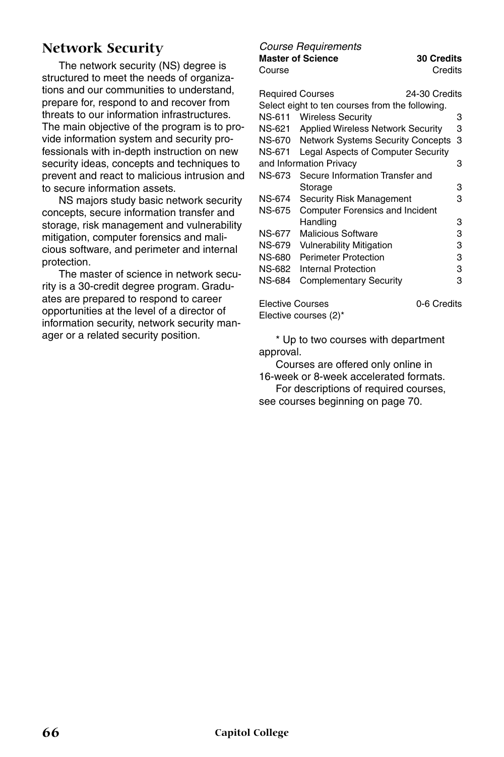## Network Security

The network security (NS) degree is structured to meet the needs of organizations and our communities to understand, prepare for, respond to and recover from threats to our information infrastructures. The main objective of the program is to provide information system and security professionals with in-depth instruction on new security ideas, concepts and techniques to prevent and react to malicious intrusion and to secure information assets.

NS majors study basic network security concepts, secure information transfer and storage, risk management and vulnerability mitigation, computer forensics and malicious software, and perimeter and internal protection.

The master of science in network security is a 30-credit degree program. Graduates are prepared to respond to career opportunities at the level of a director of information security, network security manager or a related security position.

*Course Requirements*

| **Master of Science** | | **30 Credits** |
|---|---|---|
| Course | | Credits |
| Required Courses | | 24-30 Credits |
| Select eight to ten courses from the following. | | |
| NS-611 | Wireless Security | 3 |
| NS-621 | Applied Wireless Network Security | 3 |
| NS-670 | Network Systems Security Concepts | 3 |
| NS-671 | Legal Aspects of Computer Security and Information Privacy | 3 |
| NS-673 | Secure Information Transfer and Storage | 3 |
| NS-674 | Security Risk Management | 3 |
| NS-675 | Computer Forensics and Incident Handling | 3 |
| NS-677 | Malicious Software | 3 |
| NS-679 | Vulnerability Mitigation | 3 |
| NS-680 | Perimeter Protection | 3 |
| NS-682 | Internal Protection | 3 |
| NS-684 | Complementary Security | 3 |
| Elective Courses | | 0-6 Credits |
| Elective courses (2)* | | |

\* Up to two courses with department approval.

Courses are offered only online in 16-week or 8-week accelerated formats.

For descriptions of required courses, see courses beginning on page 70.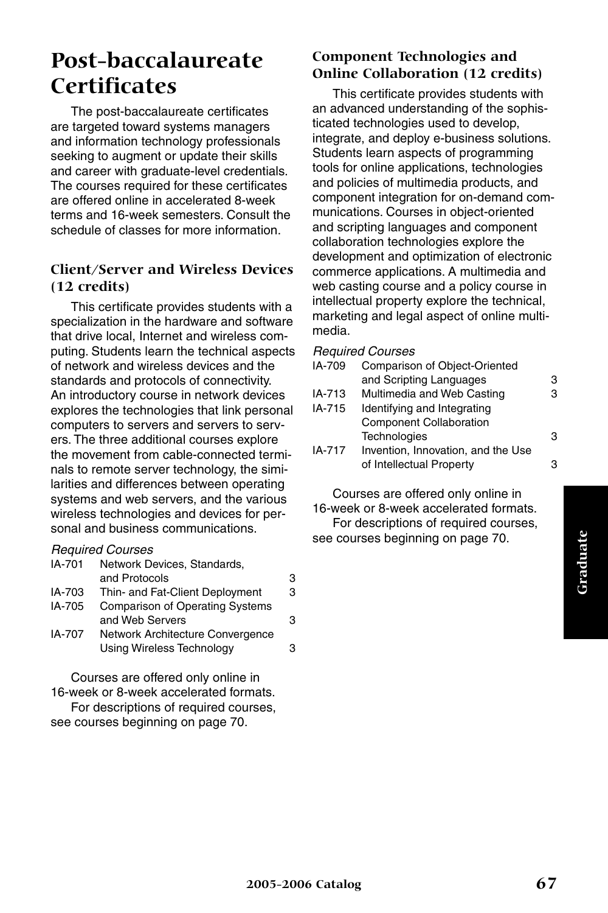# Post-baccalaureate Certificates

The post-baccalaureate certificates are targeted toward systems managers and information technology professionals seeking to augment or update their skills and career with graduate-level credentials. The courses required for these certificates are offered online in accelerated 8-week terms and 16-week semesters. Consult the schedule of classes for more information.

## Client/Server and Wireless Devices (12 credits)

This certificate provides students with a specialization in the hardware and software that drive local, Internet and wireless computing. Students learn the technical aspects of network and wireless devices and the standards and protocols of connectivity. An introductory course in network devices explores the technologies that link personal computers to servers and servers to servers. The three additional courses explore the movement from cable-connected terminals to remote server technology, the similarities and differences between operating systems and web servers, and the various wireless technologies and devices for personal and business communications.

*Required Courses*

| | | |
|---|---|---|
| IA-701 | Network Devices, Standards, and Protocols | 3 |
| IA-703 | Thin- and Fat-Client Deployment | 3 |
| IA-705 | Comparison of Operating Systems and Web Servers | 3 |
| IA-707 | Network Architecture Convergence Using Wireless Technology | 3 |

Courses are offered only online in 16-week or 8-week accelerated formats.

For descriptions of required courses, see courses beginning on page 70.

## Component Technologies and Online Collaboration (12 credits)

This certificate provides students with an advanced understanding of the sophisticated technologies used to develop, integrate, and deploy e-business solutions. Students learn aspects of programming tools for online applications, technologies and policies of multimedia products, and component integration for on-demand communications. Courses in object-oriented and scripting languages and component collaboration technologies explore the development and optimization of electronic commerce applications. A multimedia and web casting course and a policy course in intellectual property explore the technical, marketing and legal aspect of online multimedia.

*Required Courses*

| | | |
|---|---|---|
| IA-709 | Comparison of Object-Oriented and Scripting Languages | 3 |
| IA-713 | Multimedia and Web Casting | 3 |
| IA-715 | Identifying and Integrating Component Collaboration Technologies | 3 |
| IA-717 | Invention, Innovation, and the Use of Intellectual Property | 3 |

Courses are offered only online in 16-week or 8-week accelerated formats.

For descriptions of required courses, see courses beginning on page 70.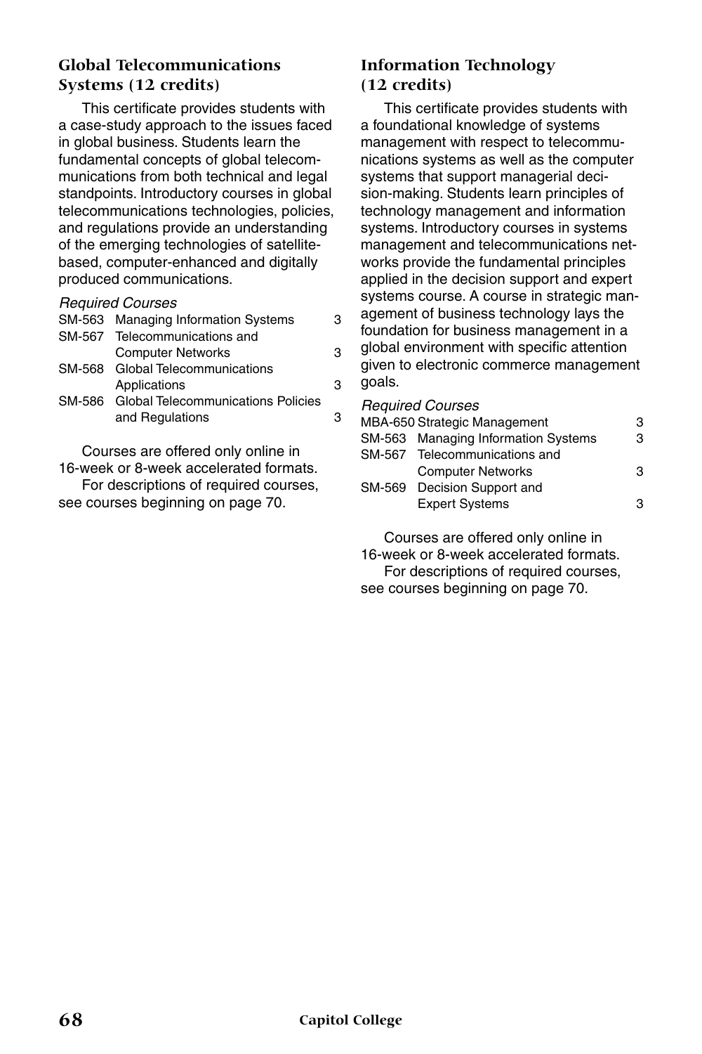## Global Telecommunications Systems (12 credits)

This certificate provides students with a case-study approach to the issues faced in global business. Students learn the fundamental concepts of global telecommunications from both technical and legal standpoints. Introductory courses in global telecommunications technologies, policies, and regulations provide an understanding of the emerging technologies of satellite-based, computer-enhanced and digitally produced communications.

*Required Courses*

| | | |
|---|---|---|
| SM-563 | Managing Information Systems | 3 |
| SM-567 | Telecommunications and Computer Networks | 3 |
| SM-568 | Global Telecommunications Applications | 3 |
| SM-586 | Global Telecommunications Policies and Regulations | 3 |

Courses are offered only online in 16-week or 8-week accelerated formats.

For descriptions of required courses, see courses beginning on page 70.

## Information Technology (12 credits)

This certificate provides students with a foundational knowledge of systems management with respect to telecommunications systems as well as the computer systems that support managerial decision-making. Students learn principles of technology management and information systems. Introductory courses in systems management and telecommunications networks provide the fundamental principles applied in the decision support and expert systems course. A course in strategic management of business technology lays the foundation for business management in a global environment with specific attention given to electronic commerce management goals.

*Required Courses*

| | | |
|---|---|---|
| MBA-650 | Strategic Management | 3 |
| SM-563 | Managing Information Systems | 3 |
| SM-567 | Telecommunications and Computer Networks | 3 |
| SM-569 | Decision Support and Expert Systems | 3 |

Courses are offered only online in 16-week or 8-week accelerated formats.

For descriptions of required courses, see courses beginning on page 70.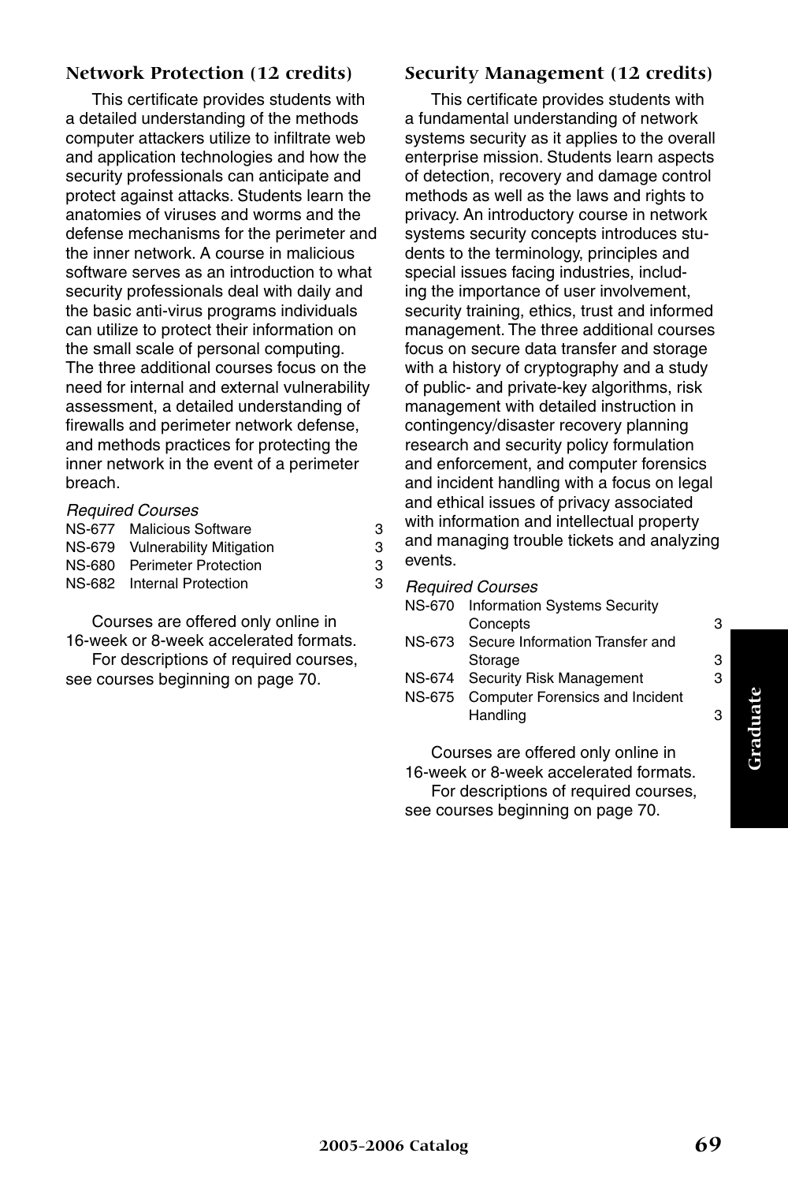### Network Protection (12 credits)

This certificate provides students with a detailed understanding of the methods computer attackers utilize to infiltrate web and application technologies and how the security professionals can anticipate and protect against attacks. Students learn the anatomies of viruses and worms and the defense mechanisms for the perimeter and the inner network. A course in malicious software serves as an introduction to what security professionals deal with daily and the basic anti-virus programs individuals can utilize to protect their information on the small scale of personal computing. The three additional courses focus on the need for internal and external vulnerability assessment, a detailed understanding of firewalls and perimeter network defense, and methods practices for protecting the inner network in the event of a perimeter breach.

*Required Courses*

| | | |
|---|---|---|
| NS-677 | Malicious Software | 3 |
| NS-679 | Vulnerability Mitigation | 3 |
| NS-680 | Perimeter Protection | 3 |
| NS-682 | Internal Protection | 3 |

Courses are offered only online in 16-week or 8-week accelerated formats.

For descriptions of required courses, see courses beginning on page 70.

### Security Management (12 credits)

This certificate provides students with a fundamental understanding of network systems security as it applies to the overall enterprise mission. Students learn aspects of detection, recovery and damage control methods as well as the laws and rights to privacy. An introductory course in network systems security concepts introduces students to the terminology, principles and special issues facing industries, including the importance of user involvement, security training, ethics, trust and informed management. The three additional courses focus on secure data transfer and storage with a history of cryptography and a study of public- and private-key algorithms, risk management with detailed instruction in contingency/disaster recovery planning research and security policy formulation and enforcement, and computer forensics and incident handling with a focus on legal and ethical issues of privacy associated with information and intellectual property and managing trouble tickets and analyzing events.

*Required Courses*

| | | |
|---|---|---|
| NS-670 | Information Systems Security Concepts | 3 |
| NS-673 | Secure Information Transfer and Storage | 3 |
| NS-674 | Security Risk Management | 3 |
| NS-675 | Computer Forensics and Incident Handling | 3 |

Courses are offered only online in 16-week or 8-week accelerated formats.

For descriptions of required courses, see courses beginning on page 70.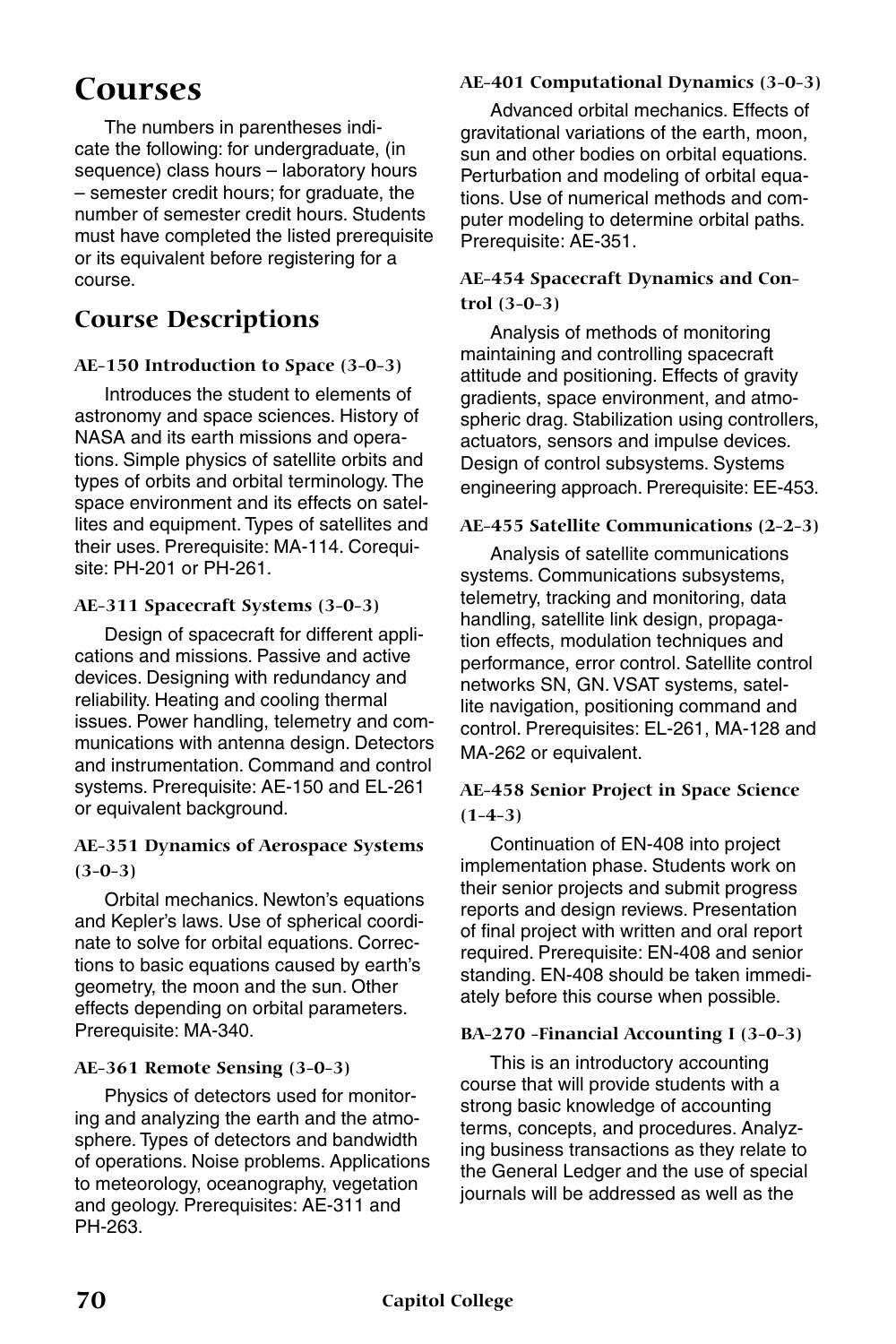# Courses

The numbers in parentheses indicate the following: for undergraduate, (in sequence) class hours – laboratory hours – semester credit hours; for graduate, the number of semester credit hours. Students must have completed the listed prerequisite or its equivalent before registering for a course.

## Course Descriptions

#### AE-150 Introduction to Space (3-0-3)

Introduces the student to elements of astronomy and space sciences. History of NASA and its earth missions and operations. Simple physics of satellite orbits and types of orbits and orbital terminology. The space environment and its effects on satellites and equipment. Types of satellites and their uses. Prerequisite: MA-114. Corequisite: PH-201 or PH-261.

#### AE-311 Spacecraft Systems (3-0-3)

Design of spacecraft for different applications and missions. Passive and active devices. Designing with redundancy and reliability. Heating and cooling thermal issues. Power handling, telemetry and communications with antenna design. Detectors and instrumentation. Command and control systems. Prerequisite: AE-150 and EL-261 or equivalent background.

#### AE-351 Dynamics of Aerospace Systems (3-0-3)

Orbital mechanics. Newton's equations and Kepler's laws. Use of spherical coordinate to solve for orbital equations. Corrections to basic equations caused by earth's geometry, the moon and the sun. Other effects depending on orbital parameters. Prerequisite: MA-340.

#### AE-361 Remote Sensing (3-0-3)

Physics of detectors used for monitoring and analyzing the earth and the atmosphere. Types of detectors and bandwidth of operations. Noise problems. Applications to meteorology, oceanography, vegetation and geology. Prerequisites: AE-311 and PH-263.

#### AE-401 Computational Dynamics (3-0-3)

Advanced orbital mechanics. Effects of gravitational variations of the earth, moon, sun and other bodies on orbital equations. Perturbation and modeling of orbital equations. Use of numerical methods and computer modeling to determine orbital paths. Prerequisite: AE-351.

#### AE-454 Spacecraft Dynamics and Control (3-0-3)

Analysis of methods of monitoring maintaining and controlling spacecraft attitude and positioning. Effects of gravity gradients, space environment, and atmospheric drag. Stabilization using controllers, actuators, sensors and impulse devices. Design of control subsystems. Systems engineering approach. Prerequisite: EE-453.

#### AE-455 Satellite Communications (2-2-3)

Analysis of satellite communications systems. Communications subsystems, telemetry, tracking and monitoring, data handling, satellite link design, propagation effects, modulation techniques and performance, error control. Satellite control networks SN, GN. VSAT systems, satellite navigation, positioning command and control. Prerequisites: EL-261, MA-128 and MA-262 or equivalent.

#### AE-458 Senior Project in Space Science (1-4-3)

Continuation of EN-408 into project implementation phase. Students work on their senior projects and submit progress reports and design reviews. Presentation of final project with written and oral report required. Prerequisite: EN-408 and senior standing. EN-408 should be taken immediately before this course when possible.

#### BA-270 -Financial Accounting I (3-0-3)

This is an introductory accounting course that will provide students with a strong basic knowledge of accounting terms, concepts, and procedures. Analyzing business transactions as they relate to the General Ledger and the use of special journals will be addressed as well as the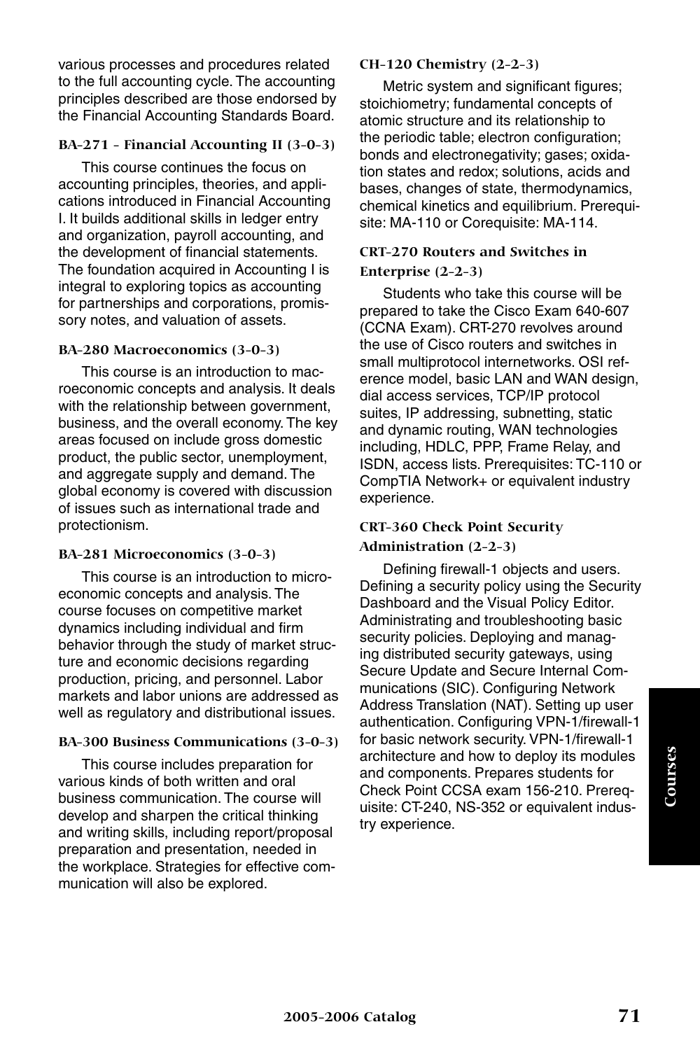various processes and procedures related to the full accounting cycle. The accounting principles described are those endorsed by the Financial Accounting Standards Board.

### BA-271 - Financial Accounting II (3-0-3)

This course continues the focus on accounting principles, theories, and applications introduced in Financial Accounting I. It builds additional skills in ledger entry and organization, payroll accounting, and the development of financial statements. The foundation acquired in Accounting I is integral to exploring topics as accounting for partnerships and corporations, promissory notes, and valuation of assets.

### BA-280 Macroeconomics (3-0-3)

This course is an introduction to macroeconomic concepts and analysis. It deals with the relationship between government, business, and the overall economy. The key areas focused on include gross domestic product, the public sector, unemployment, and aggregate supply and demand. The global economy is covered with discussion of issues such as international trade and protectionism.

### BA-281 Microeconomics (3-0-3)

This course is an introduction to microeconomic concepts and analysis. The course focuses on competitive market dynamics including individual and firm behavior through the study of market structure and economic decisions regarding production, pricing, and personnel. Labor markets and labor unions are addressed as well as regulatory and distributional issues.

### BA-300 Business Communications (3-0-3)

This course includes preparation for various kinds of both written and oral business communication. The course will develop and sharpen the critical thinking and writing skills, including report/proposal preparation and presentation, needed in the workplace. Strategies for effective communication will also be explored.

### CH-120 Chemistry (2-2-3)

Metric system and significant figures; stoichiometry; fundamental concepts of atomic structure and its relationship to the periodic table; electron configuration; bonds and electronegativity; gases; oxidation states and redox; solutions, acids and bases, changes of state, thermodynamics, chemical kinetics and equilibrium. Prerequisite: MA-110 or Corequisite: MA-114.

### CRT-270 Routers and Switches in Enterprise (2-2-3)

Students who take this course will be prepared to take the Cisco Exam 640-607 (CCNA Exam). CRT-270 revolves around the use of Cisco routers and switches in small multiprotocol internetworks. OSI reference model, basic LAN and WAN design, dial access services, TCP/IP protocol suites, IP addressing, subnetting, static and dynamic routing, WAN technologies including, HDLC, PPP, Frame Relay, and ISDN, access lists. Prerequisites: TC-110 or CompTIA Network+ or equivalent industry experience.

### CRT-360 Check Point Security Administration (2-2-3)

Defining firewall-1 objects and users. Defining a security policy using the Security Dashboard and the Visual Policy Editor. Administrating and troubleshooting basic security policies. Deploying and managing distributed security gateways, using Secure Update and Secure Internal Communications (SIC). Configuring Network Address Translation (NAT). Setting up user authentication. Configuring VPN-1/firewall-1 for basic network security. VPN-1/firewall-1 architecture and how to deploy its modules and components. Prepares students for Check Point CCSA exam 156-210. Prerequisite: CT-240, NS-352 or equivalent industry experience.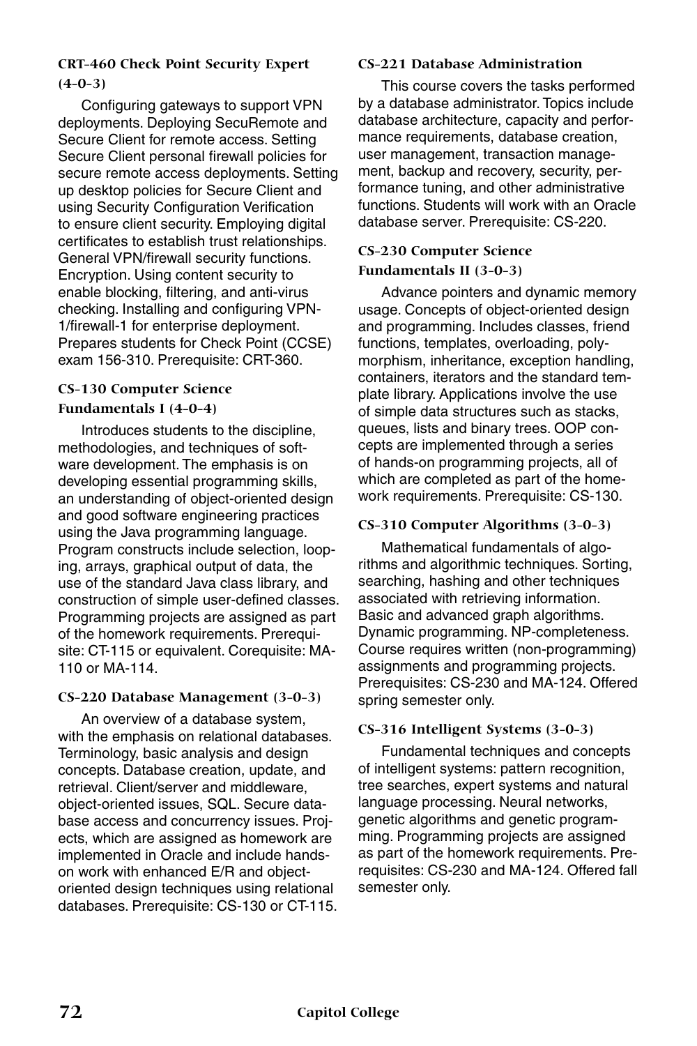### CRT-460 Check Point Security Expert (4-0-3)

Configuring gateways to support VPN deployments. Deploying SecuRemote and Secure Client for remote access. Setting Secure Client personal firewall policies for secure remote access deployments. Setting up desktop policies for Secure Client and using Security Configuration Verification to ensure client security. Employing digital certificates to establish trust relationships. General VPN/firewall security functions. Encryption. Using content security to enable blocking, filtering, and anti-virus checking. Installing and configuring VPN-1/firewall-1 for enterprise deployment. Prepares students for Check Point (CCSE) exam 156-310. Prerequisite: CRT-360.

### CS-130 Computer Science Fundamentals I (4-0-4)

Introduces students to the discipline, methodologies, and techniques of software development. The emphasis is on developing essential programming skills, an understanding of object-oriented design and good software engineering practices using the Java programming language. Program constructs include selection, looping, arrays, graphical output of data, the use of the standard Java class library, and construction of simple user-defined classes. Programming projects are assigned as part of the homework requirements. Prerequisite: CT-115 or equivalent. Corequisite: MA-110 or MA-114.

### CS-220 Database Management (3-0-3)

An overview of a database system, with the emphasis on relational databases. Terminology, basic analysis and design concepts. Database creation, update, and retrieval. Client/server and middleware, object-oriented issues, SQL. Secure database access and concurrency issues. Projects, which are assigned as homework are implemented in Oracle and include hands-on work with enhanced E/R and object-oriented design techniques using relational databases. Prerequisite: CS-130 or CT-115.

### CS-221 Database Administration

This course covers the tasks performed by a database administrator. Topics include database architecture, capacity and performance requirements, database creation, user management, transaction management, backup and recovery, security, performance tuning, and other administrative functions. Students will work with an Oracle database server. Prerequisite: CS-220.

### CS-230 Computer Science Fundamentals II (3-0-3)

Advance pointers and dynamic memory usage. Concepts of object-oriented design and programming. Includes classes, friend functions, templates, overloading, polymorphism, inheritance, exception handling, containers, iterators and the standard template library. Applications involve the use of simple data structures such as stacks, queues, lists and binary trees. OOP concepts are implemented through a series of hands-on programming projects, all of which are completed as part of the homework requirements. Prerequisite: CS-130.

### CS-310 Computer Algorithms (3-0-3)

Mathematical fundamentals of algorithms and algorithmic techniques. Sorting, searching, hashing and other techniques associated with retrieving information. Basic and advanced graph algorithms. Dynamic programming. NP-completeness. Course requires written (non-programming) assignments and programming projects. Prerequisites: CS-230 and MA-124. Offered spring semester only.

### CS-316 Intelligent Systems (3-0-3)

Fundamental techniques and concepts of intelligent systems: pattern recognition, tree searches, expert systems and natural language processing. Neural networks, genetic algorithms and genetic programming. Programming projects are assigned as part of the homework requirements. Prerequisites: CS-230 and MA-124. Offered fall semester only.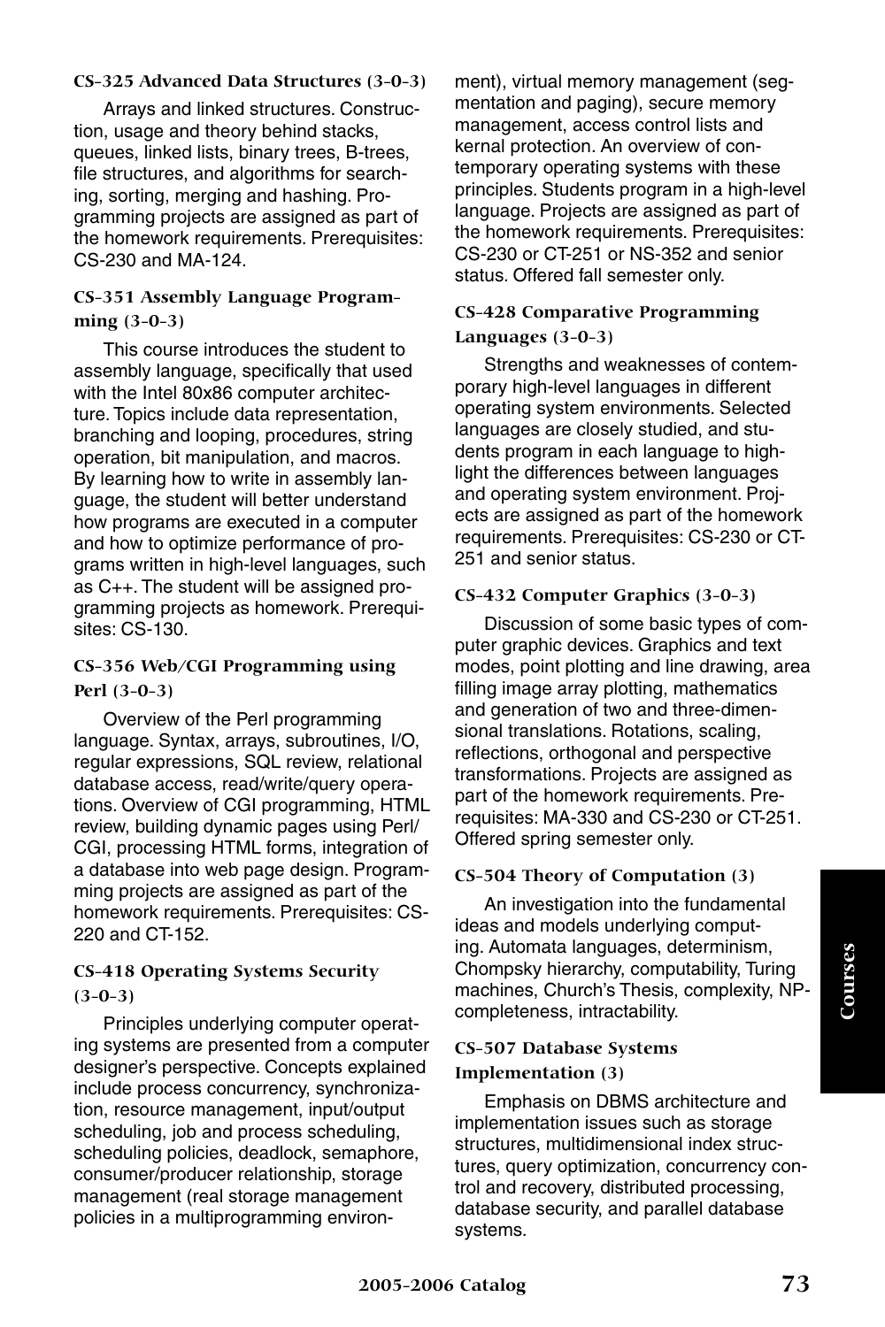### CS-325 Advanced Data Structures (3-0-3)

Arrays and linked structures. Construction, usage and theory behind stacks, queues, linked lists, binary trees, B-trees, file structures, and algorithms for searching, sorting, merging and hashing. Programming projects are assigned as part of the homework requirements. Prerequisites: CS-230 and MA-124.

### CS-351 Assembly Language Programming (3-0-3)

This course introduces the student to assembly language, specifically that used with the Intel 80x86 computer architecture. Topics include data representation, branching and looping, procedures, string operation, bit manipulation, and macros. By learning how to write in assembly language, the student will better understand how programs are executed in a computer and how to optimize performance of programs written in high-level languages, such as C++. The student will be assigned programming projects as homework. Prerequisites: CS-130.

### CS-356 Web/CGI Programming using Perl (3-0-3)

Overview of the Perl programming language. Syntax, arrays, subroutines, I/O, regular expressions, SQL review, relational database access, read/write/query operations. Overview of CGI programming, HTML review, building dynamic pages using Perl/CGI, processing HTML forms, integration of a database into web page design. Programming projects are assigned as part of the homework requirements. Prerequisites: CS-220 and CT-152.

### CS-418 Operating Systems Security (3-0-3)

Principles underlying computer operating systems are presented from a computer designer's perspective. Concepts explained include process concurrency, synchronization, resource management, input/output scheduling, job and process scheduling, scheduling policies, deadlock, semaphore, consumer/producer relationship, storage management (real storage management policies in a multiprogramming environment), virtual memory management (segmentation and paging), secure memory management, access control lists and kernal protection. An overview of contemporary operating systems with these principles. Students program in a high-level language. Projects are assigned as part of the homework requirements. Prerequisites: CS-230 or CT-251 or NS-352 and senior status. Offered fall semester only.

### CS-428 Comparative Programming Languages (3-0-3)

Strengths and weaknesses of contemporary high-level languages in different operating system environments. Selected languages are closely studied, and students program in each language to highlight the differences between languages and operating system environment. Projects are assigned as part of the homework requirements. Prerequisites: CS-230 or CT-251 and senior status.

### CS-432 Computer Graphics (3-0-3)

Discussion of some basic types of computer graphic devices. Graphics and text modes, point plotting and line drawing, area filling image array plotting, mathematics and generation of two and three-dimensional translations. Rotations, scaling, reflections, orthogonal and perspective transformations. Projects are assigned as part of the homework requirements. Prerequisites: MA-330 and CS-230 or CT-251. Offered spring semester only.

### CS-504 Theory of Computation (3)

An investigation into the fundamental ideas and models underlying computing. Automata languages, determinism, Chompsky hierarchy, computability, Turing machines, Church's Thesis, complexity, NP-completeness, intractability.

### CS-507 Database Systems Implementation (3)

Emphasis on DBMS architecture and implementation issues such as storage structures, multidimensional index structures, query optimization, concurrency control and recovery, distributed processing, database security, and parallel database systems.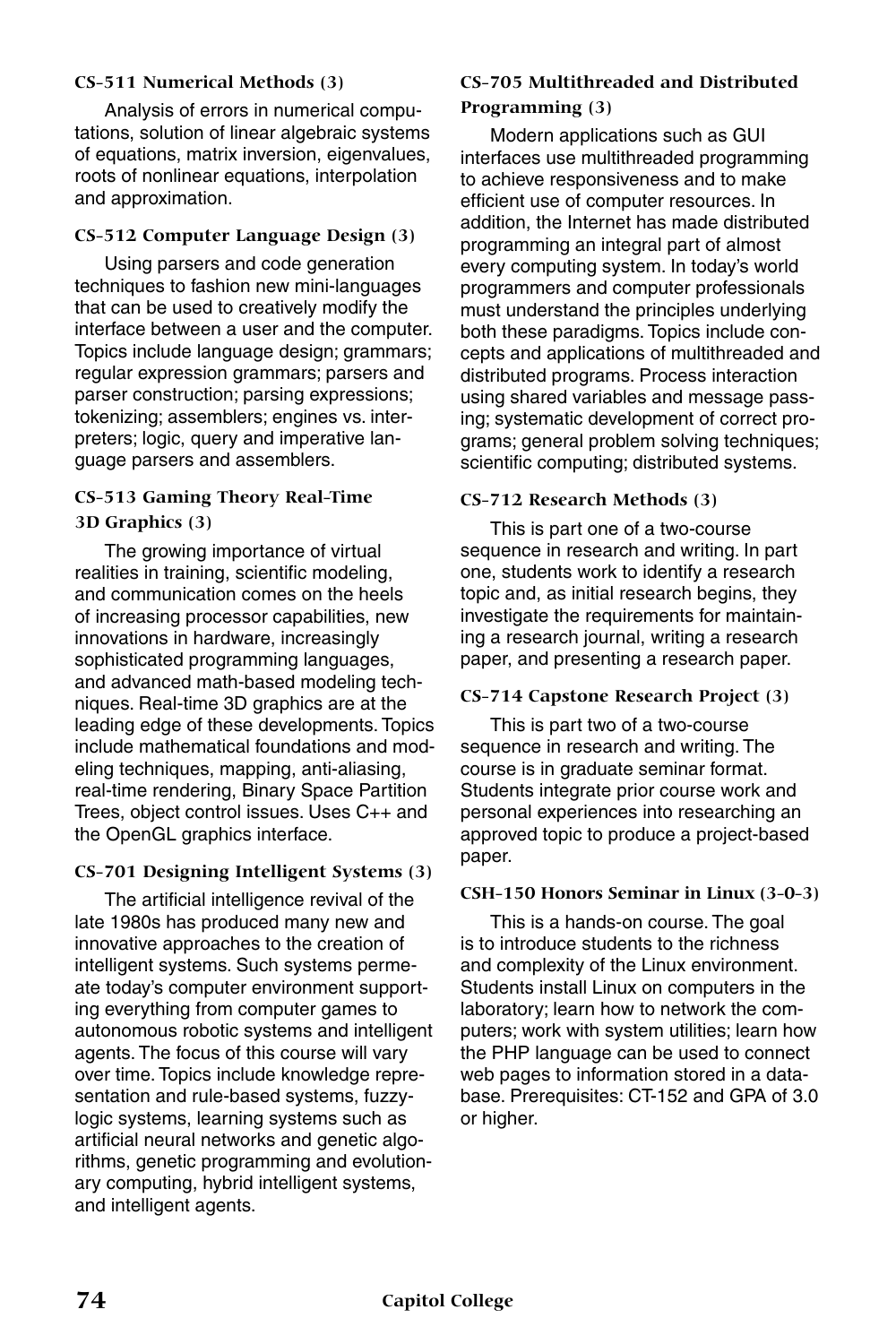### CS-511 Numerical Methods (3)

Analysis of errors in numerical computations, solution of linear algebraic systems of equations, matrix inversion, eigenvalues, roots of nonlinear equations, interpolation and approximation.

### CS-512 Computer Language Design (3)

Using parsers and code generation techniques to fashion new mini-languages that can be used to creatively modify the interface between a user and the computer. Topics include language design; grammars; regular expression grammars; parsers and parser construction; parsing expressions; tokenizing; assemblers; engines vs. interpreters; logic, query and imperative language parsers and assemblers.

### CS-513 Gaming Theory Real-Time 3D Graphics (3)

The growing importance of virtual realities in training, scientific modeling, and communication comes on the heels of increasing processor capabilities, new innovations in hardware, increasingly sophisticated programming languages, and advanced math-based modeling techniques. Real-time 3D graphics are at the leading edge of these developments. Topics include mathematical foundations and modeling techniques, mapping, anti-aliasing, real-time rendering, Binary Space Partition Trees, object control issues. Uses C++ and the OpenGL graphics interface.

### CS-701 Designing Intelligent Systems (3)

The artificial intelligence revival of the late 1980s has produced many new and innovative approaches to the creation of intelligent systems. Such systems permeate today's computer environment supporting everything from computer games to autonomous robotic systems and intelligent agents. The focus of this course will vary over time. Topics include knowledge representation and rule-based systems, fuzzy-logic systems, learning systems such as artificial neural networks and genetic algorithms, genetic programming and evolutionary computing, hybrid intelligent systems, and intelligent agents.

### CS-705 Multithreaded and Distributed Programming (3)

Modern applications such as GUI interfaces use multithreaded programming to achieve responsiveness and to make efficient use of computer resources. In addition, the Internet has made distributed programming an integral part of almost every computing system. In today's world programmers and computer professionals must understand the principles underlying both these paradigms. Topics include concepts and applications of multithreaded and distributed programs. Process interaction using shared variables and message passing; systematic development of correct programs; general problem solving techniques; scientific computing; distributed systems.

### CS-712 Research Methods (3)

This is part one of a two-course sequence in research and writing. In part one, students work to identify a research topic and, as initial research begins, they investigate the requirements for maintaining a research journal, writing a research paper, and presenting a research paper.

### CS-714 Capstone Research Project (3)

This is part two of a two-course sequence in research and writing. The course is in graduate seminar format. Students integrate prior course work and personal experiences into researching an approved topic to produce a project-based paper.

### CSH-150 Honors Seminar in Linux (3-0-3)

This is a hands-on course. The goal is to introduce students to the richness and complexity of the Linux environment. Students install Linux on computers in the laboratory; learn how to network the computers; work with system utilities; learn how the PHP language can be used to connect web pages to information stored in a database. Prerequisites: CT-152 and GPA of 3.0 or higher.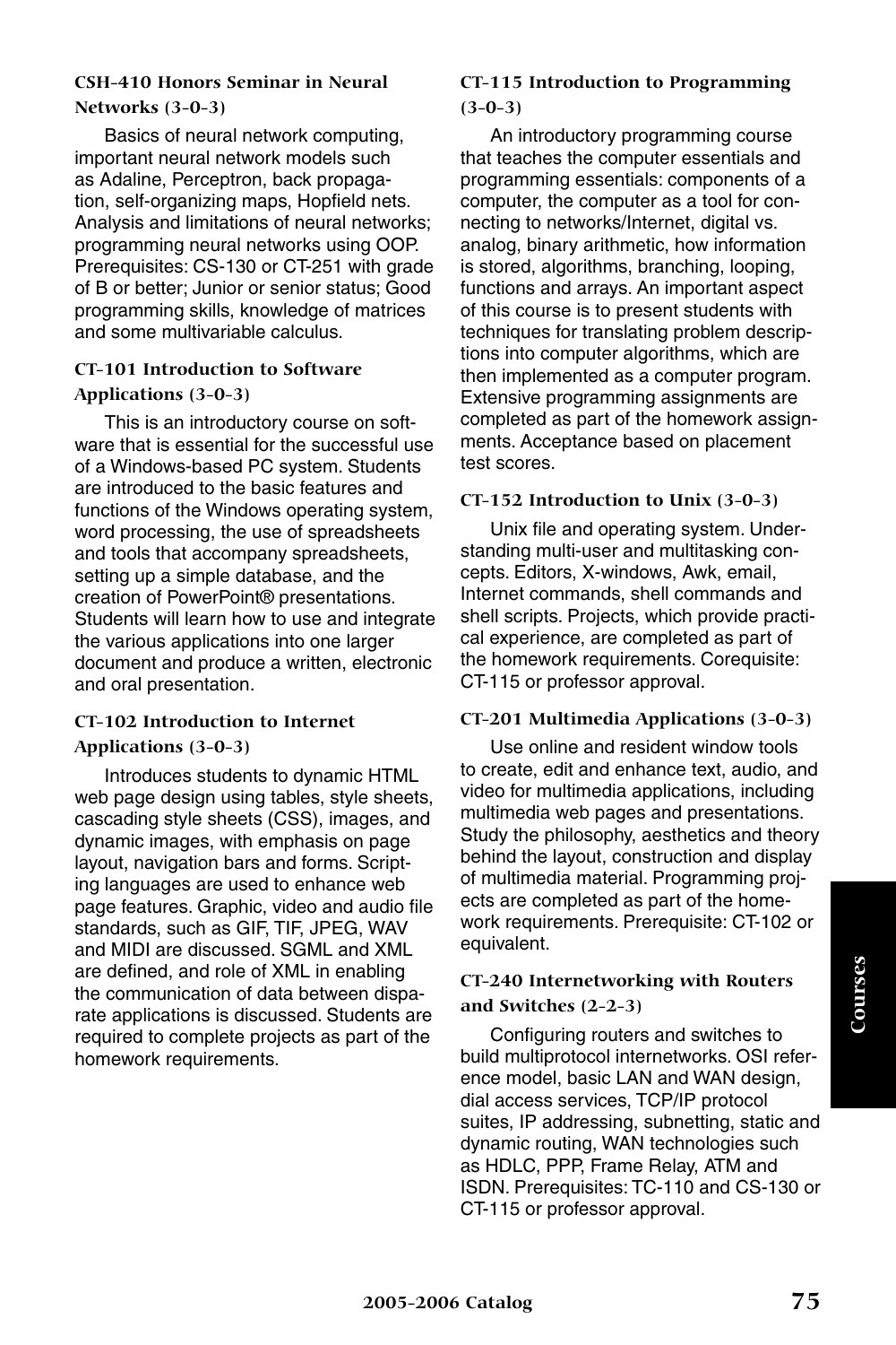### CSH-410 Honors Seminar in Neural Networks (3-0-3)

Basics of neural network computing, important neural network models such as Adaline, Perceptron, back propagation, self-organizing maps, Hopfield nets. Analysis and limitations of neural networks; programming neural networks using OOP. Prerequisites: CS-130 or CT-251 with grade of B or better; Junior or senior status; Good programming skills, knowledge of matrices and some multivariable calculus.

### CT-101 Introduction to Software Applications (3-0-3)

This is an introductory course on software that is essential for the successful use of a Windows-based PC system. Students are introduced to the basic features and functions of the Windows operating system, word processing, the use of spreadsheets and tools that accompany spreadsheets, setting up a simple database, and the creation of PowerPoint® presentations. Students will learn how to use and integrate the various applications into one larger document and produce a written, electronic and oral presentation.

### CT-102 Introduction to Internet Applications (3-0-3)

Introduces students to dynamic HTML web page design using tables, style sheets, cascading style sheets (CSS), images, and dynamic images, with emphasis on page layout, navigation bars and forms. Scripting languages are used to enhance web page features. Graphic, video and audio file standards, such as GIF, TIF, JPEG, WAV and MIDI are discussed. SGML and XML are defined, and role of XML in enabling the communication of data between disparate applications is discussed. Students are required to complete projects as part of the homework requirements.

### CT-115 Introduction to Programming (3-0-3)

An introductory programming course that teaches the computer essentials and programming essentials: components of a computer, the computer as a tool for connecting to networks/Internet, digital vs. analog, binary arithmetic, how information is stored, algorithms, branching, looping, functions and arrays. An important aspect of this course is to present students with techniques for translating problem descriptions into computer algorithms, which are then implemented as a computer program. Extensive programming assignments are completed as part of the homework assignments. Acceptance based on placement test scores.

### CT-152 Introduction to Unix (3-0-3)

Unix file and operating system. Understanding multi-user and multitasking concepts. Editors, X-windows, Awk, email, Internet commands, shell commands and shell scripts. Projects, which provide practical experience, are completed as part of the homework requirements. Corequisite: CT-115 or professor approval.

### CT-201 Multimedia Applications (3-0-3)

Use online and resident window tools to create, edit and enhance text, audio, and video for multimedia applications, including multimedia web pages and presentations. Study the philosophy, aesthetics and theory behind the layout, construction and display of multimedia material. Programming projects are completed as part of the homework requirements. Prerequisite: CT-102 or equivalent.

### CT-240 Internetworking with Routers and Switches (2-2-3)

Configuring routers and switches to build multiprotocol internetworks. OSI reference model, basic LAN and WAN design, dial access services, TCP/IP protocol suites, IP addressing, subnetting, static and dynamic routing, WAN technologies such as HDLC, PPP, Frame Relay, ATM and ISDN. Prerequisites: TC-110 and CS-130 or CT-115 or professor approval.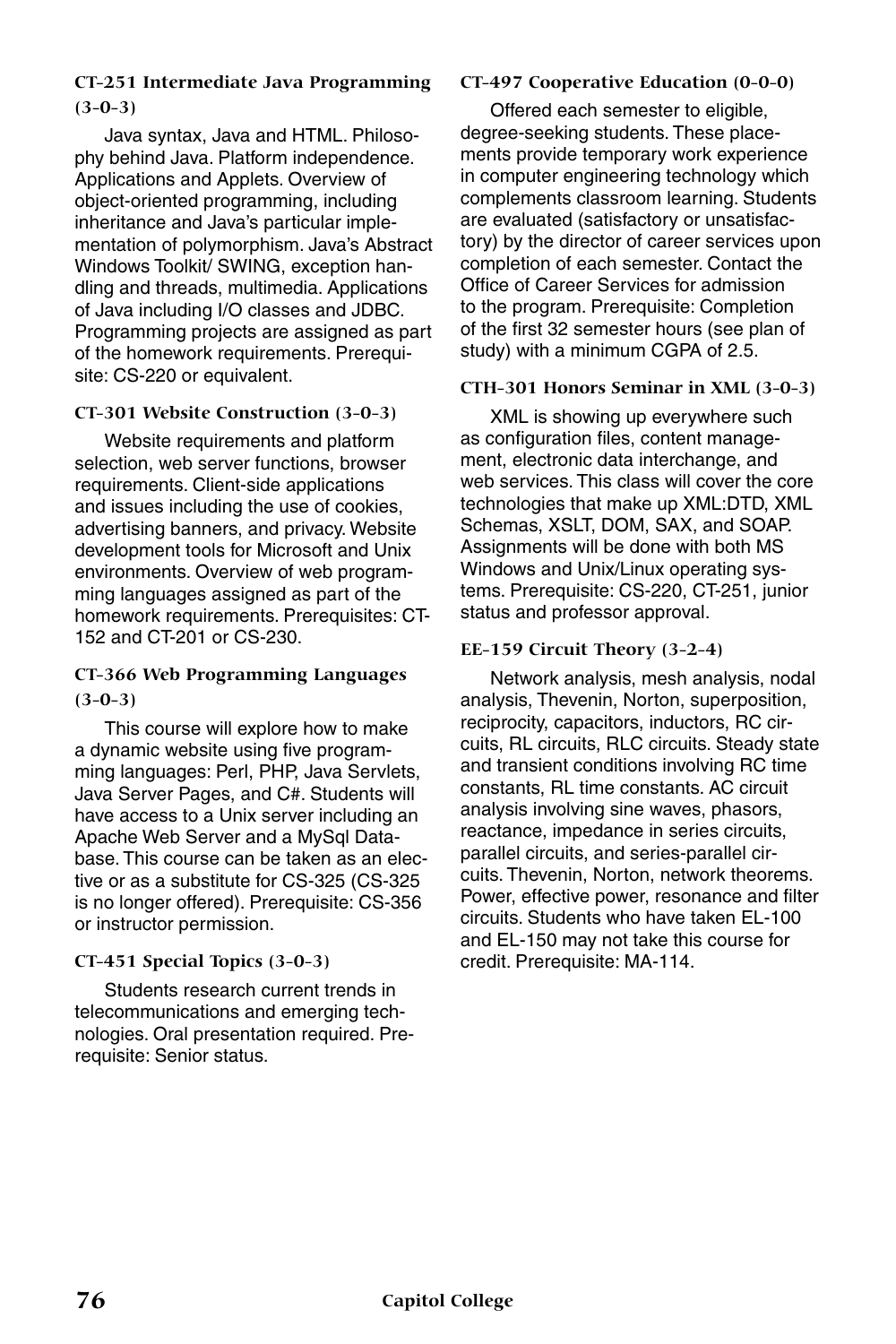### CT-251 Intermediate Java Programming (3-0-3)

Java syntax, Java and HTML. Philosophy behind Java. Platform independence. Applications and Applets. Overview of object-oriented programming, including inheritance and Java's particular implementation of polymorphism. Java's Abstract Windows Toolkit/ SWING, exception handling and threads, multimedia. Applications of Java including I/O classes and JDBC. Programming projects are assigned as part of the homework requirements. Prerequisite: CS-220 or equivalent.

### CT-301 Website Construction (3-0-3)

Website requirements and platform selection, web server functions, browser requirements. Client-side applications and issues including the use of cookies, advertising banners, and privacy. Website development tools for Microsoft and Unix environments. Overview of web programming languages assigned as part of the homework requirements. Prerequisites: CT-152 and CT-201 or CS-230.

### CT-366 Web Programming Languages (3-0-3)

This course will explore how to make a dynamic website using five programming languages: Perl, PHP, Java Servlets, Java Server Pages, and C#. Students will have access to a Unix server including an Apache Web Server and a MySql Database. This course can be taken as an elective or as a substitute for CS-325 (CS-325 is no longer offered). Prerequisite: CS-356 or instructor permission.

### CT-451 Special Topics (3-0-3)

Students research current trends in telecommunications and emerging technologies. Oral presentation required. Prerequisite: Senior status.

### CT-497 Cooperative Education (0-0-0)

Offered each semester to eligible, degree-seeking students. These placements provide temporary work experience in computer engineering technology which complements classroom learning. Students are evaluated (satisfactory or unsatisfactory) by the director of career services upon completion of each semester. Contact the Office of Career Services for admission to the program. Prerequisite: Completion of the first 32 semester hours (see plan of study) with a minimum CGPA of 2.5.

### CTH-301 Honors Seminar in XML (3-0-3)

XML is showing up everywhere such as configuration files, content management, electronic data interchange, and web services. This class will cover the core technologies that make up XML:DTD, XML Schemas, XSLT, DOM, SAX, and SOAP. Assignments will be done with both MS Windows and Unix/Linux operating systems. Prerequisite: CS-220, CT-251, junior status and professor approval.

### EE-159 Circuit Theory (3-2-4)

Network analysis, mesh analysis, nodal analysis, Thevenin, Norton, superposition, reciprocity, capacitors, inductors, RC circuits, RL circuits, RLC circuits. Steady state and transient conditions involving RC time constants, RL time constants. AC circuit analysis involving sine waves, phasors, reactance, impedance in series circuits, parallel circuits, and series-parallel circuits. Thevenin, Norton, network theorems. Power, effective power, resonance and filter circuits. Students who have taken EL-100 and EL-150 may not take this course for credit. Prerequisite: MA-114.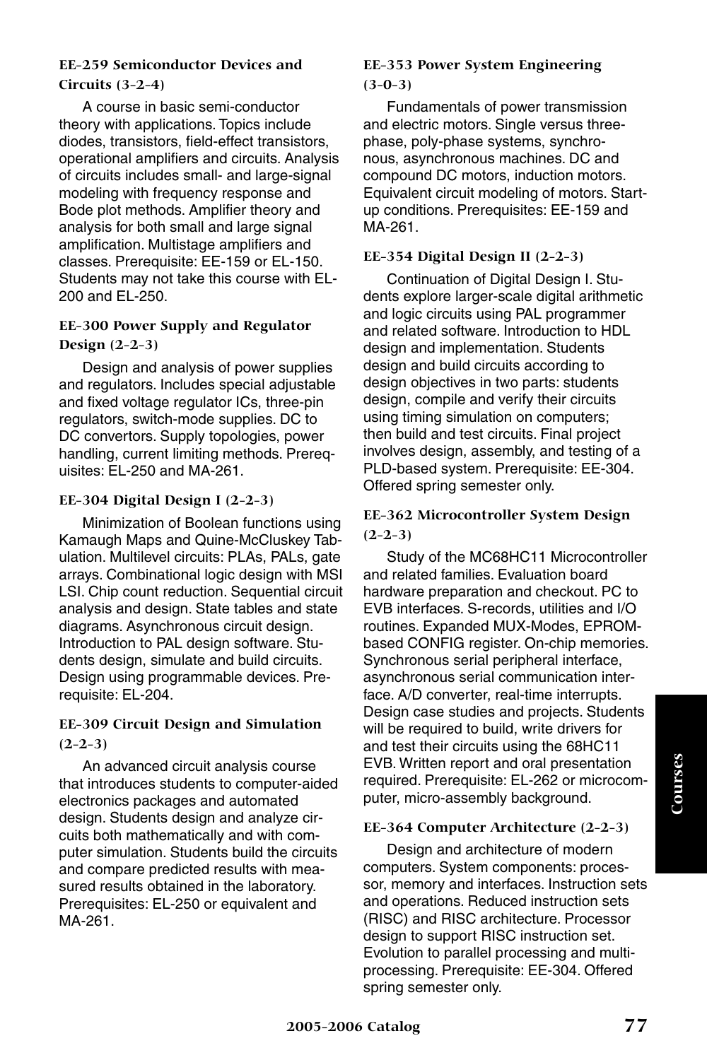### EE-259 Semiconductor Devices and Circuits (3-2-4)

A course in basic semi-conductor theory with applications. Topics include diodes, transistors, field-effect transistors, operational amplifiers and circuits. Analysis of circuits includes small- and large-signal modeling with frequency response and Bode plot methods. Amplifier theory and analysis for both small and large signal amplification. Multistage amplifiers and classes. Prerequisite: EE-159 or EL-150. Students may not take this course with EL-200 and EL-250.

### EE-300 Power Supply and Regulator Design (2-2-3)

Design and analysis of power supplies and regulators. Includes special adjustable and fixed voltage regulator ICs, three-pin regulators, switch-mode supplies. DC to DC convertors. Supply topologies, power handling, current limiting methods. Prerequisites: EL-250 and MA-261.

### EE-304 Digital Design I (2-2-3)

Minimization of Boolean functions using Kamaugh Maps and Quine-McCluskey Tabulation. Multilevel circuits: PLAs, PALs, gate arrays. Combinational logic design with MSI LSI. Chip count reduction. Sequential circuit analysis and design. State tables and state diagrams. Asynchronous circuit design. Introduction to PAL design software. Students design, simulate and build circuits. Design using programmable devices. Prerequisite: EL-204.

### EE-309 Circuit Design and Simulation (2-2-3)

An advanced circuit analysis course that introduces students to computer-aided electronics packages and automated design. Students design and analyze circuits both mathematically and with computer simulation. Students build the circuits and compare predicted results with measured results obtained in the laboratory. Prerequisites: EL-250 or equivalent and MA-261.

### EE-353 Power System Engineering (3-0-3)

Fundamentals of power transmission and electric motors. Single versus three-phase, poly-phase systems, synchronous, asynchronous machines. DC and compound DC motors, induction motors. Equivalent circuit modeling of motors. Start-up conditions. Prerequisites: EE-159 and MA-261.

### EE-354 Digital Design II (2-2-3)

Continuation of Digital Design I. Students explore larger-scale digital arithmetic and logic circuits using PAL programmer and related software. Introduction to HDL design and implementation. Students design and build circuits according to design objectives in two parts: students design, compile and verify their circuits using timing simulation on computers; then build and test circuits. Final project involves design, assembly, and testing of a PLD-based system. Prerequisite: EE-304. Offered spring semester only.

### EE-362 Microcontroller System Design (2-2-3)

Study of the MC68HC11 Microcontroller and related families. Evaluation board hardware preparation and checkout. PC to EVB interfaces. S-records, utilities and I/O routines. Expanded MUX-Modes, EPROM-based CONFIG register. On-chip memories. Synchronous serial peripheral interface, asynchronous serial communication interface. A/D converter, real-time interrupts. Design case studies and projects. Students will be required to build, write drivers for and test their circuits using the 68HC11 EVB. Written report and oral presentation required. Prerequisite: EL-262 or microcomputer, micro-assembly background.

### EE-364 Computer Architecture (2-2-3)

Design and architecture of modern computers. System components: processor, memory and interfaces. Instruction sets and operations. Reduced instruction sets (RISC) and RISC architecture. Processor design to support RISC instruction set. Evolution to parallel processing and multiprocessing. Prerequisite: EE-304. Offered spring semester only.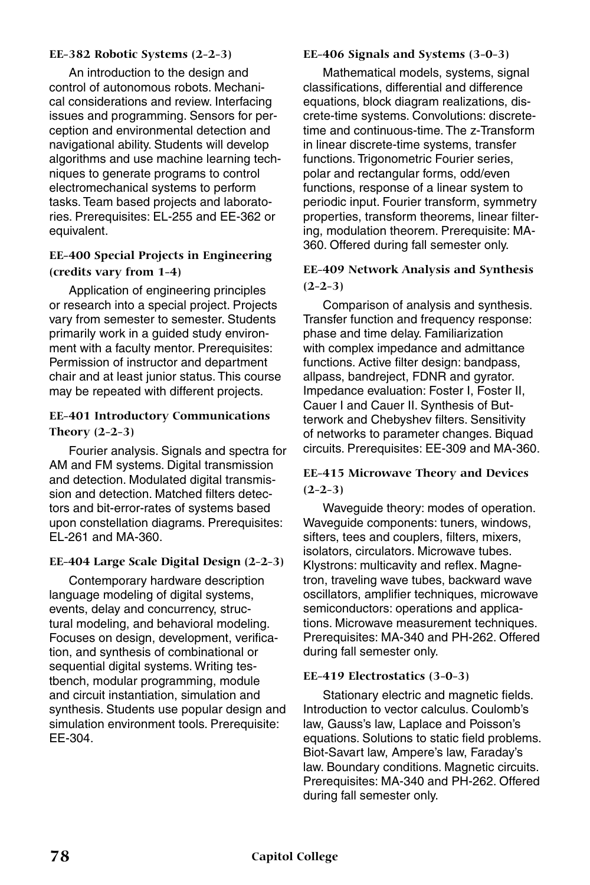### EE-382 Robotic Systems (2-2-3)

An introduction to the design and control of autonomous robots. Mechanical considerations and review. Interfacing issues and programming. Sensors for perception and environmental detection and navigational ability. Students will develop algorithms and use machine learning techniques to generate programs to control electromechanical systems to perform tasks. Team based projects and laboratories. Prerequisites: EL-255 and EE-362 or equivalent.

### EE-400 Special Projects in Engineering (credits vary from 1-4)

Application of engineering principles or research into a special project. Projects vary from semester to semester. Students primarily work in a guided study environment with a faculty mentor. Prerequisites: Permission of instructor and department chair and at least junior status. This course may be repeated with different projects.

### EE-401 Introductory Communications Theory (2-2-3)

Fourier analysis. Signals and spectra for AM and FM systems. Digital transmission and detection. Modulated digital transmission and detection. Matched filters detectors and bit-error-rates of systems based upon constellation diagrams. Prerequisites: EL-261 and MA-360.

### EE-404 Large Scale Digital Design (2-2-3)

Contemporary hardware description language modeling of digital systems, events, delay and concurrency, structural modeling, and behavioral modeling. Focuses on design, development, verification, and synthesis of combinational or sequential digital systems. Writing testbench, modular programming, module and circuit instantiation, simulation and synthesis. Students use popular design and simulation environment tools. Prerequisite: EE-304.

### EE-406 Signals and Systems (3-0-3)

Mathematical models, systems, signal classifications, differential and difference equations, block diagram realizations, discrete-time systems. Convolutions: discrete-time and continuous-time. The z-Transform in linear discrete-time systems, transfer functions. Trigonometric Fourier series, polar and rectangular forms, odd/even functions, response of a linear system to periodic input. Fourier transform, symmetry properties, transform theorems, linear filtering, modulation theorem. Prerequisite: MA-360. Offered during fall semester only.

### EE-409 Network Analysis and Synthesis (2-2-3)

Comparison of analysis and synthesis. Transfer function and frequency response: phase and time delay. Familiarization with complex impedance and admittance functions. Active filter design: bandpass, allpass, bandreject, FDNR and gyrator. Impedance evaluation: Foster I, Foster II, Cauer I and Cauer II. Synthesis of Butterwork and Chebyshev filters. Sensitivity of networks to parameter changes. Biquad circuits. Prerequisites: EE-309 and MA-360.

### EE-415 Microwave Theory and Devices (2-2-3)

Waveguide theory: modes of operation. Waveguide components: tuners, windows, sifters, tees and couplers, filters, mixers, isolators, circulators. Microwave tubes. Klystrons: multicavity and reflex. Magnetron, traveling wave tubes, backward wave oscillators, amplifier techniques, microwave semiconductors: operations and applications. Microwave measurement techniques. Prerequisites: MA-340 and PH-262. Offered during fall semester only.

### EE-419 Electrostatics (3-0-3)

Stationary electric and magnetic fields. Introduction to vector calculus. Coulomb's law, Gauss's law, Laplace and Poisson's equations. Solutions to static field problems. Biot-Savart law, Ampere's law, Faraday's law. Boundary conditions. Magnetic circuits. Prerequisites: MA-340 and PH-262. Offered during fall semester only.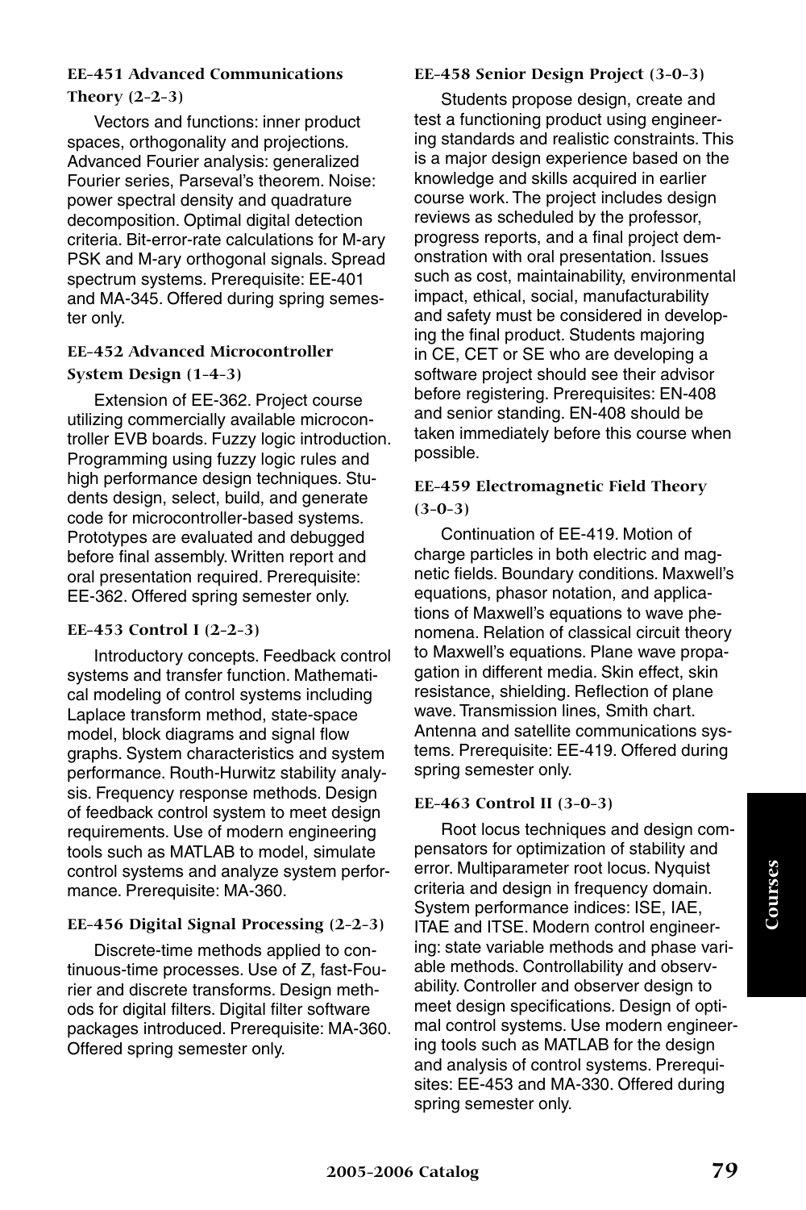### EE-451 Advanced Communications Theory (2-2-3)

Vectors and functions: inner product spaces, orthogonality and projections. Advanced Fourier analysis: generalized Fourier series, Parseval's theorem. Noise: power spectral density and quadrature decomposition. Optimal digital detection criteria. Bit-error-rate calculations for M-ary PSK and M-ary orthogonal signals. Spread spectrum systems. Prerequisite: EE-401 and MA-345. Offered during spring semester only.

### EE-452 Advanced Microcontroller System Design (1-4-3)

Extension of EE-362. Project course utilizing commercially available microcontroller EVB boards. Fuzzy logic introduction. Programming using fuzzy logic rules and high performance design techniques. Students design, select, build, and generate code for microcontroller-based systems. Prototypes are evaluated and debugged before final assembly. Written report and oral presentation required. Prerequisite: EE-362. Offered spring semester only.

### EE-453 Control I (2-2-3)

Introductory concepts. Feedback control systems and transfer function. Mathematical modeling of control systems including Laplace transform method, state-space model, block diagrams and signal flow graphs. System characteristics and system performance. Routh-Hurwitz stability analysis. Frequency response methods. Design of feedback control system to meet design requirements. Use of modern engineering tools such as MATLAB to model, simulate control systems and analyze system performance. Prerequisite: MA-360.

### EE-456 Digital Signal Processing (2-2-3)

Discrete-time methods applied to continuous-time processes. Use of Z, fast-Fourier and discrete transforms. Design methods for digital filters. Digital filter software packages introduced. Prerequisite: MA-360. Offered spring semester only.

### EE-458 Senior Design Project (3-0-3)

Students propose design, create and test a functioning product using engineering standards and realistic constraints. This is a major design experience based on the knowledge and skills acquired in earlier course work. The project includes design reviews as scheduled by the professor, progress reports, and a final project demonstration with oral presentation. Issues such as cost, maintainability, environmental impact, ethical, social, manufacturability and safety must be considered in developing the final product. Students majoring in CE, CET or SE who are developing a software project should see their advisor before registering. Prerequisites: EN-408 and senior standing. EN-408 should be taken immediately before this course when possible.

### EE-459 Electromagnetic Field Theory (3-0-3)

Continuation of EE-419. Motion of charge particles in both electric and magnetic fields. Boundary conditions. Maxwell's equations, phasor notation, and applications of Maxwell's equations to wave phenomena. Relation of classical circuit theory to Maxwell's equations. Plane wave propagation in different media. Skin effect, skin resistance, shielding. Reflection of plane wave. Transmission lines, Smith chart. Antenna and satellite communications systems. Prerequisite: EE-419. Offered during spring semester only.

### EE-463 Control II (3-0-3)

Root locus techniques and design compensators for optimization of stability and error. Multiparameter root locus. Nyquist criteria and design in frequency domain. System performance indices: ISE, IAE, ITAE and ITSE. Modern control engineering: state variable methods and phase variable methods. Controllability and observability. Controller and observer design to meet design specifications. Design of optimal control systems. Use modern engineering tools such as MATLAB for the design and analysis of control systems. Prerequisites: EE-453 and MA-330. Offered during spring semester only.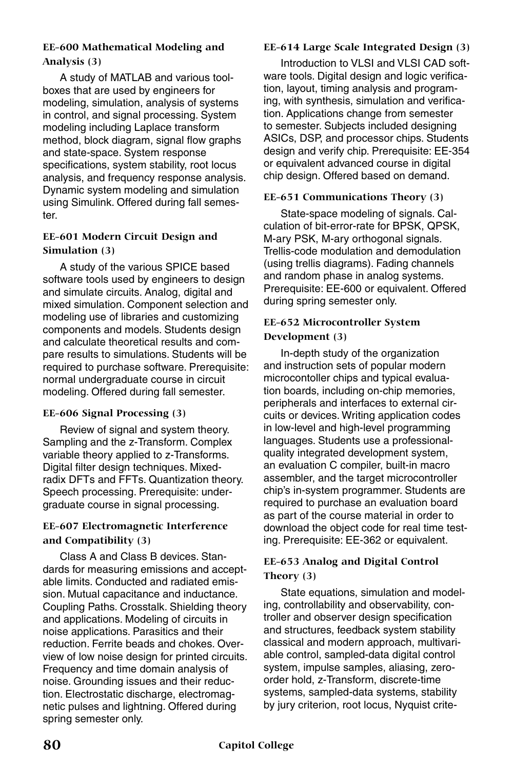#### EE-600 Mathematical Modeling and Analysis (3)

A study of MATLAB and various toolboxes that are used by engineers for modeling, simulation, analysis of systems in control, and signal processing. System modeling including Laplace transform method, block diagram, signal flow graphs and state-space. System response specifications, system stability, root locus analysis, and frequency response analysis. Dynamic system modeling and simulation using Simulink. Offered during fall semester.

#### EE-601 Modern Circuit Design and Simulation (3)

A study of the various SPICE based software tools used by engineers to design and simulate circuits. Analog, digital and mixed simulation. Component selection and modeling use of libraries and customizing components and models. Students design and calculate theoretical results and compare results to simulations. Students will be required to purchase software. Prerequisite: normal undergraduate course in circuit modeling. Offered during fall semester.

#### EE-606 Signal Processing (3)

Review of signal and system theory. Sampling and the z-Transform. Complex variable theory applied to z-Transforms. Digital filter design techniques. Mixed-radix DFTs and FFTs. Quantization theory. Speech processing. Prerequisite: undergraduate course in signal processing.

#### EE-607 Electromagnetic Interference and Compatibility (3)

Class A and Class B devices. Standards for measuring emissions and acceptable limits. Conducted and radiated emission. Mutual capacitance and inductance. Coupling Paths. Crosstalk. Shielding theory and applications. Modeling of circuits in noise applications. Parasitics and their reduction. Ferrite beads and chokes. Overview of low noise design for printed circuits. Frequency and time domain analysis of noise. Grounding issues and their reduction. Electrostatic discharge, electromagnetic pulses and lightning. Offered during spring semester only.

#### EE-614 Large Scale Integrated Design (3)

Introduction to VLSI and VLSI CAD software tools. Digital design and logic verification, layout, timing analysis and programing, with synthesis, simulation and verification. Applications change from semester to semester. Subjects included designing ASICs, DSP, and processor chips. Students design and verify chip. Prerequisite: EE-354 or equivalent advanced course in digital chip design. Offered based on demand.

#### EE-651 Communications Theory (3)

State-space modeling of signals. Calculation of bit-error-rate for BPSK, QPSK, M-ary PSK, M-ary orthogonal signals. Trellis-code modulation and demodulation (using trellis diagrams). Fading channels and random phase in analog systems. Prerequisite: EE-600 or equivalent. Offered during spring semester only.

#### EE-652 Microcontroller System Development (3)

In-depth study of the organization and instruction sets of popular modern microcontoller chips and typical evaluation boards, including on-chip memories, peripherals and interfaces to external circuits or devices. Writing application codes in low-level and high-level programming languages. Students use a professional-quality integrated development system, an evaluation C compiler, built-in macro assembler, and the target microcontroller chip's in-system programmer. Students are required to purchase an evaluation board as part of the course material in order to download the object code for real time testing. Prerequisite: EE-362 or equivalent.

#### EE-653 Analog and Digital Control Theory (3)

State equations, simulation and modeling, controllability and observability, controller and observer design specification and structures, feedback system stability classical and modern approach, multivariable control, sampled-data digital control system, impulse samples, aliasing, zero-order hold, z-Transform, discrete-time systems, sampled-data systems, stability by jury criterion, root locus, Nyquist crite-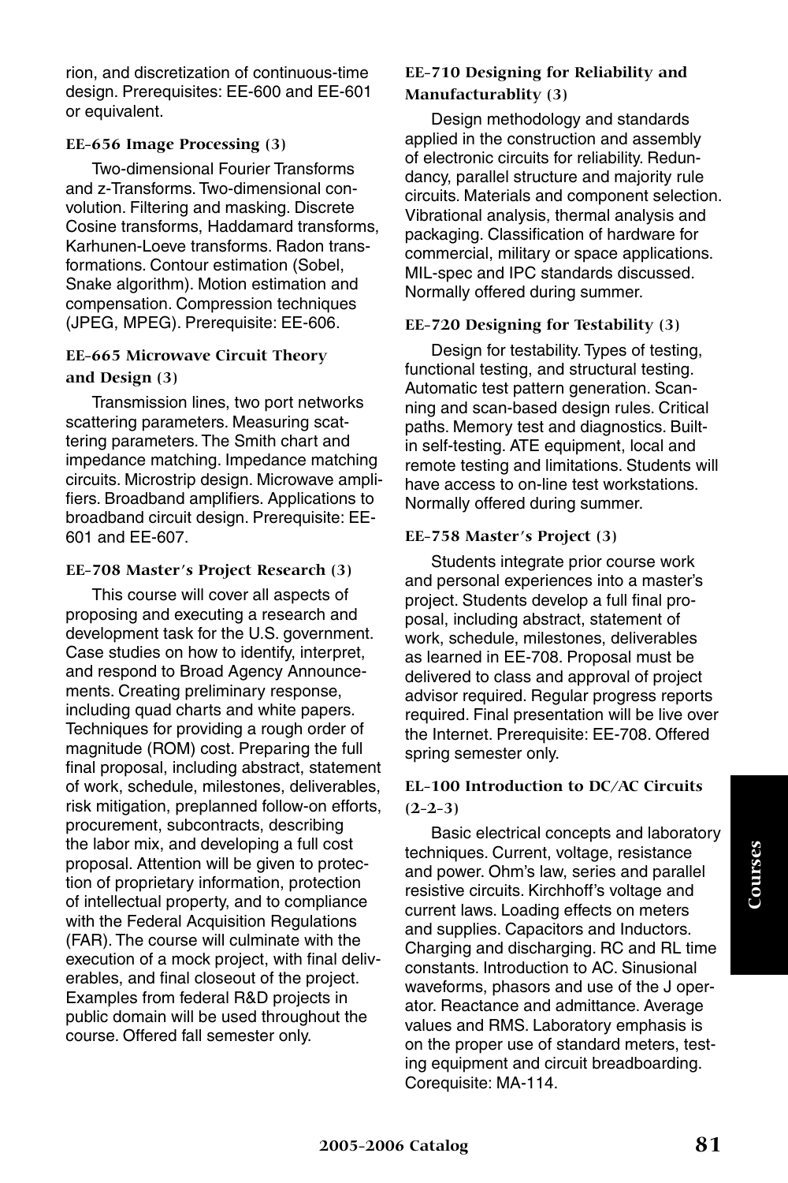rion, and discretization of continuous-time design. Prerequisites: EE-600 and EE-601 or equivalent.

### EE-656 Image Processing (3)

Two-dimensional Fourier Transforms and z-Transforms. Two-dimensional convolution. Filtering and masking. Discrete Cosine transforms, Haddamard transforms, Karhunen-Loeve transforms. Radon transformations. Contour estimation (Sobel, Snake algorithm). Motion estimation and compensation. Compression techniques (JPEG, MPEG). Prerequisite: EE-606.

### EE-665 Microwave Circuit Theory and Design (3)

Transmission lines, two port networks scattering parameters. Measuring scattering parameters. The Smith chart and impedance matching. Impedance matching circuits. Microstrip design. Microwave amplifiers. Broadband amplifiers. Applications to broadband circuit design. Prerequisite: EE-601 and EE-607.

### EE-708 Master's Project Research (3)

This course will cover all aspects of proposing and executing a research and development task for the U.S. government. Case studies on how to identify, interpret, and respond to Broad Agency Announcements. Creating preliminary response, including quad charts and white papers. Techniques for providing a rough order of magnitude (ROM) cost. Preparing the full final proposal, including abstract, statement of work, schedule, milestones, deliverables, risk mitigation, preplanned follow-on efforts, procurement, subcontracts, describing the labor mix, and developing a full cost proposal. Attention will be given to protection of proprietary information, protection of intellectual property, and to compliance with the Federal Acquisition Regulations (FAR). The course will culminate with the execution of a mock project, with final deliverables, and final closeout of the project. Examples from federal R&D projects in public domain will be used throughout the course. Offered fall semester only.

### EE-710 Designing for Reliability and Manufacturablity (3)

Design methodology and standards applied in the construction and assembly of electronic circuits for reliability. Redundancy, parallel structure and majority rule circuits. Materials and component selection. Vibrational analysis, thermal analysis and packaging. Classification of hardware for commercial, military or space applications. MIL-spec and IPC standards discussed. Normally offered during summer.

### EE-720 Designing for Testability (3)

Design for testability. Types of testing, functional testing, and structural testing. Automatic test pattern generation. Scanning and scan-based design rules. Critical paths. Memory test and diagnostics. Built-in self-testing. ATE equipment, local and remote testing and limitations. Students will have access to on-line test workstations. Normally offered during summer.

### EE-758 Master's Project (3)

Students integrate prior course work and personal experiences into a master's project. Students develop a full final proposal, including abstract, statement of work, schedule, milestones, deliverables as learned in EE-708. Proposal must be delivered to class and approval of project advisor required. Regular progress reports required. Final presentation will be live over the Internet. Prerequisite: EE-708. Offered spring semester only.

### EL-100 Introduction to DC/AC Circuits (2-2-3)

Basic electrical concepts and laboratory techniques. Current, voltage, resistance and power. Ohm's law, series and parallel resistive circuits. Kirchhoff's voltage and current laws. Loading effects on meters and supplies. Capacitors and Inductors. Charging and discharging. RC and RL time constants. Introduction to AC. Sinusional waveforms, phasors and use of the J operator. Reactance and admittance. Average values and RMS. Laboratory emphasis is on the proper use of standard meters, testing equipment and circuit breadboarding. Corequisite: MA-114.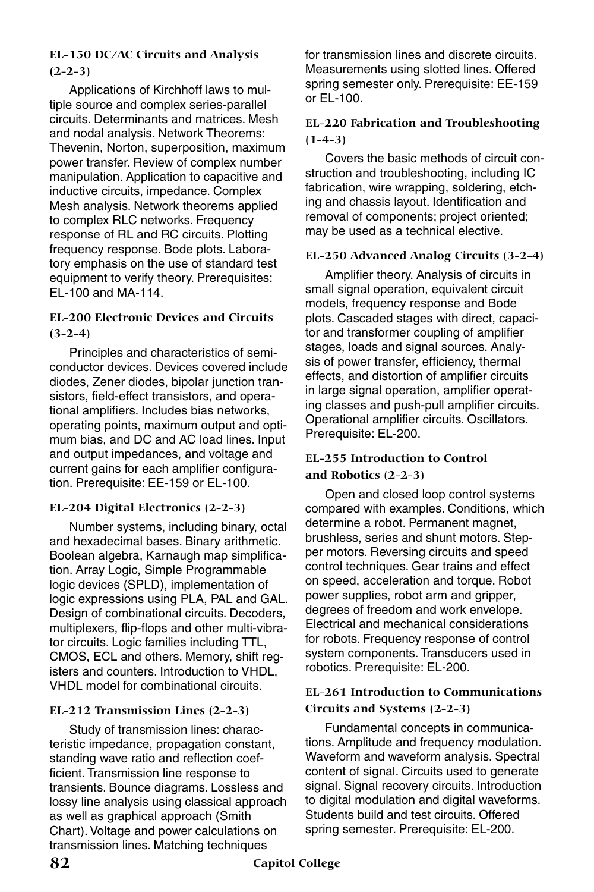### EL-150 DC/AC Circuits and Analysis (2-2-3)

Applications of Kirchhoff laws to multiple source and complex series-parallel circuits. Determinants and matrices. Mesh and nodal analysis. Network Theorems: Thevenin, Norton, superposition, maximum power transfer. Review of complex number manipulation. Application to capacitive and inductive circuits, impedance. Complex Mesh analysis. Network theorems applied to complex RLC networks. Frequency response of RL and RC circuits. Plotting frequency response. Bode plots. Laboratory emphasis on the use of standard test equipment to verify theory. Prerequisites: EL-100 and MA-114.

### EL-200 Electronic Devices and Circuits (3-2-4)

Principles and characteristics of semiconductor devices. Devices covered include diodes, Zener diodes, bipolar junction transistors, field-effect transistors, and operational amplifiers. Includes bias networks, operating points, maximum output and optimum bias, and DC and AC load lines. Input and output impedances, and voltage and current gains for each amplifier configuration. Prerequisite: EE-159 or EL-100.

### EL-204 Digital Electronics (2-2-3)

Number systems, including binary, octal and hexadecimal bases. Binary arithmetic. Boolean algebra, Karnaugh map simplification. Array Logic, Simple Programmable logic devices (SPLD), implementation of logic expressions using PLA, PAL and GAL. Design of combinational circuits. Decoders, multiplexers, flip-flops and other multi-vibrator circuits. Logic families including TTL, CMOS, ECL and others. Memory, shift registers and counters. Introduction to VHDL, VHDL model for combinational circuits.

### EL-212 Transmission Lines (2-2-3)

Study of transmission lines: characteristic impedance, propagation constant, standing wave ratio and reflection coefficient. Transmission line response to transients. Bounce diagrams. Lossless and lossy line analysis using classical approach as well as graphical approach (Smith Chart). Voltage and power calculations on transmission lines. Matching techniques for transmission lines and discrete circuits. Measurements using slotted lines. Offered spring semester only. Prerequisite: EE-159 or EL-100.

### EL-220 Fabrication and Troubleshooting (1-4-3)

Covers the basic methods of circuit construction and troubleshooting, including IC fabrication, wire wrapping, soldering, etching and chassis layout. Identification and removal of components; project oriented; may be used as a technical elective.

### EL-250 Advanced Analog Circuits (3-2-4)

Amplifier theory. Analysis of circuits in small signal operation, equivalent circuit models, frequency response and Bode plots. Cascaded stages with direct, capacitor and transformer coupling of amplifier stages, loads and signal sources. Analysis of power transfer, efficiency, thermal effects, and distortion of amplifier circuits in large signal operation, amplifier operating classes and push-pull amplifier circuits. Operational amplifier circuits. Oscillators. Prerequisite: EL-200.

### EL-255 Introduction to Control and Robotics (2-2-3)

Open and closed loop control systems compared with examples. Conditions, which determine a robot. Permanent magnet, brushless, series and shunt motors. Stepper motors. Reversing circuits and speed control techniques. Gear trains and effect on speed, acceleration and torque. Robot power supplies, robot arm and gripper, degrees of freedom and work envelope. Electrical and mechanical considerations for robots. Frequency response of control system components. Transducers used in robotics. Prerequisite: EL-200.

### EL-261 Introduction to Communications Circuits and Systems (2-2-3)

Fundamental concepts in communications. Amplitude and frequency modulation. Waveform and waveform analysis. Spectral content of signal. Circuits used to generate signal. Signal recovery circuits. Introduction to digital modulation and digital waveforms. Students build and test circuits. Offered spring semester. Prerequisite: EL-200.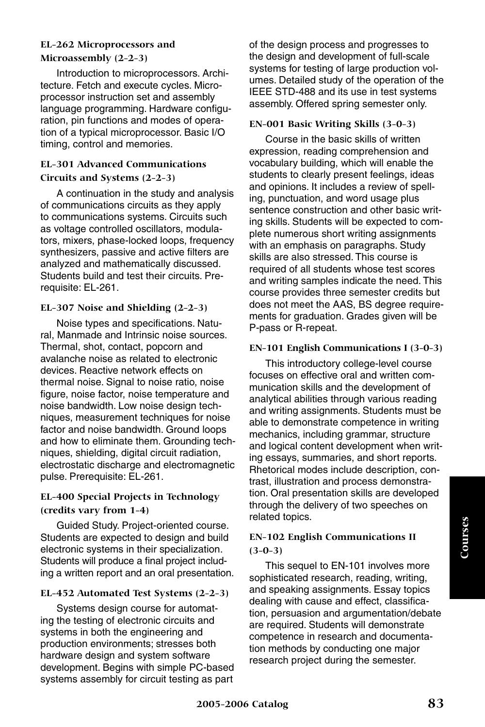### EL-262 Microprocessors and Microassembly (2-2-3)

Introduction to microprocessors. Architecture. Fetch and execute cycles. Microprocessor instruction set and assembly language programming. Hardware configuration, pin functions and modes of operation of a typical microprocessor. Basic I/O timing, control and memories.

### EL-301 Advanced Communications Circuits and Systems (2-2-3)

A continuation in the study and analysis of communications circuits as they apply to communications systems. Circuits such as voltage controlled oscillators, modulators, mixers, phase-locked loops, frequency synthesizers, passive and active filters are analyzed and mathematically discussed. Students build and test their circuits. Prerequisite: EL-261.

### EL-307 Noise and Shielding (2-2-3)

Noise types and specifications. Natural, Manmade and Intrinsic noise sources. Thermal, shot, contact, popcorn and avalanche noise as related to electronic devices. Reactive network effects on thermal noise. Signal to noise ratio, noise figure, noise factor, noise temperature and noise bandwidth. Low noise design techniques, measurement techniques for noise factor and noise bandwidth. Ground loops and how to eliminate them. Grounding techniques, shielding, digital circuit radiation, electrostatic discharge and electromagnetic pulse. Prerequisite: EL-261.

### EL-400 Special Projects in Technology (credits vary from 1-4)

Guided Study. Project-oriented course. Students are expected to design and build electronic systems in their specialization. Students will produce a final project including a written report and an oral presentation.

### EL-452 Automated Test Systems (2-2-3)

Systems design course for automating the testing of electronic circuits and systems in both the engineering and production environments; stresses both hardware design and system software development. Begins with simple PC-based systems assembly for circuit testing as part of the design process and progresses to the design and development of full-scale systems for testing of large production volumes. Detailed study of the operation of the IEEE STD-488 and its use in test systems assembly. Offered spring semester only.

### EN-001 Basic Writing Skills (3-0-3)

Course in the basic skills of written expression, reading comprehension and vocabulary building, which will enable the students to clearly present feelings, ideas and opinions. It includes a review of spelling, punctuation, and word usage plus sentence construction and other basic writing skills. Students will be expected to complete numerous short writing assignments with an emphasis on paragraphs. Study skills are also stressed. This course is required of all students whose test scores and writing samples indicate the need. This course provides three semester credits but does not meet the AAS, BS degree requirements for graduation. Grades given will be P-pass or R-repeat.

### EN-101 English Communications I (3-0-3)

This introductory college-level course focuses on effective oral and written communication skills and the development of analytical abilities through various reading and writing assignments. Students must be able to demonstrate competence in writing mechanics, including grammar, structure and logical content development when writing essays, summaries, and short reports. Rhetorical modes include description, contrast, illustration and process demonstration. Oral presentation skills are developed through the delivery of two speeches on related topics.

### EN-102 English Communications II (3-0-3)

This sequel to EN-101 involves more sophisticated research, reading, writing, and speaking assignments. Essay topics dealing with cause and effect, classification, persuasion and argumentation/debate are required. Students will demonstrate competence in research and documentation methods by conducting one major research project during the semester.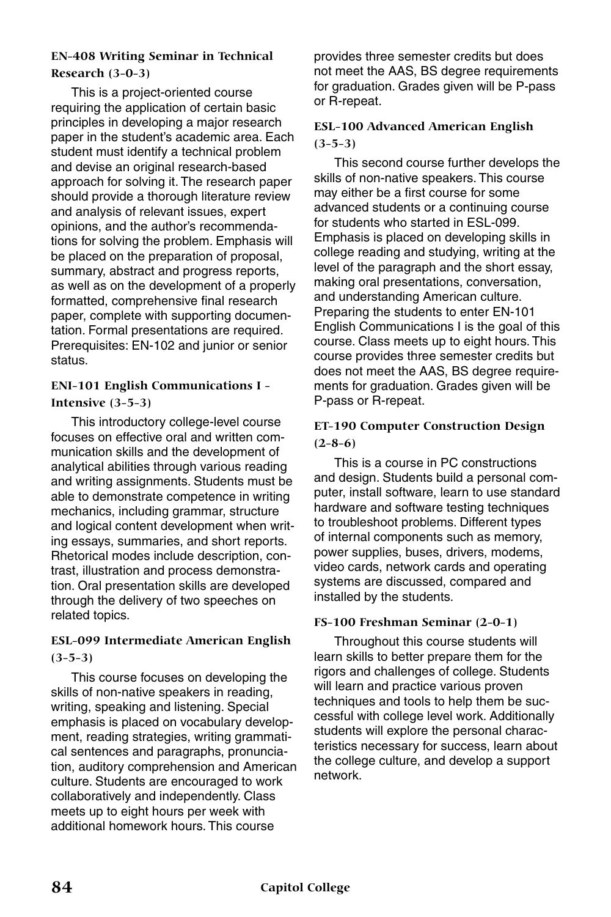#### EN-408 Writing Seminar in Technical Research (3-0-3)

This is a project-oriented course requiring the application of certain basic principles in developing a major research paper in the student's academic area. Each student must identify a technical problem and devise an original research-based approach for solving it. The research paper should provide a thorough literature review and analysis of relevant issues, expert opinions, and the author's recommendations for solving the problem. Emphasis will be placed on the preparation of proposal, summary, abstract and progress reports, as well as on the development of a properly formatted, comprehensive final research paper, complete with supporting documentation. Formal presentations are required. Prerequisites: EN-102 and junior or senior status.

#### ENI-101 English Communications I - Intensive (3-5-3)

This introductory college-level course focuses on effective oral and written communication skills and the development of analytical abilities through various reading and writing assignments. Students must be able to demonstrate competence in writing mechanics, including grammar, structure and logical content development when writing essays, summaries, and short reports. Rhetorical modes include description, contrast, illustration and process demonstration. Oral presentation skills are developed through the delivery of two speeches on related topics.

#### ESL-099 Intermediate American English (3-5-3)

This course focuses on developing the skills of non-native speakers in reading, writing, speaking and listening. Special emphasis is placed on vocabulary development, reading strategies, writing grammatical sentences and paragraphs, pronunciation, auditory comprehension and American culture. Students are encouraged to work collaboratively and independently. Class meets up to eight hours per week with additional homework hours. This course provides three semester credits but does not meet the AAS, BS degree requirements for graduation. Grades given will be P-pass or R-repeat.

#### ESL-100 Advanced American English (3-5-3)

This second course further develops the skills of non-native speakers. This course may either be a first course for some advanced students or a continuing course for students who started in ESL-099. Emphasis is placed on developing skills in college reading and studying, writing at the level of the paragraph and the short essay, making oral presentations, conversation, and understanding American culture. Preparing the students to enter EN-101 English Communications I is the goal of this course. Class meets up to eight hours. This course provides three semester credits but does not meet the AAS, BS degree requirements for graduation. Grades given will be P-pass or R-repeat.

#### ET-190 Computer Construction Design (2-8-6)

This is a course in PC constructions and design. Students build a personal computer, install software, learn to use standard hardware and software testing techniques to troubleshoot problems. Different types of internal components such as memory, power supplies, buses, drivers, modems, video cards, network cards and operating systems are discussed, compared and installed by the students.

#### FS-100 Freshman Seminar (2-0-1)

Throughout this course students will learn skills to better prepare them for the rigors and challenges of college. Students will learn and practice various proven techniques and tools to help them be successful with college level work. Additionally students will explore the personal characteristics necessary for success, learn about the college culture, and develop a support network.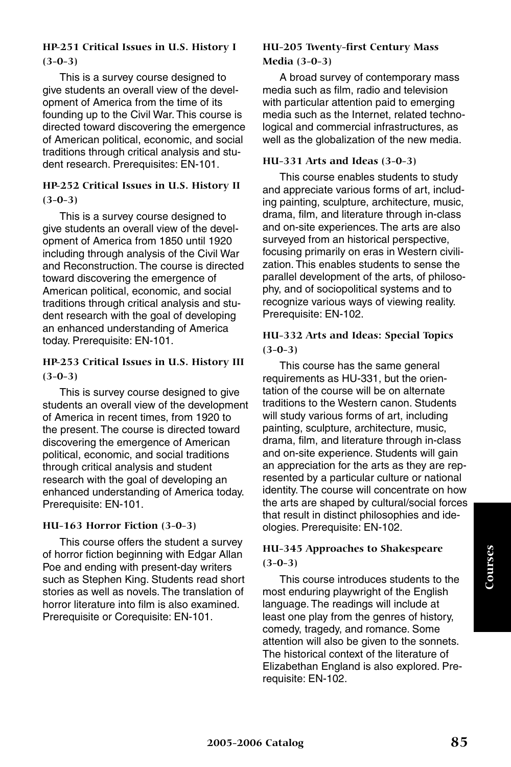### HP-251 Critical Issues in U.S. History I (3-0-3)

This is a survey course designed to give students an overall view of the development of America from the time of its founding up to the Civil War. This course is directed toward discovering the emergence of American political, economic, and social traditions through critical analysis and student research. Prerequisites: EN-101.

### HP-252 Critical Issues in U.S. History II (3-0-3)

This is a survey course designed to give students an overall view of the development of America from 1850 until 1920 including through analysis of the Civil War and Reconstruction. The course is directed toward discovering the emergence of American political, economic, and social traditions through critical analysis and student research with the goal of developing an enhanced understanding of America today. Prerequisite: EN-101.

### HP-253 Critical Issues in U.S. History III (3-0-3)

This is survey course designed to give students an overall view of the development of America in recent times, from 1920 to the present. The course is directed toward discovering the emergence of American political, economic, and social traditions through critical analysis and student research with the goal of developing an enhanced understanding of America today. Prerequisite: EN-101.

### HU-163 Horror Fiction (3-0-3)

This course offers the student a survey of horror fiction beginning with Edgar Allan Poe and ending with present-day writers such as Stephen King. Students read short stories as well as novels. The translation of horror literature into film is also examined. Prerequisite or Corequisite: EN-101.

### HU-205 Twenty-first Century Mass Media (3-0-3)

A broad survey of contemporary mass media such as film, radio and television with particular attention paid to emerging media such as the Internet, related technological and commercial infrastructures, as well as the globalization of the new media.

### HU-331 Arts and Ideas (3-0-3)

This course enables students to study and appreciate various forms of art, including painting, sculpture, architecture, music, drama, film, and literature through in-class and on-site experiences. The arts are also surveyed from an historical perspective, focusing primarily on eras in Western civilization. This enables students to sense the parallel development of the arts, of philosophy, and of sociopolitical systems and to recognize various ways of viewing reality. Prerequisite: EN-102.

### HU-332 Arts and Ideas: Special Topics (3-0-3)

This course has the same general requirements as HU-331, but the orientation of the course will be on alternate traditions to the Western canon. Students will study various forms of art, including painting, sculpture, architecture, music, drama, film, and literature through in-class and on-site experience. Students will gain an appreciation for the arts as they are represented by a particular culture or national identity. The course will concentrate on how the arts are shaped by cultural/social forces that result in distinct philosophies and ideologies. Prerequisite: EN-102.

### HU-345 Approaches to Shakespeare (3-0-3)

This course introduces students to the most enduring playwright of the English language. The readings will include at least one play from the genres of history, comedy, tragedy, and romance. Some attention will also be given to the sonnets. The historical context of the literature of Elizabethan England is also explored. Prerequisite: EN-102.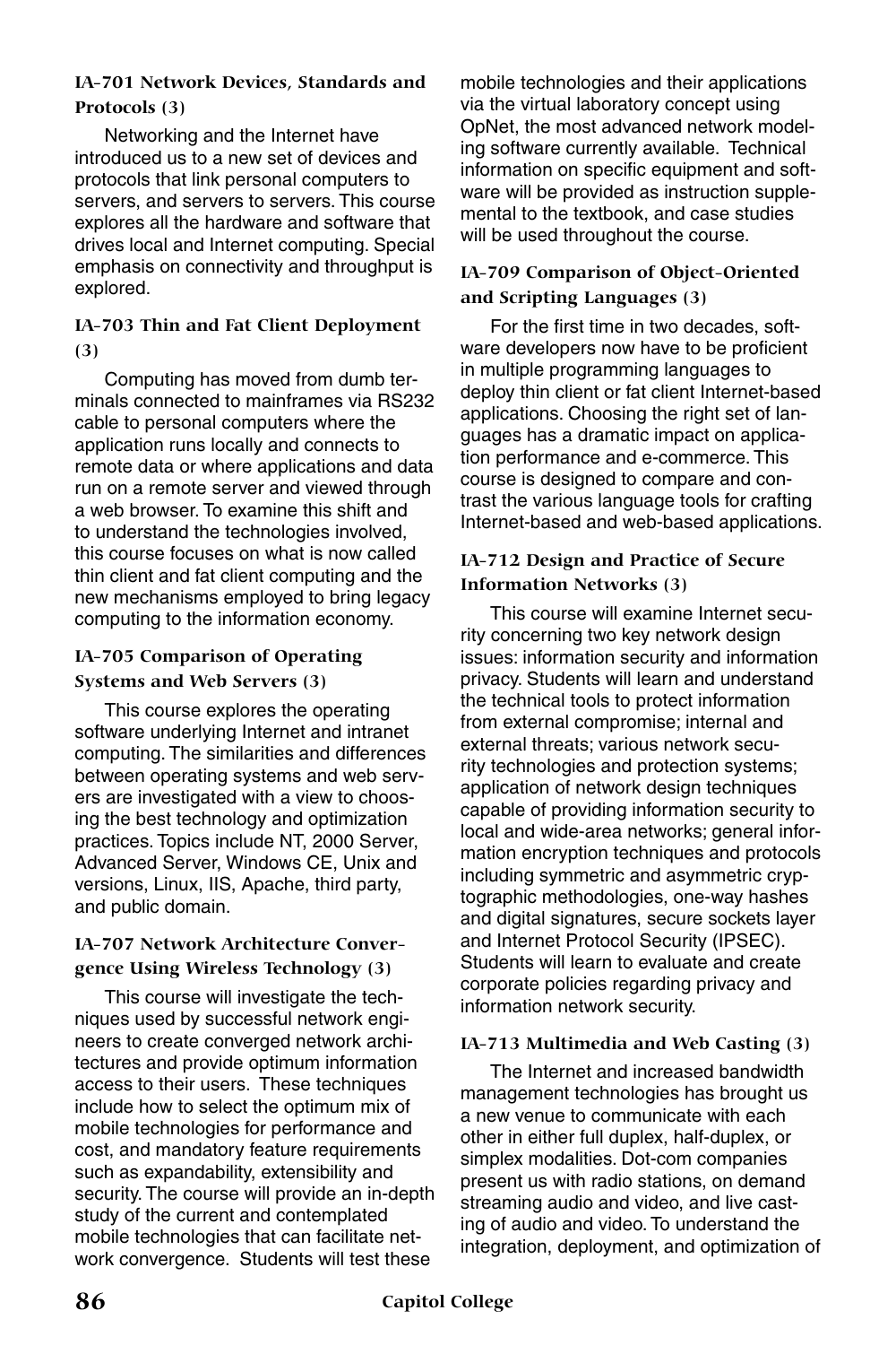### IA-701 Network Devices, Standards and Protocols (3)

Networking and the Internet have introduced us to a new set of devices and protocols that link personal computers to servers, and servers to servers. This course explores all the hardware and software that drives local and Internet computing. Special emphasis on connectivity and throughput is explored.

### IA-703 Thin and Fat Client Deployment (3)

Computing has moved from dumb terminals connected to mainframes via RS232 cable to personal computers where the application runs locally and connects to remote data or where applications and data run on a remote server and viewed through a web browser. To examine this shift and to understand the technologies involved, this course focuses on what is now called thin client and fat client computing and the new mechanisms employed to bring legacy computing to the information economy.

### IA-705 Comparison of Operating Systems and Web Servers (3)

This course explores the operating software underlying Internet and intranet computing. The similarities and differences between operating systems and web servers are investigated with a view to choosing the best technology and optimization practices. Topics include NT, 2000 Server, Advanced Server, Windows CE, Unix and versions, Linux, IIS, Apache, third party, and public domain.

### IA-707 Network Architecture Convergence Using Wireless Technology (3)

This course will investigate the techniques used by successful network engineers to create converged network architectures and provide optimum information access to their users. These techniques include how to select the optimum mix of mobile technologies for performance and cost, and mandatory feature requirements such as expandability, extensibility and security. The course will provide an in-depth study of the current and contemplated mobile technologies that can facilitate network convergence. Students will test these mobile technologies and their applications via the virtual laboratory concept using OpNet, the most advanced network modeling software currently available. Technical information on specific equipment and software will be provided as instruction supplemental to the textbook, and case studies will be used throughout the course.

### IA-709 Comparison of Object-Oriented and Scripting Languages (3)

For the first time in two decades, software developers now have to be proficient in multiple programming languages to deploy thin client or fat client Internet-based applications. Choosing the right set of languages has a dramatic impact on application performance and e-commerce. This course is designed to compare and contrast the various language tools for crafting Internet-based and web-based applications.

### IA-712 Design and Practice of Secure Information Networks (3)

This course will examine Internet security concerning two key network design issues: information security and information privacy. Students will learn and understand the technical tools to protect information from external compromise; internal and external threats; various network security technologies and protection systems; application of network design techniques capable of providing information security to local and wide-area networks; general information encryption techniques and protocols including symmetric and asymmetric cryptographic methodologies, one-way hashes and digital signatures, secure sockets layer and Internet Protocol Security (IPSEC). Students will learn to evaluate and create corporate policies regarding privacy and information network security.

### IA-713 Multimedia and Web Casting (3)

The Internet and increased bandwidth management technologies has brought us a new venue to communicate with each other in either full duplex, half-duplex, or simplex modalities. Dot-com companies present us with radio stations, on demand streaming audio and video, and live casting of audio and video. To understand the integration, deployment, and optimization of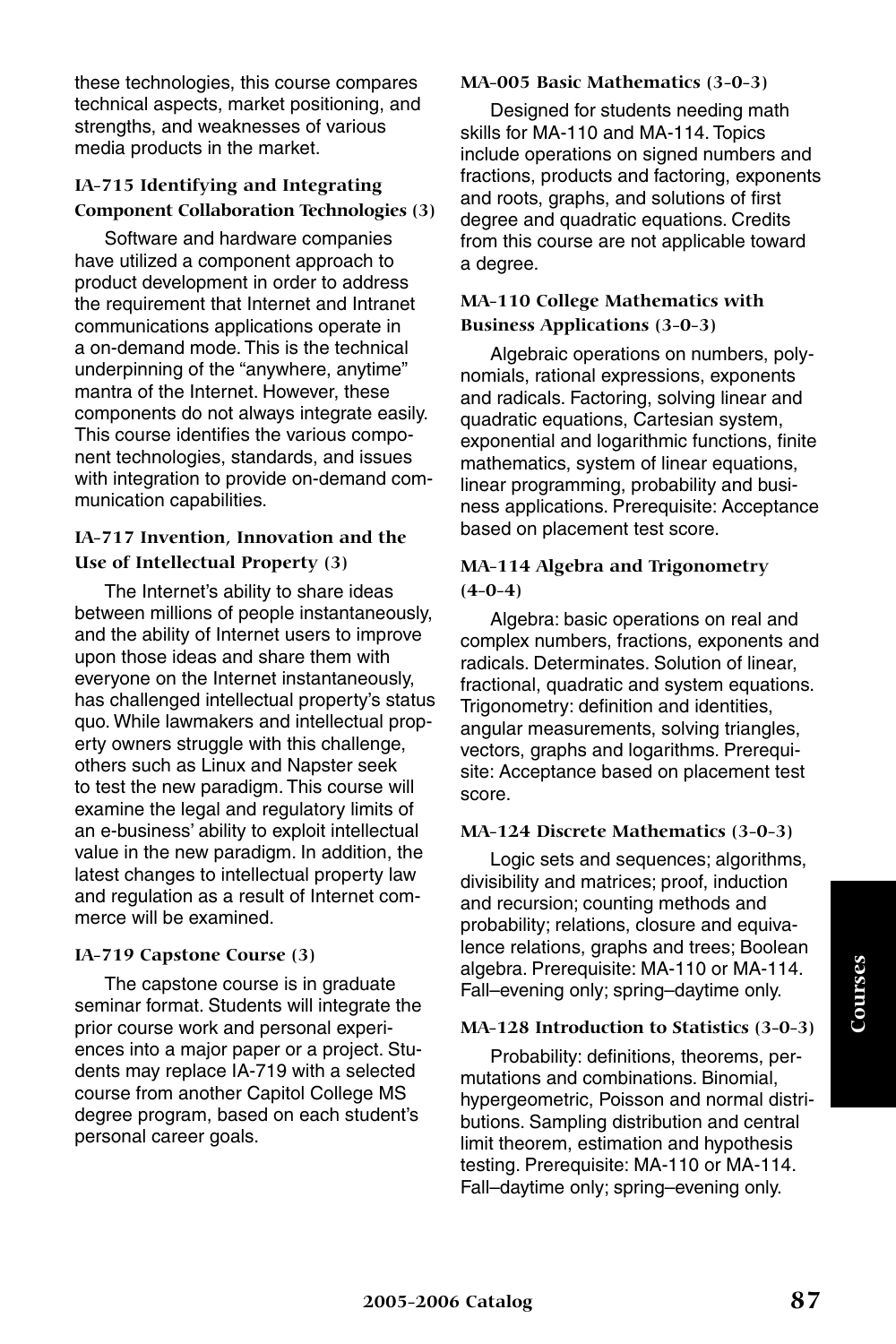these technologies, this course compares technical aspects, market positioning, and strengths, and weaknesses of various media products in the market.

### IA-715 Identifying and Integrating Component Collaboration Technologies (3)

Software and hardware companies have utilized a component approach to product development in order to address the requirement that Internet and Intranet communications applications operate in a on-demand mode. This is the technical underpinning of the "anywhere, anytime" mantra of the Internet. However, these components do not always integrate easily. This course identifies the various component technologies, standards, and issues with integration to provide on-demand communication capabilities.

### IA-717 Invention, Innovation and the Use of Intellectual Property (3)

The Internet's ability to share ideas between millions of people instantaneously, and the ability of Internet users to improve upon those ideas and share them with everyone on the Internet instantaneously, has challenged intellectual property's status quo. While lawmakers and intellectual property owners struggle with this challenge, others such as Linux and Napster seek to test the new paradigm. This course will examine the legal and regulatory limits of an e-business' ability to exploit intellectual value in the new paradigm. In addition, the latest changes to intellectual property law and regulation as a result of Internet commerce will be examined.

### IA-719 Capstone Course (3)

The capstone course is in graduate seminar format. Students will integrate the prior course work and personal experiences into a major paper or a project. Students may replace IA-719 with a selected course from another Capitol College MS degree program, based on each student's personal career goals.

### MA-005 Basic Mathematics (3-0-3)

Designed for students needing math skills for MA-110 and MA-114. Topics include operations on signed numbers and fractions, products and factoring, exponents and roots, graphs, and solutions of first degree and quadratic equations. Credits from this course are not applicable toward a degree.

### MA-110 College Mathematics with Business Applications (3-0-3)

Algebraic operations on numbers, polynomials, rational expressions, exponents and radicals. Factoring, solving linear and quadratic equations, Cartesian system, exponential and logarithmic functions, finite mathematics, system of linear equations, linear programming, probability and business applications. Prerequisite: Acceptance based on placement test score.

### MA-114 Algebra and Trigonometry (4-0-4)

Algebra: basic operations on real and complex numbers, fractions, exponents and radicals. Determinates. Solution of linear, fractional, quadratic and system equations. Trigonometry: definition and identities, angular measurements, solving triangles, vectors, graphs and logarithms. Prerequisite: Acceptance based on placement test score.

### MA-124 Discrete Mathematics (3-0-3)

Logic sets and sequences; algorithms, divisibility and matrices; proof, induction and recursion; counting methods and probability; relations, closure and equivalence relations, graphs and trees; Boolean algebra. Prerequisite: MA-110 or MA-114. Fall–evening only; spring–daytime only.

### MA-128 Introduction to Statistics (3-0-3)

Probability: definitions, theorems, permutations and combinations. Binomial, hypergeometric, Poisson and normal distributions. Sampling distribution and central limit theorem, estimation and hypothesis testing. Prerequisite: MA-110 or MA-114. Fall–daytime only; spring–evening only.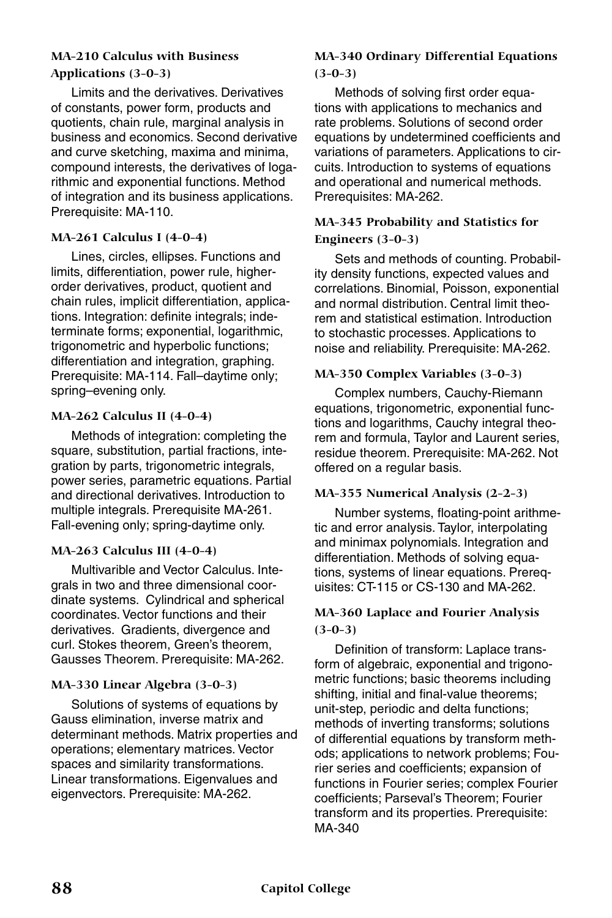#### MA-210 Calculus with Business Applications (3-0-3)

Limits and the derivatives. Derivatives of constants, power form, products and quotients, chain rule, marginal analysis in business and economics. Second derivative and curve sketching, maxima and minima, compound interests, the derivatives of logarithmic and exponential functions. Method of integration and its business applications. Prerequisite: MA-110.

#### MA-261 Calculus I (4-0-4)

Lines, circles, ellipses. Functions and limits, differentiation, power rule, higher-order derivatives, product, quotient and chain rules, implicit differentiation, applications. Integration: definite integrals; indeterminate forms; exponential, logarithmic, trigonometric and hyperbolic functions; differentiation and integration, graphing. Prerequisite: MA-114. Fall–daytime only; spring–evening only.

#### MA-262 Calculus II (4-0-4)

Methods of integration: completing the square, substitution, partial fractions, integration by parts, trigonometric integrals, power series, parametric equations. Partial and directional derivatives. Introduction to multiple integrals. Prerequisite MA-261. Fall-evening only; spring-daytime only.

#### MA-263 Calculus III (4-0-4)

Multivarible and Vector Calculus. Integrals in two and three dimensional coordinate systems. Cylindrical and spherical coordinates. Vector functions and their derivatives. Gradients, divergence and curl. Stokes theorem, Green's theorem, Gausses Theorem. Prerequisite: MA-262.

#### MA-330 Linear Algebra (3-0-3)

Solutions of systems of equations by Gauss elimination, inverse matrix and determinant methods. Matrix properties and operations; elementary matrices. Vector spaces and similarity transformations. Linear transformations. Eigenvalues and eigenvectors. Prerequisite: MA-262.

#### MA-340 Ordinary Differential Equations (3-0-3)

Methods of solving first order equations with applications to mechanics and rate problems. Solutions of second order equations by undetermined coefficients and variations of parameters. Applications to circuits. Introduction to systems of equations and operational and numerical methods. Prerequisites: MA-262.

#### MA-345 Probability and Statistics for Engineers (3-0-3)

Sets and methods of counting. Probability density functions, expected values and correlations. Binomial, Poisson, exponential and normal distribution. Central limit theorem and statistical estimation. Introduction to stochastic processes. Applications to noise and reliability. Prerequisite: MA-262.

#### MA-350 Complex Variables (3-0-3)

Complex numbers, Cauchy-Riemann equations, trigonometric, exponential functions and logarithms, Cauchy integral theorem and formula, Taylor and Laurent series, residue theorem. Prerequisite: MA-262. Not offered on a regular basis.

#### MA-355 Numerical Analysis (2-2-3)

Number systems, floating-point arithmetic and error analysis. Taylor, interpolating and minimax polynomials. Integration and differentiation. Methods of solving equations, systems of linear equations. Prerequisites: CT-115 or CS-130 and MA-262.

#### MA-360 Laplace and Fourier Analysis (3-0-3)

Definition of transform: Laplace transform of algebraic, exponential and trigonometric functions; basic theorems including shifting, initial and final-value theorems; unit-step, periodic and delta functions; methods of inverting transforms; solutions of differential equations by transform methods; applications to network problems; Fourier series and coefficients; expansion of functions in Fourier series; complex Fourier coefficients; Parseval's Theorem; Fourier transform and its properties. Prerequisite: MA-340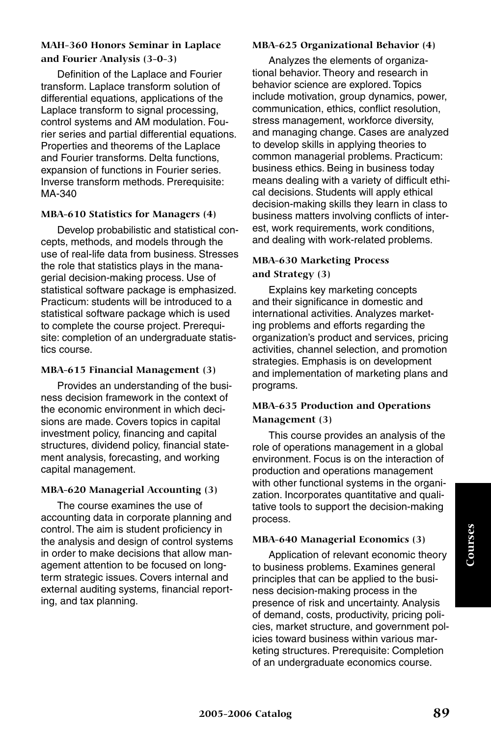### MAH-360 Honors Seminar in Laplace and Fourier Analysis (3-0-3)

Definition of the Laplace and Fourier transform. Laplace transform solution of differential equations, applications of the Laplace transform to signal processing, control systems and AM modulation. Fourier series and partial differential equations. Properties and theorems of the Laplace and Fourier transforms. Delta functions, expansion of functions in Fourier series. Inverse transform methods. Prerequisite: MA-340

### MBA-610 Statistics for Managers (4)

Develop probabilistic and statistical concepts, methods, and models through the use of real-life data from business. Stresses the role that statistics plays in the managerial decision-making process. Use of statistical software package is emphasized. Practicum: students will be introduced to a statistical software package which is used to complete the course project. Prerequisite: completion of an undergraduate statistics course.

### MBA-615 Financial Management (3)

Provides an understanding of the business decision framework in the context of the economic environment in which decisions are made. Covers topics in capital investment policy, financing and capital structures, dividend policy, financial statement analysis, forecasting, and working capital management.

### MBA-620 Managerial Accounting (3)

The course examines the use of accounting data in corporate planning and control. The aim is student proficiency in the analysis and design of control systems in order to make decisions that allow management attention to be focused on long-term strategic issues. Covers internal and external auditing systems, financial reporting, and tax planning.

### MBA-625 Organizational Behavior (4)

Analyzes the elements of organizational behavior. Theory and research in behavior science are explored. Topics include motivation, group dynamics, power, communication, ethics, conflict resolution, stress management, workforce diversity, and managing change. Cases are analyzed to develop skills in applying theories to common managerial problems. Practicum: business ethics. Being in business today means dealing with a variety of difficult ethical decisions. Students will apply ethical decision-making skills they learn in class to business matters involving conflicts of interest, work requirements, work conditions, and dealing with work-related problems.

### MBA-630 Marketing Process and Strategy (3)

Explains key marketing concepts and their significance in domestic and international activities. Analyzes marketing problems and efforts regarding the organization's product and services, pricing activities, channel selection, and promotion strategies. Emphasis is on development and implementation of marketing plans and programs.

### MBA-635 Production and Operations Management (3)

This course provides an analysis of the role of operations management in a global environment. Focus is on the interaction of production and operations management with other functional systems in the organization. Incorporates quantitative and qualitative tools to support the decision-making process.

### MBA-640 Managerial Economics (3)

Application of relevant economic theory to business problems. Examines general principles that can be applied to the business decision-making process in the presence of risk and uncertainty. Analysis of demand, costs, productivity, pricing policies, market structure, and government policies toward business within various marketing structures. Prerequisite: Completion of an undergraduate economics course.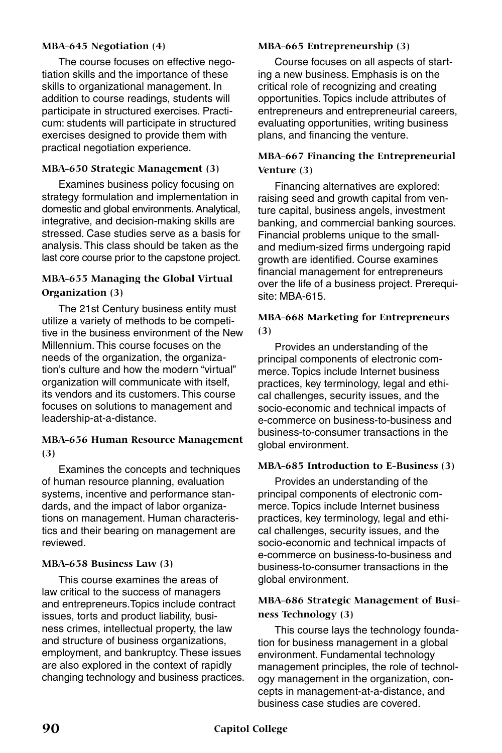#### MBA-645 Negotiation (4)

The course focuses on effective negotiation skills and the importance of these skills to organizational management. In addition to course readings, students will participate in structured exercises. Practicum: students will participate in structured exercises designed to provide them with practical negotiation experience.

#### MBA-650 Strategic Management (3)

Examines business policy focusing on strategy formulation and implementation in domestic and global environments. Analytical, integrative, and decision-making skills are stressed. Case studies serve as a basis for analysis. This class should be taken as the last core course prior to the capstone project.

#### MBA-655 Managing the Global Virtual Organization (3)

The 21st Century business entity must utilize a variety of methods to be competitive in the business environment of the New Millennium. This course focuses on the needs of the organization, the organization's culture and how the modern "virtual" organization will communicate with itself, its vendors and its customers. This course focuses on solutions to management and leadership-at-a-distance.

#### MBA-656 Human Resource Management (3)

Examines the concepts and techniques of human resource planning, evaluation systems, incentive and performance standards, and the impact of labor organizations on management. Human characteristics and their bearing on management are reviewed.

#### MBA-658 Business Law (3)

This course examines the areas of law critical to the success of managers and entrepreneurs.Topics include contract issues, torts and product liability, business crimes, intellectual property, the law and structure of business organizations, employment, and bankruptcy. These issues are also explored in the context of rapidly changing technology and business practices.

#### MBA-665 Entrepreneurship (3)

Course focuses on all aspects of starting a new business. Emphasis is on the critical role of recognizing and creating opportunities. Topics include attributes of entrepreneurs and entrepreneurial careers, evaluating opportunities, writing business plans, and financing the venture.

#### MBA-667 Financing the Entrepreneurial Venture (3)

Financing alternatives are explored: raising seed and growth capital from venture capital, business angels, investment banking, and commercial banking sources. Financial problems unique to the small- and medium-sized firms undergoing rapid growth are identified. Course examines financial management for entrepreneurs over the life of a business project. Prerequisite: MBA-615.

#### MBA-668 Marketing for Entrepreneurs (3)

Provides an understanding of the principal components of electronic commerce. Topics include Internet business practices, key terminology, legal and ethical challenges, security issues, and the socio-economic and technical impacts of e-commerce on business-to-business and business-to-consumer transactions in the global environment.

#### MBA-685 Introduction to E-Business (3)

Provides an understanding of the principal components of electronic commerce. Topics include Internet business practices, key terminology, legal and ethical challenges, security issues, and the socio-economic and technical impacts of e-commerce on business-to-business and business-to-consumer transactions in the global environment.

#### MBA-686 Strategic Management of Business Technology (3)

This course lays the technology foundation for business management in a global environment. Fundamental technology management principles, the role of technology management in the organization, concepts in management-at-a-distance, and business case studies are covered.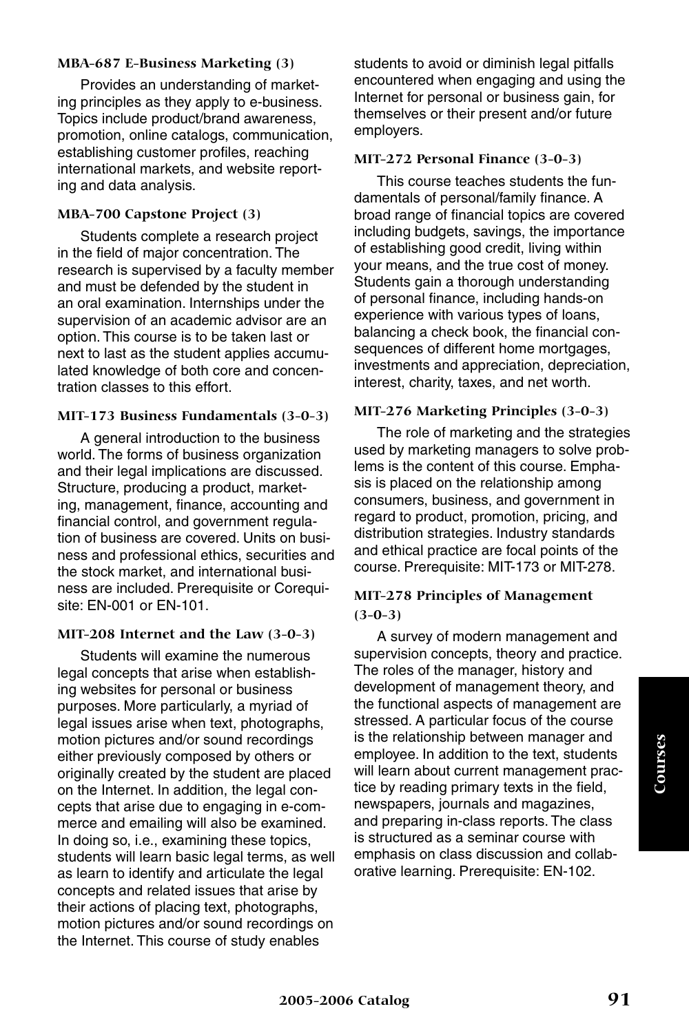### MBA-687 E-Business Marketing (3)

Provides an understanding of marketing principles as they apply to e-business. Topics include product/brand awareness, promotion, online catalogs, communication, establishing customer profiles, reaching international markets, and website reporting and data analysis.

### MBA-700 Capstone Project (3)

Students complete a research project in the field of major concentration. The research is supervised by a faculty member and must be defended by the student in an oral examination. Internships under the supervision of an academic advisor are an option. This course is to be taken last or next to last as the student applies accumulated knowledge of both core and concentration classes to this effort.

### MIT-173 Business Fundamentals (3-0-3)

A general introduction to the business world. The forms of business organization and their legal implications are discussed. Structure, producing a product, marketing, management, finance, accounting and financial control, and government regulation of business are covered. Units on business and professional ethics, securities and the stock market, and international business are included. Prerequisite or Corequisite: EN-001 or EN-101.

### MIT-208 Internet and the Law (3-0-3)

Students will examine the numerous legal concepts that arise when establishing websites for personal or business purposes. More particularly, a myriad of legal issues arise when text, photographs, motion pictures and/or sound recordings either previously composed by others or originally created by the student are placed on the Internet. In addition, the legal concepts that arise due to engaging in e-commerce and emailing will also be examined. In doing so, i.e., examining these topics, students will learn basic legal terms, as well as learn to identify and articulate the legal concepts and related issues that arise by their actions of placing text, photographs, motion pictures and/or sound recordings on the Internet. This course of study enables students to avoid or diminish legal pitfalls encountered when engaging and using the Internet for personal or business gain, for themselves or their present and/or future employers.

### MIT-272 Personal Finance (3-0-3)

This course teaches students the fundamentals of personal/family finance. A broad range of financial topics are covered including budgets, savings, the importance of establishing good credit, living within your means, and the true cost of money. Students gain a thorough understanding of personal finance, including hands-on experience with various types of loans, balancing a check book, the financial consequences of different home mortgages, investments and appreciation, depreciation, interest, charity, taxes, and net worth.

### MIT-276 Marketing Principles (3-0-3)

The role of marketing and the strategies used by marketing managers to solve problems is the content of this course. Emphasis is placed on the relationship among consumers, business, and government in regard to product, promotion, pricing, and distribution strategies. Industry standards and ethical practice are focal points of the course. Prerequisite: MIT-173 or MIT-278.

### MIT-278 Principles of Management (3-0-3)

A survey of modern management and supervision concepts, theory and practice. The roles of the manager, history and development of management theory, and the functional aspects of management are stressed. A particular focus of the course is the relationship between manager and employee. In addition to the text, students will learn about current management practice by reading primary texts in the field, newspapers, journals and magazines, and preparing in-class reports. The class is structured as a seminar course with emphasis on class discussion and collaborative learning. Prerequisite: EN-102.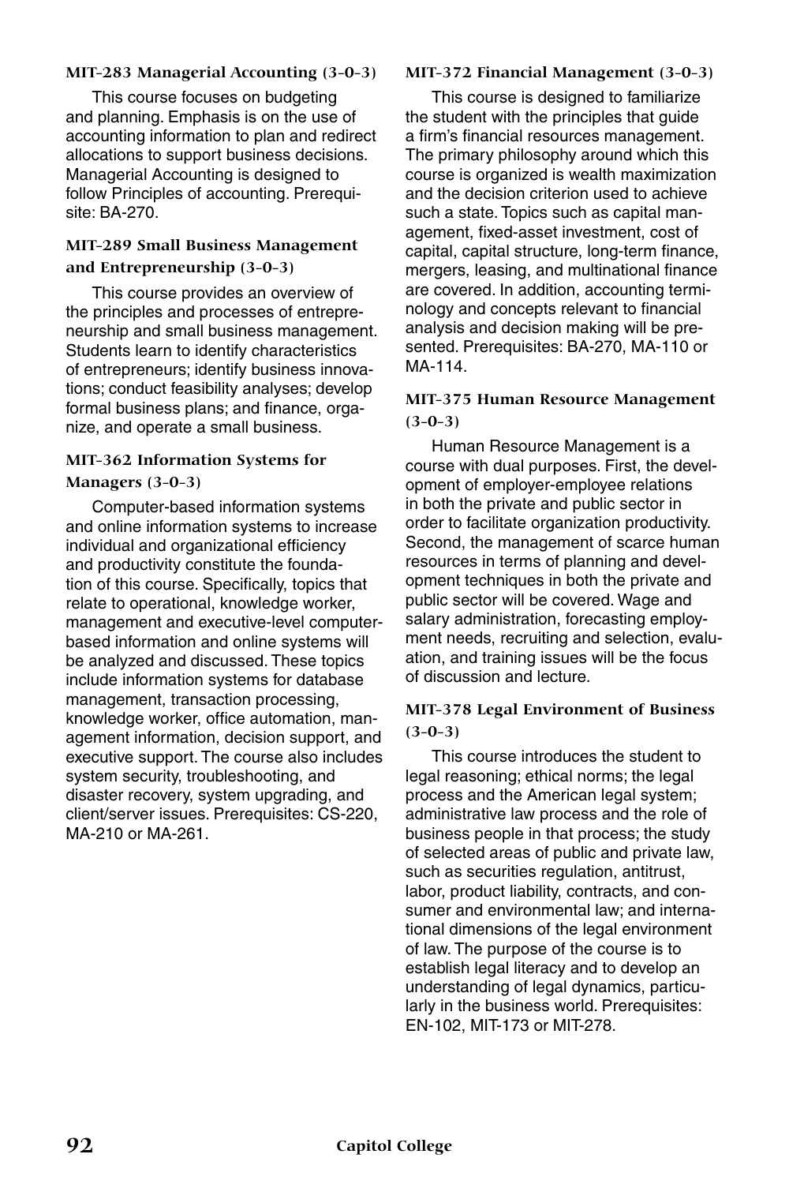**MIT-283 Managerial Accounting (3-0-3)**

This course focuses on budgeting and planning. Emphasis is on the use of accounting information to plan and redirect allocations to support business decisions. Managerial Accounting is designed to follow Principles of accounting. Prerequisite: BA-270.

**MIT-289 Small Business Management and Entrepreneurship (3-0-3)**

This course provides an overview of the principles and processes of entrepreneurship and small business management. Students learn to identify characteristics of entrepreneurs; identify business innovations; conduct feasibility analyses; develop formal business plans; and finance, organize, and operate a small business.

**MIT-362 Information Systems for Managers (3-0-3)**

Computer-based information systems and online information systems to increase individual and organizational efficiency and productivity constitute the foundation of this course. Specifically, topics that relate to operational, knowledge worker, management and executive-level computer-based information and online systems will be analyzed and discussed. These topics include information systems for database management, transaction processing, knowledge worker, office automation, management information, decision support, and executive support. The course also includes system security, troubleshooting, and disaster recovery, system upgrading, and client/server issues. Prerequisites: CS-220, MA-210 or MA-261.

**MIT-372 Financial Management (3-0-3)**

This course is designed to familiarize the student with the principles that guide a firm's financial resources management. The primary philosophy around which this course is organized is wealth maximization and the decision criterion used to achieve such a state. Topics such as capital management, fixed-asset investment, cost of capital, capital structure, long-term finance, mergers, leasing, and multinational finance are covered. In addition, accounting terminology and concepts relevant to financial analysis and decision making will be presented. Prerequisites: BA-270, MA-110 or MA-114.

**MIT-375 Human Resource Management (3-0-3)**

Human Resource Management is a course with dual purposes. First, the development of employer-employee relations in both the private and public sector in order to facilitate organization productivity. Second, the management of scarce human resources in terms of planning and development techniques in both the private and public sector will be covered. Wage and salary administration, forecasting employment needs, recruiting and selection, evaluation, and training issues will be the focus of discussion and lecture.

**MIT-378 Legal Environment of Business (3-0-3)**

This course introduces the student to legal reasoning; ethical norms; the legal process and the American legal system; administrative law process and the role of business people in that process; the study of selected areas of public and private law, such as securities regulation, antitrust, labor, product liability, contracts, and consumer and environmental law; and international dimensions of the legal environment of law. The purpose of the course is to establish legal literacy and to develop an understanding of legal dynamics, particularly in the business world. Prerequisites: EN-102, MIT-173 or MIT-278.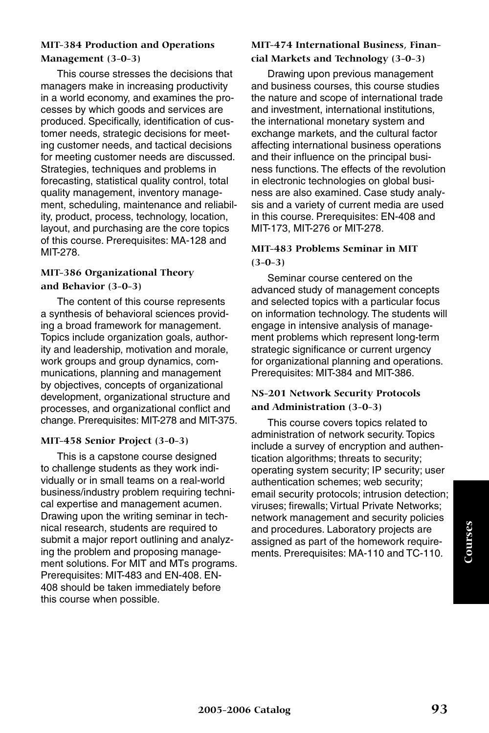### MIT-384 Production and Operations Management (3-0-3)

This course stresses the decisions that managers make in increasing productivity in a world economy, and examines the processes by which goods and services are produced. Specifically, identification of customer needs, strategic decisions for meeting customer needs, and tactical decisions for meeting customer needs are discussed. Strategies, techniques and problems in forecasting, statistical quality control, total quality management, inventory management, scheduling, maintenance and reliability, product, process, technology, location, layout, and purchasing are the core topics of this course. Prerequisites: MA-128 and MIT-278.

### MIT-386 Organizational Theory and Behavior (3-0-3)

The content of this course represents a synthesis of behavioral sciences providing a broad framework for management. Topics include organization goals, authority and leadership, motivation and morale, work groups and group dynamics, communications, planning and management by objectives, concepts of organizational development, organizational structure and processes, and organizational conflict and change. Prerequisites: MIT-278 and MIT-375.

### MIT-458 Senior Project (3-0-3)

This is a capstone course designed to challenge students as they work individually or in small teams on a real-world business/industry problem requiring technical expertise and management acumen. Drawing upon the writing seminar in technical research, students are required to submit a major report outlining and analyzing the problem and proposing management solutions. For MIT and MTs programs. Prerequisites: MIT-483 and EN-408. EN-408 should be taken immediately before this course when possible.

### MIT-474 International Business, Financial Markets and Technology (3-0-3)

Drawing upon previous management and business courses, this course studies the nature and scope of international trade and investment, international institutions, the international monetary system and exchange markets, and the cultural factor affecting international business operations and their influence on the principal business functions. The effects of the revolution in electronic technologies on global business are also examined. Case study analysis and a variety of current media are used in this course. Prerequisites: EN-408 and MIT-173, MIT-276 or MIT-278.

### MIT-483 Problems Seminar in MIT (3-0-3)

Seminar course centered on the advanced study of management concepts and selected topics with a particular focus on information technology. The students will engage in intensive analysis of management problems which represent long-term strategic significance or current urgency for organizational planning and operations. Prerequisites: MIT-384 and MIT-386.

### NS-201 Network Security Protocols and Administration (3-0-3)

This course covers topics related to administration of network security. Topics include a survey of encryption and authentication algorithms; threats to security; operating system security; IP security; user authentication schemes; web security; email security protocols; intrusion detection; viruses; firewalls; Virtual Private Networks; network management and security policies and procedures. Laboratory projects are assigned as part of the homework requirements. Prerequisites: MA-110 and TC-110.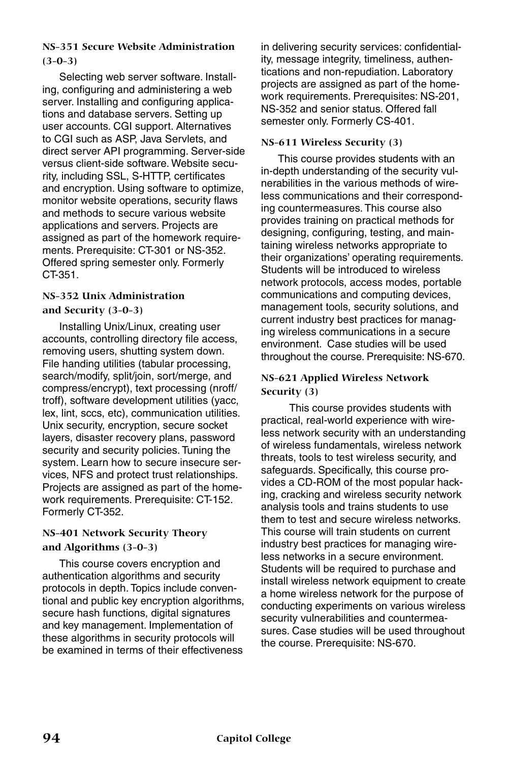### NS-351 Secure Website Administration (3-0-3)

Selecting web server software. Installing, configuring and administering a web server. Installing and configuring applications and database servers. Setting up user accounts. CGI support. Alternatives to CGI such as ASP, Java Servlets, and direct server API programming. Server-side versus client-side software. Website security, including SSL, S-HTTP, certificates and encryption. Using software to optimize, monitor website operations, security flaws and methods to secure various website applications and servers. Projects are assigned as part of the homework requirements. Prerequisite: CT-301 or NS-352. Offered spring semester only. Formerly CT-351.

### NS-352 Unix Administration and Security (3-0-3)

Installing Unix/Linux, creating user accounts, controlling directory file access, removing users, shutting system down. File handing utilities (tabular processing, search/modify, split/join, sort/merge, and compress/encrypt), text processing (nroff/troff), software development utilities (yacc, lex, lint, sccs, etc), communication utilities. Unix security, encryption, secure socket layers, disaster recovery plans, password security and security policies. Tuning the system. Learn how to secure insecure services, NFS and protect trust relationships. Projects are assigned as part of the homework requirements. Prerequisite: CT-152. Formerly CT-352.

### NS-401 Network Security Theory and Algorithms (3-0-3)

This course covers encryption and authentication algorithms and security protocols in depth. Topics include conventional and public key encryption algorithms, secure hash functions, digital signatures and key management. Implementation of these algorithms in security protocols will be examined in terms of their effectiveness in delivering security services: confidentiality, message integrity, timeliness, authentications and non-repudiation. Laboratory projects are assigned as part of the homework requirements. Prerequisites: NS-201, NS-352 and senior status. Offered fall semester only. Formerly CS-401.

### NS-611 Wireless Security (3)

This course provides students with an in-depth understanding of the security vulnerabilities in the various methods of wireless communications and their corresponding countermeasures. This course also provides training on practical methods for designing, configuring, testing, and maintaining wireless networks appropriate to their organizations' operating requirements. Students will be introduced to wireless network protocols, access modes, portable communications and computing devices, management tools, security solutions, and current industry best practices for managing wireless communications in a secure environment. Case studies will be used throughout the course. Prerequisite: NS-670.

### NS-621 Applied Wireless Network Security (3)

This course provides students with practical, real-world experience with wireless network security with an understanding of wireless fundamentals, wireless network threats, tools to test wireless security, and safeguards. Specifically, this course provides a CD-ROM of the most popular hacking, cracking and wireless security network analysis tools and trains students to use them to test and secure wireless networks. This course will train students on current industry best practices for managing wireless networks in a secure environment. Students will be required to purchase and install wireless network equipment to create a home wireless network for the purpose of conducting experiments on various wireless security vulnerabilities and countermeasures. Case studies will be used throughout the course. Prerequisite: NS-670.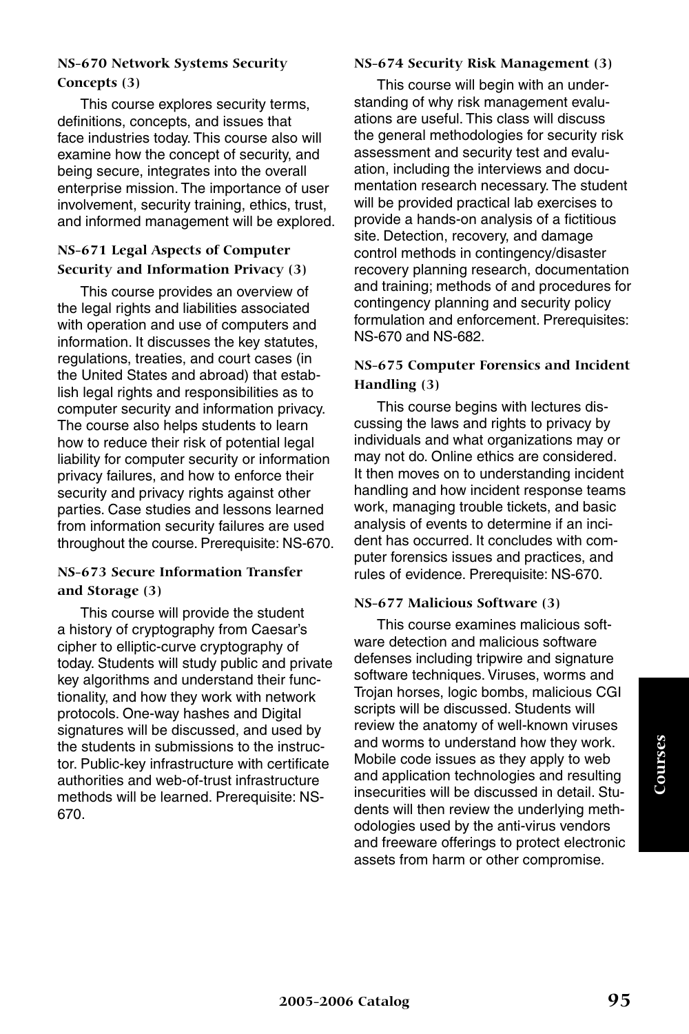### NS-670 Network Systems Security Concepts (3)

This course explores security terms, definitions, concepts, and issues that face industries today. This course also will examine how the concept of security, and being secure, integrates into the overall enterprise mission. The importance of user involvement, security training, ethics, trust, and informed management will be explored.

### NS-671 Legal Aspects of Computer Security and Information Privacy (3)

This course provides an overview of the legal rights and liabilities associated with operation and use of computers and information. It discusses the key statutes, regulations, treaties, and court cases (in the United States and abroad) that establish legal rights and responsibilities as to computer security and information privacy. The course also helps students to learn how to reduce their risk of potential legal liability for computer security or information privacy failures, and how to enforce their security and privacy rights against other parties. Case studies and lessons learned from information security failures are used throughout the course. Prerequisite: NS-670.

### NS-673 Secure Information Transfer and Storage (3)

This course will provide the student a history of cryptography from Caesar's cipher to elliptic-curve cryptography of today. Students will study public and private key algorithms and understand their functionality, and how they work with network protocols. One-way hashes and Digital signatures will be discussed, and used by the students in submissions to the instructor. Public-key infrastructure with certificate authorities and web-of-trust infrastructure methods will be learned. Prerequisite: NS-670.

### NS-674 Security Risk Management (3)

This course will begin with an understanding of why risk management evaluations are useful. This class will discuss the general methodologies for security risk assessment and security test and evaluation, including the interviews and documentation research necessary. The student will be provided practical lab exercises to provide a hands-on analysis of a fictitious site. Detection, recovery, and damage control methods in contingency/disaster recovery planning research, documentation and training; methods of and procedures for contingency planning and security policy formulation and enforcement. Prerequisites: NS-670 and NS-682.

### NS-675 Computer Forensics and Incident Handling (3)

This course begins with lectures discussing the laws and rights to privacy by individuals and what organizations may or may not do. Online ethics are considered. It then moves on to understanding incident handling and how incident response teams work, managing trouble tickets, and basic analysis of events to determine if an incident has occurred. It concludes with computer forensics issues and practices, and rules of evidence. Prerequisite: NS-670.

### NS-677 Malicious Software (3)

This course examines malicious software detection and malicious software defenses including tripwire and signature software techniques. Viruses, worms and Trojan horses, logic bombs, malicious CGI scripts will be discussed. Students will review the anatomy of well-known viruses and worms to understand how they work. Mobile code issues as they apply to web and application technologies and resulting insecurities will be discussed in detail. Students will then review the underlying methodologies used by the anti-virus vendors and freeware offerings to protect electronic assets from harm or other compromise.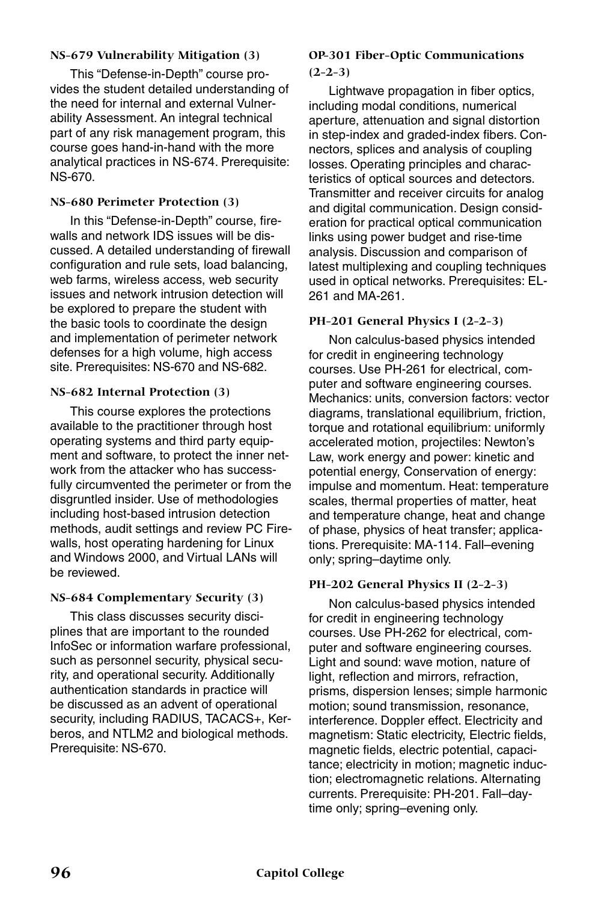#### NS-679 Vulnerability Mitigation (3)

This "Defense-in-Depth" course provides the student detailed understanding of the need for internal and external Vulnerability Assessment. An integral technical part of any risk management program, this course goes hand-in-hand with the more analytical practices in NS-674. Prerequisite: NS-670.

#### NS-680 Perimeter Protection (3)

In this "Defense-in-Depth" course, firewalls and network IDS issues will be discussed. A detailed understanding of firewall configuration and rule sets, load balancing, web farms, wireless access, web security issues and network intrusion detection will be explored to prepare the student with the basic tools to coordinate the design and implementation of perimeter network defenses for a high volume, high access site. Prerequisites: NS-670 and NS-682.

#### NS-682 Internal Protection (3)

This course explores the protections available to the practitioner through host operating systems and third party equipment and software, to protect the inner network from the attacker who has successfully circumvented the perimeter or from the disgruntled insider. Use of methodologies including host-based intrusion detection methods, audit settings and review PC Firewalls, host operating hardening for Linux and Windows 2000, and Virtual LANs will be reviewed.

#### NS-684 Complementary Security (3)

This class discusses security disciplines that are important to the rounded InfoSec or information warfare professional, such as personnel security, physical security, and operational security. Additionally authentication standards in practice will be discussed as an advent of operational security, including RADIUS, TACACS+, Kerberos, and NTLM2 and biological methods. Prerequisite: NS-670.

#### OP-301 Fiber-Optic Communications (2-2-3)

Lightwave propagation in fiber optics, including modal conditions, numerical aperture, attenuation and signal distortion in step-index and graded-index fibers. Connectors, splices and analysis of coupling losses. Operating principles and characteristics of optical sources and detectors. Transmitter and receiver circuits for analog and digital communication. Design consideration for practical optical communication links using power budget and rise-time analysis. Discussion and comparison of latest multiplexing and coupling techniques used in optical networks. Prerequisites: EL-261 and MA-261.

#### PH-201 General Physics I (2-2-3)

Non calculus-based physics intended for credit in engineering technology courses. Use PH-261 for electrical, computer and software engineering courses. Mechanics: units, conversion factors: vector diagrams, translational equilibrium, friction, torque and rotational equilibrium: uniformly accelerated motion, projectiles: Newton's Law, work energy and power: kinetic and potential energy, Conservation of energy: impulse and momentum. Heat: temperature scales, thermal properties of matter, heat and temperature change, heat and change of phase, physics of heat transfer; applications. Prerequisite: MA-114. Fall–evening only; spring–daytime only.

#### PH-202 General Physics II (2-2-3)

Non calculus-based physics intended for credit in engineering technology courses. Use PH-262 for electrical, computer and software engineering courses. Light and sound: wave motion, nature of light, reflection and mirrors, refraction, prisms, dispersion lenses; simple harmonic motion; sound transmission, resonance, interference. Doppler effect. Electricity and magnetism: Static electricity, Electric fields, magnetic fields, electric potential, capacitance; electricity in motion; magnetic induction; electromagnetic relations. Alternating currents. Prerequisite: PH-201. Fall–daytime only; spring–evening only.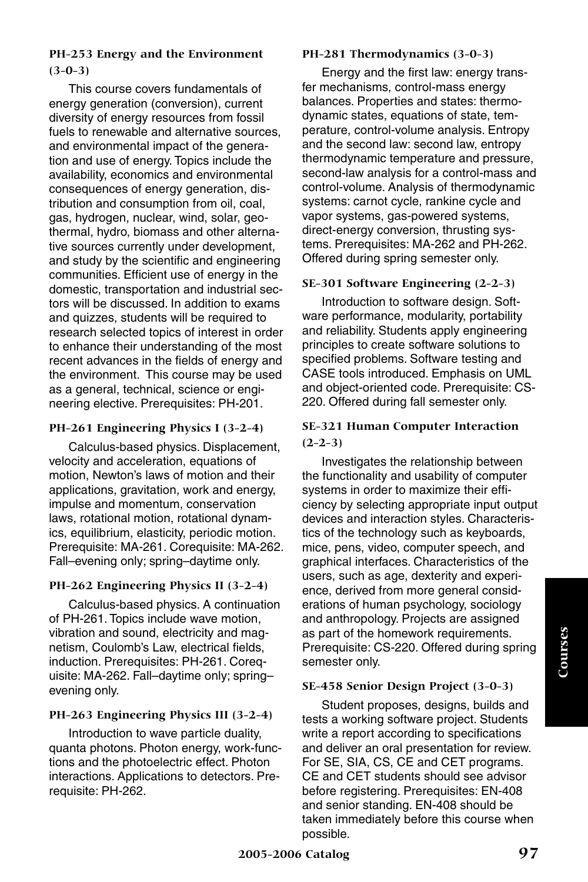### PH-253 Energy and the Environment (3-0-3)

This course covers fundamentals of energy generation (conversion), current diversity of energy resources from fossil fuels to renewable and alternative sources, and environmental impact of the generation and use of energy. Topics include the availability, economics and environmental consequences of energy generation, distribution and consumption from oil, coal, gas, hydrogen, nuclear, wind, solar, geothermal, hydro, biomass and other alternative sources currently under development, and study by the scientific and engineering communities. Efficient use of energy in the domestic, transportation and industrial sectors will be discussed. In addition to exams and quizzes, students will be required to research selected topics of interest in order to enhance their understanding of the most recent advances in the fields of energy and the environment. This course may be used as a general, technical, science or engineering elective. Prerequisites: PH-201.

### PH-261 Engineering Physics I (3-2-4)

Calculus-based physics. Displacement, velocity and acceleration, equations of motion, Newton's laws of motion and their applications, gravitation, work and energy, impulse and momentum, conservation laws, rotational motion, rotational dynamics, equilibrium, elasticity, periodic motion. Prerequisite: MA-261. Corequisite: MA-262. Fall–evening only; spring–daytime only.

### PH-262 Engineering Physics II (3-2-4)

Calculus-based physics. A continuation of PH-261. Topics include wave motion, vibration and sound, electricity and magnetism, Coulomb's Law, electrical fields, induction. Prerequisites: PH-261. Corequisite: MA-262. Fall–daytime only; spring–evening only.

### PH-263 Engineering Physics III (3-2-4)

Introduction to wave particle duality, quanta photons. Photon energy, work-functions and the photoelectric effect. Photon interactions. Applications to detectors. Prerequisite: PH-262.

### PH-281 Thermodynamics (3-0-3)

Energy and the first law: energy transfer mechanisms, control-mass energy balances. Properties and states: thermodynamic states, equations of state, temperature, control-volume analysis. Entropy and the second law: second law, entropy thermodynamic temperature and pressure, second-law analysis for a control-mass and control-volume. Analysis of thermodynamic systems: carnot cycle, rankine cycle and vapor systems, gas-powered systems, direct-energy conversion, thrusting systems. Prerequisites: MA-262 and PH-262. Offered during spring semester only.

### SE-301 Software Engineering (2-2-3)

Introduction to software design. Software performance, modularity, portability and reliability. Students apply engineering principles to create software solutions to specified problems. Software testing and CASE tools introduced. Emphasis on UML and object-oriented code. Prerequisite: CS-220. Offered during fall semester only.

### SE-321 Human Computer Interaction (2-2-3)

Investigates the relationship between the functionality and usability of computer systems in order to maximize their efficiency by selecting appropriate input output devices and interaction styles. Characteristics of the technology such as keyboards, mice, pens, video, computer speech, and graphical interfaces. Characteristics of the users, such as age, dexterity and experience, derived from more general considerations of human psychology, sociology and anthropology. Projects are assigned as part of the homework requirements. Prerequisite: CS-220. Offered during spring semester only.

### SE-458 Senior Design Project (3-0-3)

Student proposes, designs, builds and tests a working software project. Students write a report according to specifications and deliver an oral presentation for review. For SE, SIA, CS, CE and CET programs. CE and CET students should see advisor before registering. Prerequisites: EN-408 and senior standing. EN-408 should be taken immediately before this course when possible.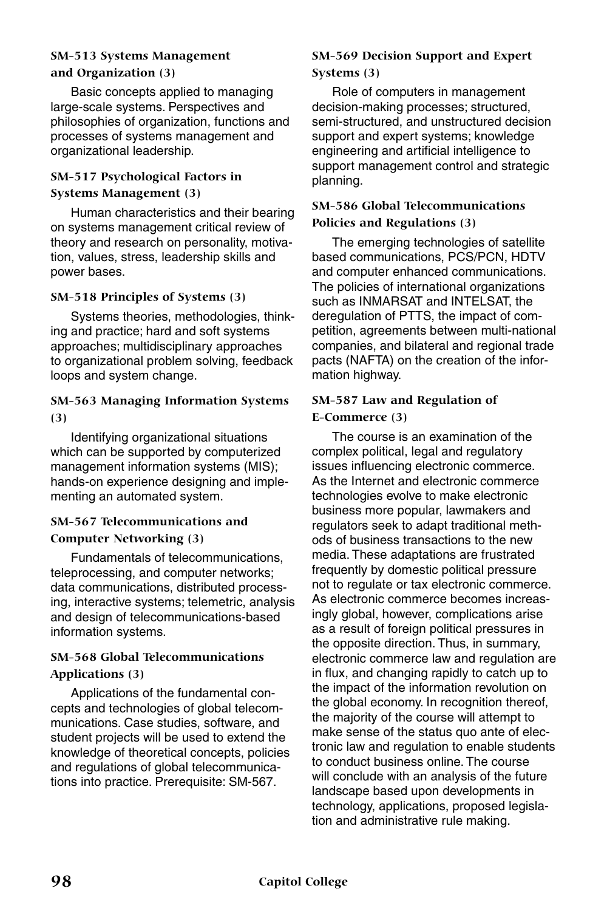### SM-513 Systems Management and Organization (3)

Basic concepts applied to managing large-scale systems. Perspectives and philosophies of organization, functions and processes of systems management and organizational leadership.

### SM-517 Psychological Factors in Systems Management (3)

Human characteristics and their bearing on systems management critical review of theory and research on personality, motivation, values, stress, leadership skills and power bases.

### SM-518 Principles of Systems (3)

Systems theories, methodologies, thinking and practice; hard and soft systems approaches; multidisciplinary approaches to organizational problem solving, feedback loops and system change.

### SM-563 Managing Information Systems (3)

Identifying organizational situations which can be supported by computerized management information systems (MIS); hands-on experience designing and implementing an automated system.

### SM-567 Telecommunications and Computer Networking (3)

Fundamentals of telecommunications, teleprocessing, and computer networks; data communications, distributed processing, interactive systems; telemetric, analysis and design of telecommunications-based information systems.

### SM-568 Global Telecommunications Applications (3)

Applications of the fundamental concepts and technologies of global telecommunications. Case studies, software, and student projects will be used to extend the knowledge of theoretical concepts, policies and regulations of global telecommunications into practice. Prerequisite: SM-567.

### SM-569 Decision Support and Expert Systems (3)

Role of computers in management decision-making processes; structured, semi-structured, and unstructured decision support and expert systems; knowledge engineering and artificial intelligence to support management control and strategic planning.

### SM-586 Global Telecommunications Policies and Regulations (3)

The emerging technologies of satellite based communications, PCS/PCN, HDTV and computer enhanced communications. The policies of international organizations such as INMARSAT and INTELSAT, the deregulation of PTTS, the impact of competition, agreements between multi-national companies, and bilateral and regional trade pacts (NAFTA) on the creation of the information highway.

### SM-587 Law and Regulation of E-Commerce (3)

The course is an examination of the complex political, legal and regulatory issues influencing electronic commerce. As the Internet and electronic commerce technologies evolve to make electronic business more popular, lawmakers and regulators seek to adapt traditional methods of business transactions to the new media. These adaptations are frustrated frequently by domestic political pressure not to regulate or tax electronic commerce. As electronic commerce becomes increasingly global, however, complications arise as a result of foreign political pressures in the opposite direction. Thus, in summary, electronic commerce law and regulation are in flux, and changing rapidly to catch up to the impact of the information revolution on the global economy. In recognition thereof, the majority of the course will attempt to make sense of the status quo ante of electronic law and regulation to enable students to conduct business online. The course will conclude with an analysis of the future landscape based upon developments in technology, applications, proposed legislation and administrative rule making.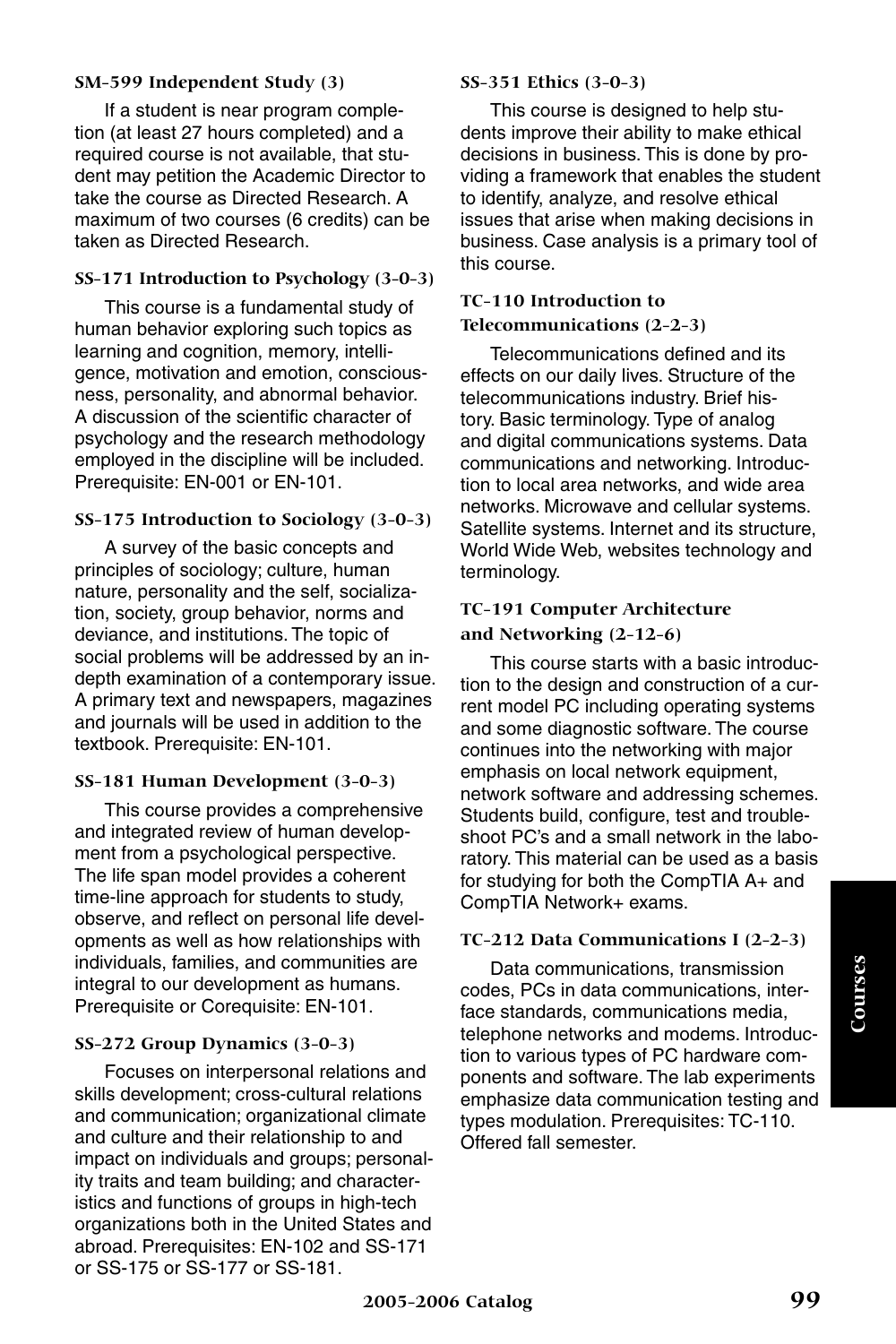#### SM-599 Independent Study (3)

If a student is near program completion (at least 27 hours completed) and a required course is not available, that student may petition the Academic Director to take the course as Directed Research. A maximum of two courses (6 credits) can be taken as Directed Research.

#### SS-171 Introduction to Psychology (3-0-3)

This course is a fundamental study of human behavior exploring such topics as learning and cognition, memory, intelligence, motivation and emotion, consciousness, personality, and abnormal behavior. A discussion of the scientific character of psychology and the research methodology employed in the discipline will be included. Prerequisite: EN-001 or EN-101.

#### SS-175 Introduction to Sociology (3-0-3)

A survey of the basic concepts and principles of sociology; culture, human nature, personality and the self, socialization, society, group behavior, norms and deviance, and institutions. The topic of social problems will be addressed by an in-depth examination of a contemporary issue. A primary text and newspapers, magazines and journals will be used in addition to the textbook. Prerequisite: EN-101.

#### SS-181 Human Development (3-0-3)

This course provides a comprehensive and integrated review of human development from a psychological perspective. The life span model provides a coherent time-line approach for students to study, observe, and reflect on personal life developments as well as how relationships with individuals, families, and communities are integral to our development as humans. Prerequisite or Corequisite: EN-101.

#### SS-272 Group Dynamics (3-0-3)

Focuses on interpersonal relations and skills development; cross-cultural relations and communication; organizational climate and culture and their relationship to and impact on individuals and groups; personality traits and team building; and characteristics and functions of groups in high-tech organizations both in the United States and abroad. Prerequisites: EN-102 and SS-171 or SS-175 or SS-177 or SS-181.

#### SS-351 Ethics (3-0-3)

This course is designed to help students improve their ability to make ethical decisions in business. This is done by providing a framework that enables the student to identify, analyze, and resolve ethical issues that arise when making decisions in business. Case analysis is a primary tool of this course.

#### TC-110 Introduction to Telecommunications (2-2-3)

Telecommunications defined and its effects on our daily lives. Structure of the telecommunications industry. Brief history. Basic terminology. Type of analog and digital communications systems. Data communications and networking. Introduction to local area networks, and wide area networks. Microwave and cellular systems. Satellite systems. Internet and its structure, World Wide Web, websites technology and terminology.

#### TC-191 Computer Architecture and Networking (2-12-6)

This course starts with a basic introduction to the design and construction of a current model PC including operating systems and some diagnostic software. The course continues into the networking with major emphasis on local network equipment, network software and addressing schemes. Students build, configure, test and troubleshoot PC's and a small network in the laboratory. This material can be used as a basis for studying for both the CompTIA A+ and CompTIA Network+ exams.

#### TC-212 Data Communications I (2-2-3)

Data communications, transmission codes, PCs in data communications, interface standards, communications media, telephone networks and modems. Introduction to various types of PC hardware components and software. The lab experiments emphasize data communication testing and types modulation. Prerequisites: TC-110. Offered fall semester.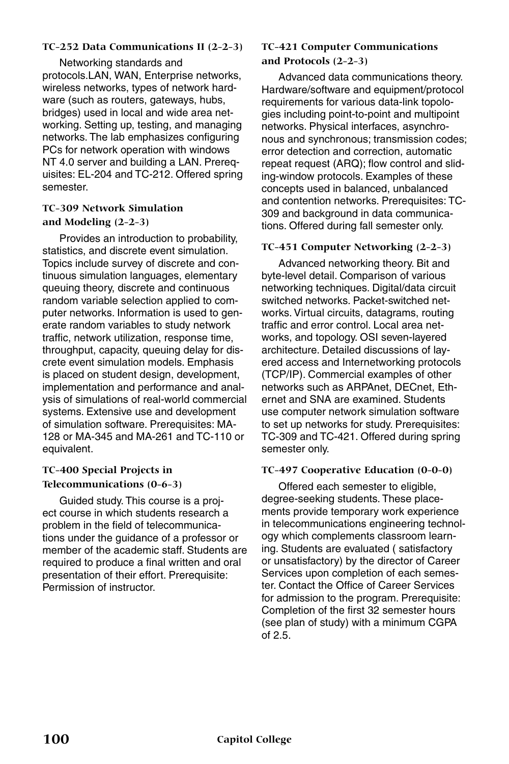### TC-252 Data Communications II (2-2-3)

Networking standards and protocols.LAN, WAN, Enterprise networks, wireless networks, types of network hardware (such as routers, gateways, hubs, bridges) used in local and wide area networking. Setting up, testing, and managing networks. The lab emphasizes configuring PCs for network operation with windows NT 4.0 server and building a LAN. Prerequisites: EL-204 and TC-212. Offered spring semester.

### TC-309 Network Simulation and Modeling (2-2-3)

Provides an introduction to probability, statistics, and discrete event simulation. Topics include survey of discrete and continuous simulation languages, elementary queuing theory, discrete and continuous random variable selection applied to computer networks. Information is used to generate random variables to study network traffic, network utilization, response time, throughput, capacity, queuing delay for discrete event simulation models. Emphasis is placed on student design, development, implementation and performance and analysis of simulations of real-world commercial systems. Extensive use and development of simulation software. Prerequisites: MA-128 or MA-345 and MA-261 and TC-110 or equivalent.

### TC-400 Special Projects in Telecommunications (0-6-3)

Guided study. This course is a project course in which students research a problem in the field of telecommunications under the guidance of a professor or member of the academic staff. Students are required to produce a final written and oral presentation of their effort. Prerequisite: Permission of instructor.

### TC-421 Computer Communications and Protocols (2-2-3)

Advanced data communications theory. Hardware/software and equipment/protocol requirements for various data-link topologies including point-to-point and multipoint networks. Physical interfaces, asynchronous and synchronous; transmission codes; error detection and correction, automatic repeat request (ARQ); flow control and sliding-window protocols. Examples of these concepts used in balanced, unbalanced and contention networks. Prerequisites: TC-309 and background in data communications. Offered during fall semester only.

### TC-451 Computer Networking (2-2-3)

Advanced networking theory. Bit and byte-level detail. Comparison of various networking techniques. Digital/data circuit switched networks. Packet-switched networks. Virtual circuits, datagrams, routing traffic and error control. Local area networks, and topology. OSI seven-layered architecture. Detailed discussions of layered access and Internetworking protocols (TCP/IP). Commercial examples of other networks such as ARPAnet, DECnet, Ethernet and SNA are examined. Students use computer network simulation software to set up networks for study. Prerequisites: TC-309 and TC-421. Offered during spring semester only.

### TC-497 Cooperative Education (0-0-0)

Offered each semester to eligible, degree-seeking students. These placements provide temporary work experience in telecommunications engineering technology which complements classroom learning. Students are evaluated ( satisfactory or unsatisfactory) by the director of Career Services upon completion of each semester. Contact the Office of Career Services for admission to the program. Prerequisite: Completion of the first 32 semester hours (see plan of study) with a minimum CGPA of 2.5.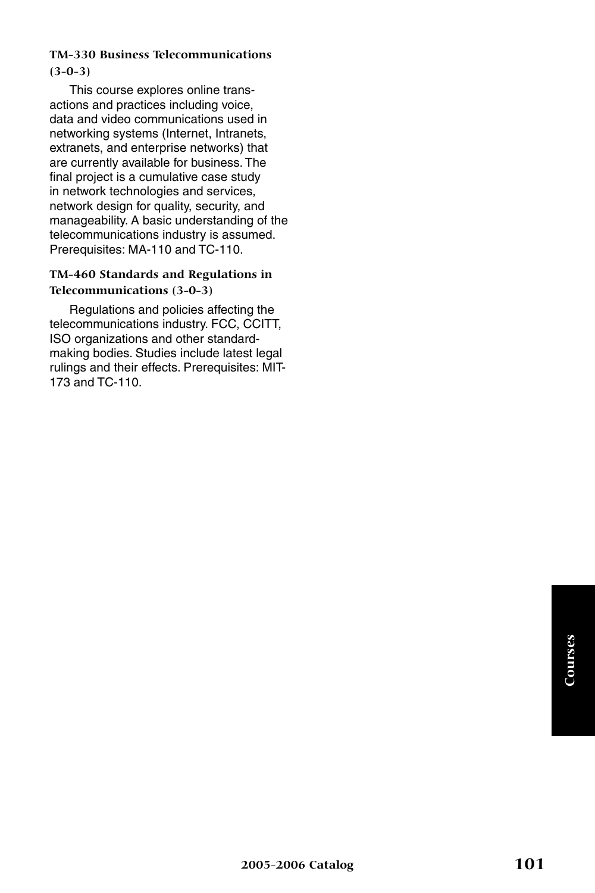**TM-330 Business Telecommunications (3-0-3)**

This course explores online transactions and practices including voice, data and video communications used in networking systems (Internet, Intranets, extranets, and enterprise networks) that are currently available for business. The final project is a cumulative case study in network technologies and services, network design for quality, security, and manageability. A basic understanding of the telecommunications industry is assumed. Prerequisites: MA-110 and TC-110.

**TM-460 Standards and Regulations in Telecommunications (3-0-3)**

Regulations and policies affecting the telecommunications industry. FCC, CCITT, ISO organizations and other standard-making bodies. Studies include latest legal rulings and their effects. Prerequisites: MIT-173 and TC-110.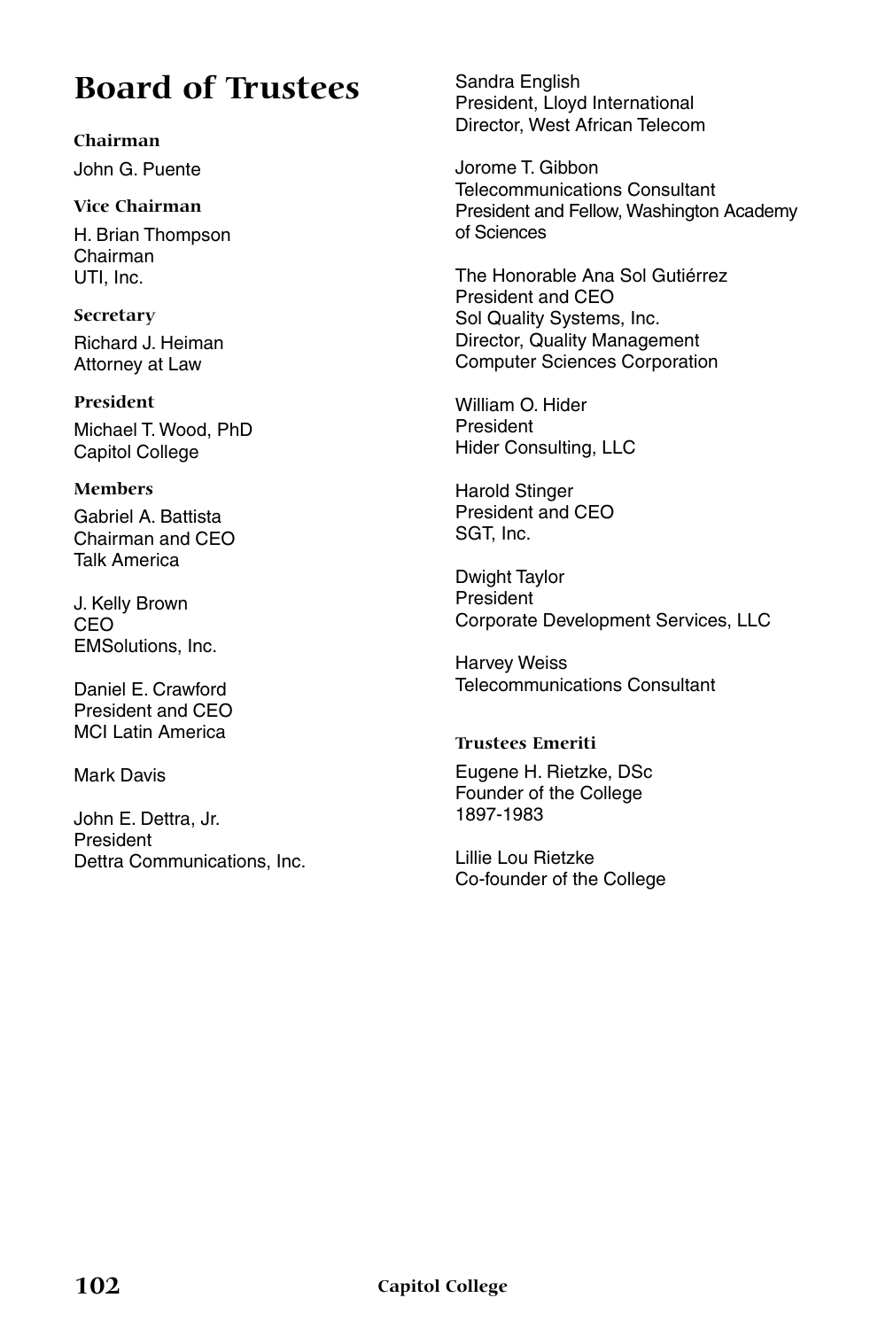# Board of Trustees

### Chairman

John G. Puente

### Vice Chairman

H. Brian Thompson
Chairman
UTI, Inc.

### Secretary

Richard J. Heiman
Attorney at Law

### President

Michael T. Wood, PhD
Capitol College

### Members

Gabriel A. Battista
Chairman and CEO
Talk America

J. Kelly Brown
CEO
EMSolutions, Inc.

Daniel E. Crawford
President and CEO
MCI Latin America

Mark Davis

John E. Dettra, Jr.
President
Dettra Communications, Inc.

Sandra English
President, Lloyd International
Director, West African Telecom

Jorome T. Gibbon
Telecommunications Consultant
President and Fellow, Washington Academy of Sciences

The Honorable Ana Sol Gutiérrez
President and CEO
Sol Quality Systems, Inc.
Director, Quality Management
Computer Sciences Corporation

William O. Hider
President
Hider Consulting, LLC

Harold Stinger
President and CEO
SGT, Inc.

Dwight Taylor
President
Corporate Development Services, LLC

Harvey Weiss
Telecommunications Consultant

### Trustees Emeriti

Eugene H. Rietzke, DSc
Founder of the College
1897-1983

Lillie Lou Rietzke
Co-founder of the College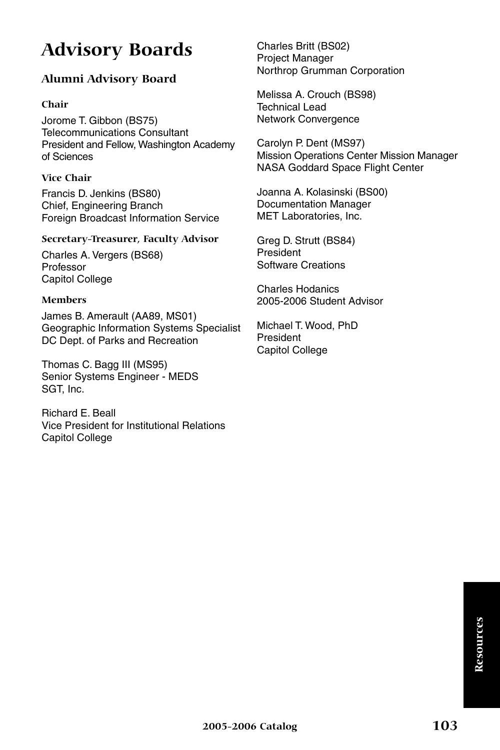# Advisory Boards

## Alumni Advisory Board

### Chair

Jorome T. Gibbon (BS75)
Telecommunications Consultant
President and Fellow, Washington Academy of Sciences

### Vice Chair

Francis D. Jenkins (BS80)
Chief, Engineering Branch
Foreign Broadcast Information Service

### Secretary-Treasurer, Faculty Advisor

Charles A. Vergers (BS68)
Professor
Capitol College

### Members

James B. Amerault (AA89, MS01)
Geographic Information Systems Specialist
DC Dept. of Parks and Recreation

Thomas C. Bagg III (MS95)
Senior Systems Engineer - MEDS
SGT, Inc.

Richard E. Beall
Vice President for Institutional Relations
Capitol College

Charles Britt (BS02)
Project Manager
Northrop Grumman Corporation

Melissa A. Crouch (BS98)
Technical Lead
Network Convergence

Carolyn P. Dent (MS97)
Mission Operations Center Mission Manager
NASA Goddard Space Flight Center

Joanna A. Kolasinski (BS00)
Documentation Manager
MET Laboratories, Inc.

Greg D. Strutt (BS84)
President
Software Creations

Charles Hodanics
2005-2006 Student Advisor

Michael T. Wood, PhD
President
Capitol College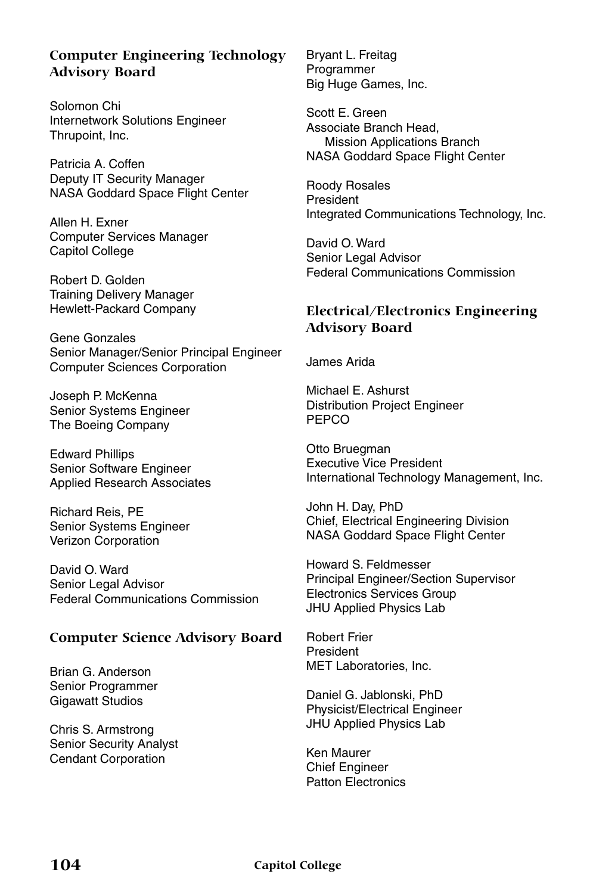### Computer Engineering Technology Advisory Board

Solomon Chi
Internetwork Solutions Engineer
Thrupoint, Inc.

Patricia A. Coffen
Deputy IT Security Manager
NASA Goddard Space Flight Center

Allen H. Exner
Computer Services Manager
Capitol College

Robert D. Golden
Training Delivery Manager
Hewlett-Packard Company

Gene Gonzales
Senior Manager/Senior Principal Engineer
Computer Sciences Corporation

Joseph P. McKenna
Senior Systems Engineer
The Boeing Company

Edward Phillips
Senior Software Engineer
Applied Research Associates

Richard Reis, PE
Senior Systems Engineer
Verizon Corporation

David O. Ward
Senior Legal Advisor
Federal Communications Commission

### Computer Science Advisory Board

Brian G. Anderson
Senior Programmer
Gigawatt Studios

Chris S. Armstrong
Senior Security Analyst
Cendant Corporation

Bryant L. Freitag
Programmer
Big Huge Games, Inc.

Scott E. Green
Associate Branch Head,
Mission Applications Branch
NASA Goddard Space Flight Center

Roody Rosales
President
Integrated Communications Technology, Inc.

David O. Ward
Senior Legal Advisor
Federal Communications Commission

### Electrical/Electronics Engineering Advisory Board

James Arida

Michael E. Ashurst
Distribution Project Engineer
PEPCO

Otto Bruegman
Executive Vice President
International Technology Management, Inc.

John H. Day, PhD
Chief, Electrical Engineering Division
NASA Goddard Space Flight Center

Howard S. Feldmesser
Principal Engineer/Section Supervisor
Electronics Services Group
JHU Applied Physics Lab

Robert Frier
President
MET Laboratories, Inc.

Daniel G. Jablonski, PhD
Physicist/Electrical Engineer
JHU Applied Physics Lab

Ken Maurer
Chief Engineer
Patton Electronics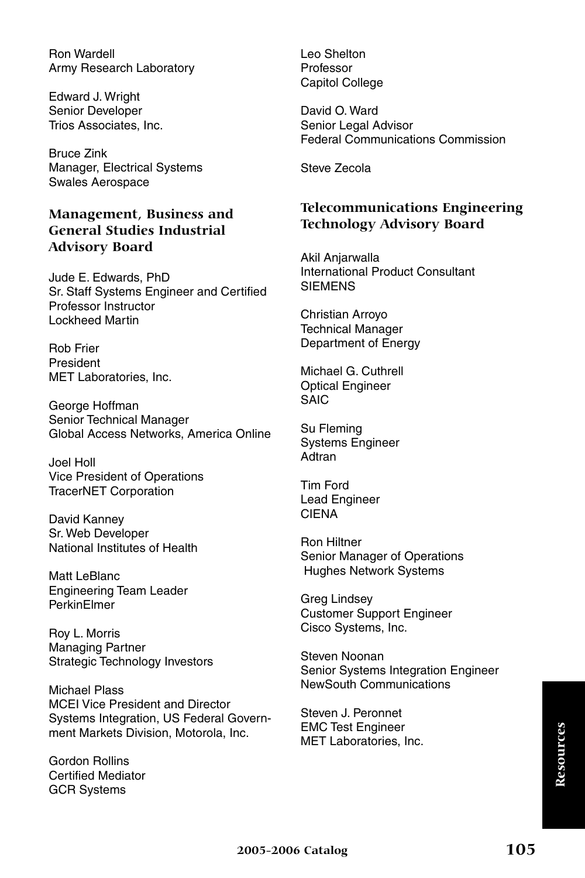Ron Wardell
Army Research Laboratory

Edward J. Wright
Senior Developer
Trios Associates, Inc.

Bruce Zink
Manager, Electrical Systems
Swales Aerospace

### Management, Business and General Studies Industrial Advisory Board

Jude E. Edwards, PhD
Sr. Staff Systems Engineer and Certified Professor Instructor
Lockheed Martin

Rob Frier
President
MET Laboratories, Inc.

George Hoffman
Senior Technical Manager
Global Access Networks, America Online

Joel Holl
Vice President of Operations
TracerNET Corporation

David Kanney
Sr. Web Developer
National Institutes of Health

Matt LeBlanc
Engineering Team Leader
PerkinElmer

Roy L. Morris
Managing Partner
Strategic Technology Investors

Michael Plass
MCEI Vice President and Director
Systems Integration, US Federal Government Markets Division, Motorola, Inc.

Gordon Rollins
Certified Mediator
GCR Systems

Leo Shelton
Professor
Capitol College

David O. Ward
Senior Legal Advisor
Federal Communications Commission

Steve Zecola

### Telecommunications Engineering Technology Advisory Board

Akil Anjarwalla
International Product Consultant
SIEMENS

Christian Arroyo
Technical Manager
Department of Energy

Michael G. Cuthrell
Optical Engineer
SAIC

Su Fleming
Systems Engineer
Adtran

Tim Ford
Lead Engineer
CIENA

Ron Hiltner
Senior Manager of Operations
Hughes Network Systems

Greg Lindsey
Customer Support Engineer
Cisco Systems, Inc.

Steven Noonan
Senior Systems Integration Engineer
NewSouth Communications

Steven J. Peronnet
EMC Test Engineer
MET Laboratories, Inc.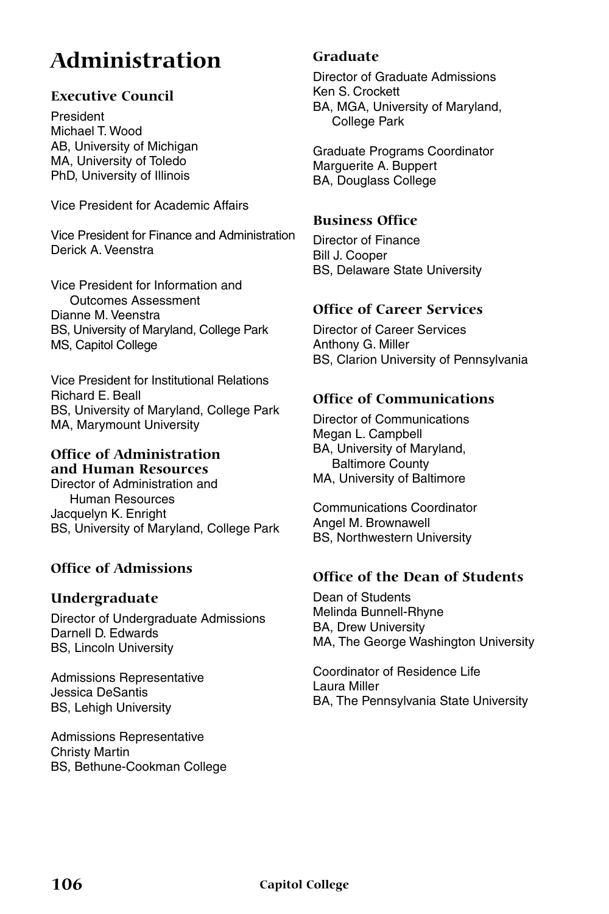# Administration

## Executive Council

President
Michael T. Wood
AB, University of Michigan
MA, University of Toledo
PhD, University of Illinois

Vice President for Academic Affairs

Vice President for Finance and Administration
Derick A. Veenstra

Vice President for Information and Outcomes Assessment
Dianne M. Veenstra
BS, University of Maryland, College Park
MS, Capitol College

Vice President for Institutional Relations
Richard E. Beall
BS, University of Maryland, College Park
MA, Marymount University

## Office of Administration and Human Resources

Director of Administration and Human Resources
Jacquelyn K. Enright
BS, University of Maryland, College Park

## Office of Admissions

### Undergraduate

Director of Undergraduate Admissions
Darnell D. Edwards
BS, Lincoln University

Admissions Representative
Jessica DeSantis
BS, Lehigh University

Admissions Representative
Christy Martin
BS, Bethune-Cookman College

### Graduate

Director of Graduate Admissions
Ken S. Crockett
BA, MGA, University of Maryland, College Park

Graduate Programs Coordinator
Marguerite A. Buppert
BA, Douglass College

## Business Office

Director of Finance
Bill J. Cooper
BS, Delaware State University

## Office of Career Services

Director of Career Services
Anthony G. Miller
BS, Clarion University of Pennsylvania

## Office of Communications

Director of Communications
Megan L. Campbell
BA, University of Maryland, Baltimore County
MA, University of Baltimore

Communications Coordinator
Angel M. Brownawell
BS, Northwestern University

## Office of the Dean of Students

Dean of Students
Melinda Bunnell-Rhyne
BA, Drew University
MA, The George Washington University

Coordinator of Residence Life
Laura Miller
BA, The Pennsylvania State University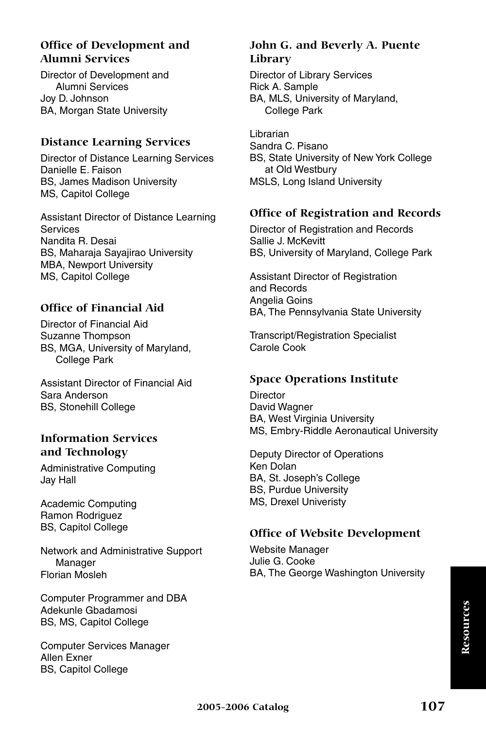## Office of Development and Alumni Services

Director of Development and Alumni Services
Joy D. Johnson
BA, Morgan State University

## Distance Learning Services

Director of Distance Learning Services
Danielle E. Faison
BS, James Madison University
MS, Capitol College

Assistant Director of Distance Learning Services
Nandita R. Desai
BS, Maharaja Sayajirao University
MBA, Newport University
MS, Capitol College

## Office of Financial Aid

Director of Financial Aid
Suzanne Thompson
BS, MGA, University of Maryland, College Park

Assistant Director of Financial Aid
Sara Anderson
BS, Stonehill College

## Information Services and Technology

Administrative Computing
Jay Hall

Academic Computing
Ramon Rodriguez
BS, Capitol College

Network and Administrative Support Manager
Florian Mosleh

Computer Programmer and DBA
Adekunle Gbadamosi
BS, MS, Capitol College

Computer Services Manager
Allen Exner
BS, Capitol College

## John G. and Beverly A. Puente Library

Director of Library Services
Rick A. Sample
BA, MLS, University of Maryland, College Park

Librarian
Sandra C. Pisano
BS, State University of New York College at Old Westbury
MSLS, Long Island University

## Office of Registration and Records

Director of Registration and Records
Sallie J. McKevitt
BS, University of Maryland, College Park

Assistant Director of Registration and Records
Angelia Goins
BA, The Pennsylvania State University

Transcript/Registration Specialist
Carole Cook

## Space Operations Institute

Director
David Wagner
BA, West Virginia University
MS, Embry-Riddle Aeronautical University

Deputy Director of Operations
Ken Dolan
BA, St. Joseph's College
BS, Purdue University
MS, Drexel Univeristy

## Office of Website Development

Website Manager
Julie G. Cooke
BA, The George Washington University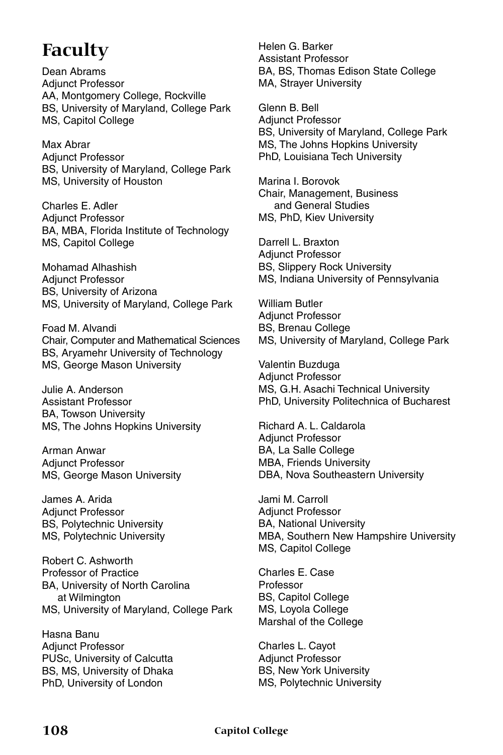# Faculty

Dean Abrams
Adjunct Professor
AA, Montgomery College, Rockville
BS, University of Maryland, College Park
MS, Capitol College

Max Abrar
Adjunct Professor
BS, University of Maryland, College Park
MS, University of Houston

Charles E. Adler
Adjunct Professor
BA, MBA, Florida Institute of Technology
MS, Capitol College

Mohamad Alhashish
Adjunct Professor
BS, University of Arizona
MS, University of Maryland, College Park

Foad M. Alvandi
Chair, Computer and Mathematical Sciences
BS, Aryamehr University of Technology
MS, George Mason University

Julie A. Anderson
Assistant Professor
BA, Towson University
MS, The Johns Hopkins University

Arman Anwar
Adjunct Professor
MS, George Mason University

James A. Arida
Adjunct Professor
BS, Polytechnic University
MS, Polytechnic University

Robert C. Ashworth
Professor of Practice
BA, University of North Carolina at Wilmington
MS, University of Maryland, College Park

Hasna Banu
Adjunct Professor
PUSc, University of Calcutta
BS, MS, University of Dhaka
PhD, University of London

Helen G. Barker
Assistant Professor
BA, BS, Thomas Edison State College
MA, Strayer University

Glenn B. Bell
Adjunct Professor
BS, University of Maryland, College Park
MS, The Johns Hopkins University
PhD, Louisiana Tech University

Marina I. Borovok
Chair, Management, Business and General Studies
MS, PhD, Kiev University

Darrell L. Braxton
Adjunct Professor
BS, Slippery Rock University
MS, Indiana University of Pennsylvania

William Butler
Adjunct Professor
BS, Brenau College
MS, University of Maryland, College Park

Valentin Buzduga
Adjunct Professor
MS, G.H. Asachi Technical University
PhD, University Politechnica of Bucharest

Richard A. L. Caldarola
Adjunct Professor
BA, La Salle College
MBA, Friends University
DBA, Nova Southeastern University

Jami M. Carroll
Adjunct Professor
BA, National University
MBA, Southern New Hampshire University
MS, Capitol College

Charles E. Case
Professor
BS, Capitol College
MS, Loyola College
Marshal of the College

Charles L. Cayot
Adjunct Professor
BS, New York University
MS, Polytechnic University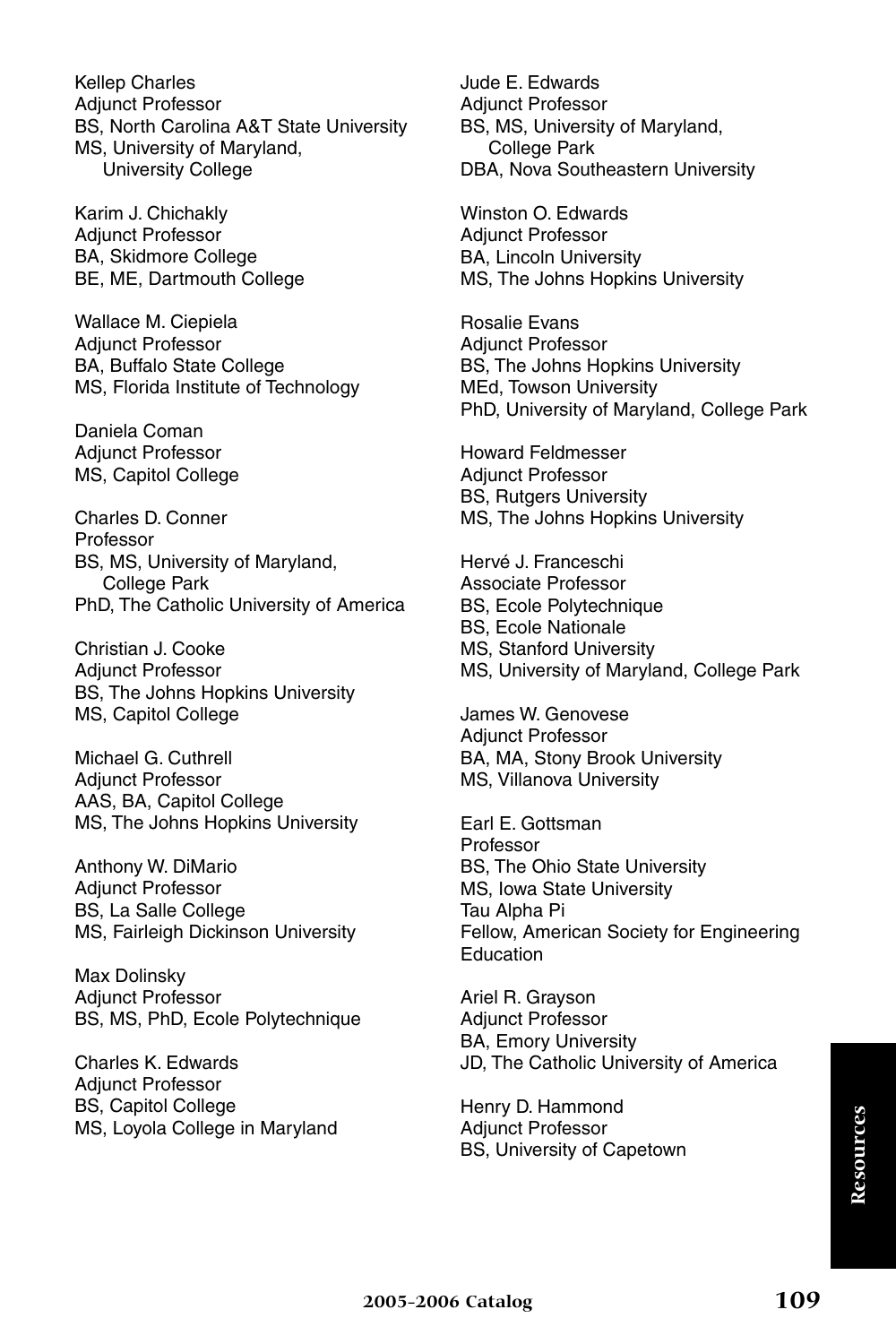Kellep Charles
Adjunct Professor
BS, North Carolina A&T State University
MS, University of Maryland, University College

Karim J. Chichakly
Adjunct Professor
BA, Skidmore College
BE, ME, Dartmouth College

Wallace M. Ciepiela
Adjunct Professor
BA, Buffalo State College
MS, Florida Institute of Technology

Daniela Coman
Adjunct Professor
MS, Capitol College

Charles D. Conner
Professor
BS, MS, University of Maryland, College Park
PhD, The Catholic University of America

Christian J. Cooke
Adjunct Professor
BS, The Johns Hopkins University
MS, Capitol College

Michael G. Cuthrell
Adjunct Professor
AAS, BA, Capitol College
MS, The Johns Hopkins University

Anthony W. DiMario
Adjunct Professor
BS, La Salle College
MS, Fairleigh Dickinson University

Max Dolinsky
Adjunct Professor
BS, MS, PhD, Ecole Polytechnique

Charles K. Edwards
Adjunct Professor
BS, Capitol College
MS, Loyola College in Maryland

Jude E. Edwards
Adjunct Professor
BS, MS, University of Maryland, College Park
DBA, Nova Southeastern University

Winston O. Edwards
Adjunct Professor
BA, Lincoln University
MS, The Johns Hopkins University

Rosalie Evans
Adjunct Professor
BS, The Johns Hopkins University
MEd, Towson University
PhD, University of Maryland, College Park

Howard Feldmesser
Adjunct Professor
BS, Rutgers University
MS, The Johns Hopkins University

Hervé J. Franceschi
Associate Professor
BS, Ecole Polytechnique
BS, Ecole Nationale
MS, Stanford University
MS, University of Maryland, College Park

James W. Genovese
Adjunct Professor
BA, MA, Stony Brook University
MS, Villanova University

Earl E. Gottsman
Professor
BS, The Ohio State University
MS, Iowa State University
Tau Alpha Pi
Fellow, American Society for Engineering Education

Ariel R. Grayson
Adjunct Professor
BA, Emory University
JD, The Catholic University of America

Henry D. Hammond
Adjunct Professor
BS, University of Capetown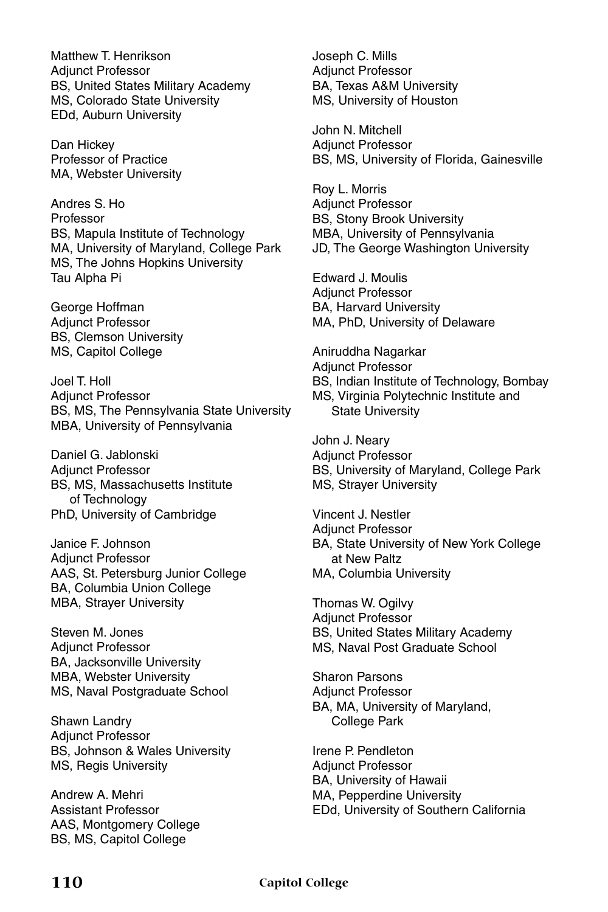Matthew T. Henrikson
Adjunct Professor
BS, United States Military Academy
MS, Colorado State University
EDd, Auburn University

Dan Hickey
Professor of Practice
MA, Webster University

Andres S. Ho
Professor
BS, Mapula Institute of Technology
MA, University of Maryland, College Park
MS, The Johns Hopkins University
Tau Alpha Pi

George Hoffman
Adjunct Professor
BS, Clemson University
MS, Capitol College

Joel T. Holl
Adjunct Professor
BS, MS, The Pennsylvania State University
MBA, University of Pennsylvania

Daniel G. Jablonski
Adjunct Professor
BS, MS, Massachusetts Institute of Technology
PhD, University of Cambridge

Janice F. Johnson
Adjunct Professor
AAS, St. Petersburg Junior College
BA, Columbia Union College
MBA, Strayer University

Steven M. Jones
Adjunct Professor
BA, Jacksonville University
MBA, Webster University
MS, Naval Postgraduate School

Shawn Landry
Adjunct Professor
BS, Johnson & Wales University
MS, Regis University

Andrew A. Mehri
Assistant Professor
AAS, Montgomery College
BS, MS, Capitol College

Joseph C. Mills
Adjunct Professor
BA, Texas A&M University
MS, University of Houston

John N. Mitchell
Adjunct Professor
BS, MS, University of Florida, Gainesville

Roy L. Morris
Adjunct Professor
BS, Stony Brook University
MBA, University of Pennsylvania
JD, The George Washington University

Edward J. Moulis
Adjunct Professor
BA, Harvard University
MA, PhD, University of Delaware

Aniruddha Nagarkar
Adjunct Professor
BS, Indian Institute of Technology, Bombay
MS, Virginia Polytechnic Institute and State University

John J. Neary
Adjunct Professor
BS, University of Maryland, College Park
MS, Strayer University

Vincent J. Nestler
Adjunct Professor
BA, State University of New York College at New Paltz
MA, Columbia University

Thomas W. Ogilvy
Adjunct Professor
BS, United States Military Academy
MS, Naval Post Graduate School

Sharon Parsons
Adjunct Professor
BA, MA, University of Maryland, College Park

Irene P. Pendleton
Adjunct Professor
BA, University of Hawaii
MA, Pepperdine University
EDd, University of Southern California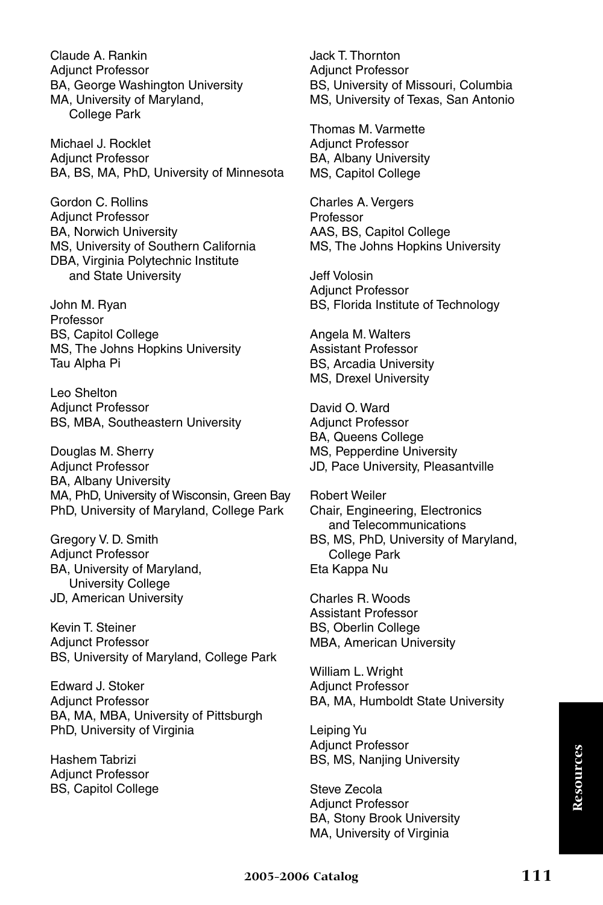Claude A. Rankin
Adjunct Professor
BA, George Washington University
MA, University of Maryland, College Park

Michael J. Rocklet
Adjunct Professor
BA, BS, MA, PhD, University of Minnesota

Gordon C. Rollins
Adjunct Professor
BA, Norwich University
MS, University of Southern California
DBA, Virginia Polytechnic Institute and State University

John M. Ryan
Professor
BS, Capitol College
MS, The Johns Hopkins University
Tau Alpha Pi

Leo Shelton
Adjunct Professor
BS, MBA, Southeastern University

Douglas M. Sherry
Adjunct Professor
BA, Albany University
MA, PhD, University of Wisconsin, Green Bay
PhD, University of Maryland, College Park

Gregory V. D. Smith
Adjunct Professor
BA, University of Maryland, University College
JD, American University

Kevin T. Steiner
Adjunct Professor
BS, University of Maryland, College Park

Edward J. Stoker
Adjunct Professor
BA, MA, MBA, University of Pittsburgh
PhD, University of Virginia

Hashem Tabrizi
Adjunct Professor
BS, Capitol College

Jack T. Thornton
Adjunct Professor
BS, University of Missouri, Columbia
MS, University of Texas, San Antonio

Thomas M. Varmette
Adjunct Professor
BA, Albany University
MS, Capitol College

Charles A. Vergers
Professor
AAS, BS, Capitol College
MS, The Johns Hopkins University

Jeff Volosin
Adjunct Professor
BS, Florida Institute of Technology

Angela M. Walters
Assistant Professor
BS, Arcadia University
MS, Drexel University

David O. Ward
Adjunct Professor
BA, Queens College
MS, Pepperdine University
JD, Pace University, Pleasantville

Robert Weiler
Chair, Engineering, Electronics and Telecommunications
BS, MS, PhD, University of Maryland, College Park
Eta Kappa Nu

Charles R. Woods
Assistant Professor
BS, Oberlin College
MBA, American University

William L. Wright
Adjunct Professor
BA, MA, Humboldt State University

Leiping Yu
Adjunct Professor
BS, MS, Nanjing University

Steve Zecola
Adjunct Professor
BA, Stony Brook University
MA, University of Virginia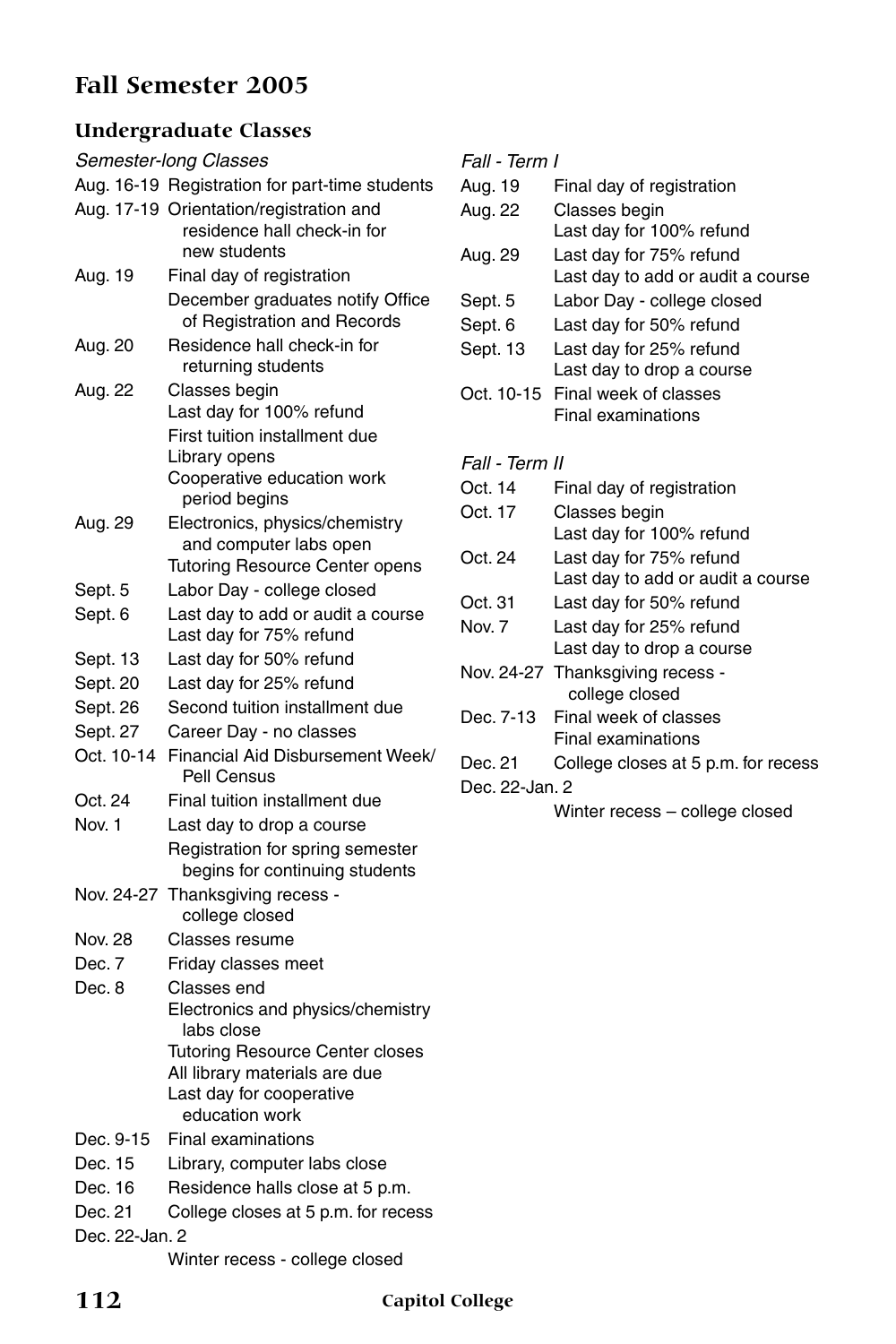# Fall Semester 2005

## Undergraduate Classes

### *Semester-long Classes*

| Date | Event |
|---|---|
| Aug. 16-19 | Registration for part-time students |
| Aug. 17-19 | Orientation/registration and residence hall check-in for new students |
| Aug. 19 | Final day of registration<br>December graduates notify Office of Registration and Records |
| Aug. 20 | Residence hall check-in for returning students |
| Aug. 22 | Classes begin<br>Last day for 100% refund<br>First tuition installment due<br>Library opens<br>Cooperative education work period begins |
| Aug. 29 | Electronics, physics/chemistry and computer labs open<br>Tutoring Resource Center opens |
| Sept. 5 | Labor Day - college closed |
| Sept. 6 | Last day to add or audit a course<br>Last day for 75% refund |
| Sept. 13 | Last day for 50% refund |
| Sept. 20 | Last day for 25% refund |
| Sept. 26 | Second tuition installment due |
| Sept. 27 | Career Day - no classes |
| Oct. 10-14 | Financial Aid Disbursement Week/ Pell Census |
| Oct. 24 | Final tuition installment due |
| Nov. 1 | Last day to drop a course<br>Registration for spring semester begins for continuing students |
| Nov. 24-27 | Thanksgiving recess - college closed |
| Nov. 28 | Classes resume |
| Dec. 7 | Friday classes meet |
| Dec. 8 | Classes end<br>Electronics and physics/chemistry labs close<br>Tutoring Resource Center closes<br>All library materials are due<br>Last day for cooperative education work |
| Dec. 9-15 | Final examinations |
| Dec. 15 | Library, computer labs close |
| Dec. 16 | Residence halls close at 5 p.m. |
| Dec. 21 | College closes at 5 p.m. for recess |
| Dec. 22-Jan. 2 | Winter recess - college closed |

### *Fall - Term I*

| Date | Event |
|---|---|
| Aug. 19 | Final day of registration |
| Aug. 22 | Classes begin<br>Last day for 100% refund |
| Aug. 29 | Last day for 75% refund<br>Last day to add or audit a course |
| Sept. 5 | Labor Day - college closed |
| Sept. 6 | Last day for 50% refund |
| Sept. 13 | Last day for 25% refund<br>Last day to drop a course |
| Oct. 10-15 | Final week of classes<br>Final examinations |

### *Fall - Term II*

| Date | Event |
|---|---|
| Oct. 14 | Final day of registration |
| Oct. 17 | Classes begin<br>Last day for 100% refund |
| Oct. 24 | Last day for 75% refund<br>Last day to add or audit a course |
| Oct. 31 | Last day for 50% refund |
| Nov. 7 | Last day for 25% refund<br>Last day to drop a course |
| Nov. 24-27 | Thanksgiving recess - college closed |
| Dec. 7-13 | Final week of classes<br>Final examinations |
| Dec. 21 | College closes at 5 p.m. for recess |
| Dec. 22-Jan. 2 | Winter recess – college closed |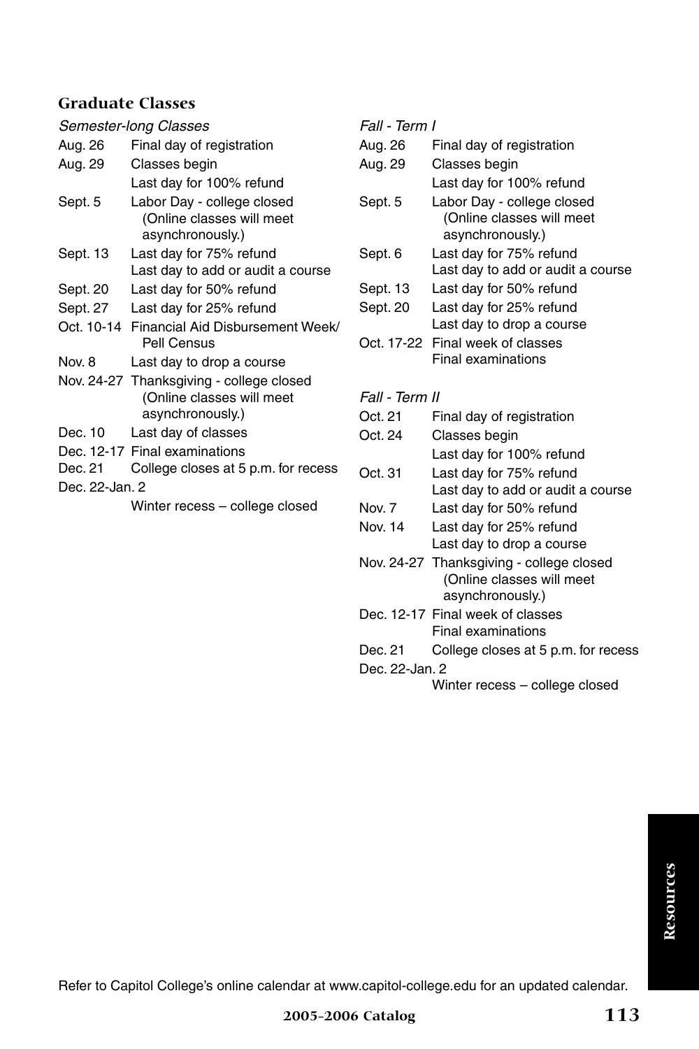## Graduate Classes

*Semester-long Classes*

| | |
|---|---|
| Aug. 26 | Final day of registration |
| Aug. 29 | Classes begin<br>Last day for 100% refund |
| Sept. 5 | Labor Day - college closed (Online classes will meet asynchronously.) |
| Sept. 13 | Last day for 75% refund<br>Last day to add or audit a course |
| Sept. 20 | Last day for 50% refund |
| Sept. 27 | Last day for 25% refund |
| Oct. 10-14 | Financial Aid Disbursement Week/ Pell Census |
| Nov. 8 | Last day to drop a course |
| Nov. 24-27 | Thanksgiving - college closed (Online classes will meet asynchronously.) |
| Dec. 10 | Last day of classes |
| Dec. 12-17 | Final examinations |
| Dec. 21 | College closes at 5 p.m. for recess |
| Dec. 22-Jan. 2 | Winter recess – college closed |

*Fall - Term I*

| | |
|---|---|
| Aug. 26 | Final day of registration |
| Aug. 29 | Classes begin<br>Last day for 100% refund |
| Sept. 5 | Labor Day - college closed (Online classes will meet asynchronously.) |
| Sept. 6 | Last day for 75% refund<br>Last day to add or audit a course |
| Sept. 13 | Last day for 50% refund |
| Sept. 20 | Last day for 25% refund<br>Last day to drop a course |
| Oct. 17-22 | Final week of classes<br>Final examinations |

*Fall - Term II*

| | |
|---|---|
| Oct. 21 | Final day of registration |
| Oct. 24 | Classes begin<br>Last day for 100% refund |
| Oct. 31 | Last day for 75% refund<br>Last day to add or audit a course |
| Nov. 7 | Last day for 50% refund |
| Nov. 14 | Last day for 25% refund<br>Last day to drop a course |
| Nov. 24-27 | Thanksgiving - college closed (Online classes will meet asynchronously.) |
| Dec. 12-17 | Final week of classes<br>Final examinations |
| Dec. 21 | College closes at 5 p.m. for recess |
| Dec. 22-Jan. 2 | Winter recess – college closed |

Refer to Capitol College's online calendar at www.capitol-college.edu for an updated calendar.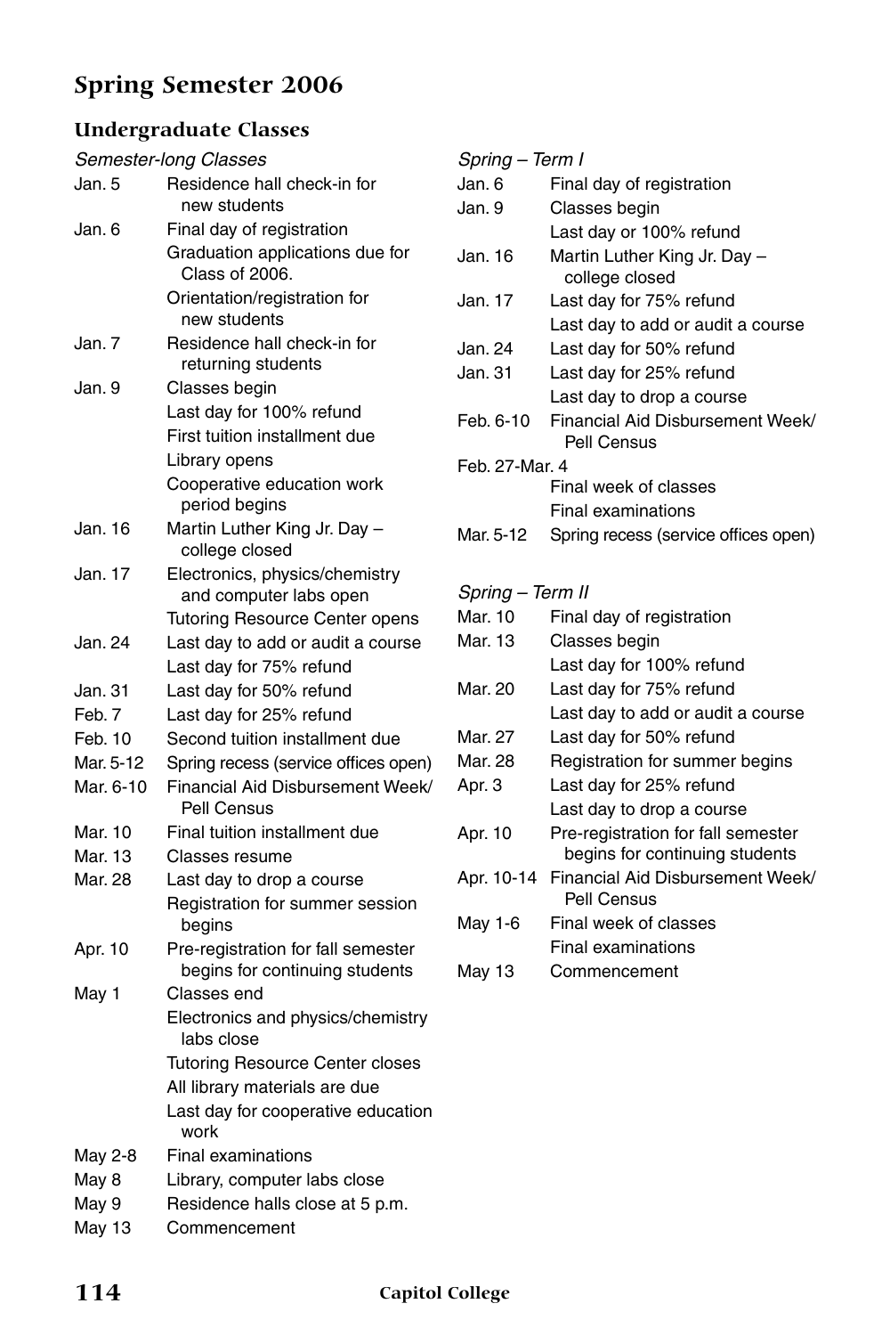## Spring Semester 2006

### Undergraduate Classes

*Semester-long Classes*

| | |
|---|---|
| Jan. 5 | Residence hall check-in for new students |
| Jan. 6 | Final day of registration |
| | Graduation applications due for Class of 2006. |
| | Orientation/registration for new students |
| Jan. 7 | Residence hall check-in for returning students |
| Jan. 9 | Classes begin |
| | Last day for 100% refund |
| | First tuition installment due |
| | Library opens |
| | Cooperative education work period begins |
| Jan. 16 | Martin Luther King Jr. Day – college closed |
| Jan. 17 | Electronics, physics/chemistry and computer labs open |
| | Tutoring Resource Center opens |
| Jan. 24 | Last day to add or audit a course |
| | Last day for 75% refund |
| Jan. 31 | Last day for 50% refund |
| Feb. 7 | Last day for 25% refund |
| Feb. 10 | Second tuition installment due |
| Mar. 5-12 | Spring recess (service offices open) |
| Mar. 6-10 | Financial Aid Disbursement Week/ Pell Census |
| Mar. 10 | Final tuition installment due |
| Mar. 13 | Classes resume |
| Mar. 28 | Last day to drop a course |
| | Registration for summer session begins |
| Apr. 10 | Pre-registration for fall semester begins for continuing students |
| May 1 | Classes end |
| | Electronics and physics/chemistry labs close |
| | Tutoring Resource Center closes |
| | All library materials are due |
| | Last day for cooperative education work |
| May 2-8 | Final examinations |
| May 8 | Library, computer labs close |
| May 9 | Residence halls close at 5 p.m. |
| May 13 | Commencement |

*Spring – Term I*

| | |
|---|---|
| Jan. 6 | Final day of registration |
| Jan. 9 | Classes begin |
| | Last day or 100% refund |
| Jan. 16 | Martin Luther King Jr. Day – college closed |
| Jan. 17 | Last day for 75% refund |
| | Last day to add or audit a course |
| Jan. 24 | Last day for 50% refund |
| Jan. 31 | Last day for 25% refund |
| | Last day to drop a course |
| Feb. 6-10 | Financial Aid Disbursement Week/ Pell Census |
| Feb. 27-Mar. 4 | Final week of classes |
| | Final examinations |
| Mar. 5-12 | Spring recess (service offices open) |

*Spring – Term II*

| | |
|---|---|
| Mar. 10 | Final day of registration |
| Mar. 13 | Classes begin |
| | Last day for 100% refund |
| Mar. 20 | Last day for 75% refund |
| | Last day to add or audit a course |
| Mar. 27 | Last day for 50% refund |
| Mar. 28 | Registration for summer begins |
| Apr. 3 | Last day for 25% refund |
| | Last day to drop a course |
| Apr. 10 | Pre-registration for fall semester begins for continuing students |
| Apr. 10-14 | Financial Aid Disbursement Week/ Pell Census |
| May 1-6 | Final week of classes |
| | Final examinations |
| May 13 | Commencement |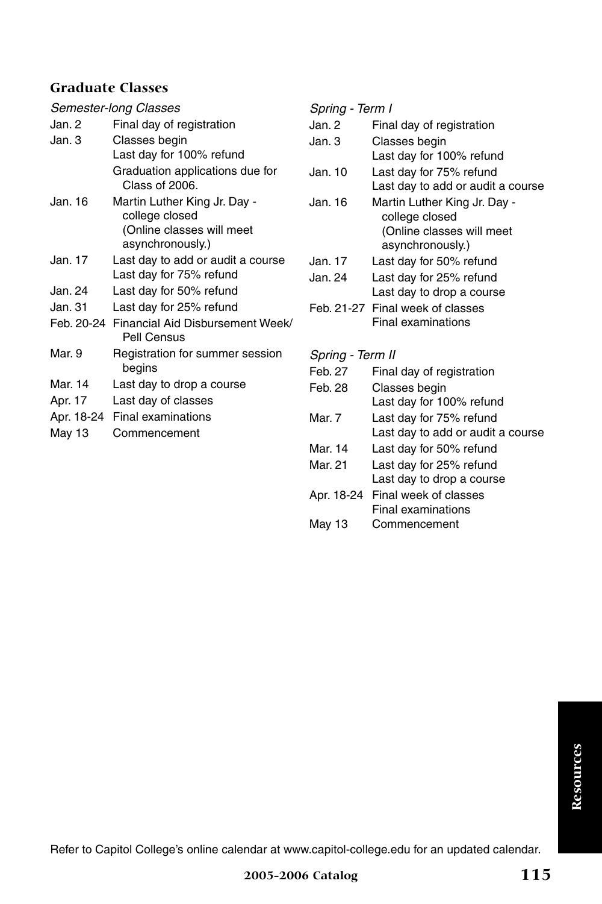### Graduate Classes

*Semester-long Classes*

| | |
|---|---|
| Jan. 2 | Final day of registration |
| Jan. 3 | Classes begin<br>Last day for 100% refund<br>Graduation applications due for Class of 2006. |
| Jan. 16 | Martin Luther King Jr. Day - college closed (Online classes will meet asynchronously.) |
| Jan. 17 | Last day to add or audit a course<br>Last day for 75% refund |
| Jan. 24 | Last day for 50% refund |
| Jan. 31 | Last day for 25% refund |
| Feb. 20-24 | Financial Aid Disbursement Week/ Pell Census |
| Mar. 9 | Registration for summer session begins |
| Mar. 14 | Last day to drop a course |
| Apr. 17 | Last day of classes |
| Apr. 18-24 | Final examinations |
| May 13 | Commencement |

*Spring - Term I*

| | |
|---|---|
| Jan. 2 | Final day of registration |
| Jan. 3 | Classes begin<br>Last day for 100% refund |
| Jan. 10 | Last day for 75% refund<br>Last day to add or audit a course |
| Jan. 16 | Martin Luther King Jr. Day - college closed (Online classes will meet asynchronously.) |
| Jan. 17 | Last day for 50% refund |
| Jan. 24 | Last day for 25% refund<br>Last day to drop a course |
| Feb. 21-27 | Final week of classes<br>Final examinations |

*Spring - Term II*

| | |
|---|---|
| Feb. 27 | Final day of registration |
| Feb. 28 | Classes begin<br>Last day for 100% refund |
| Mar. 7 | Last day for 75% refund<br>Last day to add or audit a course |
| Mar. 14 | Last day for 50% refund |
| Mar. 21 | Last day for 25% refund<br>Last day to drop a course |
| Apr. 18-24 | Final week of classes<br>Final examinations |
| May 13 | Commencement |

Refer to Capitol College's online calendar at www.capitol-college.edu for an updated calendar.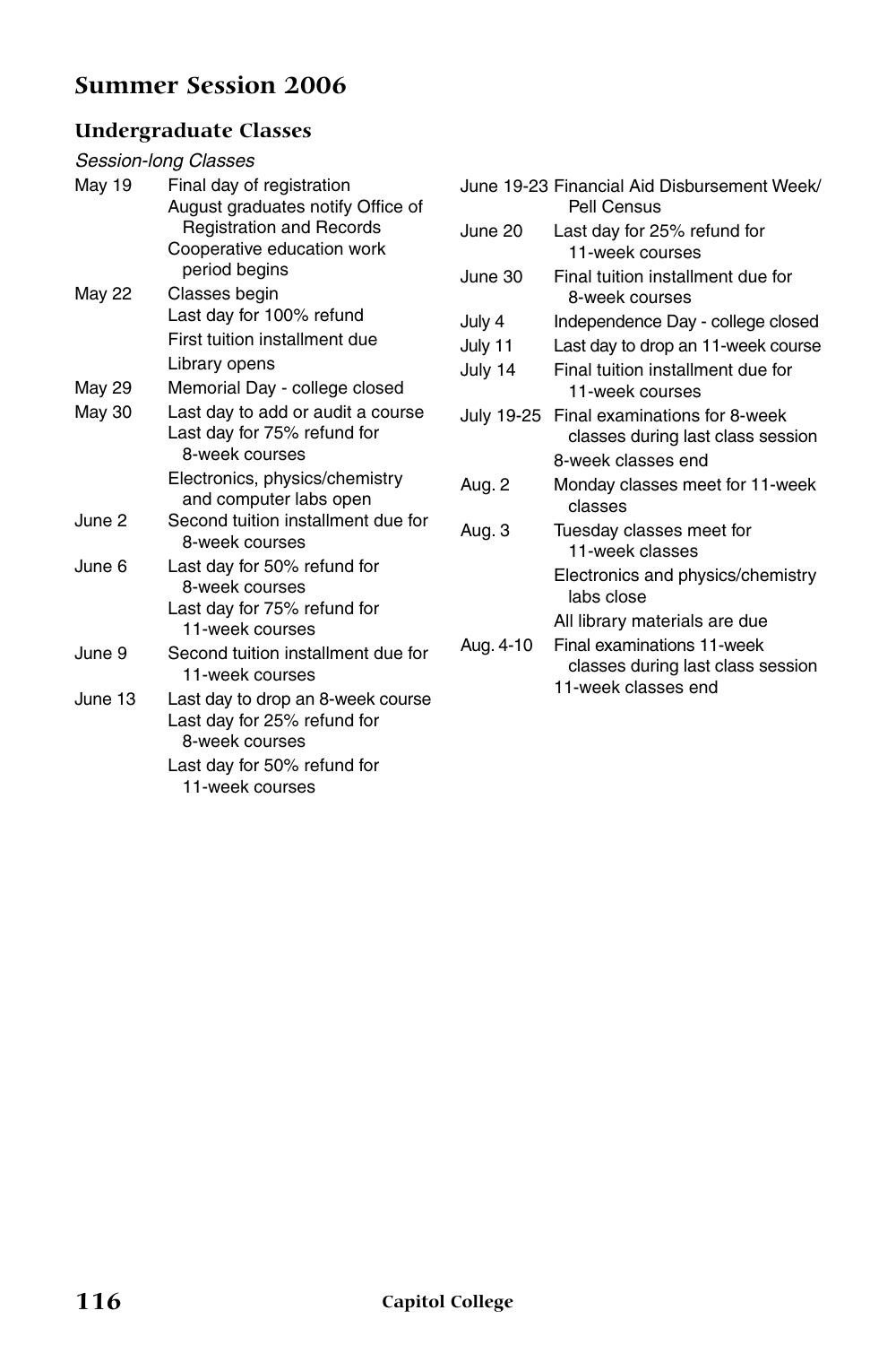# Summer Session 2006

## Undergraduate Classes

*Session-long Classes*

| Date | Event |
|---|---|
| May 19 | Final day of registration |
| | August graduates notify Office of Registration and Records |
| | Cooperative education work period begins |
| May 22 | Classes begin |
| | Last day for 100% refund |
| | First tuition installment due |
| | Library opens |
| May 29 | Memorial Day - college closed |
| May 30 | Last day to add or audit a course |
| | Last day for 75% refund for 8-week courses |
| | Electronics, physics/chemistry and computer labs open |
| June 2 | Second tuition installment due for 8-week courses |
| June 6 | Last day for 50% refund for 8-week courses |
| | Last day for 75% refund for 11-week courses |
| June 9 | Second tuition installment due for 11-week courses |
| June 13 | Last day to drop an 8-week course |
| | Last day for 25% refund for 8-week courses |
| | Last day for 50% refund for 11-week courses |
| June 19-23 | Financial Aid Disbursement Week/ Pell Census |
| June 20 | Last day for 25% refund for 11-week courses |
| June 30 | Final tuition installment due for 8-week courses |
| July 4 | Independence Day - college closed |
| July 11 | Last day to drop an 11-week course |
| July 14 | Final tuition installment due for 11-week courses |
| July 19-25 | Final examinations for 8-week classes during last class session |
| | 8-week classes end |
| Aug. 2 | Monday classes meet for 11-week classes |
| Aug. 3 | Tuesday classes meet for 11-week classes |
| | Electronics and physics/chemistry labs close |
| | All library materials are due |
| Aug. 4-10 | Final examinations 11-week classes during last class session |
| | 11-week classes end |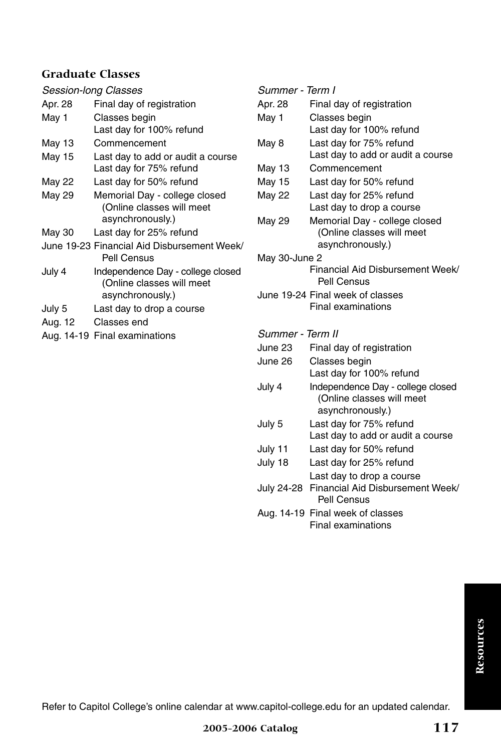## Graduate Classes

*Session-long Classes*

| | |
|---|---|
| Apr. 28 | Final day of registration |
| May 1 | Classes begin<br>Last day for 100% refund |
| May 13 | Commencement |
| May 15 | Last day to add or audit a course<br>Last day for 75% refund |
| May 22 | Last day for 50% refund |
| May 29 | Memorial Day - college closed (Online classes will meet asynchronously.) |
| May 30 | Last day for 25% refund |
| June 19-23 | Financial Aid Disbursement Week/ Pell Census |
| July 4 | Independence Day - college closed (Online classes will meet asynchronously.) |
| July 5 | Last day to drop a course |
| Aug. 12 | Classes end |
| Aug. 14-19 | Final examinations |

*Summer - Term I*

| | |
|---|---|
| Apr. 28 | Final day of registration |
| May 1 | Classes begin<br>Last day for 100% refund |
| May 8 | Last day for 75% refund<br>Last day to add or audit a course |
| May 13 | Commencement |
| May 15 | Last day for 50% refund |
| May 22 | Last day for 25% refund<br>Last day to drop a course |
| May 29 | Memorial Day - college closed (Online classes will meet asynchronously.) |
| May 30-June 2 | Financial Aid Disbursement Week/ Pell Census |
| June 19-24 | Final week of classes<br>Final examinations |

*Summer - Term II*

| | |
|---|---|
| June 23 | Final day of registration |
| June 26 | Classes begin<br>Last day for 100% refund |
| July 4 | Independence Day - college closed (Online classes will meet asynchronously.) |
| July 5 | Last day for 75% refund<br>Last day to add or audit a course |
| July 11 | Last day for 50% refund |
| July 18 | Last day for 25% refund<br>Last day to drop a course |
| July 24-28 | Financial Aid Disbursement Week/ Pell Census |
| Aug. 14-19 | Final week of classes<br>Final examinations |

Refer to Capitol College's online calendar at www.capitol-college.edu for an updated calendar.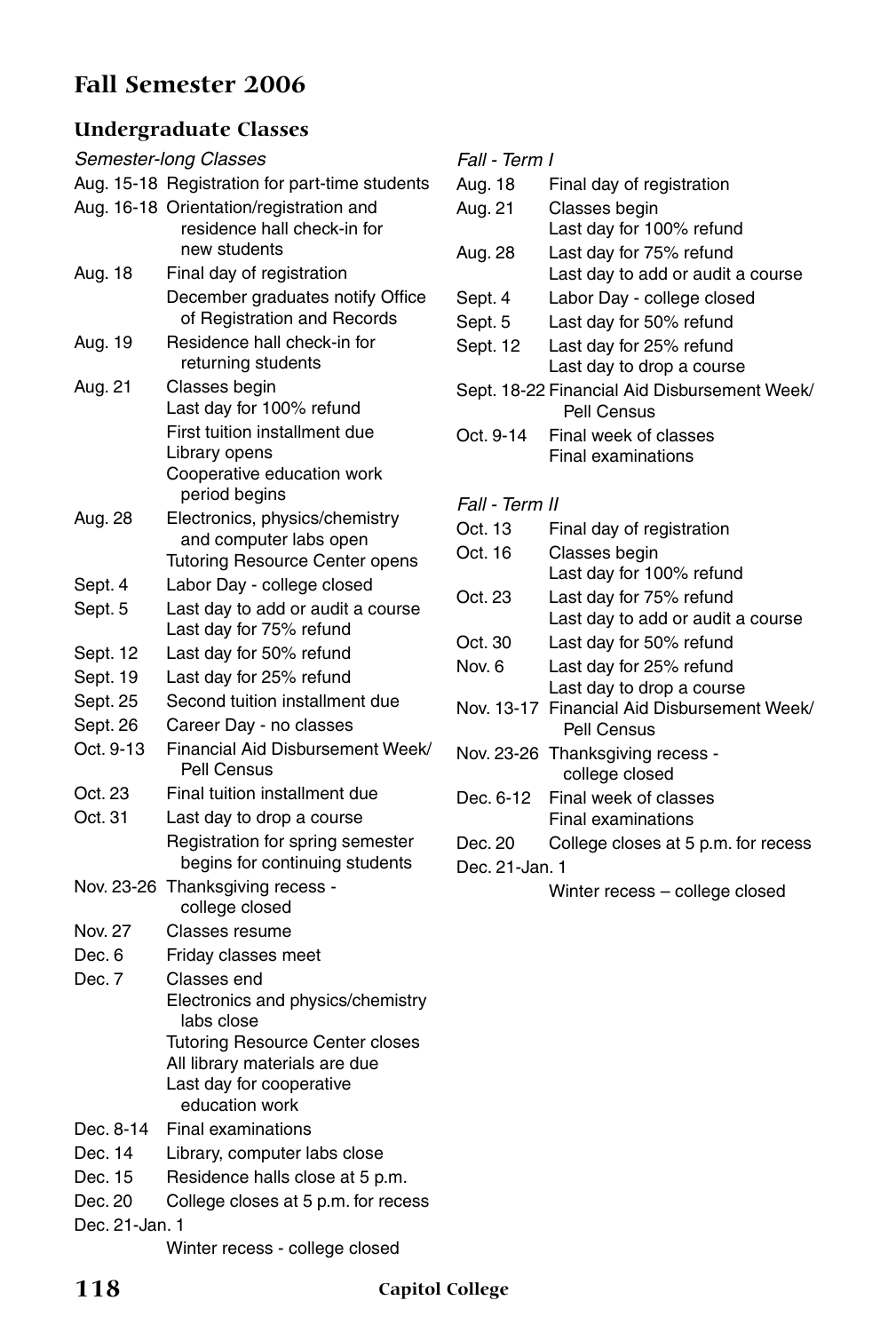# Fall Semester 2006

## Undergraduate Classes

*Semester-long Classes*

| | |
|---|---|
| Aug. 15-18 | Registration for part-time students |
| Aug. 16-18 | Orientation/registration and residence hall check-in for new students |
| Aug. 18 | Final day of registration<br>December graduates notify Office of Registration and Records |
| Aug. 19 | Residence hall check-in for returning students |
| Aug. 21 | Classes begin<br>Last day for 100% refund<br>First tuition installment due<br>Library opens<br>Cooperative education work period begins |
| Aug. 28 | Electronics, physics/chemistry and computer labs open<br>Tutoring Resource Center opens |
| Sept. 4 | Labor Day - college closed |
| Sept. 5 | Last day to add or audit a course<br>Last day for 75% refund |
| Sept. 12 | Last day for 50% refund |
| Sept. 19 | Last day for 25% refund |
| Sept. 25 | Second tuition installment due |
| Sept. 26 | Career Day - no classes |
| Oct. 9-13 | Financial Aid Disbursement Week/ Pell Census |
| Oct. 23 | Final tuition installment due |
| Oct. 31 | Last day to drop a course<br>Registration for spring semester begins for continuing students |
| Nov. 23-26 | Thanksgiving recess - college closed |
| Nov. 27 | Classes resume |
| Dec. 6 | Friday classes meet |
| Dec. 7 | Classes end<br>Electronics and physics/chemistry labs close<br>Tutoring Resource Center closes<br>All library materials are due<br>Last day for cooperative education work |
| Dec. 8-14 | Final examinations |
| Dec. 14 | Library, computer labs close |
| Dec. 15 | Residence halls close at 5 p.m. |
| Dec. 20 | College closes at 5 p.m. for recess |
| Dec. 21-Jan. 1 | Winter recess - college closed |

*Fall - Term I*

| | |
|---|---|
| Aug. 18 | Final day of registration |
| Aug. 21 | Classes begin<br>Last day for 100% refund |
| Aug. 28 | Last day for 75% refund<br>Last day to add or audit a course |
| Sept. 4 | Labor Day - college closed |
| Sept. 5 | Last day for 50% refund |
| Sept. 12 | Last day for 25% refund<br>Last day to drop a course |
| Sept. 18-22 | Financial Aid Disbursement Week/ Pell Census |
| Oct. 9-14 | Final week of classes<br>Final examinations |

*Fall - Term II*

| | |
|---|---|
| Oct. 13 | Final day of registration |
| Oct. 16 | Classes begin<br>Last day for 100% refund |
| Oct. 23 | Last day for 75% refund<br>Last day to add or audit a course |
| Oct. 30 | Last day for 50% refund |
| Nov. 6 | Last day for 25% refund<br>Last day to drop a course |
| Nov. 13-17 | Financial Aid Disbursement Week/ Pell Census |
| Nov. 23-26 | Thanksgiving recess - college closed |
| Dec. 6-12 | Final week of classes<br>Final examinations |
| Dec. 20 | College closes at 5 p.m. for recess |
| Dec. 21-Jan. 1 | Winter recess – college closed |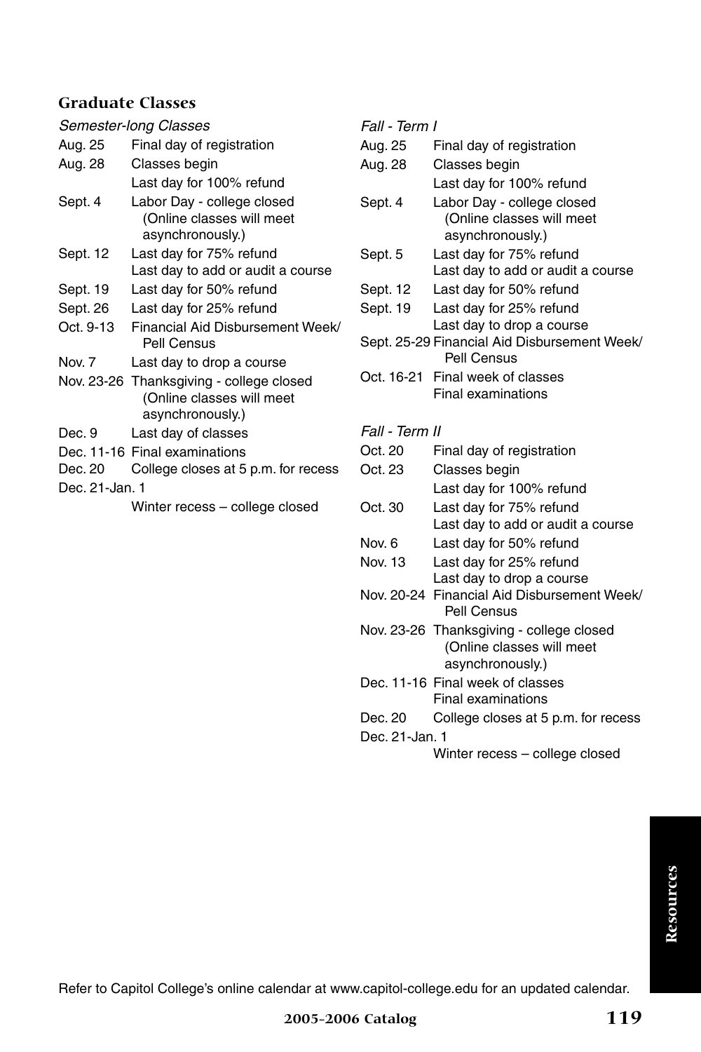### Graduate Classes

*Semester-long Classes*

| | |
|---|---|
| Aug. 25 | Final day of registration |
| Aug. 28 | Classes begin<br>Last day for 100% refund |
| Sept. 4 | Labor Day - college closed (Online classes will meet asynchronously.) |
| Sept. 12 | Last day for 75% refund<br>Last day to add or audit a course |
| Sept. 19 | Last day for 50% refund |
| Sept. 26 | Last day for 25% refund |
| Oct. 9-13 | Financial Aid Disbursement Week/ Pell Census |
| Nov. 7 | Last day to drop a course |
| Nov. 23-26 | Thanksgiving - college closed (Online classes will meet asynchronously.) |
| Dec. 9 | Last day of classes |
| Dec. 11-16 | Final examinations |
| Dec. 20 | College closes at 5 p.m. for recess |
| Dec. 21-Jan. 1 | Winter recess – college closed |

*Fall - Term I*

| | |
|---|---|
| Aug. 25 | Final day of registration |
| Aug. 28 | Classes begin<br>Last day for 100% refund |
| Sept. 4 | Labor Day - college closed (Online classes will meet asynchronously.) |
| Sept. 5 | Last day for 75% refund<br>Last day to add or audit a course |
| Sept. 12 | Last day for 50% refund |
| Sept. 19 | Last day for 25% refund<br>Last day to drop a course |
| Sept. 25-29 | Financial Aid Disbursement Week/ Pell Census |
| Oct. 16-21 | Final week of classes<br>Final examinations |

*Fall - Term II*

| | |
|---|---|
| Oct. 20 | Final day of registration |
| Oct. 23 | Classes begin<br>Last day for 100% refund |
| Oct. 30 | Last day for 75% refund<br>Last day to add or audit a course |
| Nov. 6 | Last day for 50% refund |
| Nov. 13 | Last day for 25% refund<br>Last day to drop a course |
| Nov. 20-24 | Financial Aid Disbursement Week/ Pell Census |
| Nov. 23-26 | Thanksgiving - college closed (Online classes will meet asynchronously.) |
| Dec. 11-16 | Final week of classes<br>Final examinations |
| Dec. 20 | College closes at 5 p.m. for recess |
| Dec. 21-Jan. 1 | Winter recess – college closed |

Refer to Capitol College's online calendar at www.capitol-college.edu for an updated calendar.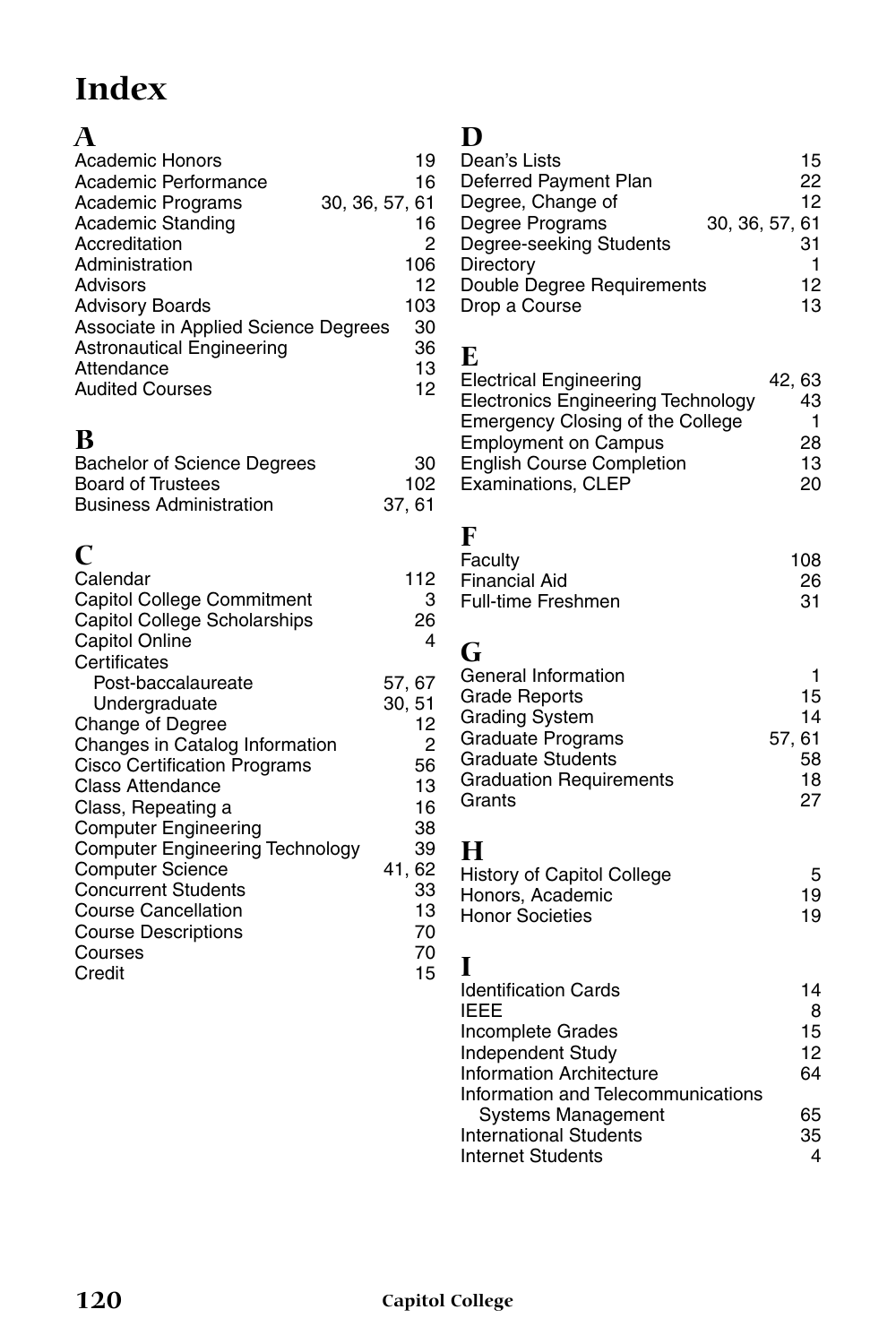# Index

## A

Academic Honors 19
Academic Performance 16
Academic Programs 30, 36, 57, 61
Academic Standing 16
Accreditation 2
Administration 106
Advisors 12
Advisory Boards 103
Associate in Applied Science Degrees 30
Astronautical Engineering 36
Attendance 13
Audited Courses 12

## B

Bachelor of Science Degrees 30
Board of Trustees 102
Business Administration 37, 61

## C

Calendar 112
Capitol College Commitment 3
Capitol College Scholarships 26
Capitol Online 4
Certificates
  Post-baccalaureate 57, 67
  Undergraduate 30, 51
Change of Degree 12
Changes in Catalog Information 2
Cisco Certification Programs 56
Class Attendance 13
Class, Repeating a 16
Computer Engineering 38
Computer Engineering Technology 39
Computer Science 41, 62
Concurrent Students 33
Course Cancellation 13
Course Descriptions 70
Courses 70
Credit 15

## D

Dean's Lists 15
Deferred Payment Plan 22
Degree, Change of 12
Degree Programs 30, 36, 57, 61
Degree-seeking Students 31
Directory 1
Double Degree Requirements 12
Drop a Course 13

## E

Electrical Engineering 42, 63
Electronics Engineering Technology 43
Emergency Closing of the College 1
Employment on Campus 28
English Course Completion 13
Examinations, CLEP 20

## F

Faculty 108
Financial Aid 26
Full-time Freshmen 31

## G

General Information 1
Grade Reports 15
Grading System 14
Graduate Programs 57, 61
Graduate Students 58
Graduation Requirements 18
Grants 27

## H

History of Capitol College 5
Honors, Academic 19
Honor Societies 19

## I

Identification Cards 14
IEEE 8
Incomplete Grades 15
Independent Study 12
Information Architecture 64
Information and Telecommunications
  Systems Management 65
International Students 35
Internet Students 4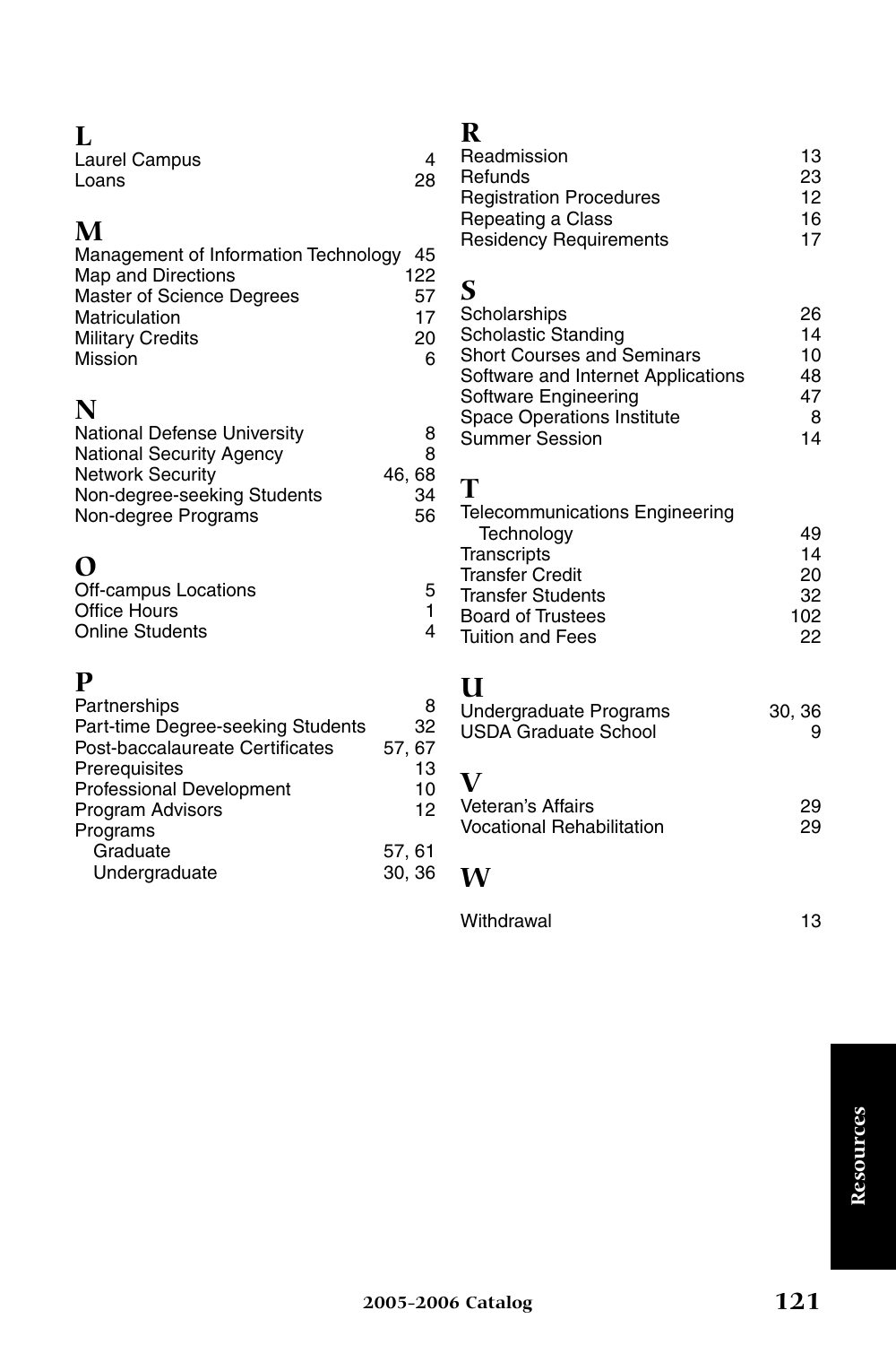## L

| | |
|---|---|
| Laurel Campus | 4 |
| Loans | 28 |

## M

| | |
|---|---|
| Management of Information Technology | 45 |
| Map and Directions | 122 |
| Master of Science Degrees | 57 |
| Matriculation | 17 |
| Military Credits | 20 |
| Mission | 6 |

## N

| | |
|---|---|
| National Defense University | 8 |
| National Security Agency | 8 |
| Network Security | 46, 68 |
| Non-degree-seeking Students | 34 |
| Non-degree Programs | 56 |

## O

| | |
|---|---|
| Off-campus Locations | 5 |
| Office Hours | 1 |
| Online Students | 4 |

## P

| | |
|---|---|
| Partnerships | 8 |
| Part-time Degree-seeking Students | 32 |
| Post-baccalaureate Certificates | 57, 67 |
| Prerequisites | 13 |
| Professional Development | 10 |
| Program Advisors | 12 |
| Programs | |
| Graduate | 57, 61 |
| Undergraduate | 30, 36 |

## R

| | |
|---|---|
| Readmission | 13 |
| Refunds | 23 |
| Registration Procedures | 12 |
| Repeating a Class | 16 |
| Residency Requirements | 17 |

## S

| | |
|---|---|
| Scholarships | 26 |
| Scholastic Standing | 14 |
| Short Courses and Seminars | 10 |
| Software and Internet Applications | 48 |
| Software Engineering | 47 |
| Space Operations Institute | 8 |
| Summer Session | 14 |

## T

| | |
|---|---|
| Telecommunications Engineering Technology | 49 |
| Transcripts | 14 |
| Transfer Credit | 20 |
| Transfer Students | 32 |
| Board of Trustees | 102 |
| Tuition and Fees | 22 |

## U

| | |
|---|---|
| Undergraduate Programs | 30, 36 |
| USDA Graduate School | 9 |

## V

| | |
|---|---|
| Veteran's Affairs | 29 |
| Vocational Rehabilitation | 29 |

## W

| | |
|---|---|
| Withdrawal | 13 |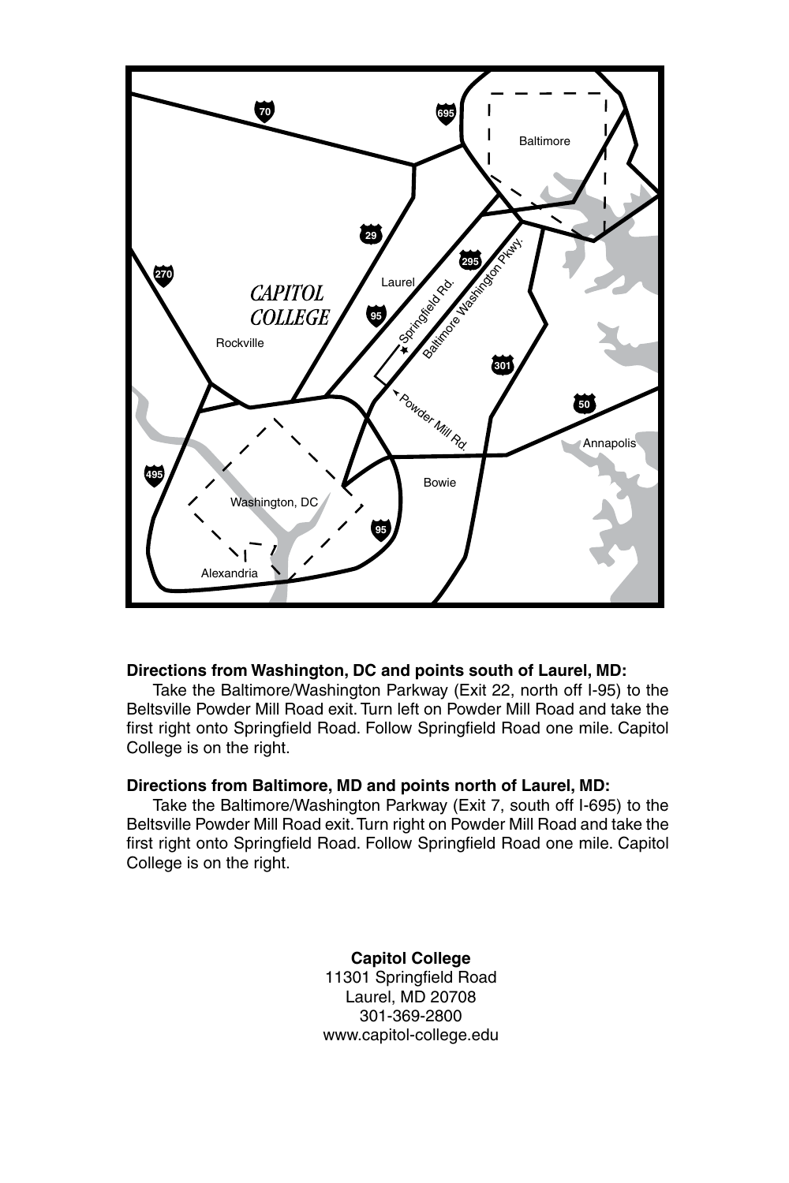70
695
Baltimore
29
295
270
Laurel
CAPITOL COLLEGE
95
Springfield Rd.
Baltimore Washington Pkwy.
Rockville
301
Powder Mill Rd.
50
Annapolis
495
Bowie
Washington, DC
95
Alexandria

**Directions from Washington, DC and points south of Laurel, MD:**

Take the Baltimore/Washington Parkway (Exit 22, north off I-95) to the Beltsville Powder Mill Road exit. Turn left on Powder Mill Road and take the first right onto Springfield Road. Follow Springfield Road one mile. Capitol College is on the right.

**Directions from Baltimore, MD and points north of Laurel, MD:**

Take the Baltimore/Washington Parkway (Exit 7, south off I-695) to the Beltsville Powder Mill Road exit. Turn right on Powder Mill Road and take the first right onto Springfield Road. Follow Springfield Road one mile. Capitol College is on the right.

**Capitol College**
11301 Springfield Road
Laurel, MD 20708
301-369-2800
www.capitol-college.edu